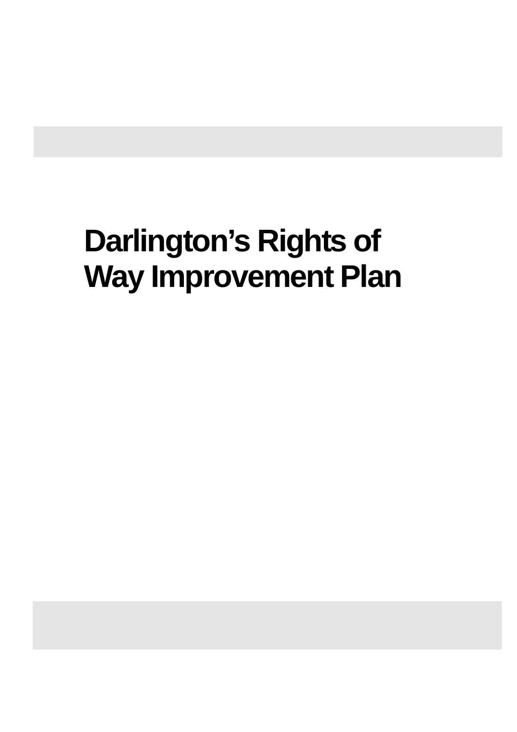# Darlington's Rights of Way Improvement Plan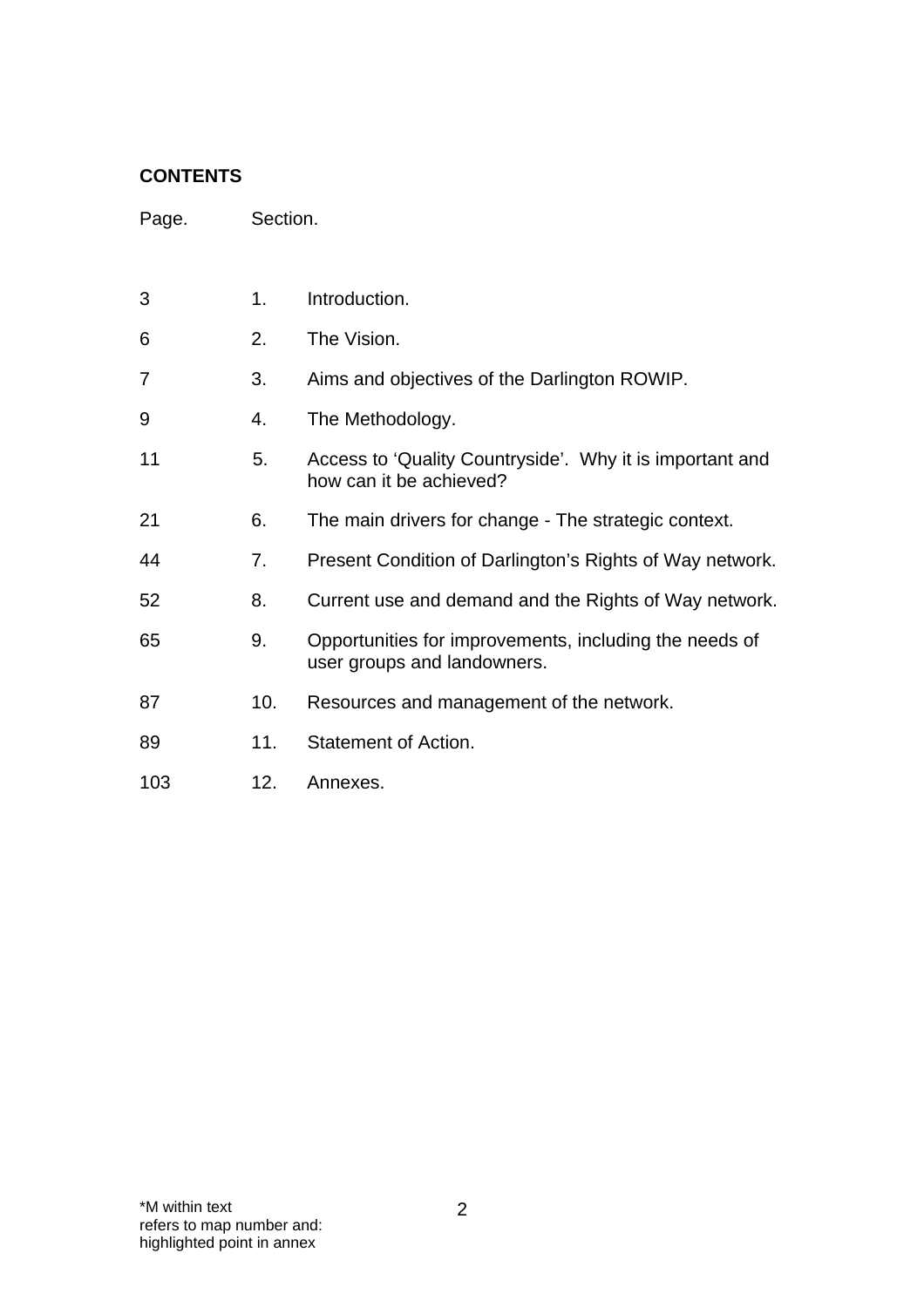**CONTENTS**

| Page. | Section. | |
|---|---|---|
| 3 | 1. | Introduction. |
| 6 | 2. | The Vision. |
| 7 | 3. | Aims and objectives of the Darlington ROWIP. |
| 9 | 4. | The Methodology. |
| 11 | 5. | Access to 'Quality Countryside'. Why it is important and how can it be achieved? |
| 21 | 6. | The main drivers for change - The strategic context. |
| 44 | 7. | Present Condition of Darlington's Rights of Way network. |
| 52 | 8. | Current use and demand and the Rights of Way network. |
| 65 | 9. | Opportunities for improvements, including the needs of user groups and landowners. |
| 87 | 10. | Resources and management of the network. |
| 89 | 11. | Statement of Action. |
| 103 | 12. | Annexes. |

*M within text refers to map number and: highlighted point in annex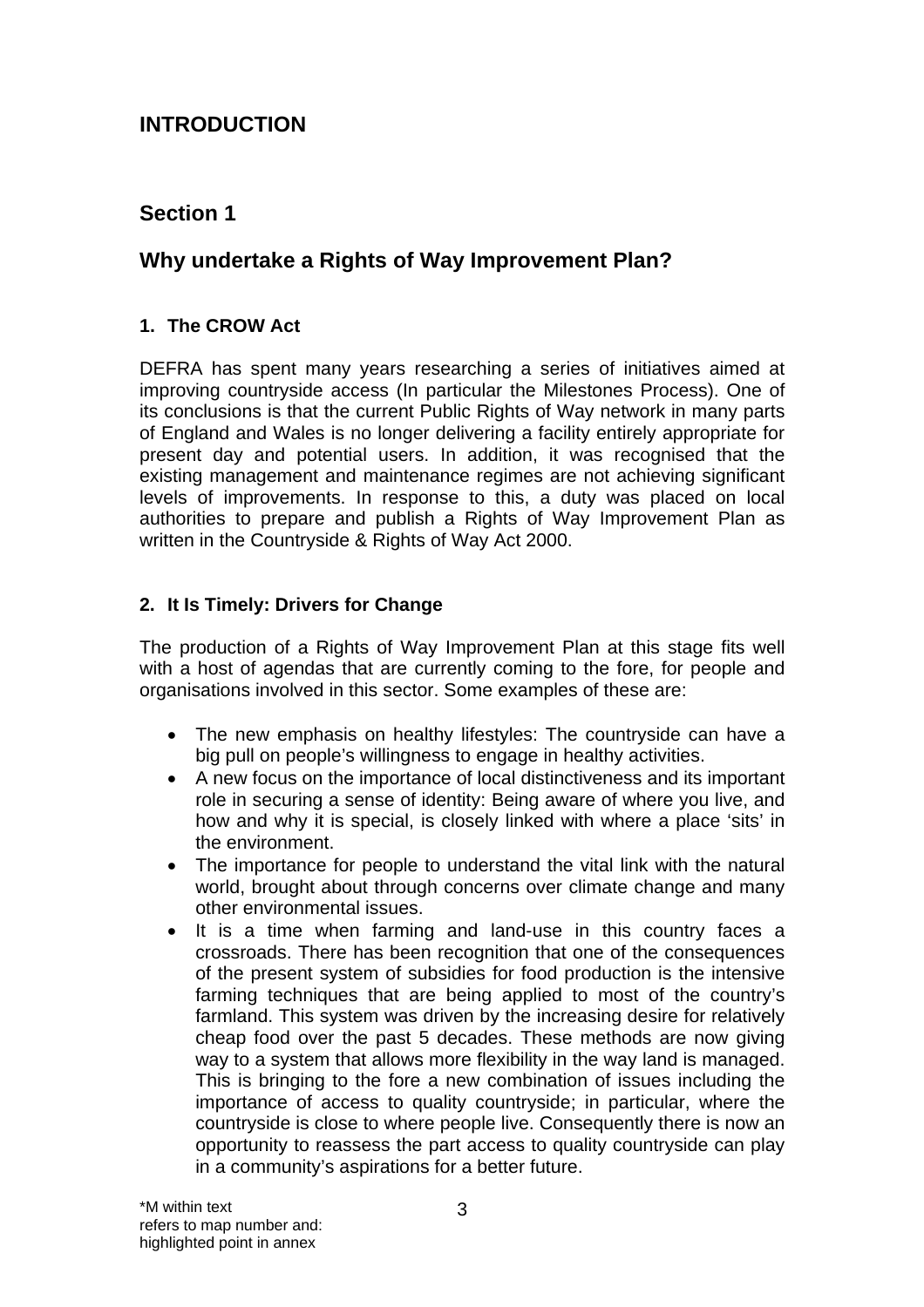# INTRODUCTION

## Section 1

## Why undertake a Rights of Way Improvement Plan?

### 1. The CROW Act

DEFRA has spent many years researching a series of initiatives aimed at improving countryside access (In particular the Milestones Process). One of its conclusions is that the current Public Rights of Way network in many parts of England and Wales is no longer delivering a facility entirely appropriate for present day and potential users. In addition, it was recognised that the existing management and maintenance regimes are not achieving significant levels of improvements. In response to this, a duty was placed on local authorities to prepare and publish a Rights of Way Improvement Plan as written in the Countryside & Rights of Way Act 2000.

### 2. It Is Timely: Drivers for Change

The production of a Rights of Way Improvement Plan at this stage fits well with a host of agendas that are currently coming to the fore, for people and organisations involved in this sector. Some examples of these are:

- The new emphasis on healthy lifestyles: The countryside can have a big pull on people's willingness to engage in healthy activities.
- A new focus on the importance of local distinctiveness and its important role in securing a sense of identity: Being aware of where you live, and how and why it is special, is closely linked with where a place 'sits' in the environment.
- The importance for people to understand the vital link with the natural world, brought about through concerns over climate change and many other environmental issues.
- It is a time when farming and land-use in this country faces a crossroads. There has been recognition that one of the consequences of the present system of subsidies for food production is the intensive farming techniques that are being applied to most of the country's farmland. This system was driven by the increasing desire for relatively cheap food over the past 5 decades. These methods are now giving way to a system that allows more flexibility in the way land is managed. This is bringing to the fore a new combination of issues including the importance of access to quality countryside; in particular, where the countryside is close to where people live. Consequently there is now an opportunity to reassess the part access to quality countryside can play in a community's aspirations for a better future.

*M within text refers to map number and: highlighted point in annex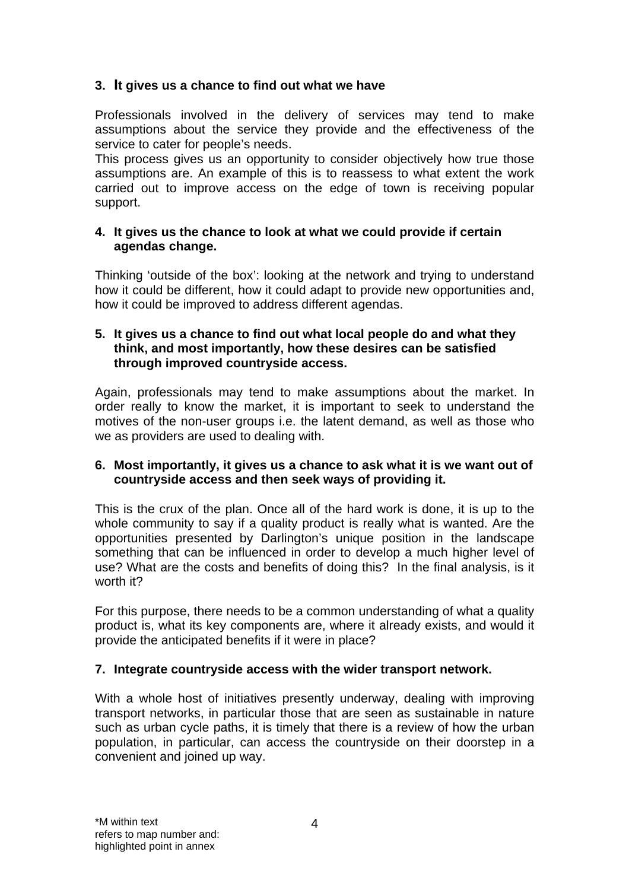### 3. It gives us a chance to find out what we have

Professionals involved in the delivery of services may tend to make assumptions about the service they provide and the effectiveness of the service to cater for people's needs.
This process gives us an opportunity to consider objectively how true those assumptions are. An example of this is to reassess to what extent the work carried out to improve access on the edge of town is receiving popular support.

### 4. It gives us the chance to look at what we could provide if certain agendas change.

Thinking 'outside of the box': looking at the network and trying to understand how it could be different, how it could adapt to provide new opportunities and, how it could be improved to address different agendas.

### 5. It gives us a chance to find out what local people do and what they think, and most importantly, how these desires can be satisfied through improved countryside access.

Again, professionals may tend to make assumptions about the market. In order really to know the market, it is important to seek to understand the motives of the non-user groups i.e. the latent demand, as well as those who we as providers are used to dealing with.

### 6. Most importantly, it gives us a chance to ask what it is we want out of countryside access and then seek ways of providing it.

This is the crux of the plan. Once all of the hard work is done, it is up to the whole community to say if a quality product is really what is wanted. Are the opportunities presented by Darlington's unique position in the landscape something that can be influenced in order to develop a much higher level of use? What are the costs and benefits of doing this? In the final analysis, is it worth it?

For this purpose, there needs to be a common understanding of what a quality product is, what its key components are, where it already exists, and would it provide the anticipated benefits if it were in place?

### 7. Integrate countryside access with the wider transport network.

With a whole host of initiatives presently underway, dealing with improving transport networks, in particular those that are seen as sustainable in nature such as urban cycle paths, it is timely that there is a review of how the urban population, in particular, can access the countryside on their doorstep in a convenient and joined up way.

*M within text refers to map number and: highlighted point in annex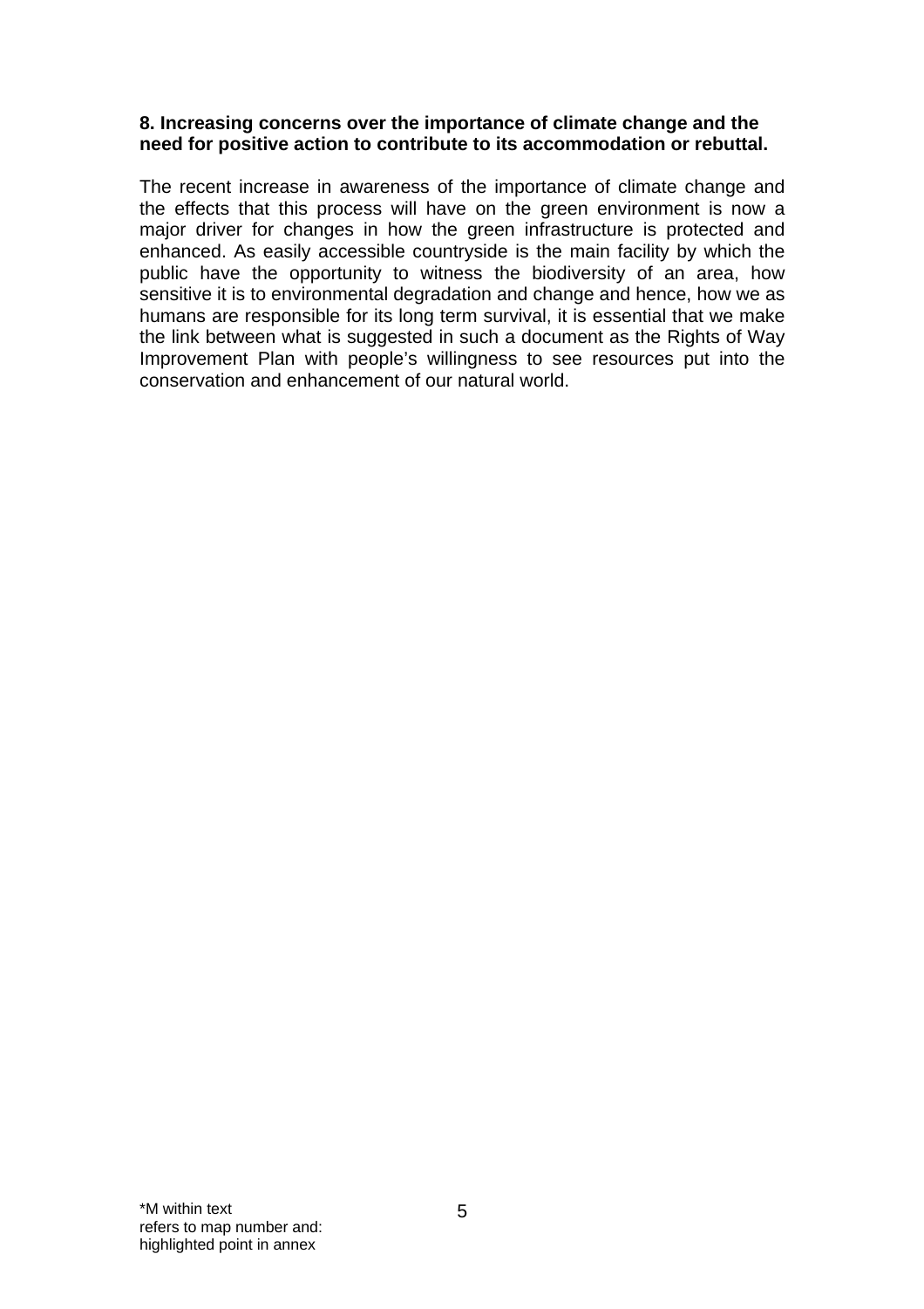**8. Increasing concerns over the importance of climate change and the need for positive action to contribute to its accommodation or rebuttal.**

The recent increase in awareness of the importance of climate change and the effects that this process will have on the green environment is now a major driver for changes in how the green infrastructure is protected and enhanced. As easily accessible countryside is the main facility by which the public have the opportunity to witness the biodiversity of an area, how sensitive it is to environmental degradation and change and hence, how we as humans are responsible for its long term survival, it is essential that we make the link between what is suggested in such a document as the Rights of Way Improvement Plan with people's willingness to see resources put into the conservation and enhancement of our natural world.

*M within text
refers to map number and:
highlighted point in annex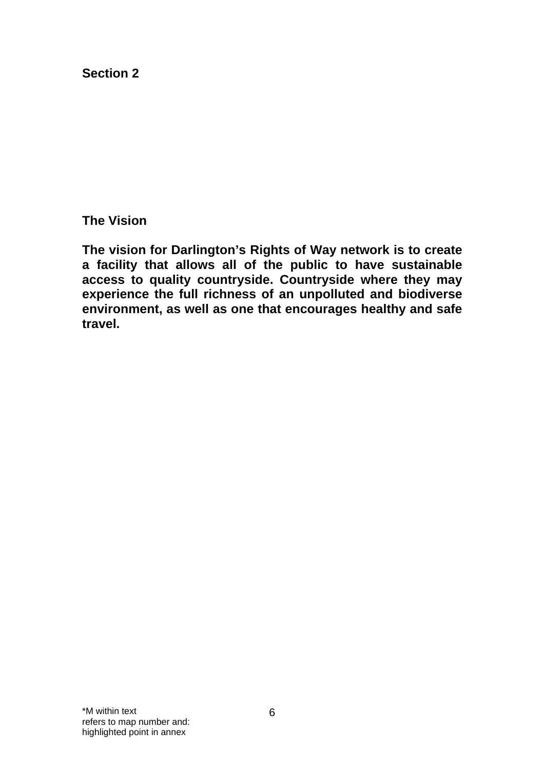## Section 2

### The Vision

**The vision for Darlington's Rights of Way network is to create a facility that allows all of the public to have sustainable access to quality countryside. Countryside where they may experience the full richness of an unpolluted and biodiverse environment, as well as one that encourages healthy and safe travel.**

*M within text
refers to map number and:
highlighted point in annex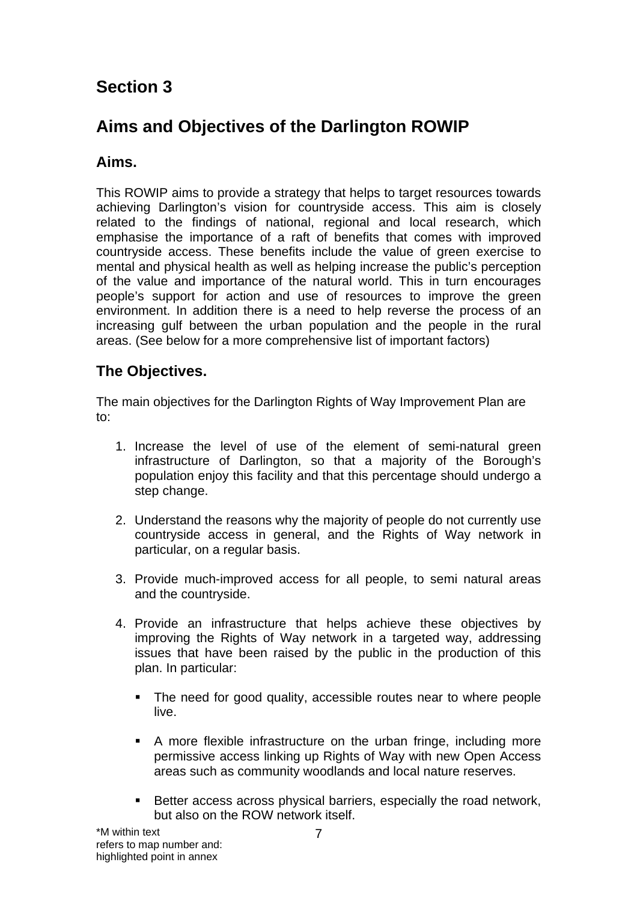# Section 3

## Aims and Objectives of the Darlington ROWIP

### Aims.

This ROWIP aims to provide a strategy that helps to target resources towards achieving Darlington's vision for countryside access. This aim is closely related to the findings of national, regional and local research, which emphasise the importance of a raft of benefits that comes with improved countryside access. These benefits include the value of green exercise to mental and physical health as well as helping increase the public's perception of the value and importance of the natural world. This in turn encourages people's support for action and use of resources to improve the green environment. In addition there is a need to help reverse the process of an increasing gulf between the urban population and the people in the rural areas. (See below for a more comprehensive list of important factors)

### The Objectives.

The main objectives for the Darlington Rights of Way Improvement Plan are to:

1. Increase the level of use of the element of semi-natural green infrastructure of Darlington, so that a majority of the Borough's population enjoy this facility and that this percentage should undergo a step change.
2. Understand the reasons why the majority of people do not currently use countryside access in general, and the Rights of Way network in particular, on a regular basis.
3. Provide much-improved access for all people, to semi natural areas and the countryside.
4. Provide an infrastructure that helps achieve these objectives by improving the Rights of Way network in a targeted way, addressing issues that have been raised by the public in the production of this plan. In particular:
   - The need for good quality, accessible routes near to where people live.
   - A more flexible infrastructure on the urban fringe, including more permissive access linking up Rights of Way with new Open Access areas such as community woodlands and local nature reserves.
   - Better access across physical barriers, especially the road network, but also on the ROW network itself.

*M within text refers to map number and: highlighted point in annex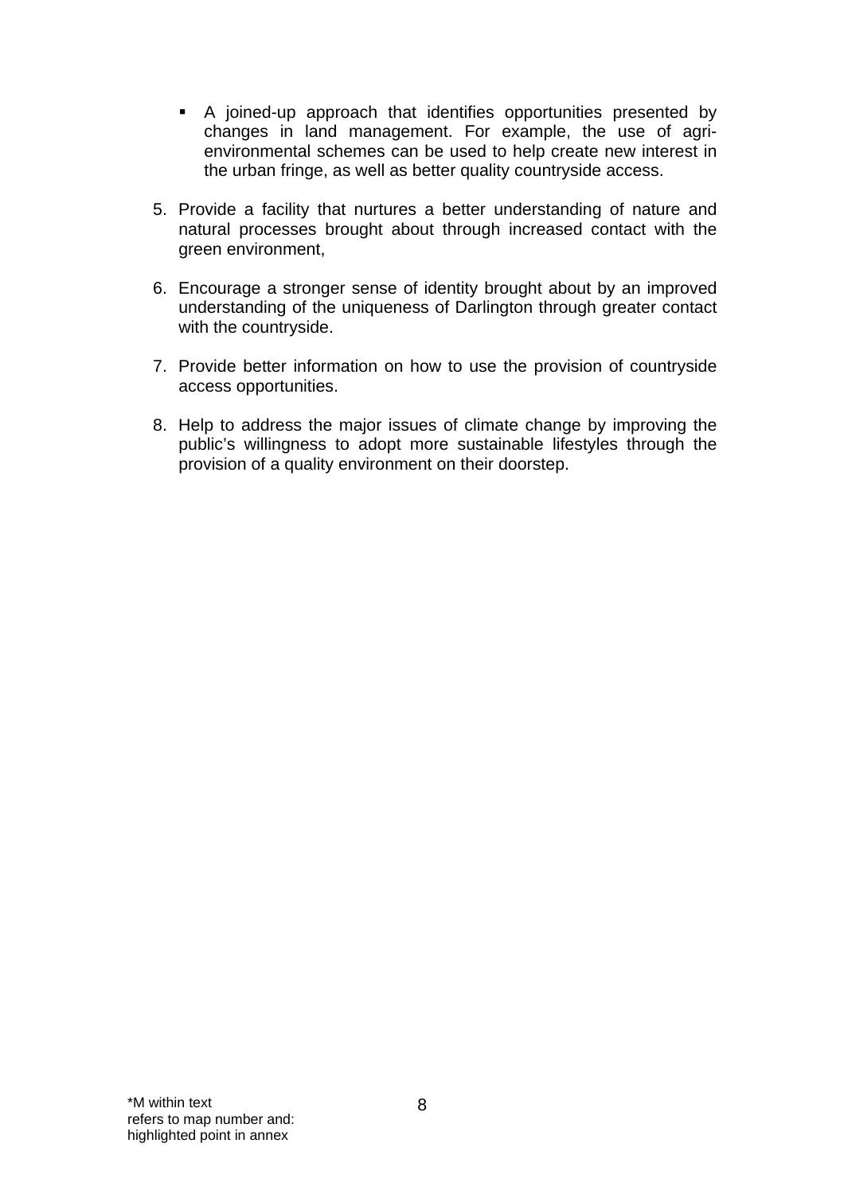- A joined-up approach that identifies opportunities presented by changes in land management. For example, the use of agri-environmental schemes can be used to help create new interest in the urban fringe, as well as better quality countryside access.

5. Provide a facility that nurtures a better understanding of nature and natural processes brought about through increased contact with the green environment,

6. Encourage a stronger sense of identity brought about by an improved understanding of the uniqueness of Darlington through greater contact with the countryside.

7. Provide better information on how to use the provision of countryside access opportunities.

8. Help to address the major issues of climate change by improving the public's willingness to adopt more sustainable lifestyles through the provision of a quality environment on their doorstep.

*M within text refers to map number and: highlighted point in annex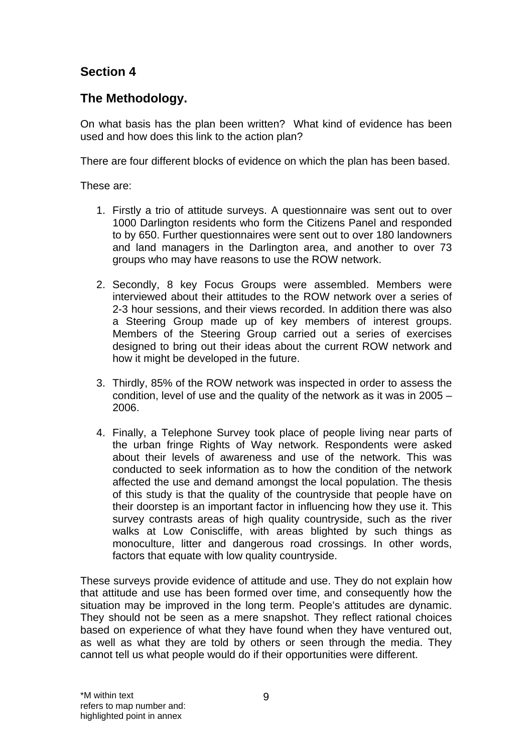## Section 4

## The Methodology.

On what basis has the plan been written? What kind of evidence has been used and how does this link to the action plan?

There are four different blocks of evidence on which the plan has been based.

These are:

1. Firstly a trio of attitude surveys. A questionnaire was sent out to over 1000 Darlington residents who form the Citizens Panel and responded to by 650. Further questionnaires were sent out to over 180 landowners and land managers in the Darlington area, and another to over 73 groups who may have reasons to use the ROW network.

2. Secondly, 8 key Focus Groups were assembled. Members were interviewed about their attitudes to the ROW network over a series of 2-3 hour sessions, and their views recorded. In addition there was also a Steering Group made up of key members of interest groups. Members of the Steering Group carried out a series of exercises designed to bring out their ideas about the current ROW network and how it might be developed in the future.

3. Thirdly, 85% of the ROW network was inspected in order to assess the condition, level of use and the quality of the network as it was in 2005 – 2006.

4. Finally, a Telephone Survey took place of people living near parts of the urban fringe Rights of Way network. Respondents were asked about their levels of awareness and use of the network. This was conducted to seek information as to how the condition of the network affected the use and demand amongst the local population. The thesis of this study is that the quality of the countryside that people have on their doorstep is an important factor in influencing how they use it. This survey contrasts areas of high quality countryside, such as the river walks at Low Coniscliffe, with areas blighted by such things as monoculture, litter and dangerous road crossings. In other words, factors that equate with low quality countryside.

These surveys provide evidence of attitude and use. They do not explain how that attitude and use has been formed over time, and consequently how the situation may be improved in the long term. People's attitudes are dynamic. They should not be seen as a mere snapshot. They reflect rational choices based on experience of what they have found when they have ventured out, as well as what they are told by others or seen through the media. They cannot tell us what people would do if their opportunities were different.

*M within text refers to map number and: highlighted point in annex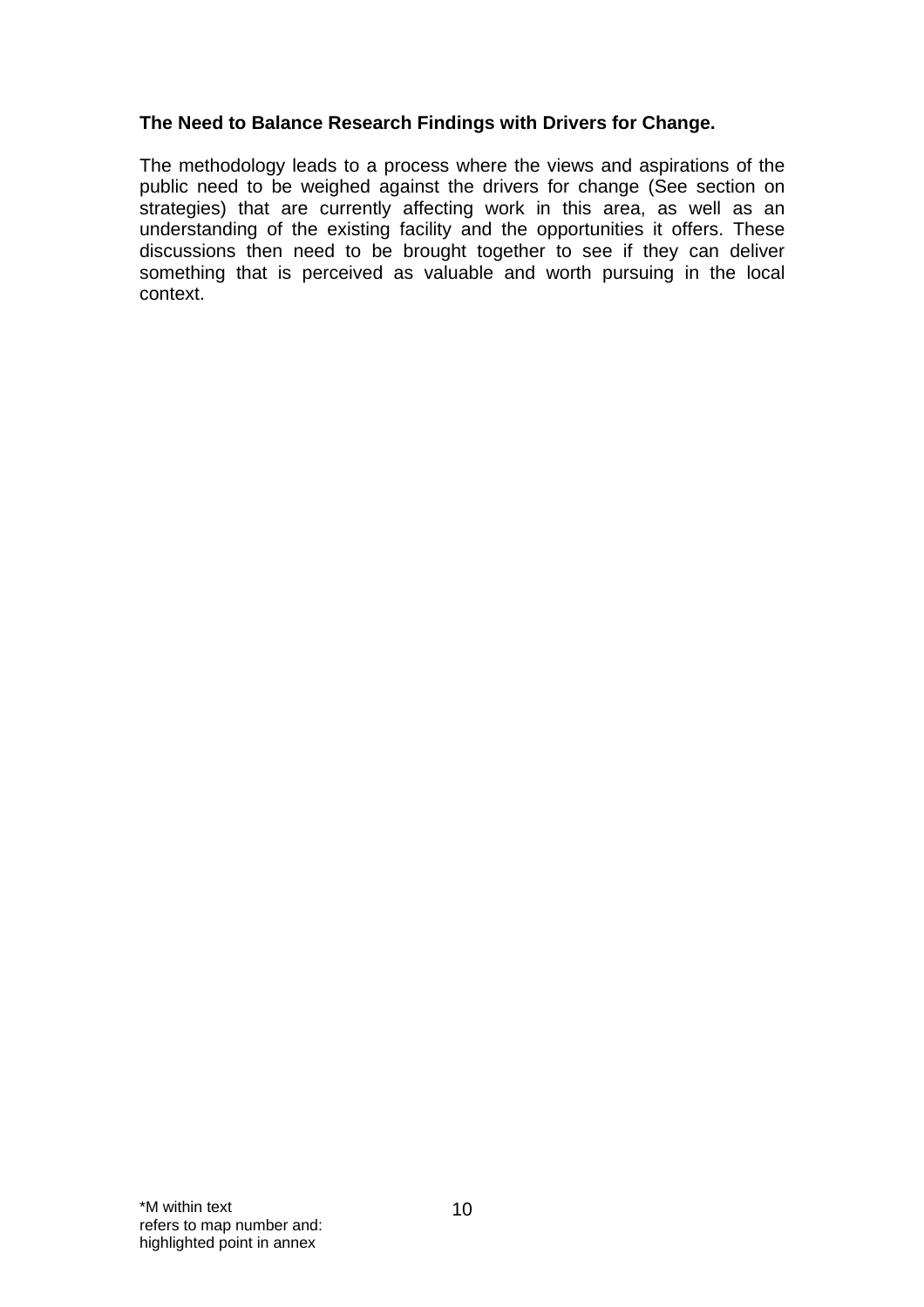**The Need to Balance Research Findings with Drivers for Change.**

The methodology leads to a process where the views and aspirations of the public need to be weighed against the drivers for change (See section on strategies) that are currently affecting work in this area, as well as an understanding of the existing facility and the opportunities it offers. These discussions then need to be brought together to see if they can deliver something that is perceived as valuable and worth pursuing in the local context.

*M within text
refers to map number and:
highlighted point in annex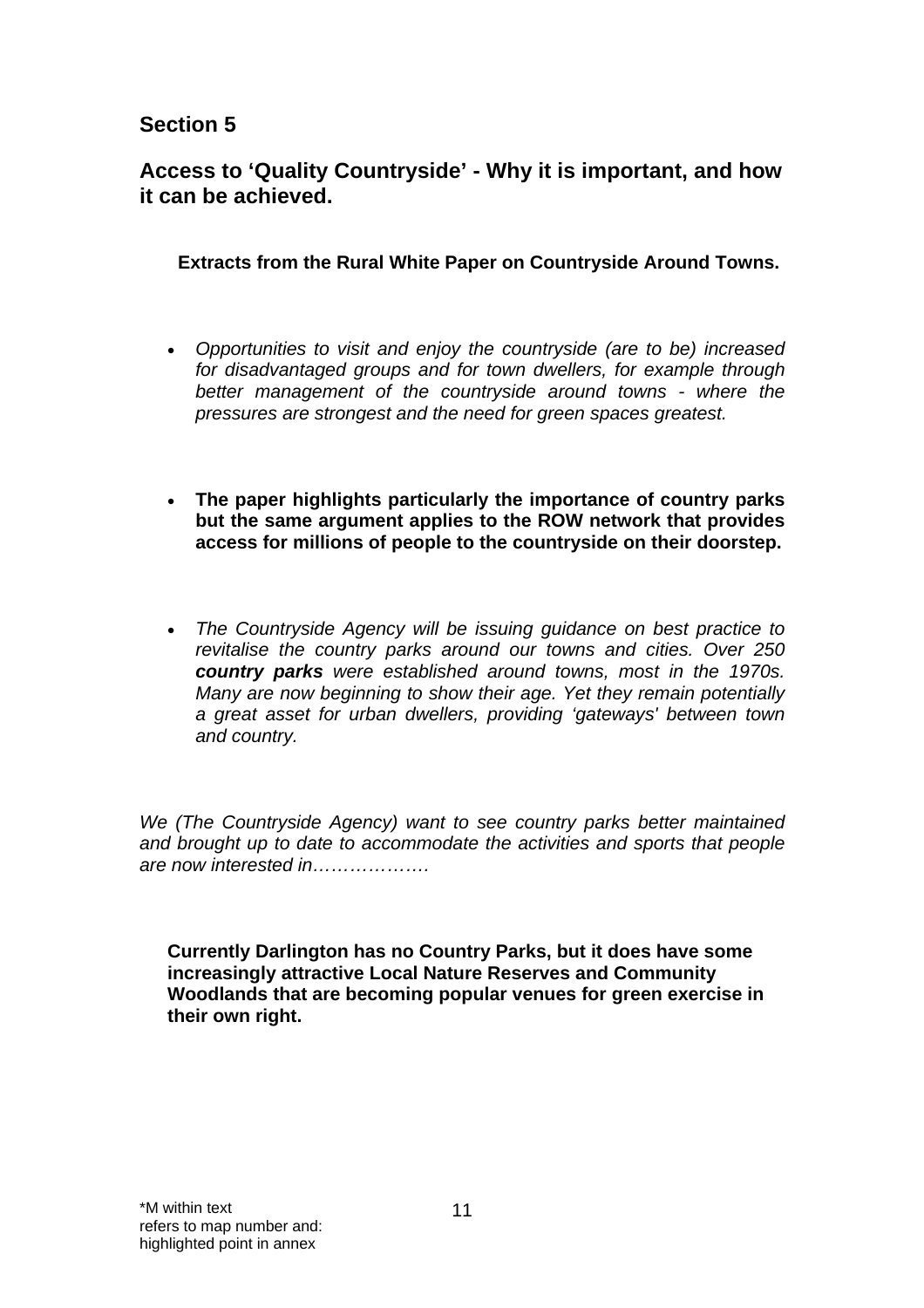## Section 5

## Access to 'Quality Countryside' - Why it is important, and how it can be achieved.

**Extracts from the Rural White Paper on Countryside Around Towns.**

- *Opportunities to visit and enjoy the countryside (are to be) increased for disadvantaged groups and for town dwellers, for example through better management of the countryside around towns - where the pressures are strongest and the need for green spaces greatest.*

- **The paper highlights particularly the importance of country parks but the same argument applies to the ROW network that provides access for millions of people to the countryside on their doorstep.**

- *The Countryside Agency will be issuing guidance on best practice to revitalise the country parks around our towns and cities. Over 250* ***country parks*** *were established around towns, most in the 1970s. Many are now beginning to show their age. Yet they remain potentially a great asset for urban dwellers, providing 'gateways' between town and country.*

*We (The Countryside Agency) want to see country parks better maintained and brought up to date to accommodate the activities and sports that people are now interested in……………….*

**Currently Darlington has no Country Parks, but it does have some increasingly attractive Local Nature Reserves and Community Woodlands that are becoming popular venues for green exercise in their own right.**

*M within text refers to map number and: highlighted point in annex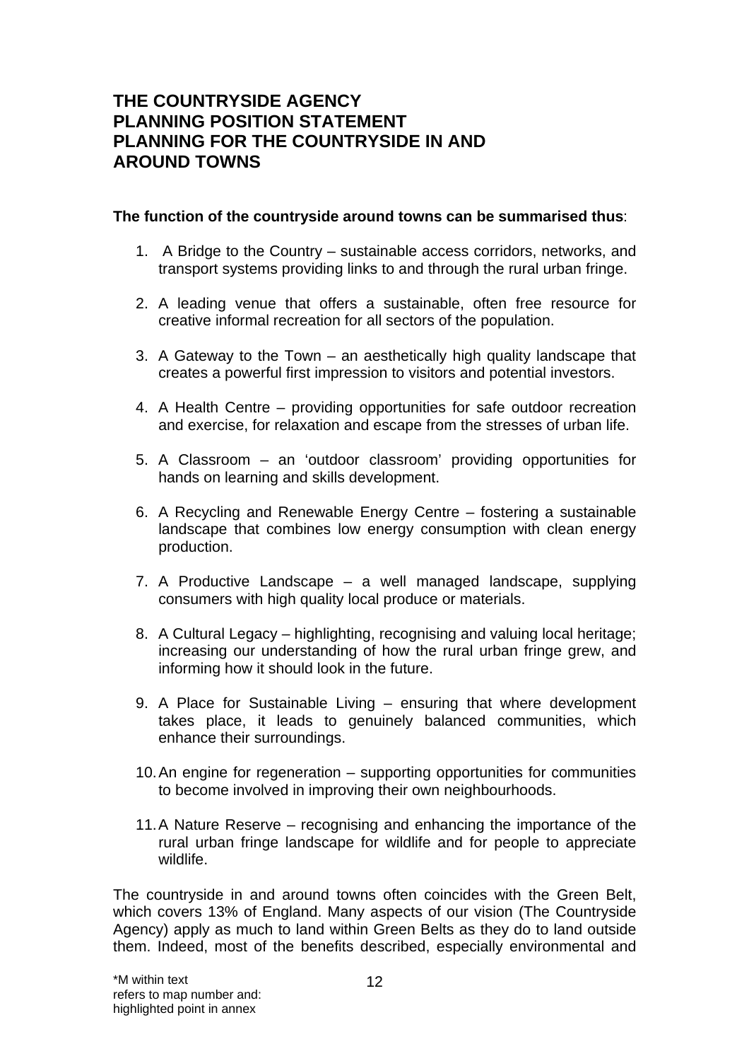## THE COUNTRYSIDE AGENCY
## PLANNING POSITION STATEMENT
## PLANNING FOR THE COUNTRYSIDE IN AND AROUND TOWNS

**The function of the countryside around towns can be summarised thus**:

1. A Bridge to the Country – sustainable access corridors, networks, and transport systems providing links to and through the rural urban fringe.
2. A leading venue that offers a sustainable, often free resource for creative informal recreation for all sectors of the population.
3. A Gateway to the Town – an aesthetically high quality landscape that creates a powerful first impression to visitors and potential investors.
4. A Health Centre – providing opportunities for safe outdoor recreation and exercise, for relaxation and escape from the stresses of urban life.
5. A Classroom – an 'outdoor classroom' providing opportunities for hands on learning and skills development.
6. A Recycling and Renewable Energy Centre – fostering a sustainable landscape that combines low energy consumption with clean energy production.
7. A Productive Landscape – a well managed landscape, supplying consumers with high quality local produce or materials.
8. A Cultural Legacy – highlighting, recognising and valuing local heritage; increasing our understanding of how the rural urban fringe grew, and informing how it should look in the future.
9. A Place for Sustainable Living – ensuring that where development takes place, it leads to genuinely balanced communities, which enhance their surroundings.
10. An engine for regeneration – supporting opportunities for communities to become involved in improving their own neighbourhoods.
11. A Nature Reserve – recognising and enhancing the importance of the rural urban fringe landscape for wildlife and for people to appreciate wildlife.

The countryside in and around towns often coincides with the Green Belt, which covers 13% of England. Many aspects of our vision (The Countryside Agency) apply as much to land within Green Belts as they do to land outside them. Indeed, most of the benefits described, especially environmental and

*M within text refers to map number and: highlighted point in annex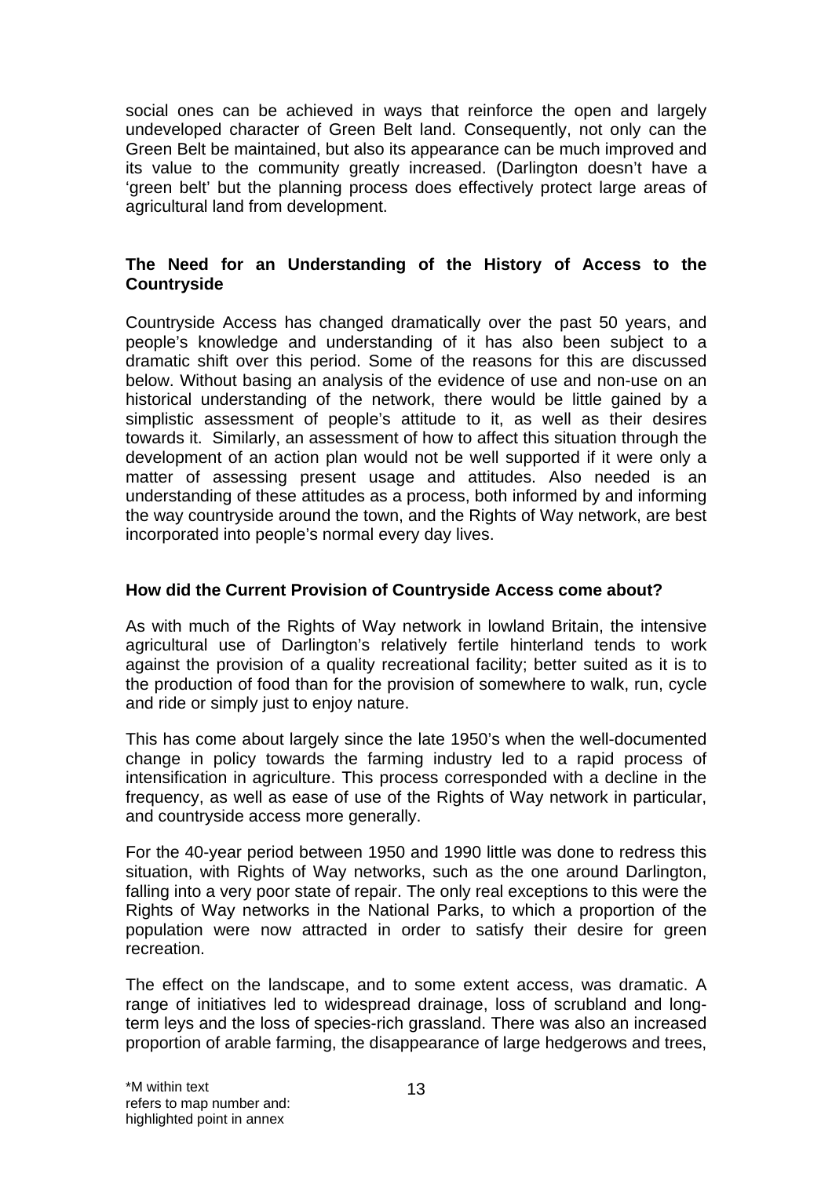social ones can be achieved in ways that reinforce the open and largely undeveloped character of Green Belt land. Consequently, not only can the Green Belt be maintained, but also its appearance can be much improved and its value to the community greatly increased. (Darlington doesn't have a 'green belt' but the planning process does effectively protect large areas of agricultural land from development.

## The Need for an Understanding of the History of Access to the Countryside

Countryside Access has changed dramatically over the past 50 years, and people's knowledge and understanding of it has also been subject to a dramatic shift over this period. Some of the reasons for this are discussed below. Without basing an analysis of the evidence of use and non-use on an historical understanding of the network, there would be little gained by a simplistic assessment of people's attitude to it, as well as their desires towards it. Similarly, an assessment of how to affect this situation through the development of an action plan would not be well supported if it were only a matter of assessing present usage and attitudes. Also needed is an understanding of these attitudes as a process, both informed by and informing the way countryside around the town, and the Rights of Way network, are best incorporated into people's normal every day lives.

## How did the Current Provision of Countryside Access come about?

As with much of the Rights of Way network in lowland Britain, the intensive agricultural use of Darlington's relatively fertile hinterland tends to work against the provision of a quality recreational facility; better suited as it is to the production of food than for the provision of somewhere to walk, run, cycle and ride or simply just to enjoy nature.

This has come about largely since the late 1950's when the well-documented change in policy towards the farming industry led to a rapid process of intensification in agriculture. This process corresponded with a decline in the frequency, as well as ease of use of the Rights of Way network in particular, and countryside access more generally.

For the 40-year period between 1950 and 1990 little was done to redress this situation, with Rights of Way networks, such as the one around Darlington, falling into a very poor state of repair. The only real exceptions to this were the Rights of Way networks in the National Parks, to which a proportion of the population were now attracted in order to satisfy their desire for green recreation.

The effect on the landscape, and to some extent access, was dramatic. A range of initiatives led to widespread drainage, loss of scrubland and long-term leys and the loss of species-rich grassland. There was also an increased proportion of arable farming, the disappearance of large hedgerows and trees,

*M within text refers to map number and: highlighted point in annex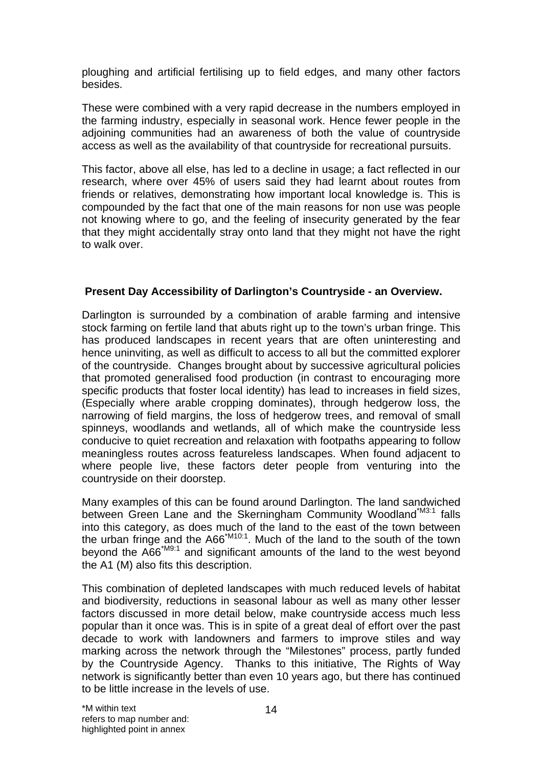ploughing and artificial fertilising up to field edges, and many other factors besides.

These were combined with a very rapid decrease in the numbers employed in the farming industry, especially in seasonal work. Hence fewer people in the adjoining communities had an awareness of both the value of countryside access as well as the availability of that countryside for recreational pursuits.

This factor, above all else, has led to a decline in usage; a fact reflected in our research, where over 45% of users said they had learnt about routes from friends or relatives, demonstrating how important local knowledge is. This is compounded by the fact that one of the main reasons for non use was people not knowing where to go, and the feeling of insecurity generated by the fear that they might accidentally stray onto land that they might not have the right to walk over.

## Present Day Accessibility of Darlington's Countryside - an Overview.

Darlington is surrounded by a combination of arable farming and intensive stock farming on fertile land that abuts right up to the town's urban fringe. This has produced landscapes in recent years that are often uninteresting and hence uninviting, as well as difficult to access to all but the committed explorer of the countryside. Changes brought about by successive agricultural policies that promoted generalised food production (in contrast to encouraging more specific products that foster local identity) has lead to increases in field sizes, (Especially where arable cropping dominates), through hedgerow loss, the narrowing of field margins, the loss of hedgerow trees, and removal of small spinneys, woodlands and wetlands, all of which make the countryside less conducive to quiet recreation and relaxation with footpaths appearing to follow meaningless routes across featureless landscapes. When found adjacent to where people live, these factors deter people from venturing into the countryside on their doorstep.

Many examples of this can be found around Darlington. The land sandwiched between Green Lane and the Skerningham Community Woodland[*M3:1] falls into this category, as does much of the land to the east of the town between the urban fringe and the A66[*M10:1]. Much of the land to the south of the town beyond the A66[*M9:1] and significant amounts of the land to the west beyond the A1 (M) also fits this description.

This combination of depleted landscapes with much reduced levels of habitat and biodiversity, reductions in seasonal labour as well as many other lesser factors discussed in more detail below, make countryside access much less popular than it once was. This is in spite of a great deal of effort over the past decade to work with landowners and farmers to improve stiles and way marking across the network through the "Milestones" process, partly funded by the Countryside Agency. Thanks to this initiative, The Rights of Way network is significantly better than even 10 years ago, but there has continued to be little increase in the levels of use.

*M within text refers to map number and: highlighted point in annex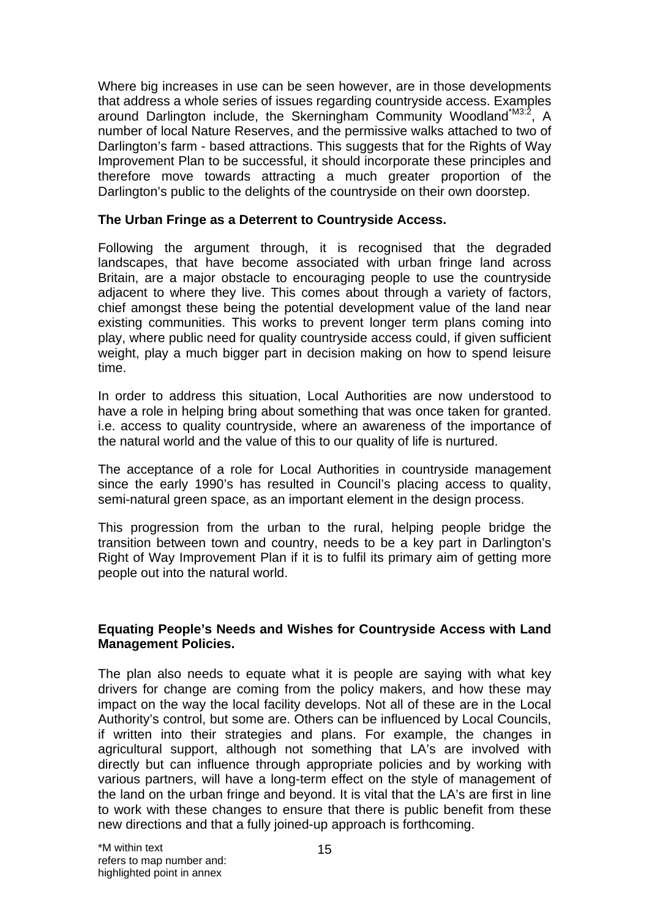Where big increases in use can be seen however, are in those developments that address a whole series of issues regarding countryside access. Examples around Darlington include, the Skerningham Community Woodland[*M3:2], A number of local Nature Reserves, and the permissive walks attached to two of Darlington's farm - based attractions. This suggests that for the Rights of Way Improvement Plan to be successful, it should incorporate these principles and therefore move towards attracting a much greater proportion of the Darlington's public to the delights of the countryside on their own doorstep.

**The Urban Fringe as a Deterrent to Countryside Access.**

Following the argument through, it is recognised that the degraded landscapes, that have become associated with urban fringe land across Britain, are a major obstacle to encouraging people to use the countryside adjacent to where they live. This comes about through a variety of factors, chief amongst these being the potential development value of the land near existing communities. This works to prevent longer term plans coming into play, where public need for quality countryside access could, if given sufficient weight, play a much bigger part in decision making on how to spend leisure time.

In order to address this situation, Local Authorities are now understood to have a role in helping bring about something that was once taken for granted. i.e. access to quality countryside, where an awareness of the importance of the natural world and the value of this to our quality of life is nurtured.

The acceptance of a role for Local Authorities in countryside management since the early 1990's has resulted in Council's placing access to quality, semi-natural green space, as an important element in the design process.

This progression from the urban to the rural, helping people bridge the transition between town and country, needs to be a key part in Darlington's Right of Way Improvement Plan if it is to fulfil its primary aim of getting more people out into the natural world.

**Equating People's Needs and Wishes for Countryside Access with Land Management Policies.**

The plan also needs to equate what it is people are saying with what key drivers for change are coming from the policy makers, and how these may impact on the way the local facility develops. Not all of these are in the Local Authority's control, but some are. Others can be influenced by Local Councils, if written into their strategies and plans. For example, the changes in agricultural support, although not something that LA's are involved with directly but can influence through appropriate policies and by working with various partners, will have a long-term effect on the style of management of the land on the urban fringe and beyond. It is vital that the LA's are first in line to work with these changes to ensure that there is public benefit from these new directions and that a fully joined-up approach is forthcoming.

*M within text refers to map number and: highlighted point in annex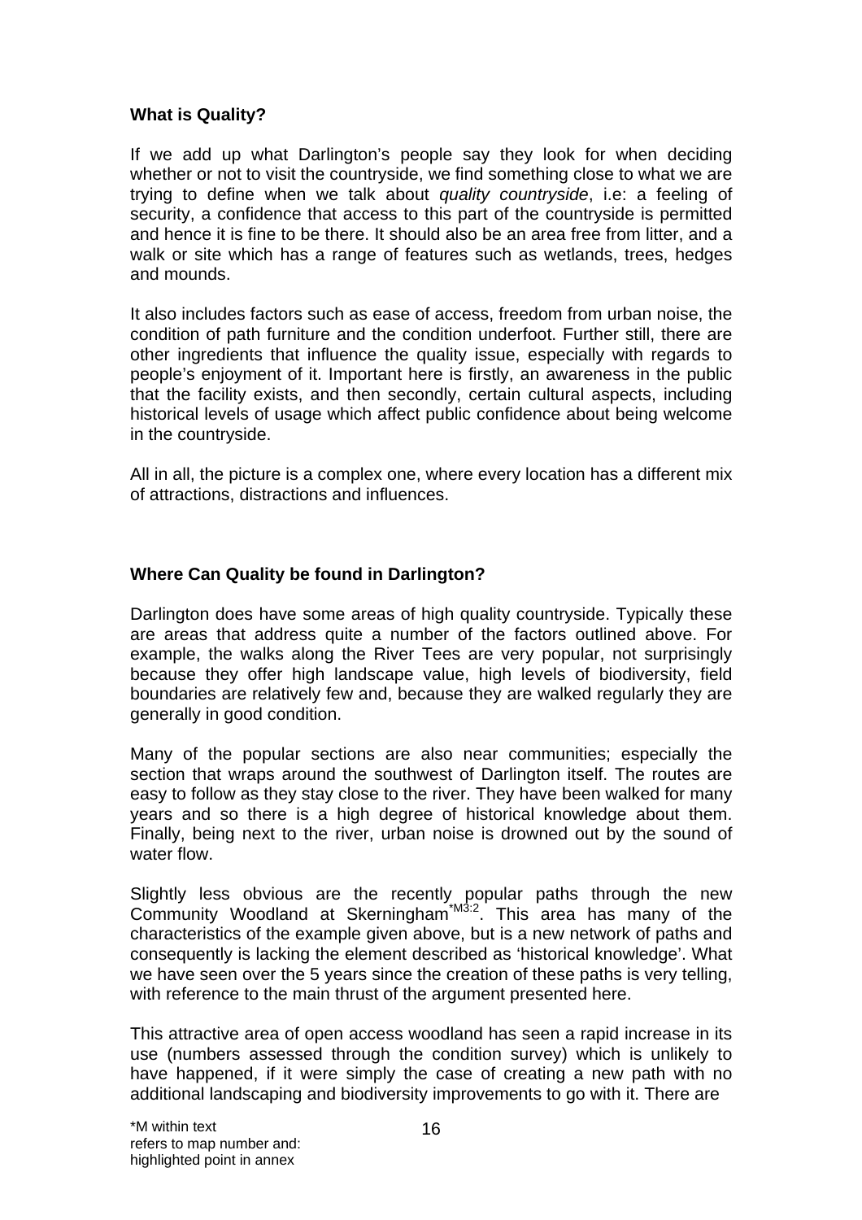**What is Quality?**

If we add up what Darlington's people say they look for when deciding whether or not to visit the countryside, we find something close to what we are trying to define when we talk about *quality countryside*, i.e: a feeling of security, a confidence that access to this part of the countryside is permitted and hence it is fine to be there. It should also be an area free from litter, and a walk or site which has a range of features such as wetlands, trees, hedges and mounds.

It also includes factors such as ease of access, freedom from urban noise, the condition of path furniture and the condition underfoot. Further still, there are other ingredients that influence the quality issue, especially with regards to people's enjoyment of it. Important here is firstly, an awareness in the public that the facility exists, and then secondly, certain cultural aspects, including historical levels of usage which affect public confidence about being welcome in the countryside.

All in all, the picture is a complex one, where every location has a different mix of attractions, distractions and influences.

**Where Can Quality be found in Darlington?**

Darlington does have some areas of high quality countryside. Typically these are areas that address quite a number of the factors outlined above. For example, the walks along the River Tees are very popular, not surprisingly because they offer high landscape value, high levels of biodiversity, field boundaries are relatively few and, because they are walked regularly they are generally in good condition.

Many of the popular sections are also near communities; especially the section that wraps around the southwest of Darlington itself. The routes are easy to follow as they stay close to the river. They have been walked for many years and so there is a high degree of historical knowledge about them. Finally, being next to the river, urban noise is drowned out by the sound of water flow.

Slightly less obvious are the recently popular paths through the new Community Woodland at Skerningham[*M3:2]. This area has many of the characteristics of the example given above, but is a new network of paths and consequently is lacking the element described as 'historical knowledge'. What we have seen over the 5 years since the creation of these paths is very telling, with reference to the main thrust of the argument presented here.

This attractive area of open access woodland has seen a rapid increase in its use (numbers assessed through the condition survey) which is unlikely to have happened, if it were simply the case of creating a new path with no additional landscaping and biodiversity improvements to go with it. There are

*M within text refers to map number and: highlighted point in annex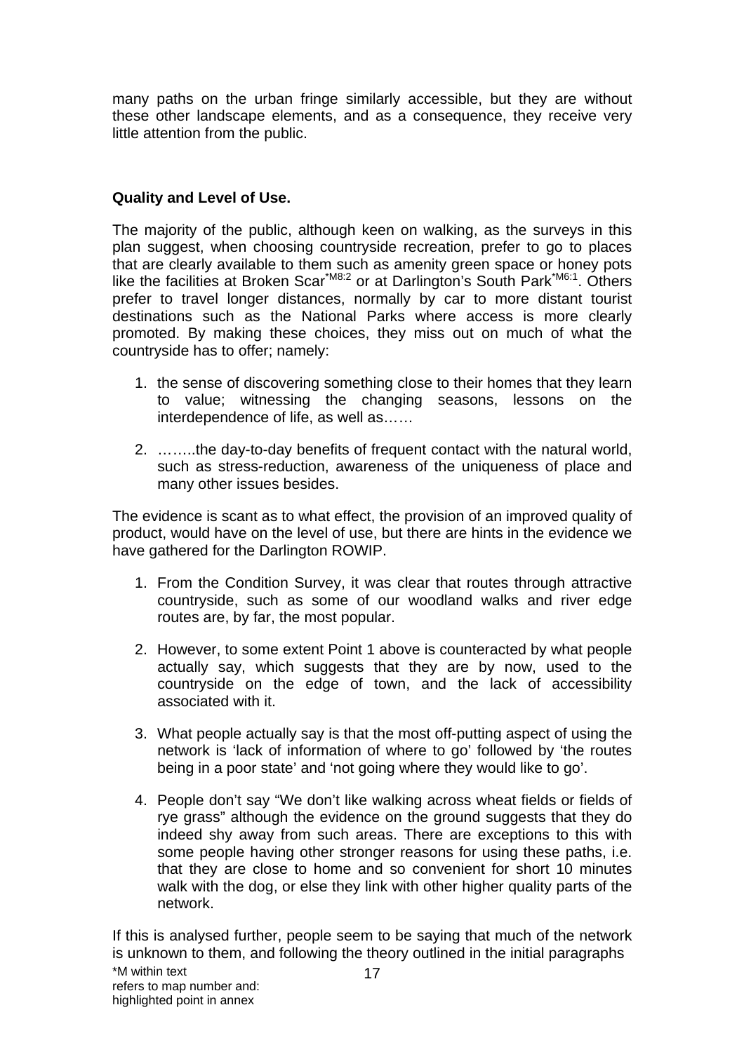many paths on the urban fringe similarly accessible, but they are without these other landscape elements, and as a consequence, they receive very little attention from the public.

**Quality and Level of Use.**

The majority of the public, although keen on walking, as the surveys in this plan suggest, when choosing countryside recreation, prefer to go to places that are clearly available to them such as amenity green space or honey pots like the facilities at Broken Scar[*M8:2] or at Darlington's South Park[*M6:1]. Others prefer to travel longer distances, normally by car to more distant tourist destinations such as the National Parks where access is more clearly promoted. By making these choices, they miss out on much of what the countryside has to offer; namely:

1. the sense of discovering something close to their homes that they learn to value; witnessing the changing seasons, lessons on the interdependence of life, as well as……
2. ……..the day-to-day benefits of frequent contact with the natural world, such as stress-reduction, awareness of the uniqueness of place and many other issues besides.

The evidence is scant as to what effect, the provision of an improved quality of product, would have on the level of use, but there are hints in the evidence we have gathered for the Darlington ROWIP.

1. From the Condition Survey, it was clear that routes through attractive countryside, such as some of our woodland walks and river edge routes are, by far, the most popular.
2. However, to some extent Point 1 above is counteracted by what people actually say, which suggests that they are by now, used to the countryside on the edge of town, and the lack of accessibility associated with it.
3. What people actually say is that the most off-putting aspect of using the network is 'lack of information of where to go' followed by 'the routes being in a poor state' and 'not going where they would like to go'.
4. People don't say "We don't like walking across wheat fields or fields of rye grass" although the evidence on the ground suggests that they do indeed shy away from such areas. There are exceptions to this with some people having other stronger reasons for using these paths, i.e. that they are close to home and so convenient for short 10 minutes walk with the dog, or else they link with other higher quality parts of the network.

If this is analysed further, people seem to be saying that much of the network is unknown to them, and following the theory outlined in the initial paragraphs

*M within text refers to map number and: highlighted point in annex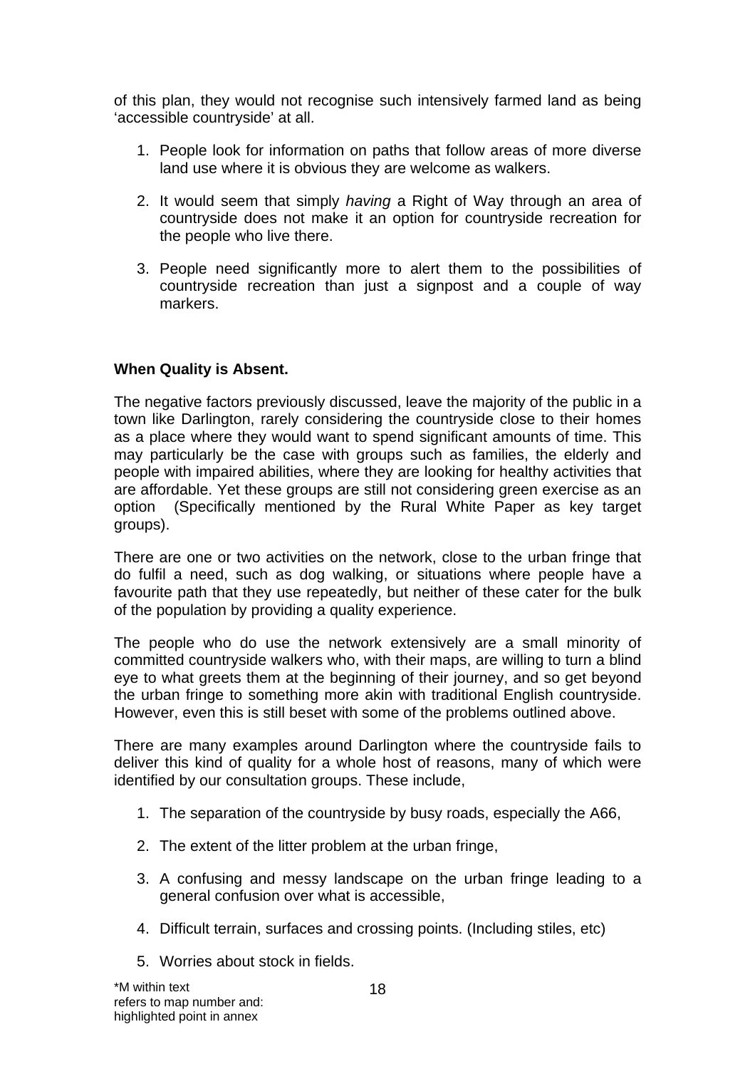of this plan, they would not recognise such intensively farmed land as being 'accessible countryside' at all.

1. People look for information on paths that follow areas of more diverse land use where it is obvious they are welcome as walkers.

2. It would seem that simply *having* a Right of Way through an area of countryside does not make it an option for countryside recreation for the people who live there.

3. People need significantly more to alert them to the possibilities of countryside recreation than just a signpost and a couple of way markers.

**When Quality is Absent.**

The negative factors previously discussed, leave the majority of the public in a town like Darlington, rarely considering the countryside close to their homes as a place where they would want to spend significant amounts of time. This may particularly be the case with groups such as families, the elderly and people with impaired abilities, where they are looking for healthy activities that are affordable. Yet these groups are still not considering green exercise as an option (Specifically mentioned by the Rural White Paper as key target groups).

There are one or two activities on the network, close to the urban fringe that do fulfil a need, such as dog walking, or situations where people have a favourite path that they use repeatedly, but neither of these cater for the bulk of the population by providing a quality experience.

The people who do use the network extensively are a small minority of committed countryside walkers who, with their maps, are willing to turn a blind eye to what greets them at the beginning of their journey, and so get beyond the urban fringe to something more akin with traditional English countryside. However, even this is still beset with some of the problems outlined above.

There are many examples around Darlington where the countryside fails to deliver this kind of quality for a whole host of reasons, many of which were identified by our consultation groups. These include,

1. The separation of the countryside by busy roads, especially the A66,

2. The extent of the litter problem at the urban fringe,

3. A confusing and messy landscape on the urban fringe leading to a general confusion over what is accessible,

4. Difficult terrain, surfaces and crossing points. (Including stiles, etc)

5. Worries about stock in fields.

*M within text refers to map number and: highlighted point in annex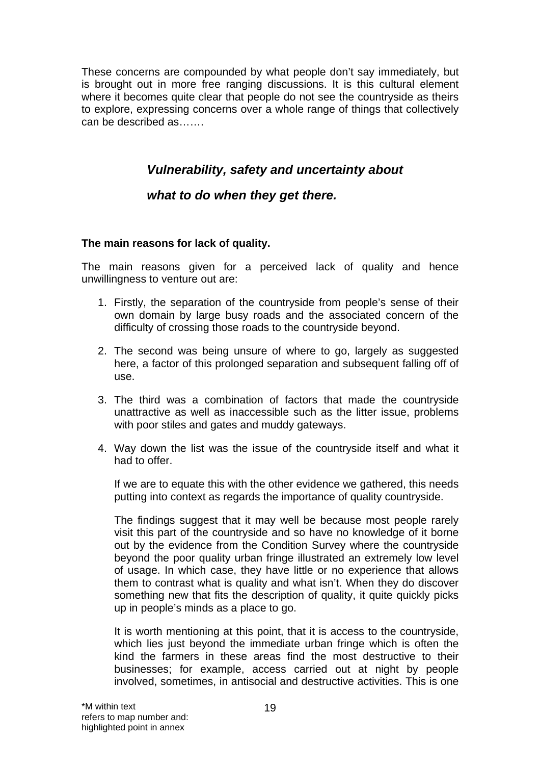These concerns are compounded by what people don't say immediately, but is brought out in more free ranging discussions. It is this cultural element where it becomes quite clear that people do not see the countryside as theirs to explore, expressing concerns over a whole range of things that collectively can be described as…….

***Vulnerability, safety and uncertainty about***

***what to do when they get there.***

**The main reasons for lack of quality.**

The main reasons given for a perceived lack of quality and hence unwillingness to venture out are:

1. Firstly, the separation of the countryside from people's sense of their own domain by large busy roads and the associated concern of the difficulty of crossing those roads to the countryside beyond.

2. The second was being unsure of where to go, largely as suggested here, a factor of this prolonged separation and subsequent falling off of use.

3. The third was a combination of factors that made the countryside unattractive as well as inaccessible such as the litter issue, problems with poor stiles and gates and muddy gateways.

4. Way down the list was the issue of the countryside itself and what it had to offer.

   If we are to equate this with the other evidence we gathered, this needs putting into context as regards the importance of quality countryside.

   The findings suggest that it may well be because most people rarely visit this part of the countryside and so have no knowledge of it borne out by the evidence from the Condition Survey where the countryside beyond the poor quality urban fringe illustrated an extremely low level of usage. In which case, they have little or no experience that allows them to contrast what is quality and what isn't. When they do discover something new that fits the description of quality, it quite quickly picks up in people's minds as a place to go.

   It is worth mentioning at this point, that it is access to the countryside, which lies just beyond the immediate urban fringe which is often the kind the farmers in these areas find the most destructive to their businesses; for example, access carried out at night by people involved, sometimes, in antisocial and destructive activities. This is one

*M within text
refers to map number and:
highlighted point in annex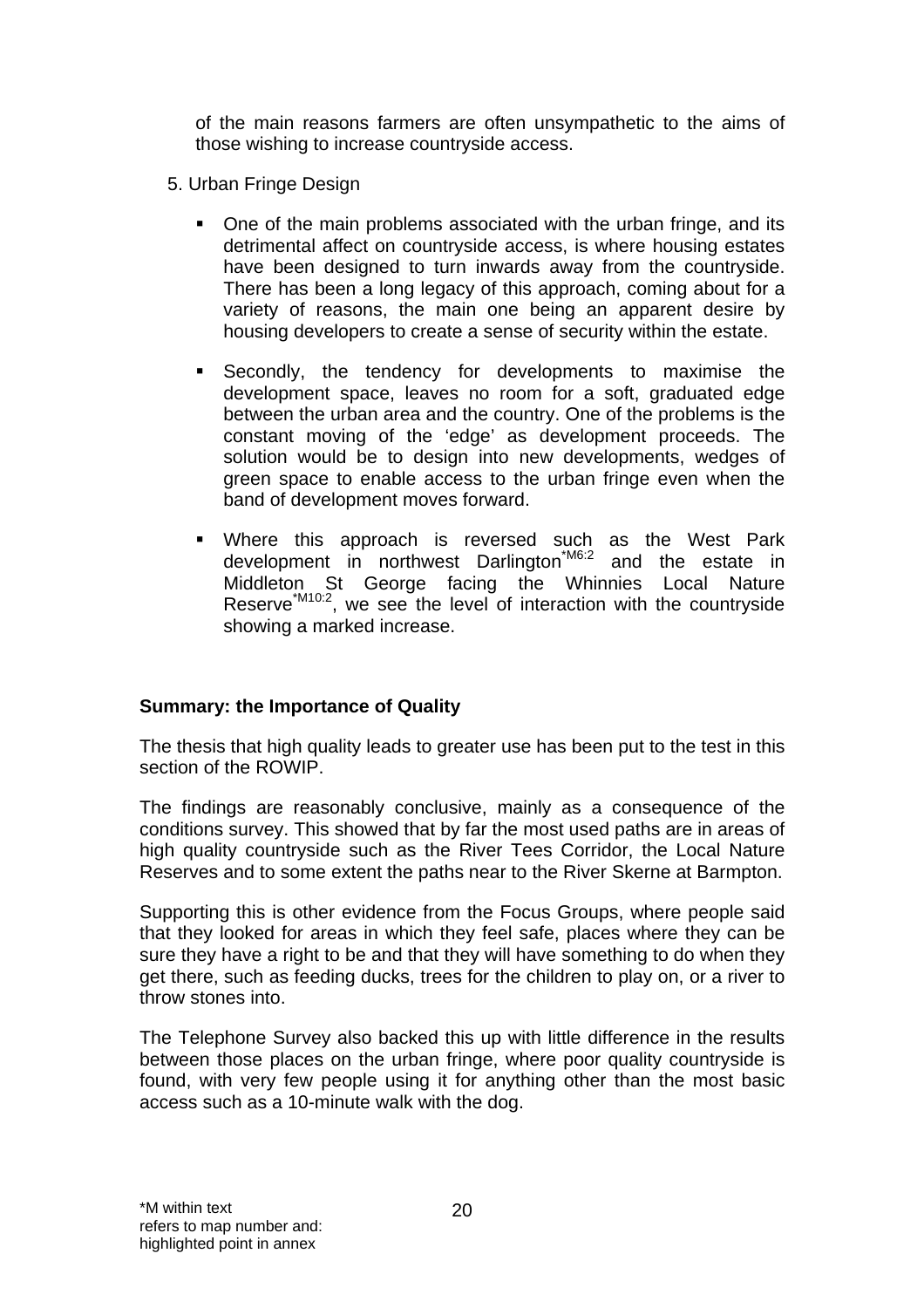of the main reasons farmers are often unsympathetic to the aims of those wishing to increase countryside access.

5. Urban Fringe Design

   - One of the main problems associated with the urban fringe, and its detrimental affect on countryside access, is where housing estates have been designed to turn inwards away from the countryside. There has been a long legacy of this approach, coming about for a variety of reasons, the main one being an apparent desire by housing developers to create a sense of security within the estate.

   - Secondly, the tendency for developments to maximise the development space, leaves no room for a soft, graduated edge between the urban area and the country. One of the problems is the constant moving of the 'edge' as development proceeds. The solution would be to design into new developments, wedges of green space to enable access to the urban fringe even when the band of development moves forward.

   - Where this approach is reversed such as the West Park development in northwest Darlington[*M6:2] and the estate in Middleton St George facing the Whinnies Local Nature Reserve[*M10:2], we see the level of interaction with the countryside showing a marked increase.

**Summary: the Importance of Quality**

The thesis that high quality leads to greater use has been put to the test in this section of the ROWIP.

The findings are reasonably conclusive, mainly as a consequence of the conditions survey. This showed that by far the most used paths are in areas of high quality countryside such as the River Tees Corridor, the Local Nature Reserves and to some extent the paths near to the River Skerne at Barmpton.

Supporting this is other evidence from the Focus Groups, where people said that they looked for areas in which they feel safe, places where they can be sure they have a right to be and that they will have something to do when they get there, such as feeding ducks, trees for the children to play on, or a river to throw stones into.

The Telephone Survey also backed this up with little difference in the results between those places on the urban fringe, where poor quality countryside is found, with very few people using it for anything other than the most basic access such as a 10-minute walk with the dog.

*M within text
refers to map number and:
highlighted point in annex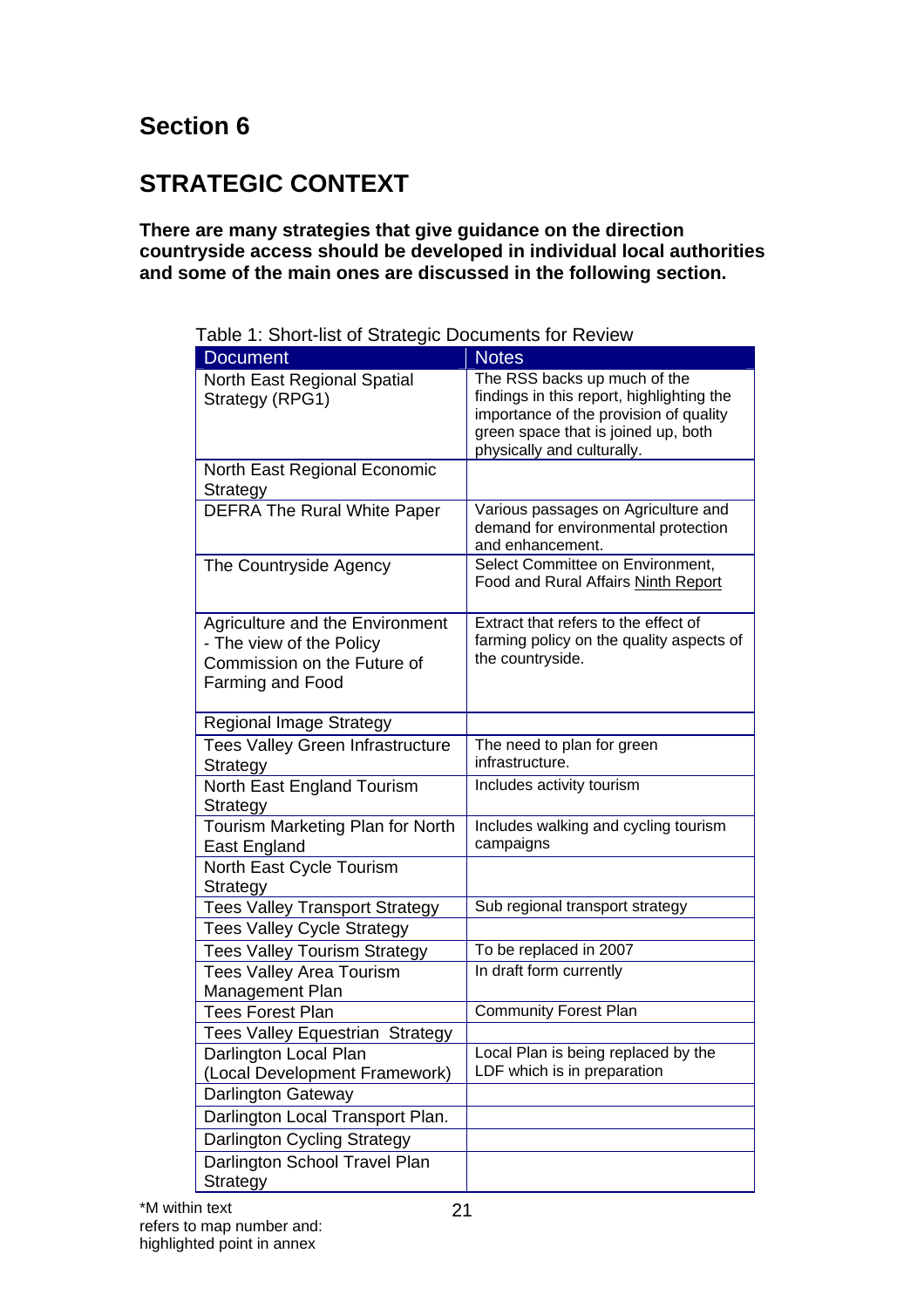# Section 6

## STRATEGIC CONTEXT

**There are many strategies that give guidance on the direction countryside access should be developed in individual local authorities and some of the main ones are discussed in the following section.**

Table 1: Short-list of Strategic Documents for Review

| Document | Notes |
|---|---|
| North East Regional Spatial Strategy (RPG1) | The RSS backs up much of the findings in this report, highlighting the importance of the provision of quality green space that is joined up, both physically and culturally. |
| North East Regional Economic Strategy | |
| DEFRA The Rural White Paper | Various passages on Agriculture and demand for environmental protection and enhancement. |
| The Countryside Agency | Select Committee on Environment, Food and Rural Affairs Ninth Report |
| Agriculture and the Environment - The view of the Policy Commission on the Future of Farming and Food | Extract that refers to the effect of farming policy on the quality aspects of the countryside. |
| Regional Image Strategy | |
| Tees Valley Green Infrastructure Strategy | The need to plan for green infrastructure. |
| North East England Tourism Strategy | Includes activity tourism |
| Tourism Marketing Plan for North East England | Includes walking and cycling tourism campaigns |
| North East Cycle Tourism Strategy | |
| Tees Valley Transport Strategy | Sub regional transport strategy |
| Tees Valley Cycle Strategy | |
| Tees Valley Tourism Strategy | To be replaced in 2007 |
| Tees Valley Area Tourism Management Plan | In draft form currently |
| Tees Forest Plan | Community Forest Plan |
| Tees Valley Equestrian Strategy | |
| Darlington Local Plan (Local Development Framework) | Local Plan is being replaced by the LDF which is in preparation |
| Darlington Gateway | |
| Darlington Local Transport Plan. | |
| Darlington Cycling Strategy | |
| Darlington School Travel Plan Strategy | |

*M within text refers to map number and: highlighted point in annex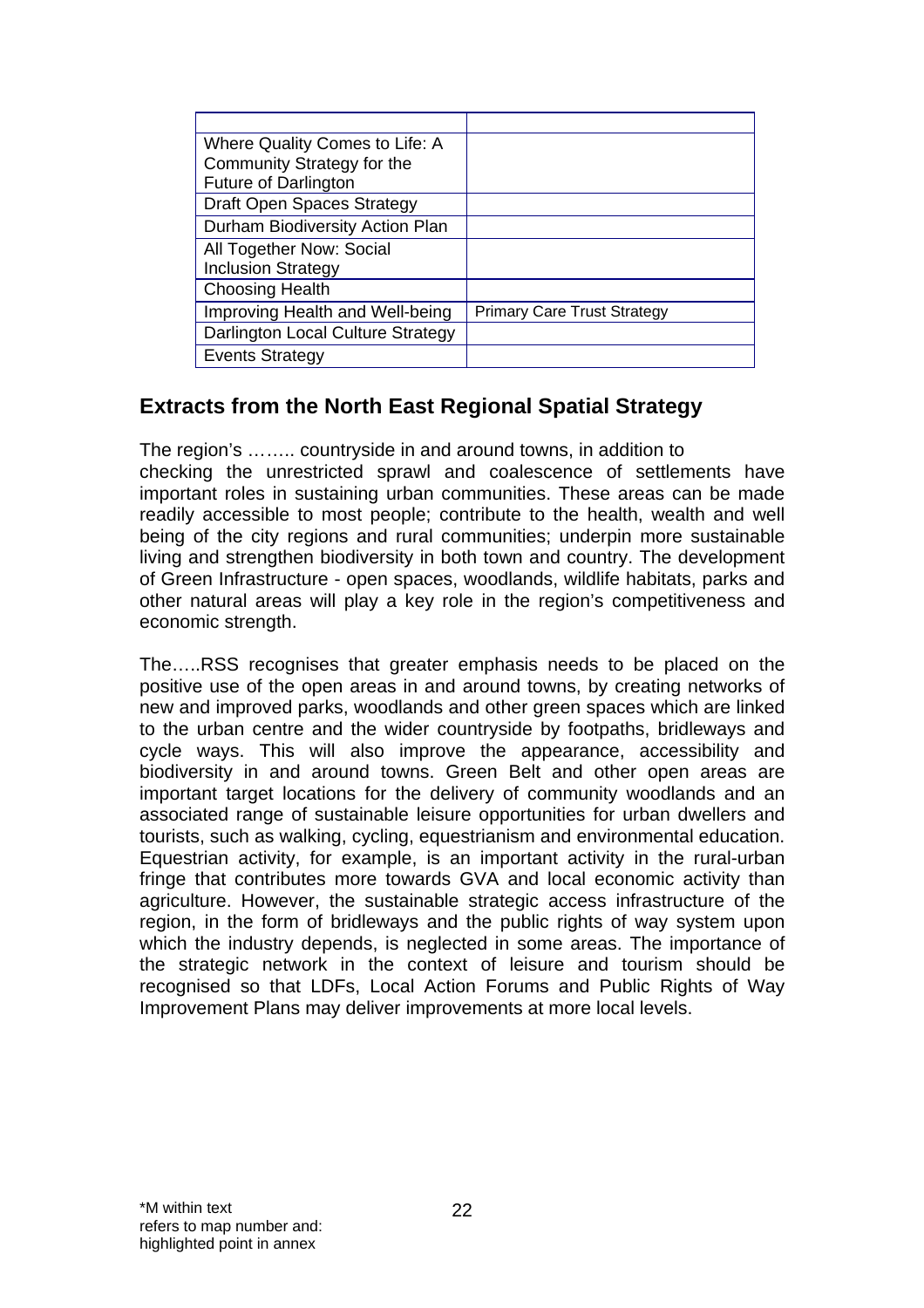| | |
|---|---|
| Where Quality Comes to Life: A Community Strategy for the Future of Darlington | |
| Draft Open Spaces Strategy | |
| Durham Biodiversity Action Plan | |
| All Together Now: Social Inclusion Strategy | |
| Choosing Health | |
| Improving Health and Well-being | Primary Care Trust Strategy |
| Darlington Local Culture Strategy | |
| Events Strategy | |

## Extracts from the North East Regional Spatial Strategy

The region's …….. countryside in and around towns, in addition to checking the unrestricted sprawl and coalescence of settlements have important roles in sustaining urban communities. These areas can be made readily accessible to most people; contribute to the health, wealth and well being of the city regions and rural communities; underpin more sustainable living and strengthen biodiversity in both town and country. The development of Green Infrastructure - open spaces, woodlands, wildlife habitats, parks and other natural areas will play a key role in the region's competitiveness and economic strength.

The…..RSS recognises that greater emphasis needs to be placed on the positive use of the open areas in and around towns, by creating networks of new and improved parks, woodlands and other green spaces which are linked to the urban centre and the wider countryside by footpaths, bridleways and cycle ways. This will also improve the appearance, accessibility and biodiversity in and around towns. Green Belt and other open areas are important target locations for the delivery of community woodlands and an associated range of sustainable leisure opportunities for urban dwellers and tourists, such as walking, cycling, equestrianism and environmental education. Equestrian activity, for example, is an important activity in the rural-urban fringe that contributes more towards GVA and local economic activity than agriculture. However, the sustainable strategic access infrastructure of the region, in the form of bridleways and the public rights of way system upon which the industry depends, is neglected in some areas. The importance of the strategic network in the context of leisure and tourism should be recognised so that LDFs, Local Action Forums and Public Rights of Way Improvement Plans may deliver improvements at more local levels.

*M within text refers to map number and: highlighted point in annex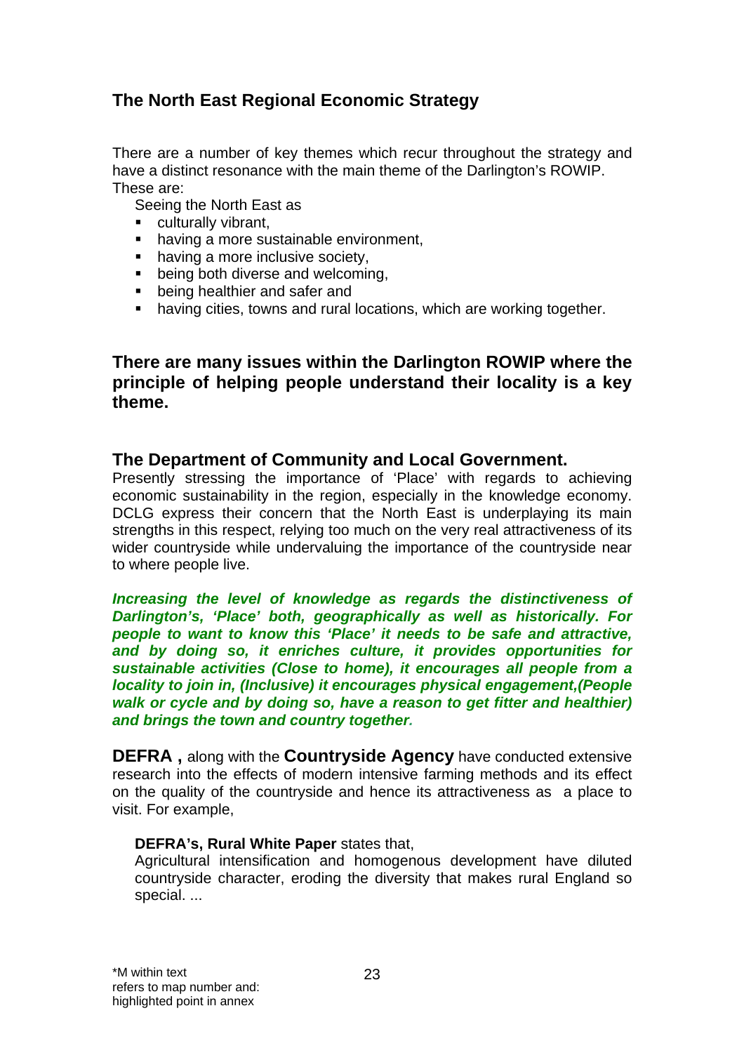## The North East Regional Economic Strategy

There are a number of key themes which recur throughout the strategy and have a distinct resonance with the main theme of the Darlington's ROWIP. These are:

Seeing the North East as

- culturally vibrant,
- having a more sustainable environment,
- having a more inclusive society,
- being both diverse and welcoming,
- being healthier and safer and
- having cities, towns and rural locations, which are working together.

### There are many issues within the Darlington ROWIP where the principle of helping people understand their locality is a key theme.

## The Department of Community and Local Government.

Presently stressing the importance of 'Place' with regards to achieving economic sustainability in the region, especially in the knowledge economy. DCLG express their concern that the North East is underplaying its main strengths in this respect, relying too much on the very real attractiveness of its wider countryside while undervaluing the importance of the countryside near to where people live.

***Increasing the level of knowledge as regards the distinctiveness of Darlington's, 'Place' both, geographically as well as historically. For people to want to know this 'Place' it needs to be safe and attractive, and by doing so, it enriches culture, it provides opportunities for sustainable activities (Close to home), it encourages all people from a locality to join in, (Inclusive) it encourages physical engagement,(People walk or cycle and by doing so, have a reason to get fitter and healthier) and brings the town and country together.***

**DEFRA ,** along with the **Countryside Agency** have conducted extensive research into the effects of modern intensive farming methods and its effect on the quality of the countryside and hence its attractiveness as a place to visit. For example,

> **DEFRA's, Rural White Paper** states that,
> Agricultural intensification and homogenous development have diluted countryside character, eroding the diversity that makes rural England so special. ...

*M within text refers to map number and: highlighted point in annex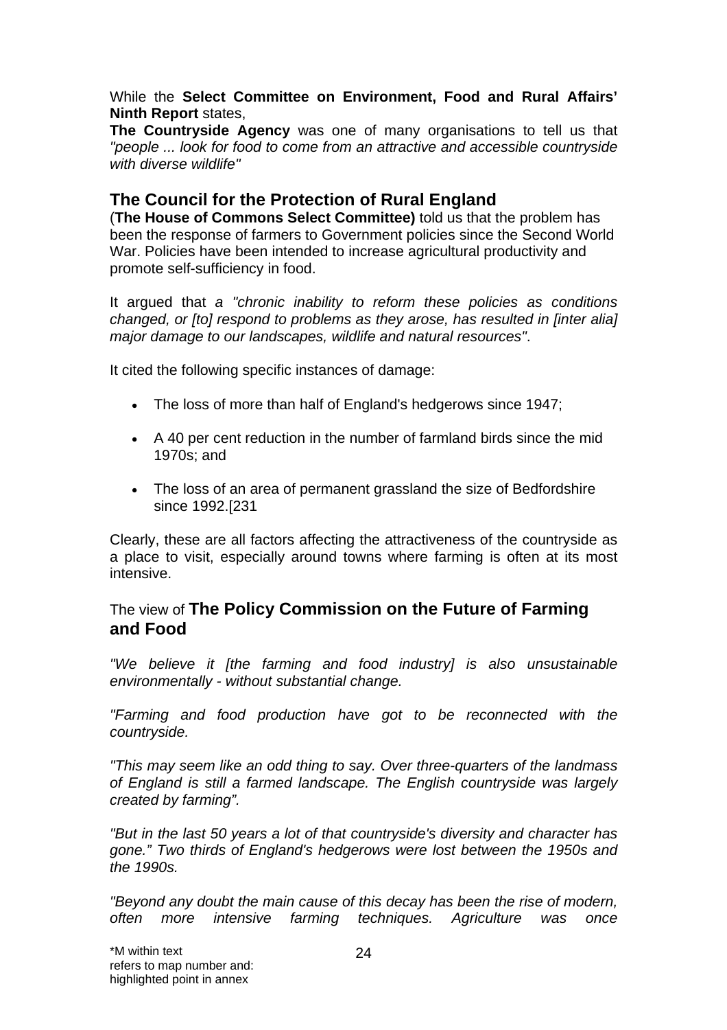While the **Select Committee on Environment, Food and Rural Affairs' Ninth Report** states,

**The Countryside Agency** was one of many organisations to tell us that *"people ... look for food to come from an attractive and accessible countryside with diverse wildlife"*

## The Council for the Protection of Rural England

(**The House of Commons Select Committee)** told us that the problem has been the response of farmers to Government policies since the Second World War. Policies have been intended to increase agricultural productivity and promote self-sufficiency in food.

It argued that *a "chronic inability to reform these policies as conditions changed, or [to] respond to problems as they arose, has resulted in [inter alia] major damage to our landscapes, wildlife and natural resources"*.

It cited the following specific instances of damage:

- The loss of more than half of England's hedgerows since 1947;
- A 40 per cent reduction in the number of farmland birds since the mid 1970s; and
- The loss of an area of permanent grassland the size of Bedfordshire since 1992.[231

Clearly, these are all factors affecting the attractiveness of the countryside as a place to visit, especially around towns where farming is often at its most intensive.

## The view of **The Policy Commission on the Future of Farming and Food**

*"We believe it [the farming and food industry] is also unsustainable environmentally - without substantial change.*

*"Farming and food production have got to be reconnected with the countryside.*

*"This may seem like an odd thing to say. Over three-quarters of the landmass of England is still a farmed landscape. The English countryside was largely created by farming".*

*"But in the last 50 years a lot of that countryside's diversity and character has gone." Two thirds of England's hedgerows were lost between the 1950s and the 1990s.*

*"Beyond any doubt the main cause of this decay has been the rise of modern, often more intensive farming techniques. Agriculture was once*

\*M within text refers to map number and: highlighted point in annex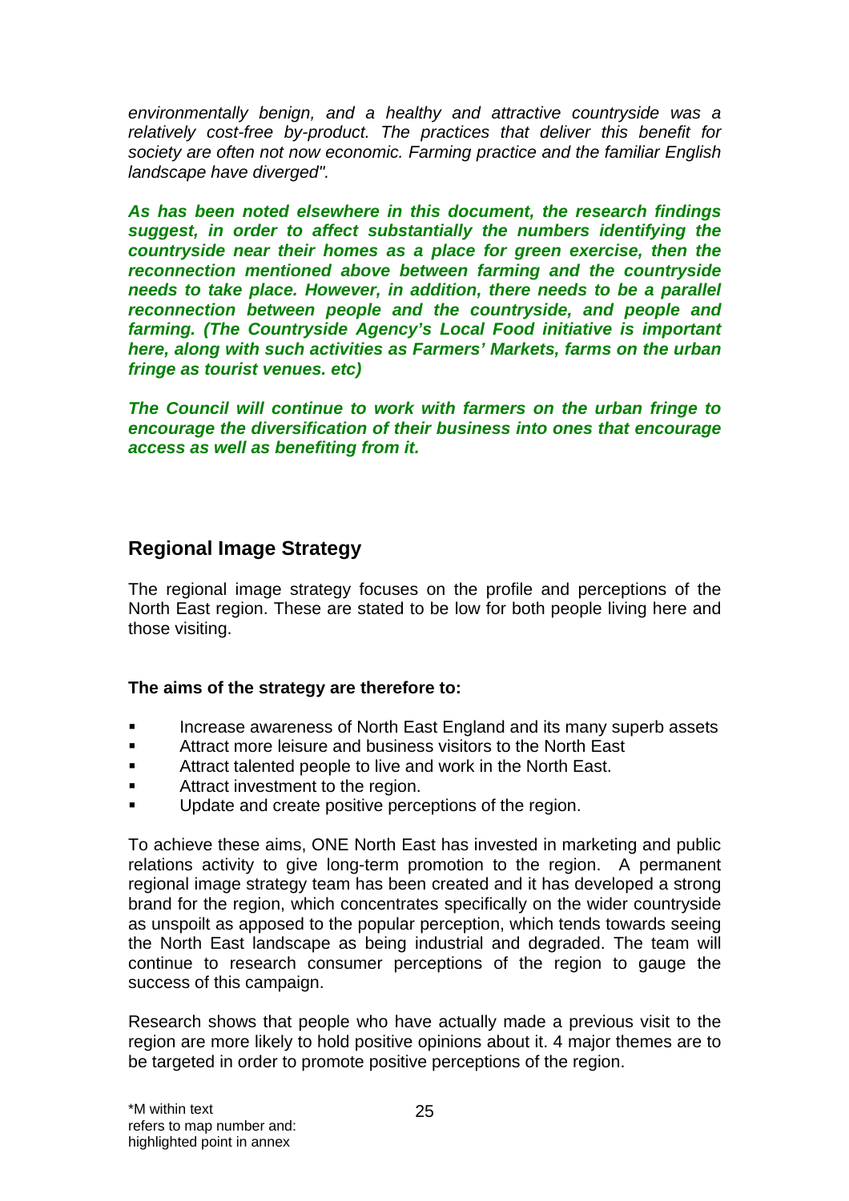*environmentally benign, and a healthy and attractive countryside was a relatively cost-free by-product. The practices that deliver this benefit for society are often not now economic. Farming practice and the familiar English landscape have diverged".*

***As has been noted elsewhere in this document, the research findings suggest, in order to affect substantially the numbers identifying the countryside near their homes as a place for green exercise, then the reconnection mentioned above between farming and the countryside needs to take place. However, in addition, there needs to be a parallel reconnection between people and the countryside, and people and farming. (The Countryside Agency's Local Food initiative is important here, along with such activities as Farmers' Markets, farms on the urban fringe as tourist venues. etc)***

***The Council will continue to work with farmers on the urban fringe to encourage the diversification of their business into ones that encourage access as well as benefiting from it.***

## Regional Image Strategy

The regional image strategy focuses on the profile and perceptions of the North East region. These are stated to be low for both people living here and those visiting.

**The aims of the strategy are therefore to:**

- Increase awareness of North East England and its many superb assets
- Attract more leisure and business visitors to the North East
- Attract talented people to live and work in the North East.
- Attract investment to the region.
- Update and create positive perceptions of the region.

To achieve these aims, ONE North East has invested in marketing and public relations activity to give long-term promotion to the region. A permanent regional image strategy team has been created and it has developed a strong brand for the region, which concentrates specifically on the wider countryside as unspoilt as apposed to the popular perception, which tends towards seeing the North East landscape as being industrial and degraded. The team will continue to research consumer perceptions of the region to gauge the success of this campaign.

Research shows that people who have actually made a previous visit to the region are more likely to hold positive opinions about it. 4 major themes are to be targeted in order to promote positive perceptions of the region.

*M within text refers to map number and: highlighted point in annex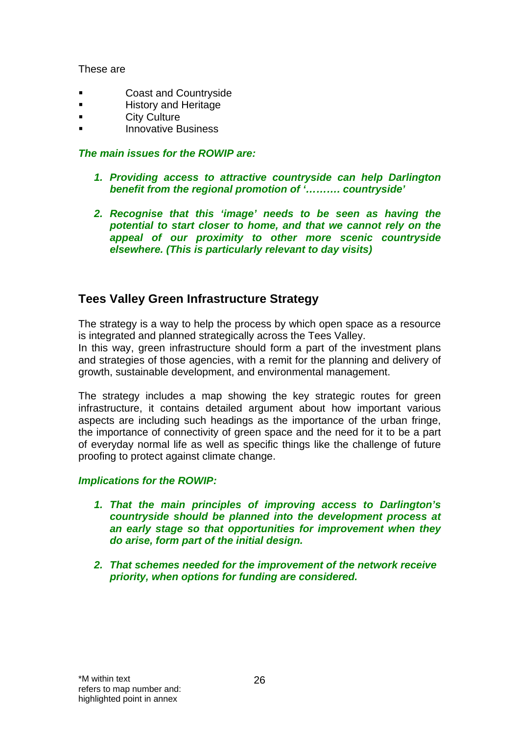These are

- Coast and Countryside
- History and Heritage
- City Culture
- Innovative Business

***The main issues for the ROWIP are:***

1. ***Providing access to attractive countryside can help Darlington benefit from the regional promotion of '………. countryside'***

2. ***Recognise that this 'image' needs to be seen as having the potential to start closer to home, and that we cannot rely on the appeal of our proximity to other more scenic countryside elsewhere. (This is particularly relevant to day visits)***

## Tees Valley Green Infrastructure Strategy

The strategy is a way to help the process by which open space as a resource is integrated and planned strategically across the Tees Valley.
In this way, green infrastructure should form a part of the investment plans and strategies of those agencies, with a remit for the planning and delivery of growth, sustainable development, and environmental management.

The strategy includes a map showing the key strategic routes for green infrastructure, it contains detailed argument about how important various aspects are including such headings as the importance of the urban fringe, the importance of connectivity of green space and the need for it to be a part of everyday normal life as well as specific things like the challenge of future proofing to protect against climate change.

***Implications for the ROWIP:***

1. ***That the main principles of improving access to Darlington's countryside should be planned into the development process at an early stage so that opportunities for improvement when they do arise, form part of the initial design.***

2. ***That schemes needed for the improvement of the network receive priority, when options for funding are considered.***

*M within text
refers to map number and:
highlighted point in annex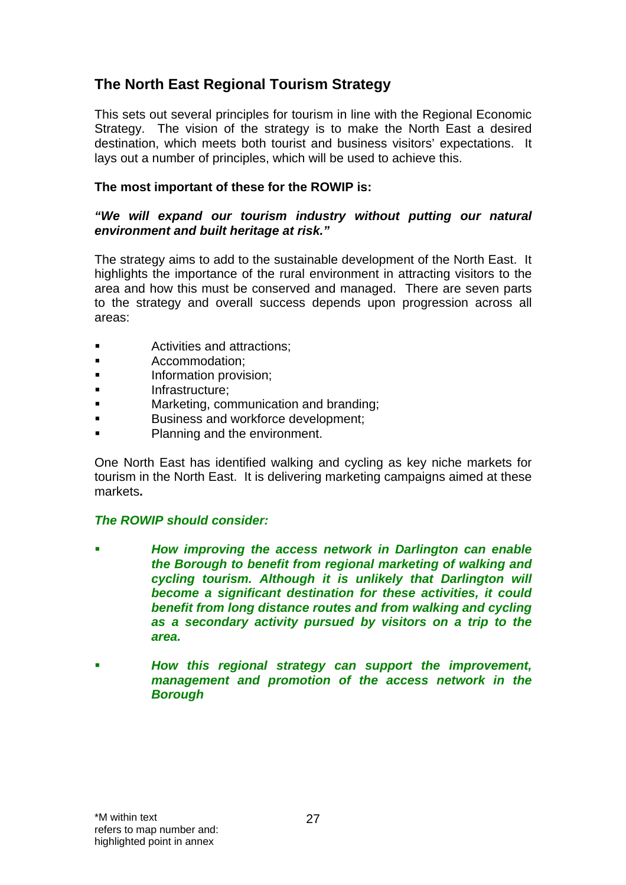## The North East Regional Tourism Strategy

This sets out several principles for tourism in line with the Regional Economic Strategy. The vision of the strategy is to make the North East a desired destination, which meets both tourist and business visitors' expectations. It lays out a number of principles, which will be used to achieve this.

**The most important of these for the ROWIP is:**

***"We will expand our tourism industry without putting our natural environment and built heritage at risk."***

The strategy aims to add to the sustainable development of the North East. It highlights the importance of the rural environment in attracting visitors to the area and how this must be conserved and managed. There are seven parts to the strategy and overall success depends upon progression across all areas:

- Activities and attractions;
- Accommodation;
- Information provision;
- Infrastructure;
- Marketing, communication and branding;
- Business and workforce development;
- Planning and the environment.

One North East has identified walking and cycling as key niche markets for tourism in the North East. It is delivering marketing campaigns aimed at these markets**.**

***The ROWIP should consider:***

- ***How improving the access network in Darlington can enable the Borough to benefit from regional marketing of walking and cycling tourism. Although it is unlikely that Darlington will become a significant destination for these activities, it could benefit from long distance routes and from walking and cycling as a secondary activity pursued by visitors on a trip to the area.***
- ***How this regional strategy can support the improvement, management and promotion of the access network in the Borough***

*M within text refers to map number and: highlighted point in annex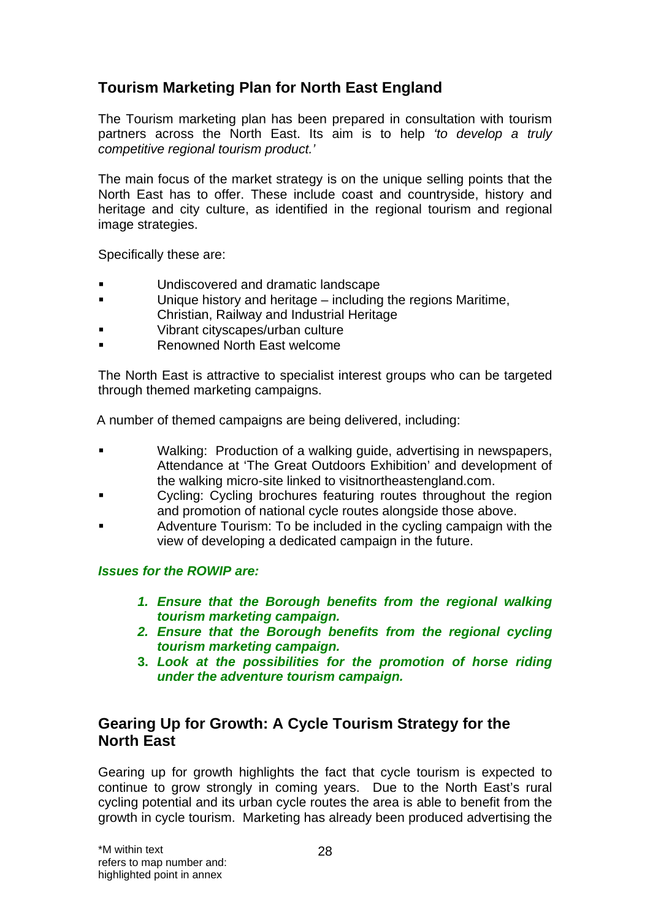## Tourism Marketing Plan for North East England

The Tourism marketing plan has been prepared in consultation with tourism partners across the North East. Its aim is to help *'to develop a truly competitive regional tourism product.'*

The main focus of the market strategy is on the unique selling points that the North East has to offer. These include coast and countryside, history and heritage and city culture, as identified in the regional tourism and regional image strategies.

Specifically these are:

- Undiscovered and dramatic landscape
- Unique history and heritage – including the regions Maritime, Christian, Railway and Industrial Heritage
- Vibrant cityscapes/urban culture
- Renowned North East welcome

The North East is attractive to specialist interest groups who can be targeted through themed marketing campaigns.

A number of themed campaigns are being delivered, including:

- Walking: Production of a walking guide, advertising in newspapers, Attendance at 'The Great Outdoors Exhibition' and development of the walking micro-site linked to visitnortheastengland.com.
- Cycling: Cycling brochures featuring routes throughout the region and promotion of national cycle routes alongside those above.
- Adventure Tourism: To be included in the cycling campaign with the view of developing a dedicated campaign in the future.

***Issues for the ROWIP are:***

1. ***Ensure that the Borough benefits from the regional walking tourism marketing campaign.***
2. ***Ensure that the Borough benefits from the regional cycling tourism marketing campaign.***
3. ***Look at the possibilities for the promotion of horse riding under the adventure tourism campaign.***

## Gearing Up for Growth: A Cycle Tourism Strategy for the North East

Gearing up for growth highlights the fact that cycle tourism is expected to continue to grow strongly in coming years. Due to the North East's rural cycling potential and its urban cycle routes the area is able to benefit from the growth in cycle tourism. Marketing has already been produced advertising the

*M within text refers to map number and: highlighted point in annex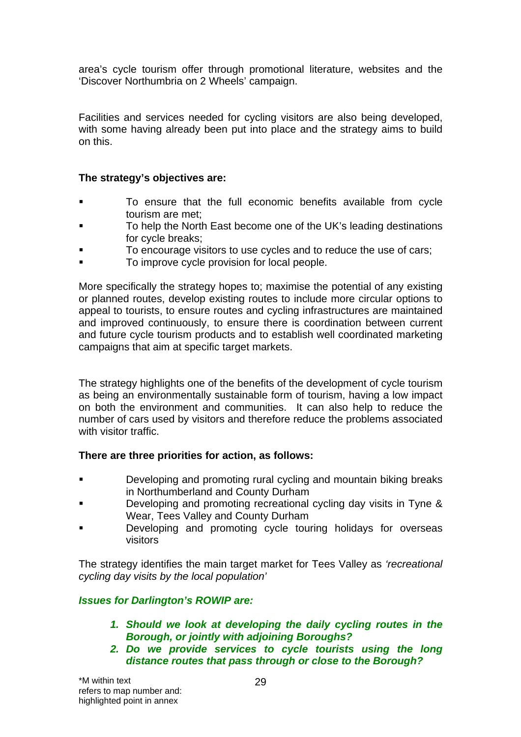area's cycle tourism offer through promotional literature, websites and the 'Discover Northumbria on 2 Wheels' campaign.

Facilities and services needed for cycling visitors are also being developed, with some having already been put into place and the strategy aims to build on this.

**The strategy's objectives are:**

- To ensure that the full economic benefits available from cycle tourism are met;
- To help the North East become one of the UK's leading destinations for cycle breaks;
- To encourage visitors to use cycles and to reduce the use of cars;
- To improve cycle provision for local people.

More specifically the strategy hopes to; maximise the potential of any existing or planned routes, develop existing routes to include more circular options to appeal to tourists, to ensure routes and cycling infrastructures are maintained and improved continuously, to ensure there is coordination between current and future cycle tourism products and to establish well coordinated marketing campaigns that aim at specific target markets.

The strategy highlights one of the benefits of the development of cycle tourism as being an environmentally sustainable form of tourism, having a low impact on both the environment and communities. It can also help to reduce the number of cars used by visitors and therefore reduce the problems associated with visitor traffic.

**There are three priorities for action, as follows:**

- Developing and promoting rural cycling and mountain biking breaks in Northumberland and County Durham
- Developing and promoting recreational cycling day visits in Tyne & Wear, Tees Valley and County Durham
- Developing and promoting cycle touring holidays for overseas visitors

The strategy identifies the main target market for Tees Valley as *'recreational cycling day visits by the local population'*

***Issues for Darlington's ROWIP are:***

1. ***Should we look at developing the daily cycling routes in the Borough, or jointly with adjoining Boroughs?***
2. ***Do we provide services to cycle tourists using the long distance routes that pass through or close to the Borough?***

*M within text refers to map number and: highlighted point in annex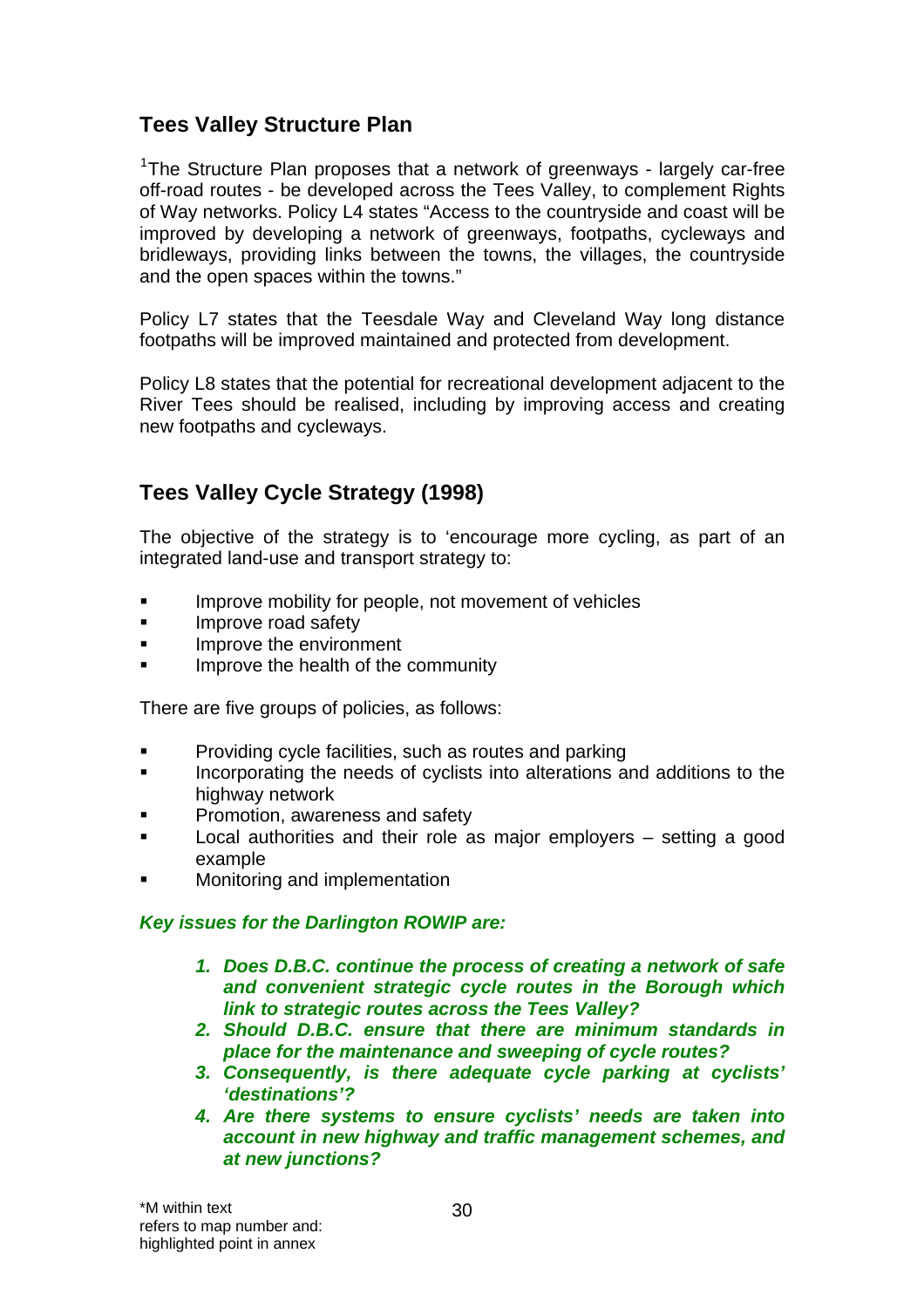## Tees Valley Structure Plan

[1]The Structure Plan proposes that a network of greenways - largely car-free off-road routes - be developed across the Tees Valley, to complement Rights of Way networks. Policy L4 states "Access to the countryside and coast will be improved by developing a network of greenways, footpaths, cycleways and bridleways, providing links between the towns, the villages, the countryside and the open spaces within the towns."

Policy L7 states that the Teesdale Way and Cleveland Way long distance footpaths will be improved maintained and protected from development.

Policy L8 states that the potential for recreational development adjacent to the River Tees should be realised, including by improving access and creating new footpaths and cycleways.

## Tees Valley Cycle Strategy (1998)

The objective of the strategy is to 'encourage more cycling, as part of an integrated land-use and transport strategy to:

- Improve mobility for people, not movement of vehicles
- Improve road safety
- Improve the environment
- Improve the health of the community

There are five groups of policies, as follows:

- Providing cycle facilities, such as routes and parking
- Incorporating the needs of cyclists into alterations and additions to the highway network
- Promotion, awareness and safety
- Local authorities and their role as major employers – setting a good example
- Monitoring and implementation

***Key issues for the Darlington ROWIP are:***

1. ***Does D.B.C. continue the process of creating a network of safe and convenient strategic cycle routes in the Borough which link to strategic routes across the Tees Valley?***
2. ***Should D.B.C. ensure that there are minimum standards in place for the maintenance and sweeping of cycle routes?***
3. ***Consequently, is there adequate cycle parking at cyclists' 'destinations'?***
4. ***Are there systems to ensure cyclists' needs are taken into account in new highway and traffic management schemes, and at new junctions?***

*M within text refers to map number and: highlighted point in annex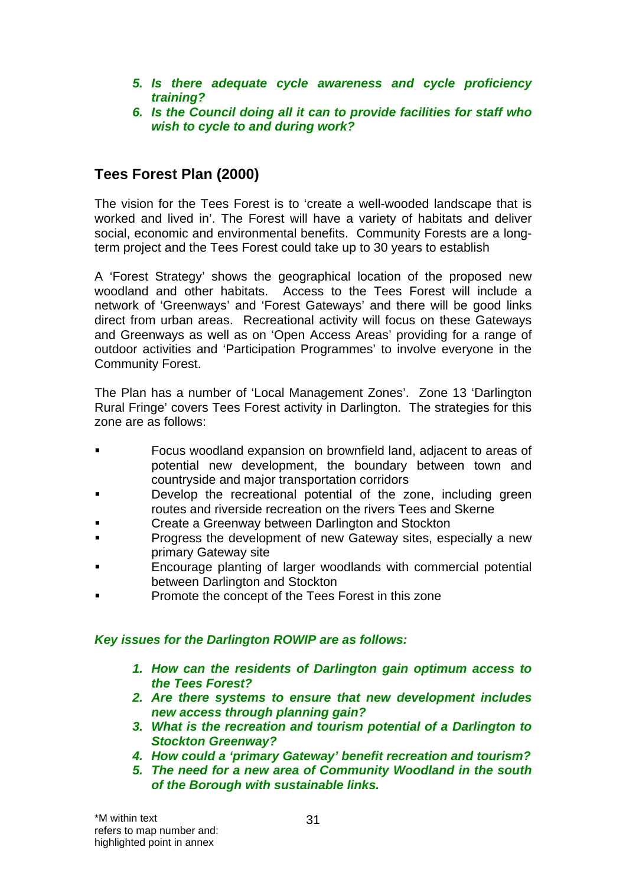5. ***Is there adequate cycle awareness and cycle proficiency training?***
6. ***Is the Council doing all it can to provide facilities for staff who wish to cycle to and during work?***

## Tees Forest Plan (2000)

The vision for the Tees Forest is to 'create a well-wooded landscape that is worked and lived in'. The Forest will have a variety of habitats and deliver social, economic and environmental benefits. Community Forests are a long-term project and the Tees Forest could take up to 30 years to establish

A 'Forest Strategy' shows the geographical location of the proposed new woodland and other habitats. Access to the Tees Forest will include a network of 'Greenways' and 'Forest Gateways' and there will be good links direct from urban areas. Recreational activity will focus on these Gateways and Greenways as well as on 'Open Access Areas' providing for a range of outdoor activities and 'Participation Programmes' to involve everyone in the Community Forest.

The Plan has a number of 'Local Management Zones'. Zone 13 'Darlington Rural Fringe' covers Tees Forest activity in Darlington. The strategies for this zone are as follows:

- Focus woodland expansion on brownfield land, adjacent to areas of potential new development, the boundary between town and countryside and major transportation corridors
- Develop the recreational potential of the zone, including green routes and riverside recreation on the rivers Tees and Skerne
- Create a Greenway between Darlington and Stockton
- Progress the development of new Gateway sites, especially a new primary Gateway site
- Encourage planting of larger woodlands with commercial potential between Darlington and Stockton
- Promote the concept of the Tees Forest in this zone

***Key issues for the Darlington ROWIP are as follows:***

1. ***How can the residents of Darlington gain optimum access to the Tees Forest?***
2. ***Are there systems to ensure that new development includes new access through planning gain?***
3. ***What is the recreation and tourism potential of a Darlington to Stockton Greenway?***
4. ***How could a 'primary Gateway' benefit recreation and tourism?***
5. ***The need for a new area of Community Woodland in the south of the Borough with sustainable links.***

*M within text refers to map number and: highlighted point in annex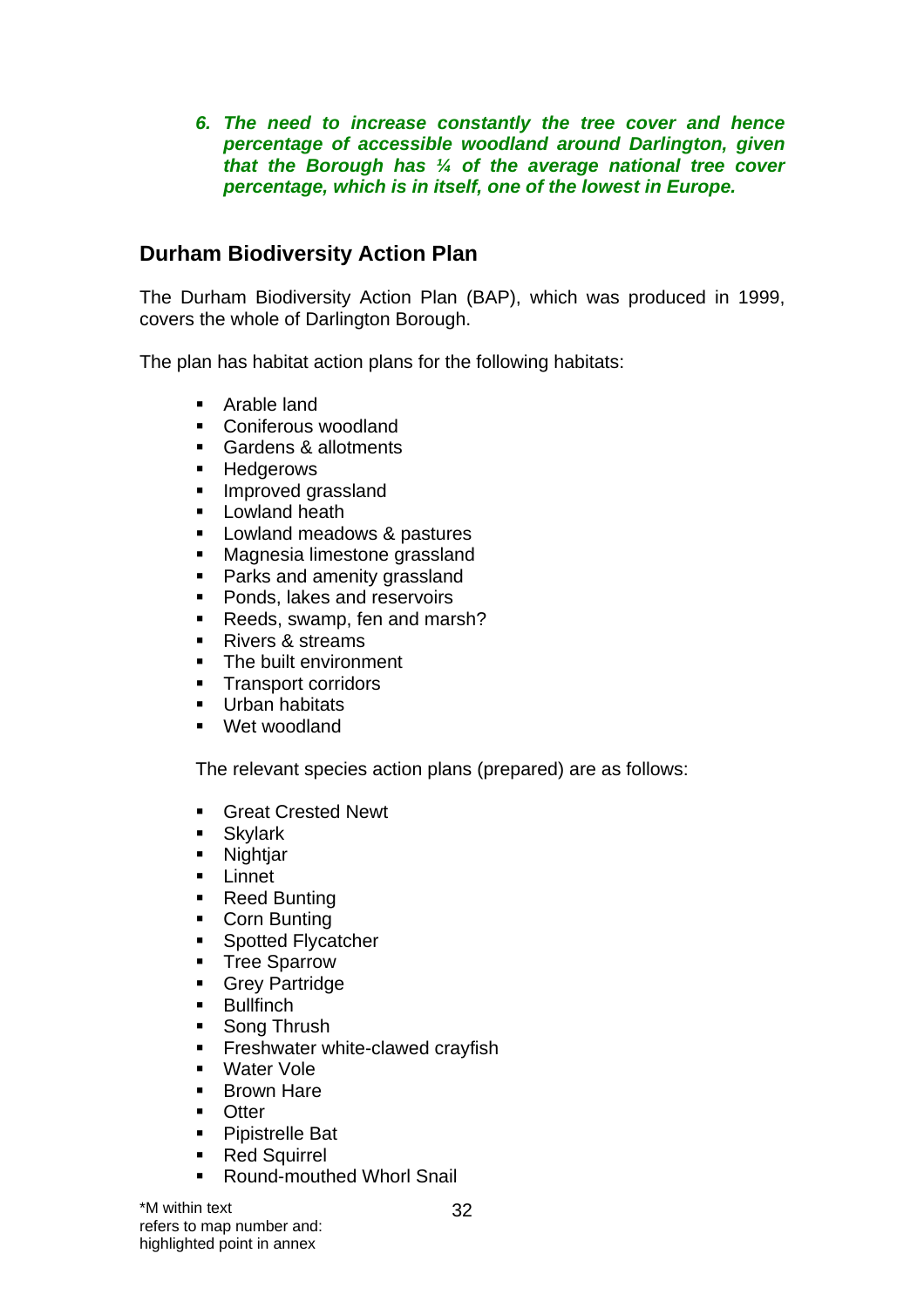6. ***The need to increase constantly the tree cover and hence percentage of accessible woodland around Darlington, given that the Borough has ¼ of the average national tree cover percentage, which is in itself, one of the lowest in Europe.***

## Durham Biodiversity Action Plan

The Durham Biodiversity Action Plan (BAP), which was produced in 1999, covers the whole of Darlington Borough.

The plan has habitat action plans for the following habitats:

- Arable land
- Coniferous woodland
- Gardens & allotments
- Hedgerows
- Improved grassland
- Lowland heath
- Lowland meadows & pastures
- Magnesia limestone grassland
- Parks and amenity grassland
- Ponds, lakes and reservoirs
- Reeds, swamp, fen and marsh?
- Rivers & streams
- The built environment
- Transport corridors
- Urban habitats
- Wet woodland

The relevant species action plans (prepared) are as follows:

- Great Crested Newt
- Skylark
- Nightjar
- Linnet
- Reed Bunting
- Corn Bunting
- Spotted Flycatcher
- Tree Sparrow
- Grey Partridge
- Bullfinch
- Song Thrush
- Freshwater white-clawed crayfish
- Water Vole
- Brown Hare
- Otter
- Pipistrelle Bat
- Red Squirrel
- Round-mouthed Whorl Snail

*M within text refers to map number and: highlighted point in annex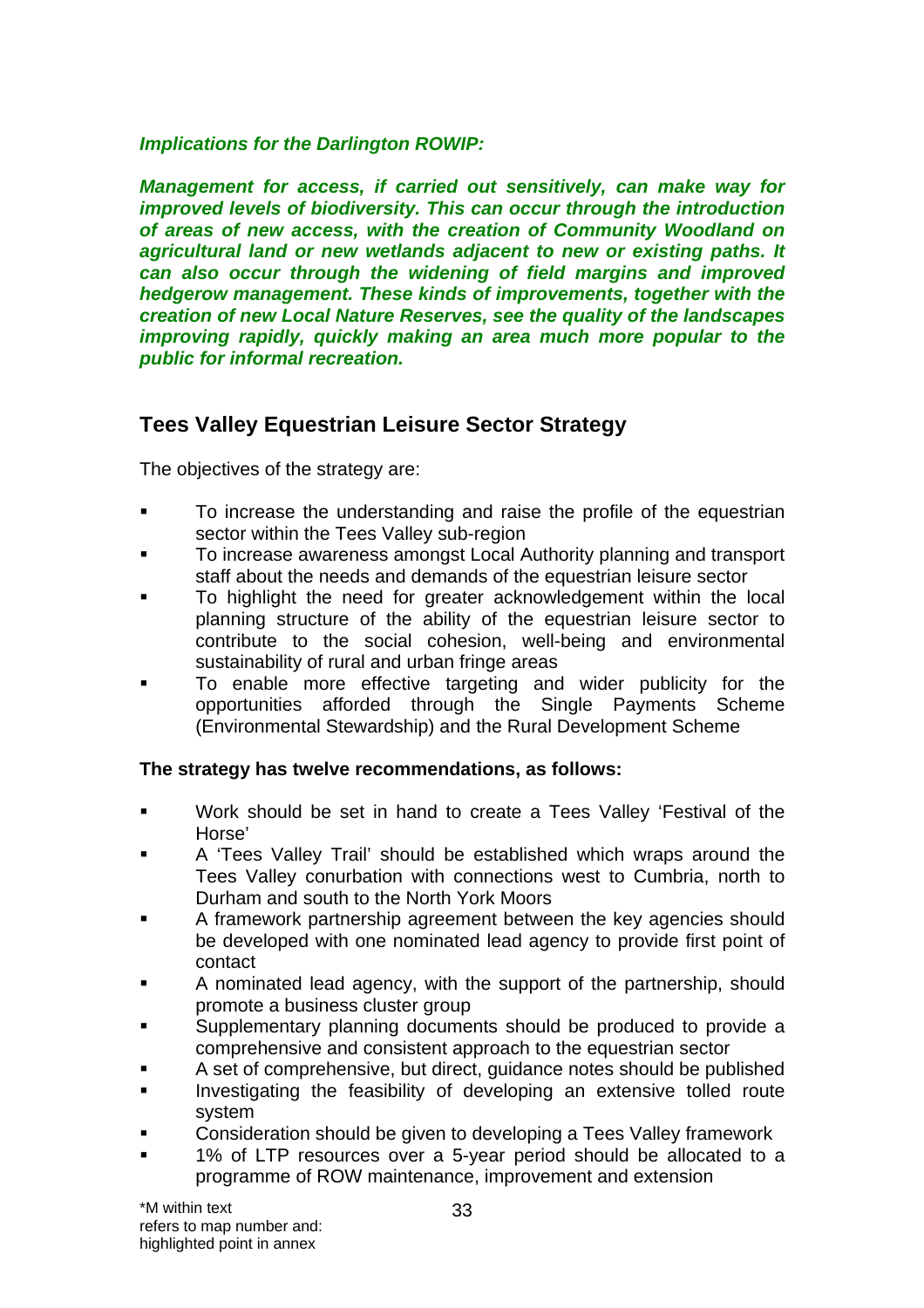***Implications for the Darlington ROWIP:***

***Management for access, if carried out sensitively, can make way for improved levels of biodiversity. This can occur through the introduction of areas of new access, with the creation of Community Woodland on agricultural land or new wetlands adjacent to new or existing paths. It can also occur through the widening of field margins and improved hedgerow management. These kinds of improvements, together with the creation of new Local Nature Reserves, see the quality of the landscapes improving rapidly, quickly making an area much more popular to the public for informal recreation.***

## Tees Valley Equestrian Leisure Sector Strategy

The objectives of the strategy are:

- To increase the understanding and raise the profile of the equestrian sector within the Tees Valley sub-region
- To increase awareness amongst Local Authority planning and transport staff about the needs and demands of the equestrian leisure sector
- To highlight the need for greater acknowledgement within the local planning structure of the ability of the equestrian leisure sector to contribute to the social cohesion, well-being and environmental sustainability of rural and urban fringe areas
- To enable more effective targeting and wider publicity for the opportunities afforded through the Single Payments Scheme (Environmental Stewardship) and the Rural Development Scheme

**The strategy has twelve recommendations, as follows:**

- Work should be set in hand to create a Tees Valley 'Festival of the Horse'
- A 'Tees Valley Trail' should be established which wraps around the Tees Valley conurbation with connections west to Cumbria, north to Durham and south to the North York Moors
- A framework partnership agreement between the key agencies should be developed with one nominated lead agency to provide first point of contact
- A nominated lead agency, with the support of the partnership, should promote a business cluster group
- Supplementary planning documents should be produced to provide a comprehensive and consistent approach to the equestrian sector
- A set of comprehensive, but direct, guidance notes should be published
- Investigating the feasibility of developing an extensive tolled route system
- Consideration should be given to developing a Tees Valley framework
- 1% of LTP resources over a 5-year period should be allocated to a programme of ROW maintenance, improvement and extension

*M within text refers to map number and: highlighted point in annex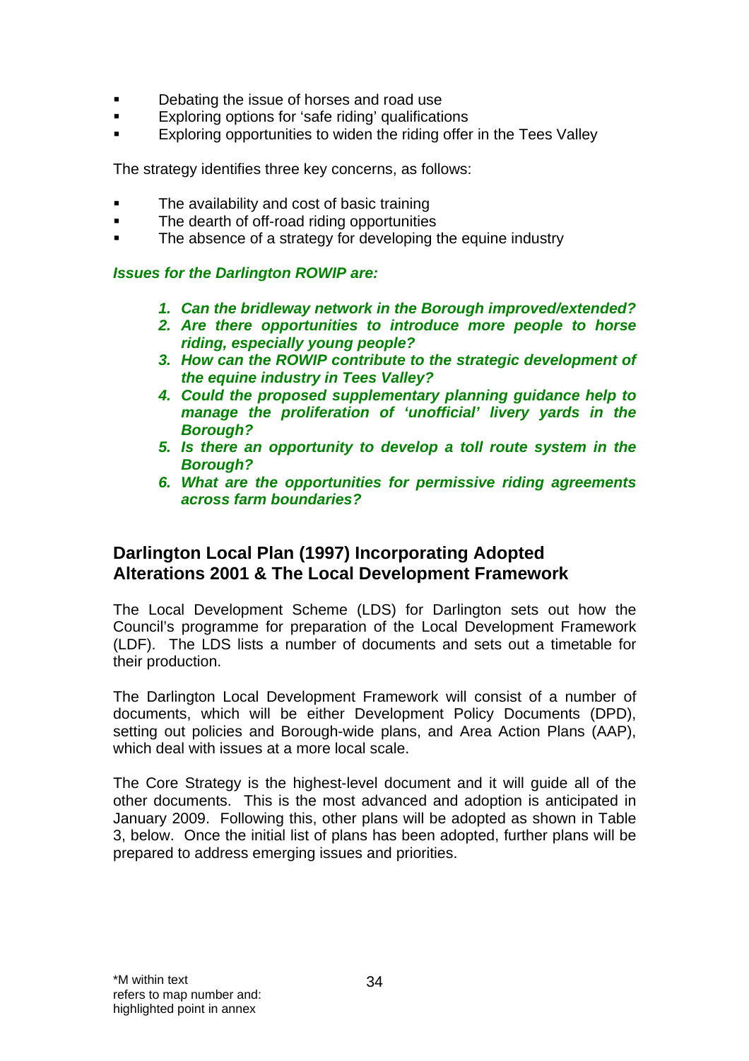- Debating the issue of horses and road use
- Exploring options for 'safe riding' qualifications
- Exploring opportunities to widen the riding offer in the Tees Valley

The strategy identifies three key concerns, as follows:

- The availability and cost of basic training
- The dearth of off-road riding opportunities
- The absence of a strategy for developing the equine industry

***Issues for the Darlington ROWIP are:***

1. ***Can the bridleway network in the Borough improved/extended?***
2. ***Are there opportunities to introduce more people to horse riding, especially young people?***
3. ***How can the ROWIP contribute to the strategic development of the equine industry in Tees Valley?***
4. ***Could the proposed supplementary planning guidance help to manage the proliferation of 'unofficial' livery yards in the Borough?***
5. ***Is there an opportunity to develop a toll route system in the Borough?***
6. ***What are the opportunities for permissive riding agreements across farm boundaries?***

## Darlington Local Plan (1997) Incorporating Adopted Alterations 2001 & The Local Development Framework

The Local Development Scheme (LDS) for Darlington sets out how the Council's programme for preparation of the Local Development Framework (LDF). The LDS lists a number of documents and sets out a timetable for their production.

The Darlington Local Development Framework will consist of a number of documents, which will be either Development Policy Documents (DPD), setting out policies and Borough-wide plans, and Area Action Plans (AAP), which deal with issues at a more local scale.

The Core Strategy is the highest-level document and it will guide all of the other documents. This is the most advanced and adoption is anticipated in January 2009. Following this, other plans will be adopted as shown in Table 3, below. Once the initial list of plans has been adopted, further plans will be prepared to address emerging issues and priorities.

*M within text refers to map number and: highlighted point in annex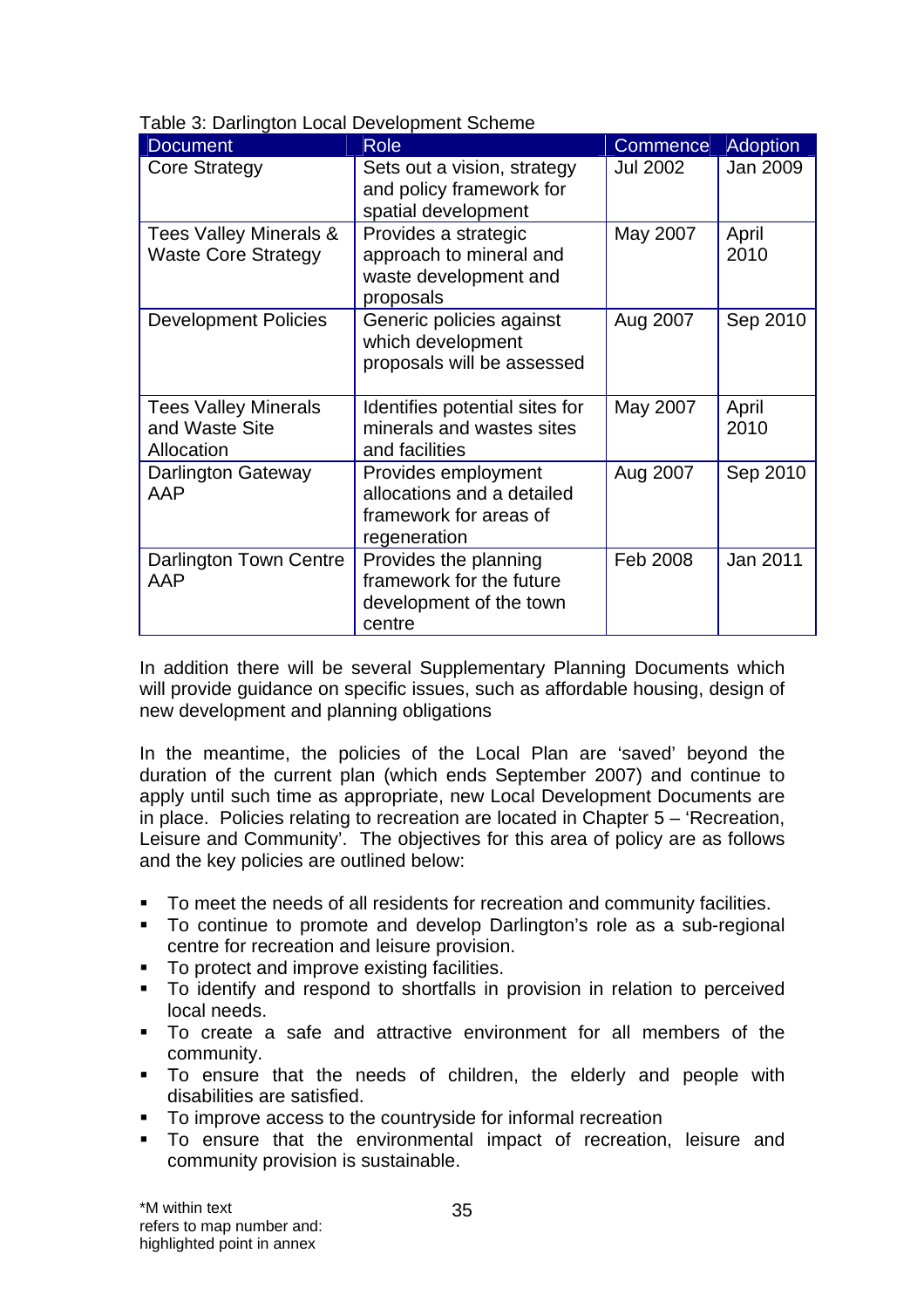Table 3: Darlington Local Development Scheme

| Document | Role | Commence | Adoption |
|---|---|---|---|
| Core Strategy | Sets out a vision, strategy and policy framework for spatial development | Jul 2002 | Jan 2009 |
| Tees Valley Minerals & Waste Core Strategy | Provides a strategic approach to mineral and waste development and proposals | May 2007 | April 2010 |
| Development Policies | Generic policies against which development proposals will be assessed | Aug 2007 | Sep 2010 |
| Tees Valley Minerals and Waste Site Allocation | Identifies potential sites for minerals and wastes sites and facilities | May 2007 | April 2010 |
| Darlington Gateway AAP | Provides employment allocations and a detailed framework for areas of regeneration | Aug 2007 | Sep 2010 |
| Darlington Town Centre AAP | Provides the planning framework for the future development of the town centre | Feb 2008 | Jan 2011 |

In addition there will be several Supplementary Planning Documents which will provide guidance on specific issues, such as affordable housing, design of new development and planning obligations

In the meantime, the policies of the Local Plan are 'saved' beyond the duration of the current plan (which ends September 2007) and continue to apply until such time as appropriate, new Local Development Documents are in place. Policies relating to recreation are located in Chapter 5 – 'Recreation, Leisure and Community'. The objectives for this area of policy are as follows and the key policies are outlined below:

- To meet the needs of all residents for recreation and community facilities.
- To continue to promote and develop Darlington's role as a sub-regional centre for recreation and leisure provision.
- To protect and improve existing facilities.
- To identify and respond to shortfalls in provision in relation to perceived local needs.
- To create a safe and attractive environment for all members of the community.
- To ensure that the needs of children, the elderly and people with disabilities are satisfied.
- To improve access to the countryside for informal recreation
- To ensure that the environmental impact of recreation, leisure and community provision is sustainable.

*M within text refers to map number and: highlighted point in annex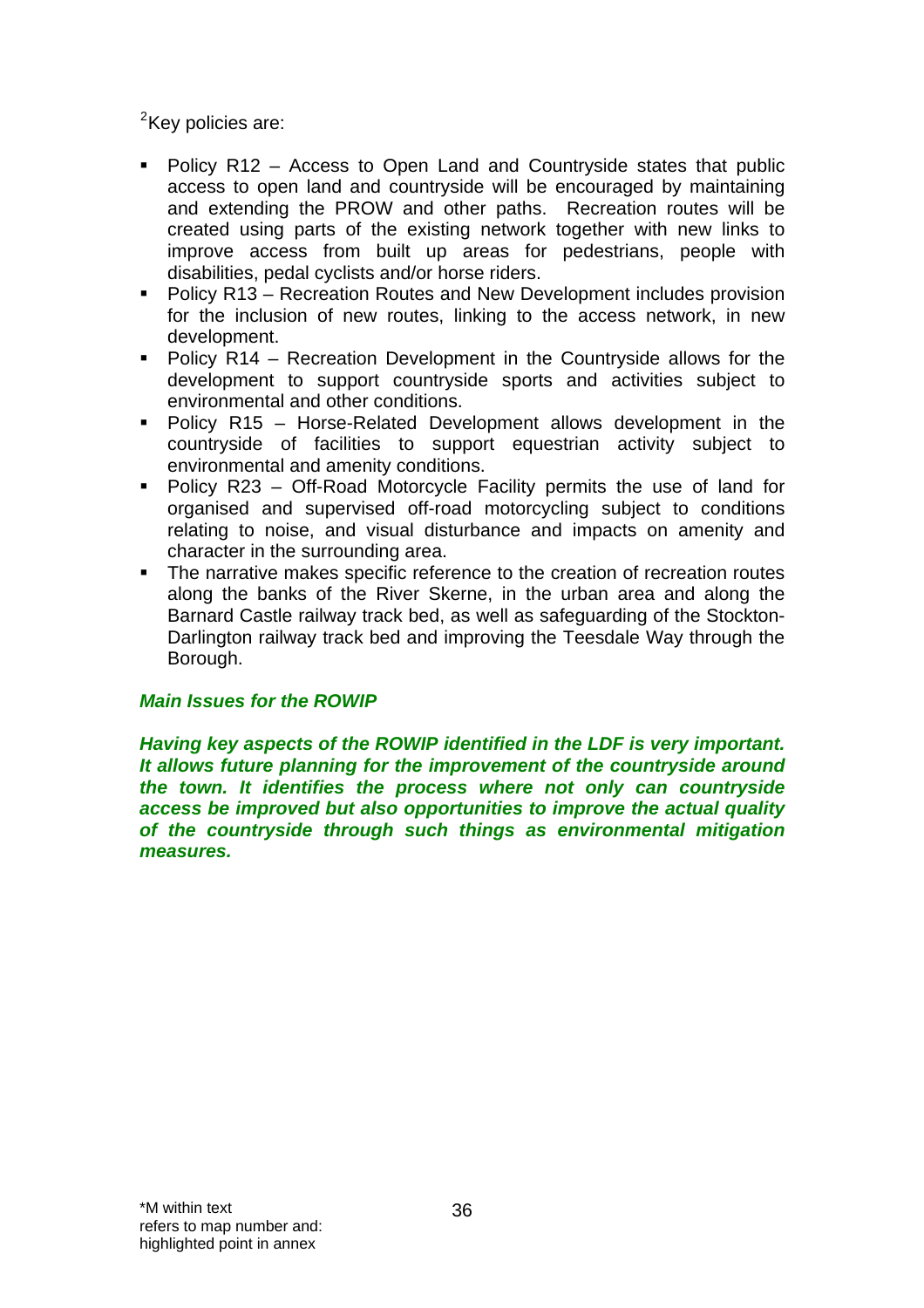[2]Key policies are:

- Policy R12 – Access to Open Land and Countryside states that public access to open land and countryside will be encouraged by maintaining and extending the PROW and other paths. Recreation routes will be created using parts of the existing network together with new links to improve access from built up areas for pedestrians, people with disabilities, pedal cyclists and/or horse riders.
- Policy R13 – Recreation Routes and New Development includes provision for the inclusion of new routes, linking to the access network, in new development.
- Policy R14 – Recreation Development in the Countryside allows for the development to support countryside sports and activities subject to environmental and other conditions.
- Policy R15 – Horse-Related Development allows development in the countryside of facilities to support equestrian activity subject to environmental and amenity conditions.
- Policy R23 – Off-Road Motorcycle Facility permits the use of land for organised and supervised off-road motorcycling subject to conditions relating to noise, and visual disturbance and impacts on amenity and character in the surrounding area.
- The narrative makes specific reference to the creation of recreation routes along the banks of the River Skerne, in the urban area and along the Barnard Castle railway track bed, as well as safeguarding of the Stockton-Darlington railway track bed and improving the Teesdale Way through the Borough.

***Main Issues for the ROWIP***

***Having key aspects of the ROWIP identified in the LDF is very important. It allows future planning for the improvement of the countryside around the town. It identifies the process where not only can countryside access be improved but also opportunities to improve the actual quality of the countryside through such things as environmental mitigation measures.***

*M within text refers to map number and: highlighted point in annex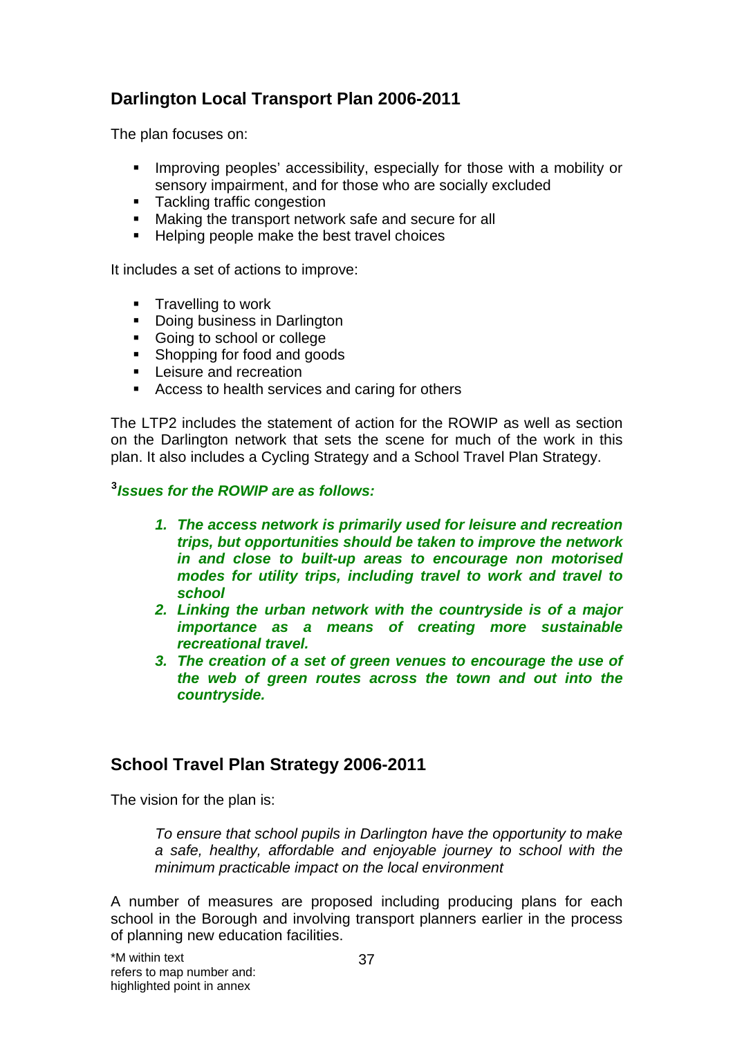## Darlington Local Transport Plan 2006-2011

The plan focuses on:

- Improving peoples' accessibility, especially for those with a mobility or sensory impairment, and for those who are socially excluded
- Tackling traffic congestion
- Making the transport network safe and secure for all
- Helping people make the best travel choices

It includes a set of actions to improve:

- Travelling to work
- Doing business in Darlington
- Going to school or college
- Shopping for food and goods
- Leisure and recreation
- Access to health services and caring for others

The LTP2 includes the statement of action for the ROWIP as well as section on the Darlington network that sets the scene for much of the work in this plan. It also includes a Cycling Strategy and a School Travel Plan Strategy.

[3]***Issues for the ROWIP are as follows:***

1. ***The access network is primarily used for leisure and recreation trips, but opportunities should be taken to improve the network in and close to built-up areas to encourage non motorised modes for utility trips, including travel to work and travel to school***
2. ***Linking the urban network with the countryside is of a major importance as a means of creating more sustainable recreational travel.***
3. ***The creation of a set of green venues to encourage the use of the web of green routes across the town and out into the countryside.***

## School Travel Plan Strategy 2006-2011

The vision for the plan is:

*To ensure that school pupils in Darlington have the opportunity to make a safe, healthy, affordable and enjoyable journey to school with the minimum practicable impact on the local environment*

A number of measures are proposed including producing plans for each school in the Borough and involving transport planners earlier in the process of planning new education facilities.

*M within text refers to map number and: highlighted point in annex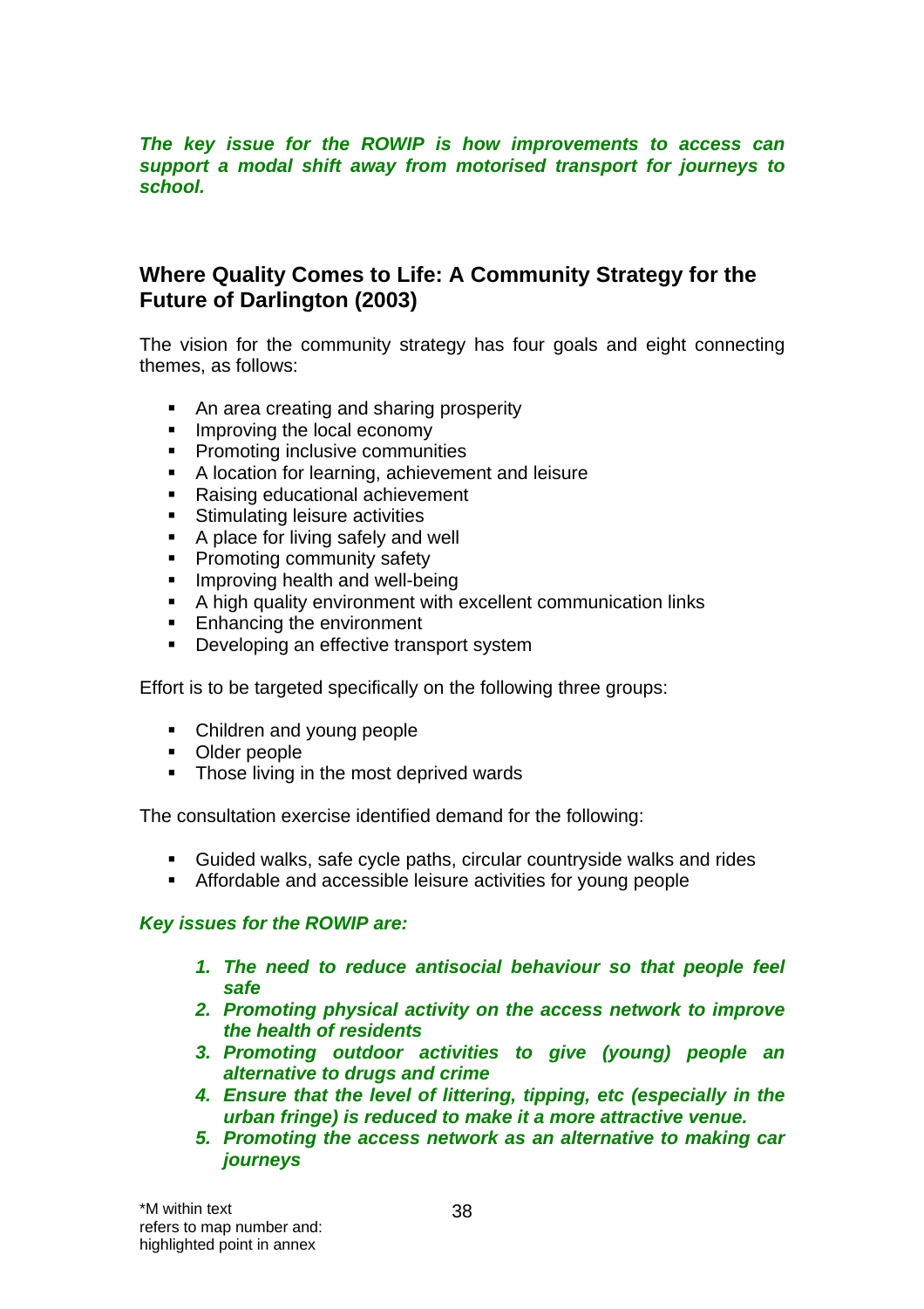***The key issue for the ROWIP is how improvements to access can support a modal shift away from motorised transport for journeys to school.***

## Where Quality Comes to Life: A Community Strategy for the Future of Darlington (2003)

The vision for the community strategy has four goals and eight connecting themes, as follows:

- An area creating and sharing prosperity
- Improving the local economy
- Promoting inclusive communities
- A location for learning, achievement and leisure
- Raising educational achievement
- Stimulating leisure activities
- A place for living safely and well
- Promoting community safety
- Improving health and well-being
- A high quality environment with excellent communication links
- Enhancing the environment
- Developing an effective transport system

Effort is to be targeted specifically on the following three groups:

- Children and young people
- Older people
- Those living in the most deprived wards

The consultation exercise identified demand for the following:

- Guided walks, safe cycle paths, circular countryside walks and rides
- Affordable and accessible leisure activities for young people

***Key issues for the ROWIP are:***

1. ***The need to reduce antisocial behaviour so that people feel safe***
2. ***Promoting physical activity on the access network to improve the health of residents***
3. ***Promoting outdoor activities to give (young) people an alternative to drugs and crime***
4. ***Ensure that the level of littering, tipping, etc (especially in the urban fringe) is reduced to make it a more attractive venue.***
5. ***Promoting the access network as an alternative to making car journeys***

*M within text refers to map number and: highlighted point in annex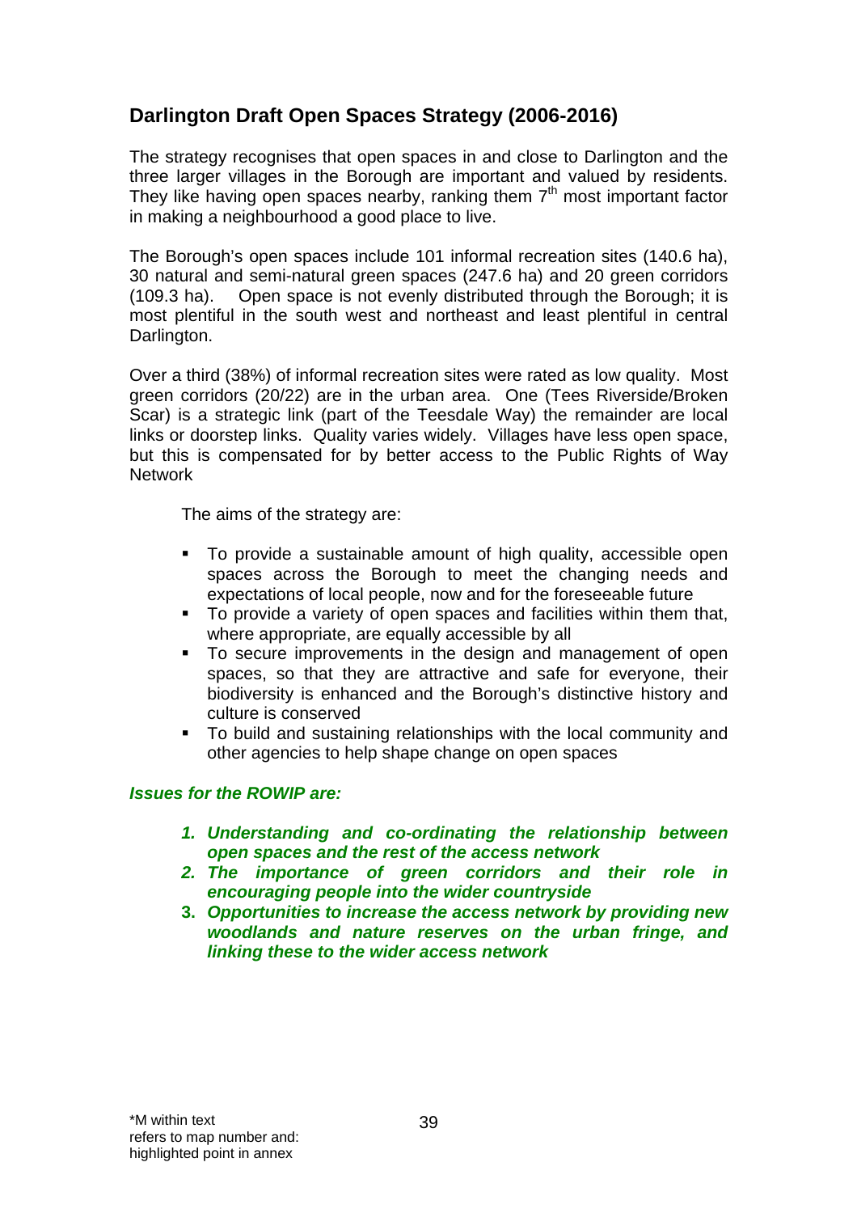## Darlington Draft Open Spaces Strategy (2006-2016)

The strategy recognises that open spaces in and close to Darlington and the three larger villages in the Borough are important and valued by residents. They like having open spaces nearby, ranking them 7th most important factor in making a neighbourhood a good place to live.

The Borough's open spaces include 101 informal recreation sites (140.6 ha), 30 natural and semi-natural green spaces (247.6 ha) and 20 green corridors (109.3 ha). Open space is not evenly distributed through the Borough; it is most plentiful in the south west and northeast and least plentiful in central Darlington.

Over a third (38%) of informal recreation sites were rated as low quality. Most green corridors (20/22) are in the urban area. One (Tees Riverside/Broken Scar) is a strategic link (part of the Teesdale Way) the remainder are local links or doorstep links. Quality varies widely. Villages have less open space, but this is compensated for by better access to the Public Rights of Way Network

The aims of the strategy are:

- To provide a sustainable amount of high quality, accessible open spaces across the Borough to meet the changing needs and expectations of local people, now and for the foreseeable future
- To provide a variety of open spaces and facilities within them that, where appropriate, are equally accessible by all
- To secure improvements in the design and management of open spaces, so that they are attractive and safe for everyone, their biodiversity is enhanced and the Borough's distinctive history and culture is conserved
- To build and sustaining relationships with the local community and other agencies to help shape change on open spaces

***Issues for the ROWIP are:***

1. ***Understanding and co-ordinating the relationship between open spaces and the rest of the access network***
2. ***The importance of green corridors and their role in encouraging people into the wider countryside***
3. ***Opportunities to increase the access network by providing new woodlands and nature reserves on the urban fringe, and linking these to the wider access network***

*M within text refers to map number and: highlighted point in annex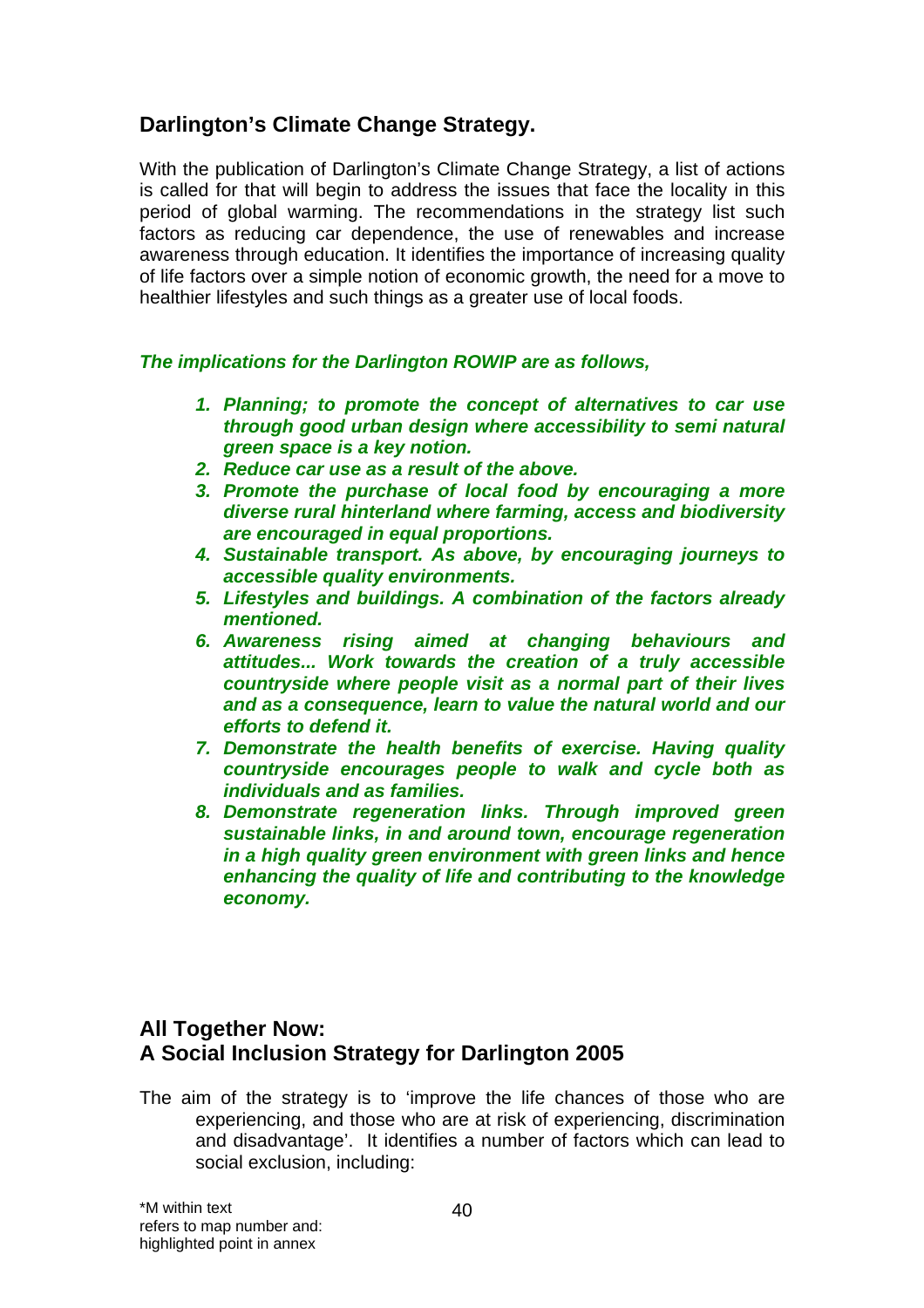## Darlington's Climate Change Strategy.

With the publication of Darlington's Climate Change Strategy, a list of actions is called for that will begin to address the issues that face the locality in this period of global warming. The recommendations in the strategy list such factors as reducing car dependence, the use of renewables and increase awareness through education. It identifies the importance of increasing quality of life factors over a simple notion of economic growth, the need for a move to healthier lifestyles and such things as a greater use of local foods.

***The implications for the Darlington ROWIP are as follows,***

1. ***Planning; to promote the concept of alternatives to car use through good urban design where accessibility to semi natural green space is a key notion.***
2. ***Reduce car use as a result of the above.***
3. ***Promote the purchase of local food by encouraging a more diverse rural hinterland where farming, access and biodiversity are encouraged in equal proportions.***
4. ***Sustainable transport. As above, by encouraging journeys to accessible quality environments.***
5. ***Lifestyles and buildings. A combination of the factors already mentioned.***
6. ***Awareness rising aimed at changing behaviours and attitudes... Work towards the creation of a truly accessible countryside where people visit as a normal part of their lives and as a consequence, learn to value the natural world and our efforts to defend it.***
7. ***Demonstrate the health benefits of exercise. Having quality countryside encourages people to walk and cycle both as individuals and as families.***
8. ***Demonstrate regeneration links. Through improved green sustainable links, in and around town, encourage regeneration in a high quality green environment with green links and hence enhancing the quality of life and contributing to the knowledge economy.***

## All Together Now: A Social Inclusion Strategy for Darlington 2005

The aim of the strategy is to 'improve the life chances of those who are experiencing, and those who are at risk of experiencing, discrimination and disadvantage'. It identifies a number of factors which can lead to social exclusion, including:

*M within text refers to map number and: highlighted point in annex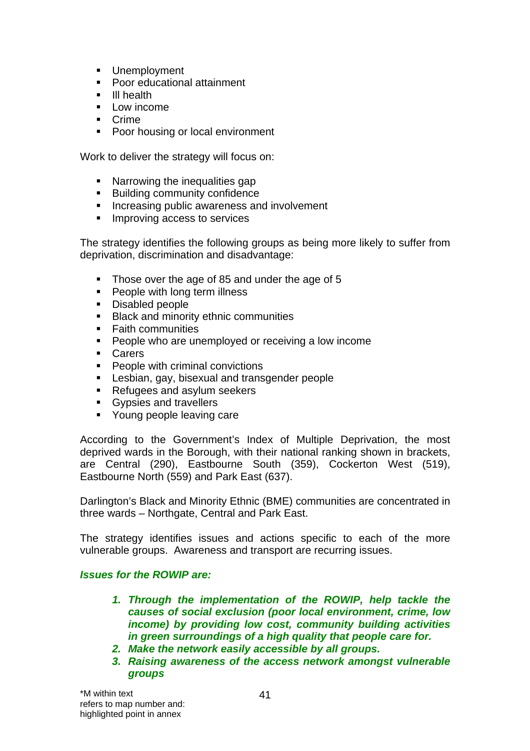- Unemployment
- Poor educational attainment
- Ill health
- Low income
- Crime
- Poor housing or local environment

Work to deliver the strategy will focus on:

- Narrowing the inequalities gap
- Building community confidence
- Increasing public awareness and involvement
- Improving access to services

The strategy identifies the following groups as being more likely to suffer from deprivation, discrimination and disadvantage:

- Those over the age of 85 and under the age of 5
- People with long term illness
- Disabled people
- Black and minority ethnic communities
- Faith communities
- People who are unemployed or receiving a low income
- Carers
- People with criminal convictions
- Lesbian, gay, bisexual and transgender people
- Refugees and asylum seekers
- Gypsies and travellers
- Young people leaving care

According to the Government's Index of Multiple Deprivation, the most deprived wards in the Borough, with their national ranking shown in brackets, are Central (290), Eastbourne South (359), Cockerton West (519), Eastbourne North (559) and Park East (637).

Darlington's Black and Minority Ethnic (BME) communities are concentrated in three wards – Northgate, Central and Park East.

The strategy identifies issues and actions specific to each of the more vulnerable groups. Awareness and transport are recurring issues.

***Issues for the ROWIP are:***

1. ***Through the implementation of the ROWIP, help tackle the causes of social exclusion (poor local environment, crime, low income) by providing low cost, community building activities in green surroundings of a high quality that people care for.***
2. ***Make the network easily accessible by all groups.***
3. ***Raising awareness of the access network amongst vulnerable groups***

*M within text refers to map number and: highlighted point in annex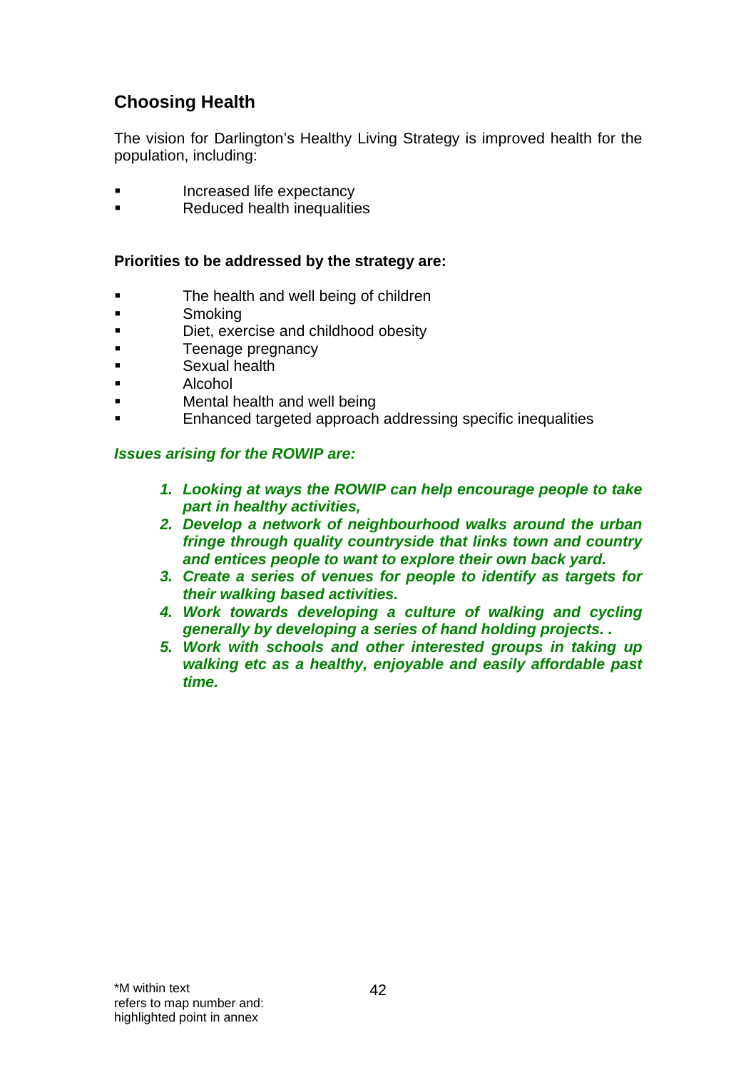## Choosing Health

The vision for Darlington's Healthy Living Strategy is improved health for the population, including:

- Increased life expectancy
- Reduced health inequalities

**Priorities to be addressed by the strategy are:**

- The health and well being of children
- Smoking
- Diet, exercise and childhood obesity
- Teenage pregnancy
- Sexual health
- Alcohol
- Mental health and well being
- Enhanced targeted approach addressing specific inequalities

***Issues arising for the ROWIP are:***

1. ***Looking at ways the ROWIP can help encourage people to take part in healthy activities,***
2. ***Develop a network of neighbourhood walks around the urban fringe through quality countryside that links town and country and entices people to want to explore their own back yard.***
3. ***Create a series of venues for people to identify as targets for their walking based activities.***
4. ***Work towards developing a culture of walking and cycling generally by developing a series of hand holding projects. .***
5. ***Work with schools and other interested groups in taking up walking etc as a healthy, enjoyable and easily affordable past time.***

*M within text refers to map number and: highlighted point in annex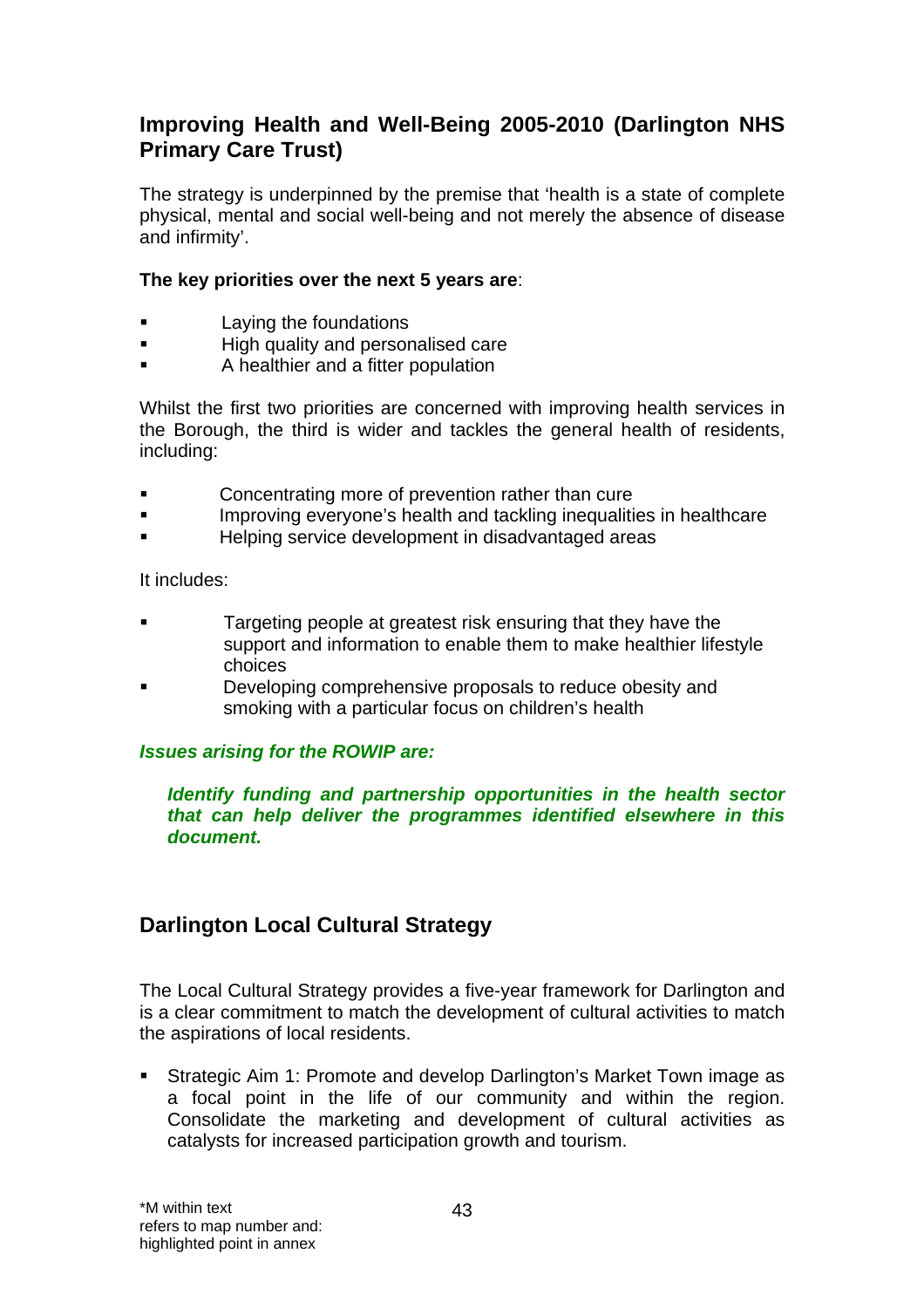## Improving Health and Well-Being 2005-2010 (Darlington NHS Primary Care Trust)

The strategy is underpinned by the premise that 'health is a state of complete physical, mental and social well-being and not merely the absence of disease and infirmity'.

**The key priorities over the next 5 years are**:

- Laying the foundations
- High quality and personalised care
- A healthier and a fitter population

Whilst the first two priorities are concerned with improving health services in the Borough, the third is wider and tackles the general health of residents, including:

- Concentrating more of prevention rather than cure
- Improving everyone's health and tackling inequalities in healthcare
- Helping service development in disadvantaged areas

It includes:

- Targeting people at greatest risk ensuring that they have the support and information to enable them to make healthier lifestyle choices
- Developing comprehensive proposals to reduce obesity and smoking with a particular focus on children's health

***Issues arising for the ROWIP are:***

> ***Identify funding and partnership opportunities in the health sector that can help deliver the programmes identified elsewhere in this document.***

## Darlington Local Cultural Strategy

The Local Cultural Strategy provides a five-year framework for Darlington and is a clear commitment to match the development of cultural activities to match the aspirations of local residents.

- Strategic Aim 1: Promote and develop Darlington's Market Town image as a focal point in the life of our community and within the region. Consolidate the marketing and development of cultural activities as catalysts for increased participation growth and tourism.

*M within text refers to map number and: highlighted point in annex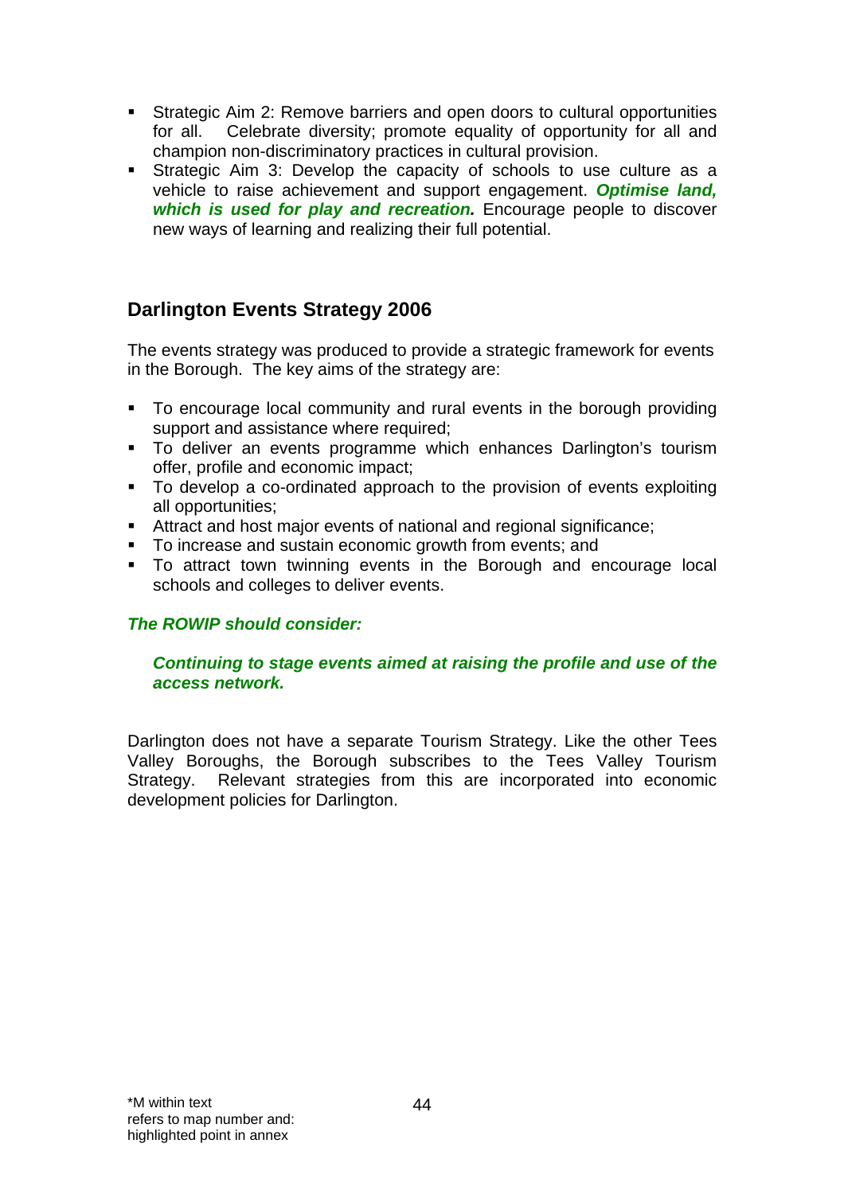- Strategic Aim 2: Remove barriers and open doors to cultural opportunities for all. Celebrate diversity; promote equality of opportunity for all and champion non-discriminatory practices in cultural provision.
- Strategic Aim 3: Develop the capacity of schools to use culture as a vehicle to raise achievement and support engagement. ***Optimise land, which is used for play and recreation.*** Encourage people to discover new ways of learning and realizing their full potential.

## Darlington Events Strategy 2006

The events strategy was produced to provide a strategic framework for events in the Borough. The key aims of the strategy are:

- To encourage local community and rural events in the borough providing support and assistance where required;
- To deliver an events programme which enhances Darlington's tourism offer, profile and economic impact;
- To develop a co-ordinated approach to the provision of events exploiting all opportunities;
- Attract and host major events of national and regional significance;
- To increase and sustain economic growth from events; and
- To attract town twinning events in the Borough and encourage local schools and colleges to deliver events.

***The ROWIP should consider:***

> ***Continuing to stage events aimed at raising the profile and use of the access network.***

Darlington does not have a separate Tourism Strategy. Like the other Tees Valley Boroughs, the Borough subscribes to the Tees Valley Tourism Strategy. Relevant strategies from this are incorporated into economic development policies for Darlington.

*M within text refers to map number and: highlighted point in annex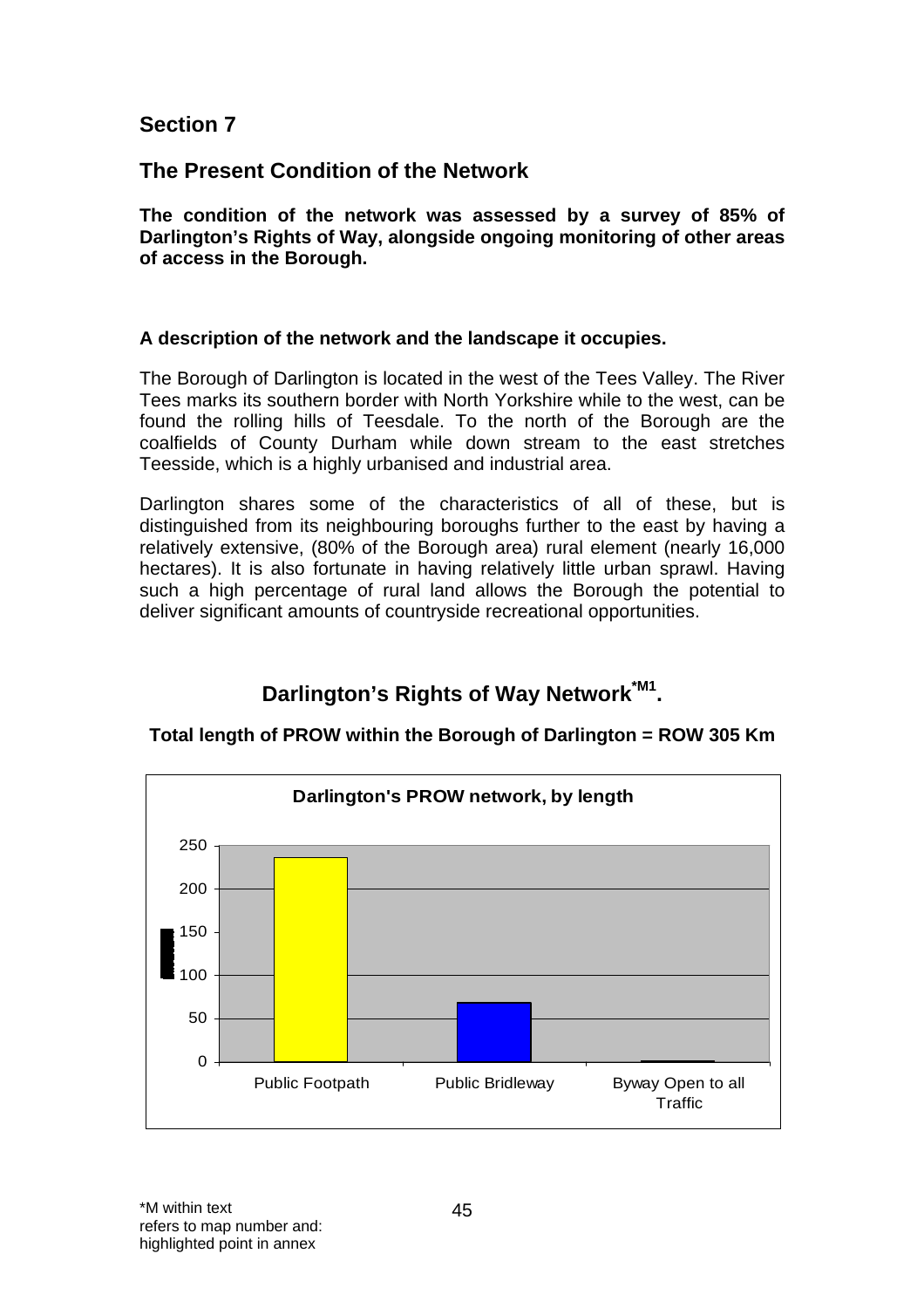# Section 7

## The Present Condition of the Network

**The condition of the network was assessed by a survey of 85% of Darlington's Rights of Way, alongside ongoing monitoring of other areas of access in the Borough.**

### A description of the network and the landscape it occupies.

The Borough of Darlington is located in the west of the Tees Valley. The River Tees marks its southern border with North Yorkshire while to the west, can be found the rolling hills of Teesdale. To the north of the Borough are the coalfields of County Durham while down stream to the east stretches Teesside, which is a highly urbanised and industrial area.

Darlington shares some of the characteristics of all of these, but is distinguished from its neighbouring boroughs further to the east by having a relatively extensive, (80% of the Borough area) rural element (nearly 16,000 hectares). It is also fortunate in having relatively little urban sprawl. Having such a high percentage of rural land allows the Borough the potential to deliver significant amounts of countryside recreational opportunities.

## Darlington's Rights of Way Network[*M1].

**Total length of PROW within the Borough of Darlington = ROW 305 Km**

**Darlington's PROW network, by length**

250

200

150

100

50

0

Public Footpath | Public Bridleway | Byway Open to all Traffic

*M within text refers to map number and: highlighted point in annex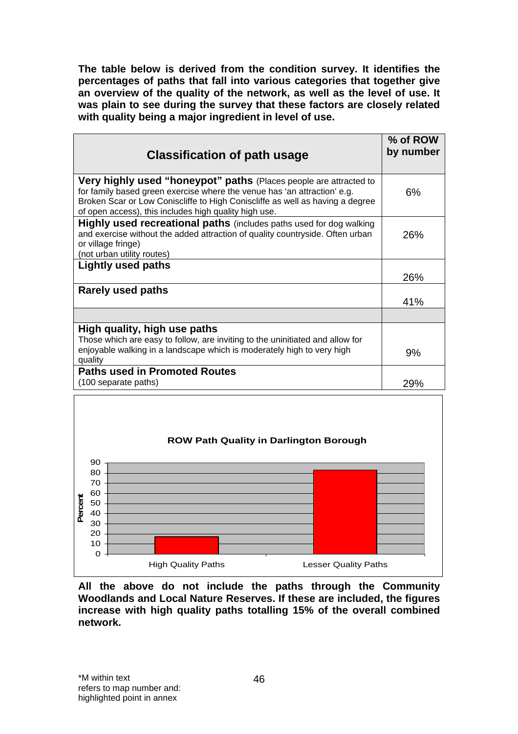**The table below is derived from the condition survey. It identifies the percentages of paths that fall into various categories that together give an overview of the quality of the network, as well as the level of use. It was plain to see during the survey that these factors are closely related with quality being a major ingredient in level of use.**

| Classification of path usage | % of ROW by number |
|---|---|
| **Very highly used "honeypot" paths** (Places people are attracted to for family based green exercise where the venue has 'an attraction' e.g. Broken Scar or Low Coniscliffe to High Coniscliffe as well as having a degree of open access), this includes high quality high use. | 6% |
| **Highly used recreational paths** (includes paths used for dog walking and exercise without the added attraction of quality countryside. Often urban or village fringe) (not urban utility routes) | 26% |
| **Lightly used paths** | 26% |
| **Rarely used paths** | 41% |
| | |
| **High quality, high use paths** Those which are easy to follow, are inviting to the uninitiated and allow for enjoyable walking in a landscape which is moderately high to very high quality | 9% |
| **Paths used in Promoted Routes** (100 separate paths) | 29% |

**ROW Path Quality in Darlington Borough**

| | Percent |
|---|---|
| High Quality Paths | ~17 |
| Lesser Quality Paths | ~83 |

**All the above do not include the paths through the Community Woodlands and Local Nature Reserves. If these are included, the figures increase with high quality paths totalling 15% of the overall combined network.**

*M within text refers to map number and: highlighted point in annex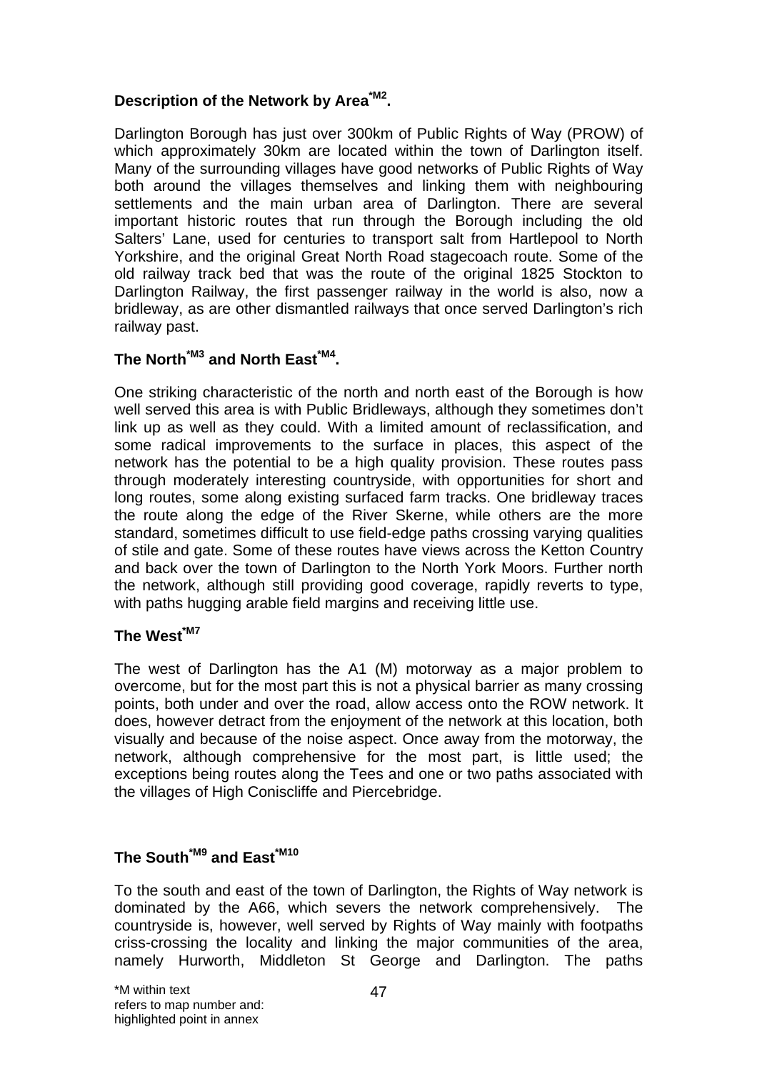## Description of the Network by Area*M2.

Darlington Borough has just over 300km of Public Rights of Way (PROW) of which approximately 30km are located within the town of Darlington itself. Many of the surrounding villages have good networks of Public Rights of Way both around the villages themselves and linking them with neighbouring settlements and the main urban area of Darlington. There are several important historic routes that run through the Borough including the old Salters' Lane, used for centuries to transport salt from Hartlepool to North Yorkshire, and the original Great North Road stagecoach route. Some of the old railway track bed that was the route of the original 1825 Stockton to Darlington Railway, the first passenger railway in the world is also, now a bridleway, as are other dismantled railways that once served Darlington's rich railway past.

## The North*M3 and North East*M4.

One striking characteristic of the north and north east of the Borough is how well served this area is with Public Bridleways, although they sometimes don't link up as well as they could. With a limited amount of reclassification, and some radical improvements to the surface in places, this aspect of the network has the potential to be a high quality provision. These routes pass through moderately interesting countryside, with opportunities for short and long routes, some along existing surfaced farm tracks. One bridleway traces the route along the edge of the River Skerne, while others are the more standard, sometimes difficult to use field-edge paths crossing varying qualities of stile and gate. Some of these routes have views across the Ketton Country and back over the town of Darlington to the North York Moors. Further north the network, although still providing good coverage, rapidly reverts to type, with paths hugging arable field margins and receiving little use.

## The West*M7

The west of Darlington has the A1 (M) motorway as a major problem to overcome, but for the most part this is not a physical barrier as many crossing points, both under and over the road, allow access onto the ROW network. It does, however detract from the enjoyment of the network at this location, both visually and because of the noise aspect. Once away from the motorway, the network, although comprehensive for the most part, is little used; the exceptions being routes along the Tees and one or two paths associated with the villages of High Coniscliffe and Piercebridge.

## The South*M9 and East*M10

To the south and east of the town of Darlington, the Rights of Way network is dominated by the A66, which severs the network comprehensively. The countryside is, however, well served by Rights of Way mainly with footpaths criss-crossing the locality and linking the major communities of the area, namely Hurworth, Middleton St George and Darlington. The paths

*M within text refers to map number and: highlighted point in annex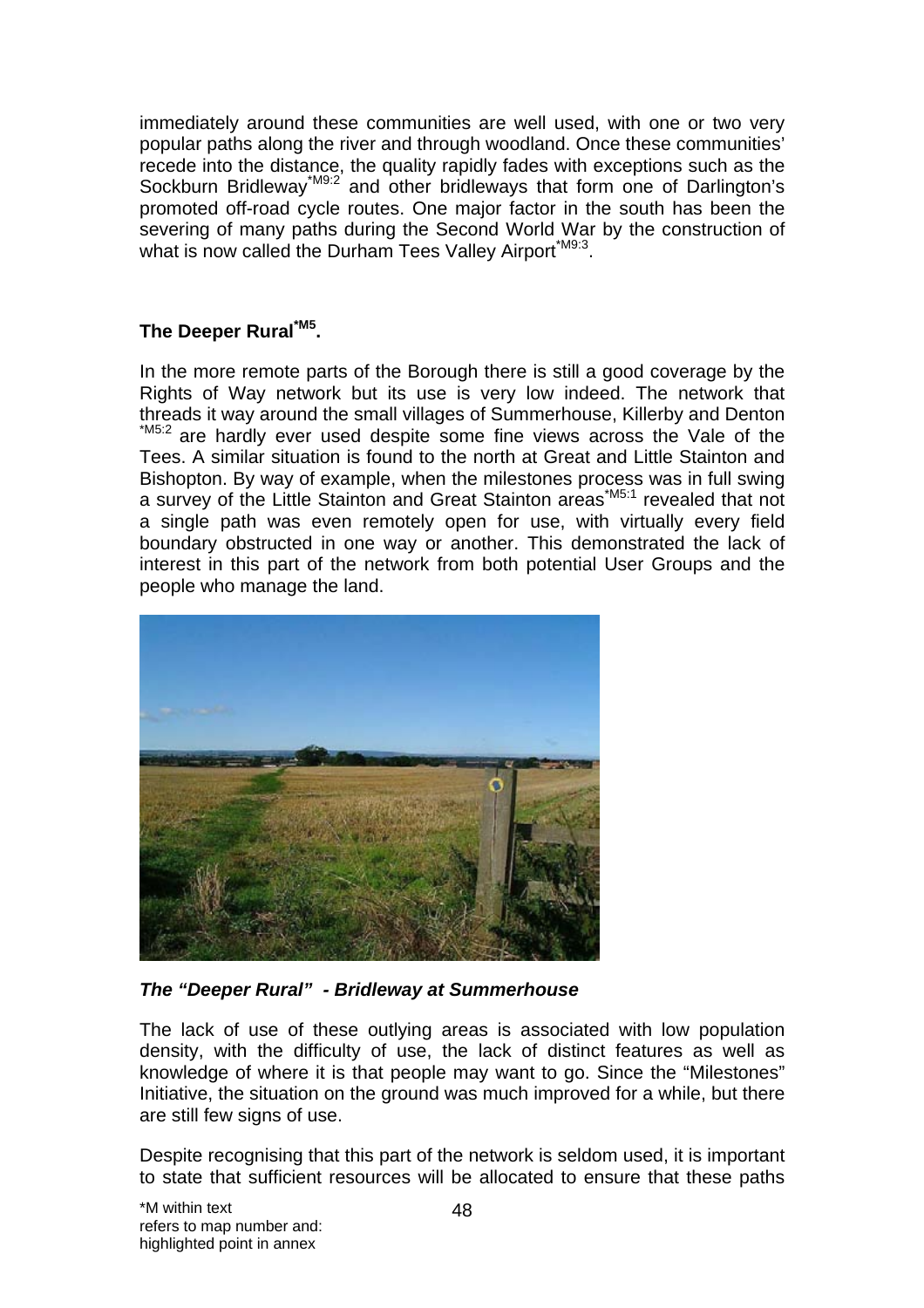immediately around these communities are well used, with one or two very popular paths along the river and through woodland. Once these communities' recede into the distance, the quality rapidly fades with exceptions such as the Sockburn Bridleway*M9:2 and other bridleways that form one of Darlington's promoted off-road cycle routes. One major factor in the south has been the severing of many paths during the Second World War by the construction of what is now called the Durham Tees Valley Airport*M9:3.

## The Deeper Rural*M5.

In the more remote parts of the Borough there is still a good coverage by the Rights of Way network but its use is very low indeed. The network that threads it way around the small villages of Summerhouse, Killerby and Denton *M5:2 are hardly ever used despite some fine views across the Vale of the Tees. A similar situation is found to the north at Great and Little Stainton and Bishopton. By way of example, when the milestones process was in full swing a survey of the Little Stainton and Great Stainton areas*M5:1 revealed that not a single path was even remotely open for use, with virtually every field boundary obstructed in one way or another. This demonstrated the lack of interest in this part of the network from both potential User Groups and the people who manage the land.

***The "Deeper Rural" - Bridleway at Summerhouse***

The lack of use of these outlying areas is associated with low population density, with the difficulty of use, the lack of distinct features as well as knowledge of where it is that people may want to go. Since the "Milestones" Initiative, the situation on the ground was much improved for a while, but there are still few signs of use.

Despite recognising that this part of the network is seldom used, it is important to state that sufficient resources will be allocated to ensure that these paths

*M within text
refers to map number and:
highlighted point in annex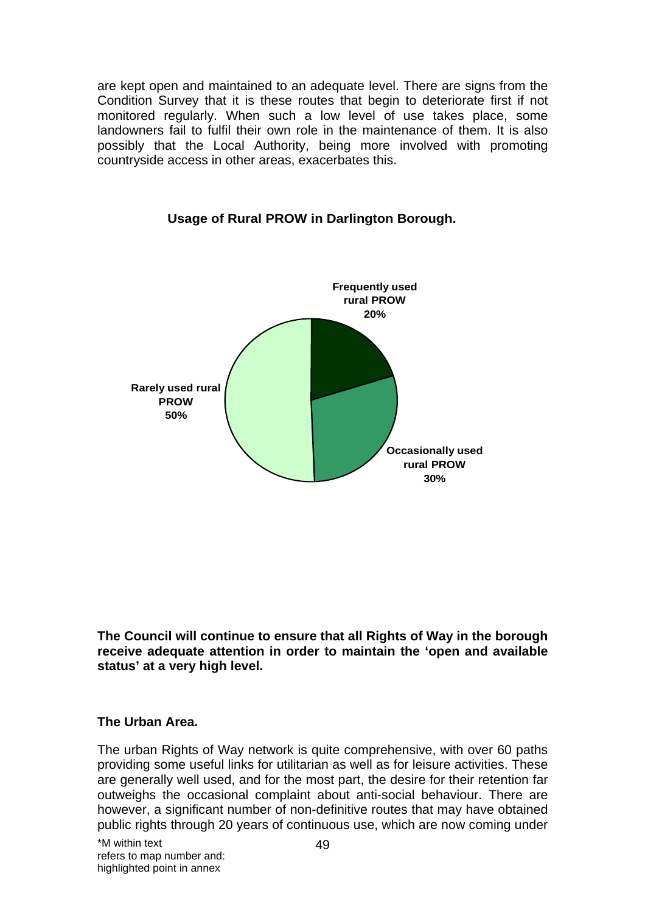are kept open and maintained to an adequate level. There are signs from the Condition Survey that it is these routes that begin to deteriorate first if not monitored regularly. When such a low level of use takes place, some landowners fail to fulfil their own role in the maintenance of them. It is also possibly that the Local Authority, being more involved with promoting countryside access in other areas, exacerbates this.

**Usage of Rural PROW in Darlington Borough.**

| Category | Share |
|---|---|
| Frequently used rural PROW | 20% |
| Occasionally used rural PROW | 30% |
| Rarely used rural PROW | 50% |

**The Council will continue to ensure that all Rights of Way in the borough receive adequate attention in order to maintain the 'open and available status' at a very high level.**

**The Urban Area.**

The urban Rights of Way network is quite comprehensive, with over 60 paths providing some useful links for utilitarian as well as for leisure activities. These are generally well used, and for the most part, the desire for their retention far outweighs the occasional complaint about anti-social behaviour. There are however, a significant number of non-definitive routes that may have obtained public rights through 20 years of continuous use, which are now coming under

*M within text refers to map number and: highlighted point in annex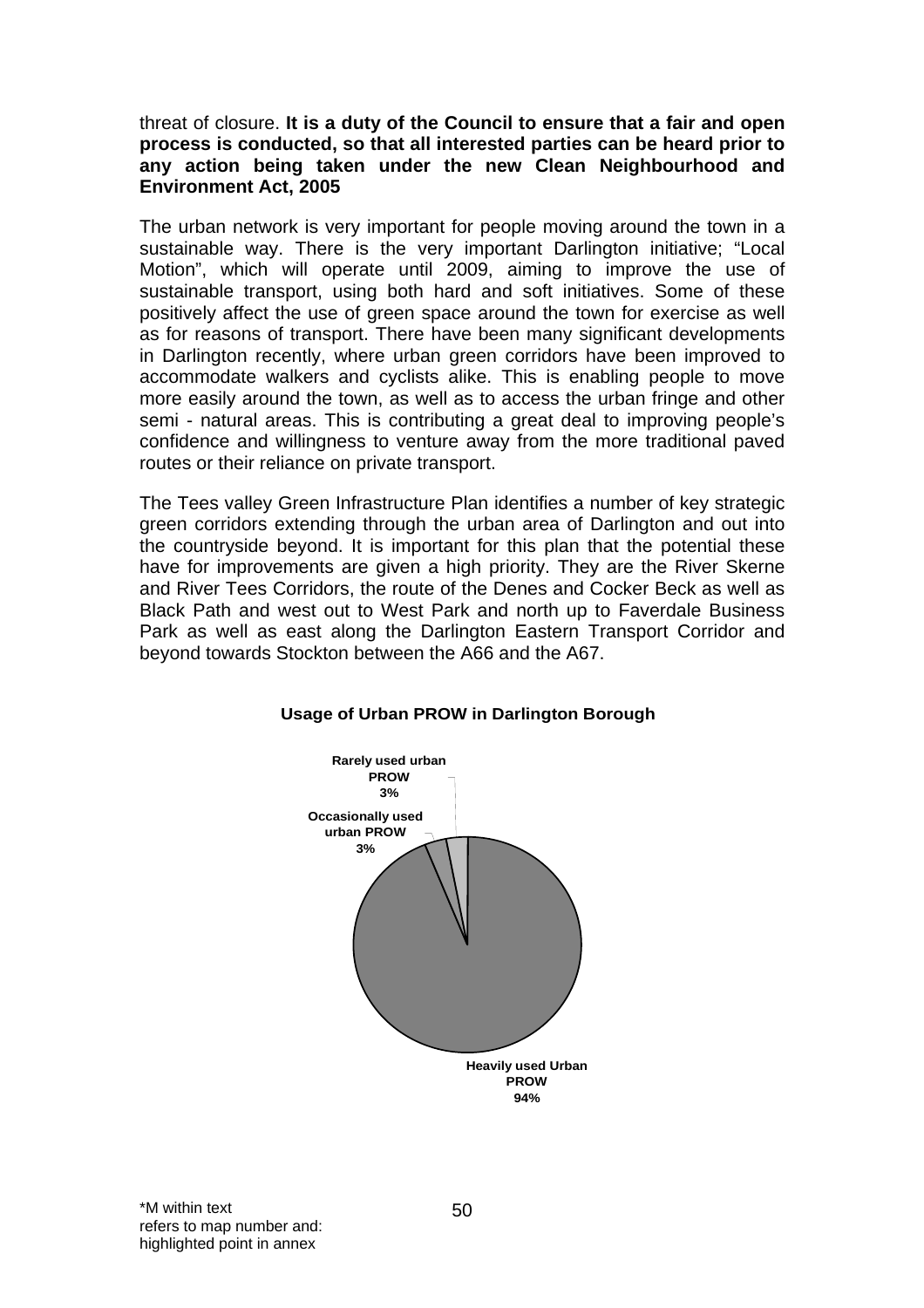threat of closure. **It is a duty of the Council to ensure that a fair and open process is conducted, so that all interested parties can be heard prior to any action being taken under the new Clean Neighbourhood and Environment Act, 2005**

The urban network is very important for people moving around the town in a sustainable way. There is the very important Darlington initiative; "Local Motion", which will operate until 2009, aiming to improve the use of sustainable transport, using both hard and soft initiatives. Some of these positively affect the use of green space around the town for exercise as well as for reasons of transport. There have been many significant developments in Darlington recently, where urban green corridors have been improved to accommodate walkers and cyclists alike. This is enabling people to move more easily around the town, as well as to access the urban fringe and other semi - natural areas. This is contributing a great deal to improving people's confidence and willingness to venture away from the more traditional paved routes or their reliance on private transport.

The Tees valley Green Infrastructure Plan identifies a number of key strategic green corridors extending through the urban area of Darlington and out into the countryside beyond. It is important for this plan that the potential these have for improvements are given a high priority. They are the River Skerne and River Tees Corridors, the route of the Denes and Cocker Beck as well as Black Path and west out to West Park and north up to Faverdale Business Park as well as east along the Darlington Eastern Transport Corridor and beyond towards Stockton between the A66 and the A67.

**Usage of Urban PROW in Darlington Borough**

| Category | Share |
|---|---|
| Heavily used Urban PROW | 94% |
| Occasionally used urban PROW | 3% |
| Rarely used urban PROW | 3% |

*M within text refers to map number and: highlighted point in annex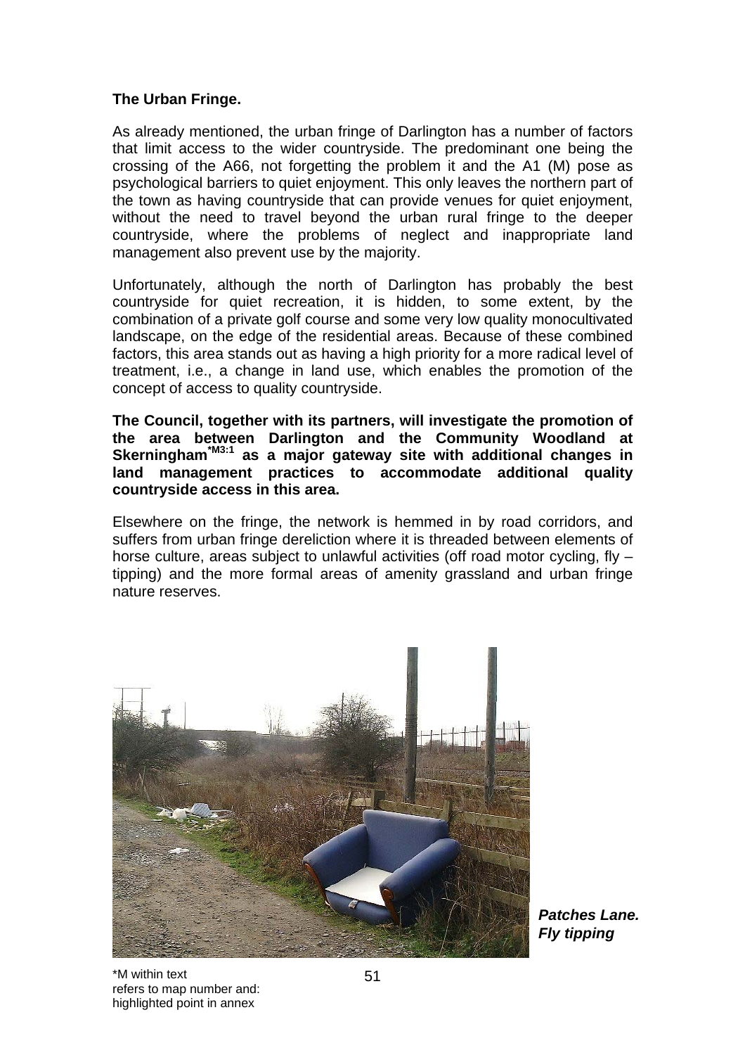**The Urban Fringe.**

As already mentioned, the urban fringe of Darlington has a number of factors that limit access to the wider countryside. The predominant one being the crossing of the A66, not forgetting the problem it and the A1 (M) pose as psychological barriers to quiet enjoyment. This only leaves the northern part of the town as having countryside that can provide venues for quiet enjoyment, without the need to travel beyond the urban rural fringe to the deeper countryside, where the problems of neglect and inappropriate land management also prevent use by the majority.

Unfortunately, although the north of Darlington has probably the best countryside for quiet recreation, it is hidden, to some extent, by the combination of a private golf course and some very low quality monocultivated landscape, on the edge of the residential areas. Because of these combined factors, this area stands out as having a high priority for a more radical level of treatment, i.e., a change in land use, which enables the promotion of the concept of access to quality countryside.

**The Council, together with its partners, will investigate the promotion of the area between Darlington and the Community Woodland at Skerningham[*M3:1] as a major gateway site with additional changes in land management practices to accommodate additional quality countryside access in this area.**

Elsewhere on the fringe, the network is hemmed in by road corridors, and suffers from urban fringe dereliction where it is threaded between elements of horse culture, areas subject to unlawful activities (off road motor cycling, fly – tipping) and the more formal areas of amenity grassland and urban fringe nature reserves.

***Patches Lane. Fly tipping***

*M within text refers to map number and: highlighted point in annex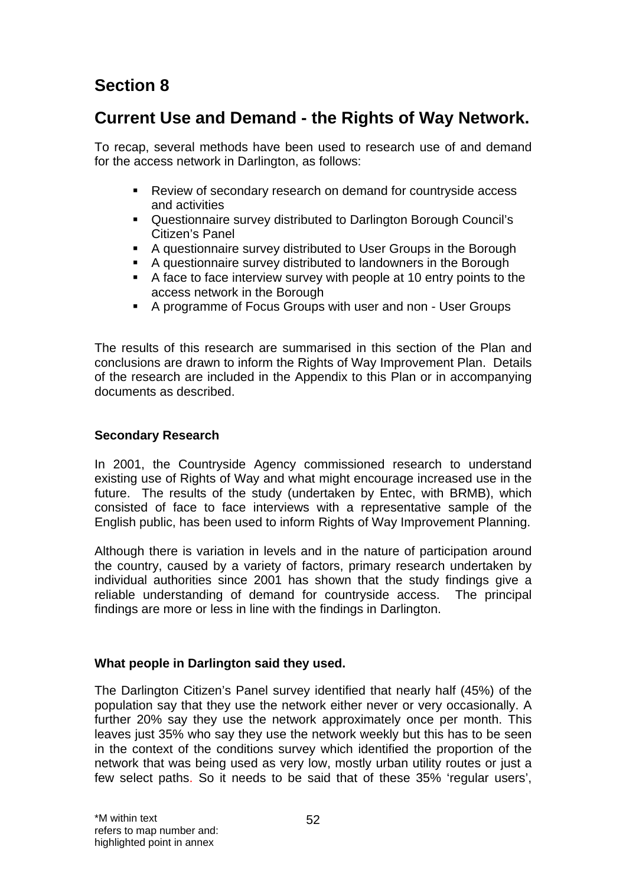# Section 8

## Current Use and Demand - the Rights of Way Network.

To recap, several methods have been used to research use of and demand for the access network in Darlington, as follows:

- Review of secondary research on demand for countryside access and activities
- Questionnaire survey distributed to Darlington Borough Council's Citizen's Panel
- A questionnaire survey distributed to User Groups in the Borough
- A questionnaire survey distributed to landowners in the Borough
- A face to face interview survey with people at 10 entry points to the access network in the Borough
- A programme of Focus Groups with user and non - User Groups

The results of this research are summarised in this section of the Plan and conclusions are drawn to inform the Rights of Way Improvement Plan. Details of the research are included in the Appendix to this Plan or in accompanying documents as described.

**Secondary Research**

In 2001, the Countryside Agency commissioned research to understand existing use of Rights of Way and what might encourage increased use in the future. The results of the study (undertaken by Entec, with BRMB), which consisted of face to face interviews with a representative sample of the English public, has been used to inform Rights of Way Improvement Planning.

Although there is variation in levels and in the nature of participation around the country, caused by a variety of factors, primary research undertaken by individual authorities since 2001 has shown that the study findings give a reliable understanding of demand for countryside access. The principal findings are more or less in line with the findings in Darlington.

**What people in Darlington said they used.**

The Darlington Citizen's Panel survey identified that nearly half (45%) of the population say that they use the network either never or very occasionally. A further 20% say they use the network approximately once per month. This leaves just 35% who say they use the network weekly but this has to be seen in the context of the conditions survey which identified the proportion of the network that was being used as very low, mostly urban utility routes or just a few select paths. So it needs to be said that of these 35% 'regular users',

*M within text
refers to map number and:
highlighted point in annex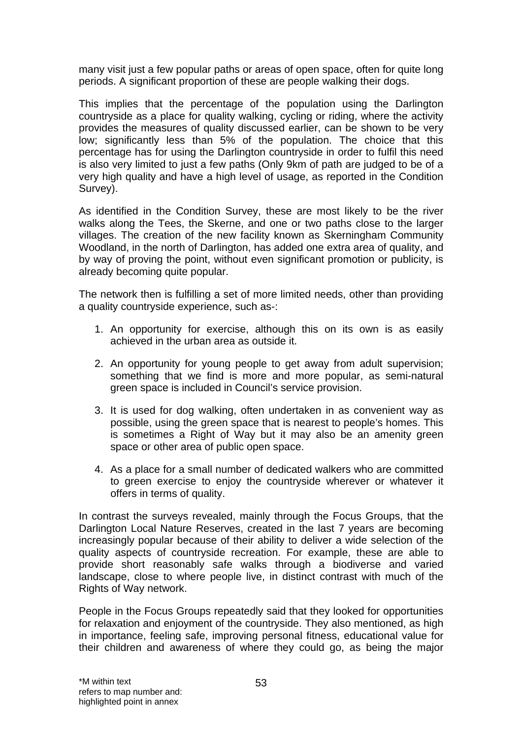many visit just a few popular paths or areas of open space, often for quite long periods. A significant proportion of these are people walking their dogs.

This implies that the percentage of the population using the Darlington countryside as a place for quality walking, cycling or riding, where the activity provides the measures of quality discussed earlier, can be shown to be very low; significantly less than 5% of the population. The choice that this percentage has for using the Darlington countryside in order to fulfil this need is also very limited to just a few paths (Only 9km of path are judged to be of a very high quality and have a high level of usage, as reported in the Condition Survey).

As identified in the Condition Survey, these are most likely to be the river walks along the Tees, the Skerne, and one or two paths close to the larger villages. The creation of the new facility known as Skerningham Community Woodland, in the north of Darlington, has added one extra area of quality, and by way of proving the point, without even significant promotion or publicity, is already becoming quite popular.

The network then is fulfilling a set of more limited needs, other than providing a quality countryside experience, such as-:

1. An opportunity for exercise, although this on its own is as easily achieved in the urban area as outside it.

2. An opportunity for young people to get away from adult supervision; something that we find is more and more popular, as semi-natural green space is included in Council's service provision.

3. It is used for dog walking, often undertaken in as convenient way as possible, using the green space that is nearest to people's homes. This is sometimes a Right of Way but it may also be an amenity green space or other area of public open space.

4. As a place for a small number of dedicated walkers who are committed to green exercise to enjoy the countryside wherever or whatever it offers in terms of quality.

In contrast the surveys revealed, mainly through the Focus Groups, that the Darlington Local Nature Reserves, created in the last 7 years are becoming increasingly popular because of their ability to deliver a wide selection of the quality aspects of countryside recreation. For example, these are able to provide short reasonably safe walks through a biodiverse and varied landscape, close to where people live, in distinct contrast with much of the Rights of Way network.

People in the Focus Groups repeatedly said that they looked for opportunities for relaxation and enjoyment of the countryside. They also mentioned, as high in importance, feeling safe, improving personal fitness, educational value for their children and awareness of where they could go, as being the major

*M within text refers to map number and: highlighted point in annex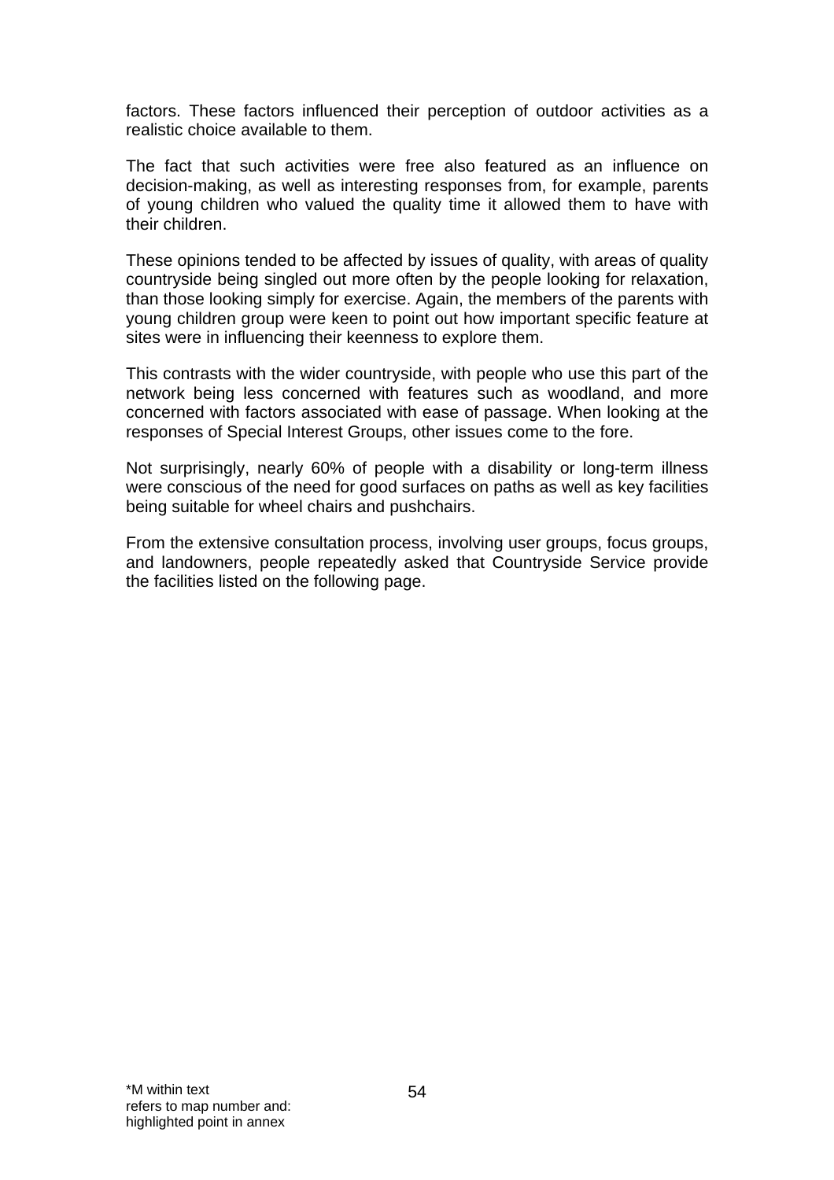factors. These factors influenced their perception of outdoor activities as a realistic choice available to them.

The fact that such activities were free also featured as an influence on decision-making, as well as interesting responses from, for example, parents of young children who valued the quality time it allowed them to have with their children.

These opinions tended to be affected by issues of quality, with areas of quality countryside being singled out more often by the people looking for relaxation, than those looking simply for exercise. Again, the members of the parents with young children group were keen to point out how important specific feature at sites were in influencing their keenness to explore them.

This contrasts with the wider countryside, with people who use this part of the network being less concerned with features such as woodland, and more concerned with factors associated with ease of passage. When looking at the responses of Special Interest Groups, other issues come to the fore.

Not surprisingly, nearly 60% of people with a disability or long-term illness were conscious of the need for good surfaces on paths as well as key facilities being suitable for wheel chairs and pushchairs.

From the extensive consultation process, involving user groups, focus groups, and landowners, people repeatedly asked that Countryside Service provide the facilities listed on the following page.

*M within text
refers to map number and:
highlighted point in annex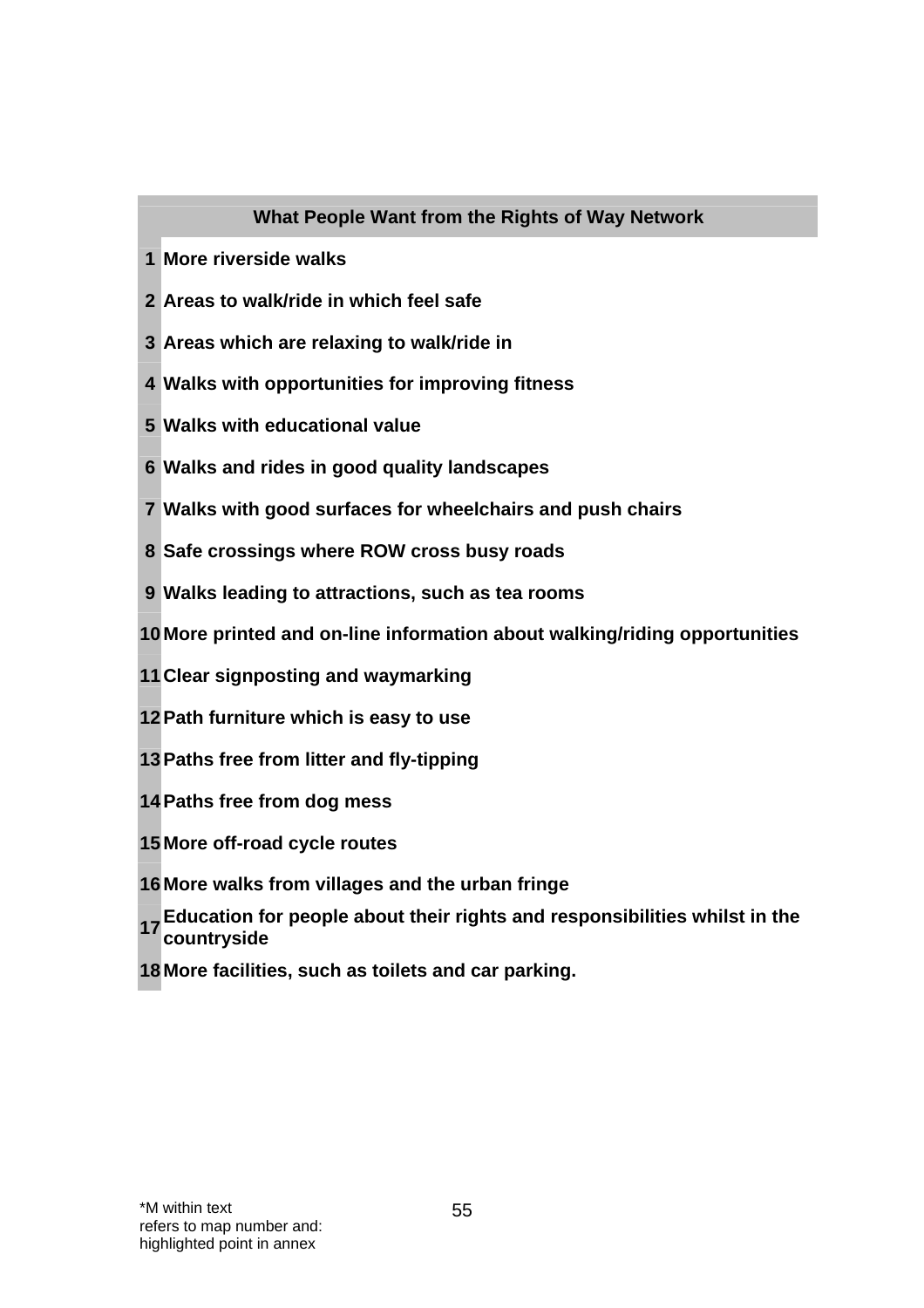| | What People Want from the Rights of Way Network |
|---|---|
| 1 | More riverside walks |
| 2 | Areas to walk/ride in which feel safe |
| 3 | Areas which are relaxing to walk/ride in |
| 4 | Walks with opportunities for improving fitness |
| 5 | Walks with educational value |
| 6 | Walks and rides in good quality landscapes |
| 7 | Walks with good surfaces for wheelchairs and push chairs |
| 8 | Safe crossings where ROW cross busy roads |
| 9 | Walks leading to attractions, such as tea rooms |
| 10 | More printed and on-line information about walking/riding opportunities |
| 11 | Clear signposting and waymarking |
| 12 | Path furniture which is easy to use |
| 13 | Paths free from litter and fly-tipping |
| 14 | Paths free from dog mess |
| 15 | More off-road cycle routes |
| 16 | More walks from villages and the urban fringe |
| 17 | Education for people about their rights and responsibilities whilst in the countryside |
| 18 | More facilities, such as toilets and car parking. |

*M within text refers to map number and: highlighted point in annex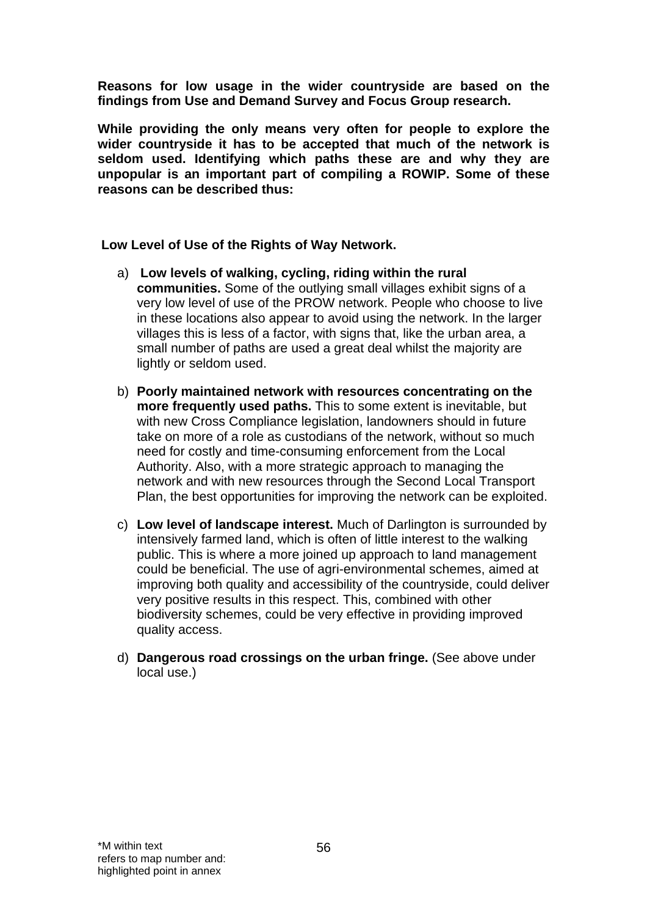**Reasons for low usage in the wider countryside are based on the findings from Use and Demand Survey and Focus Group research.**

**While providing the only means very often for people to explore the wider countryside it has to be accepted that much of the network is seldom used. Identifying which paths these are and why they are unpopular is an important part of compiling a ROWIP. Some of these reasons can be described thus:**

**Low Level of Use of the Rights of Way Network.**

a) **Low levels of walking, cycling, riding within the rural communities.** Some of the outlying small villages exhibit signs of a very low level of use of the PROW network. People who choose to live in these locations also appear to avoid using the network. In the larger villages this is less of a factor, with signs that, like the urban area, a small number of paths are used a great deal whilst the majority are lightly or seldom used.

b) **Poorly maintained network with resources concentrating on the more frequently used paths.** This to some extent is inevitable, but with new Cross Compliance legislation, landowners should in future take on more of a role as custodians of the network, without so much need for costly and time-consuming enforcement from the Local Authority. Also, with a more strategic approach to managing the network and with new resources through the Second Local Transport Plan, the best opportunities for improving the network can be exploited.

c) **Low level of landscape interest.** Much of Darlington is surrounded by intensively farmed land, which is often of little interest to the walking public. This is where a more joined up approach to land management could be beneficial. The use of agri-environmental schemes, aimed at improving both quality and accessibility of the countryside, could deliver very positive results in this respect. This, combined with other biodiversity schemes, could be very effective in providing improved quality access.

d) **Dangerous road crossings on the urban fringe.** (See above under local use.)

*M within text refers to map number and: highlighted point in annex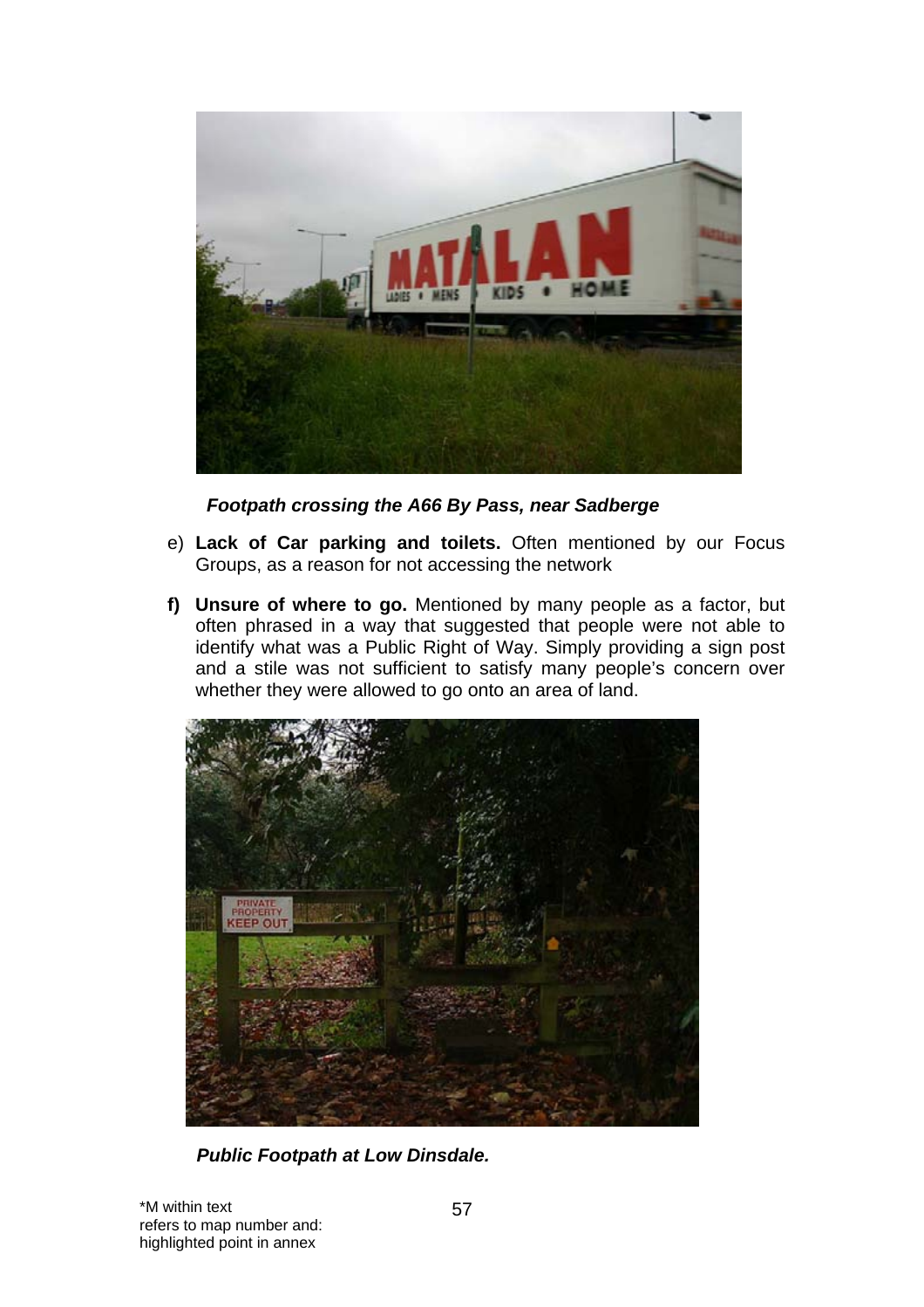*Footpath crossing the A66 By Pass, near Sadberge*

e) **Lack of Car parking and toilets.** Often mentioned by our Focus Groups, as a reason for not accessing the network

**f) Unsure of where to go.** Mentioned by many people as a factor, but often phrased in a way that suggested that people were not able to identify what was a Public Right of Way. Simply providing a sign post and a stile was not sufficient to satisfy many people's concern over whether they were allowed to go onto an area of land.

*Public Footpath at Low Dinsdale.*

*M within text refers to map number and: highlighted point in annex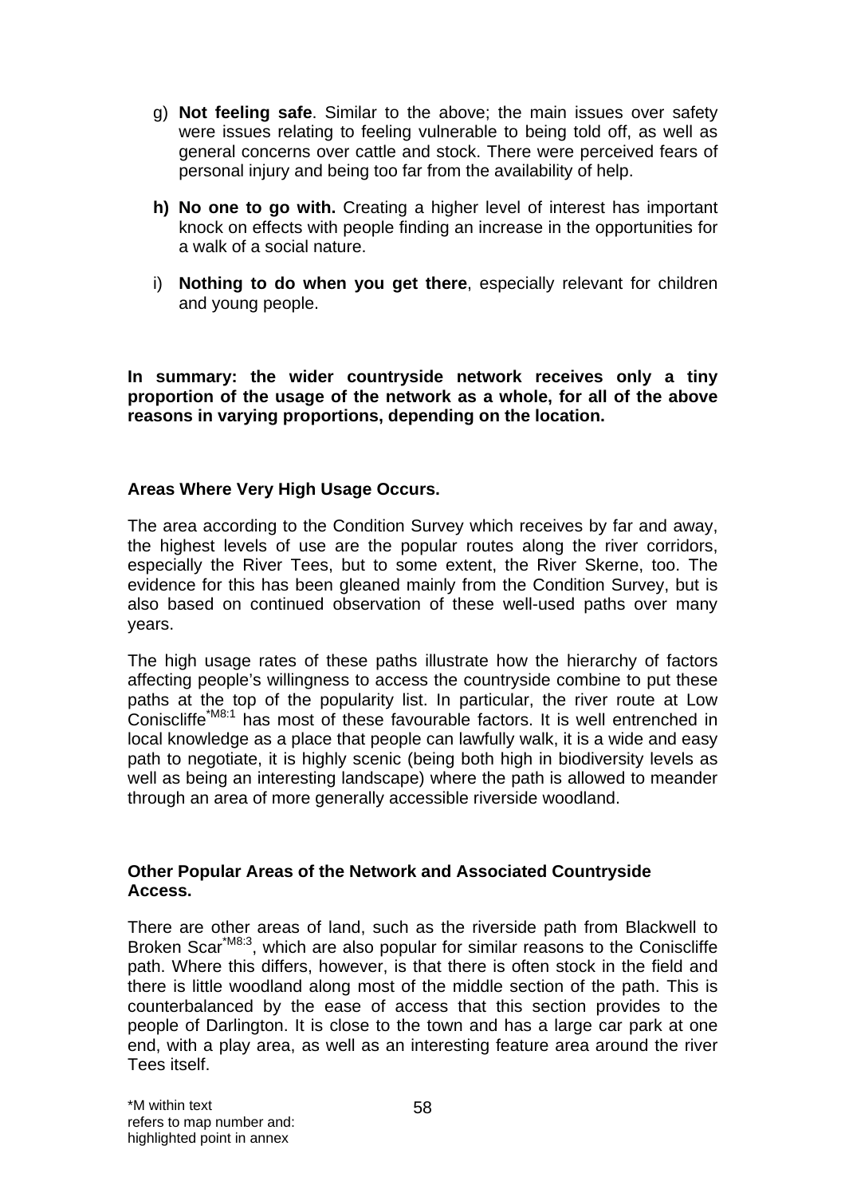g) **Not feeling safe**. Similar to the above; the main issues over safety were issues relating to feeling vulnerable to being told off, as well as general concerns over cattle and stock. There were perceived fears of personal injury and being too far from the availability of help.

**h) No one to go with.** Creating a higher level of interest has important knock on effects with people finding an increase in the opportunities for a walk of a social nature.

i) **Nothing to do when you get there**, especially relevant for children and young people.

**In summary: the wider countryside network receives only a tiny proportion of the usage of the network as a whole, for all of the above reasons in varying proportions, depending on the location.**

**Areas Where Very High Usage Occurs.**

The area according to the Condition Survey which receives by far and away, the highest levels of use are the popular routes along the river corridors, especially the River Tees, but to some extent, the River Skerne, too. The evidence for this has been gleaned mainly from the Condition Survey, but is also based on continued observation of these well-used paths over many years.

The high usage rates of these paths illustrate how the hierarchy of factors affecting people's willingness to access the countryside combine to put these paths at the top of the popularity list. In particular, the river route at Low Coniscliffe[*M8:1] has most of these favourable factors. It is well entrenched in local knowledge as a place that people can lawfully walk, it is a wide and easy path to negotiate, it is highly scenic (being both high in biodiversity levels as well as being an interesting landscape) where the path is allowed to meander through an area of more generally accessible riverside woodland.

**Other Popular Areas of the Network and Associated Countryside Access.**

There are other areas of land, such as the riverside path from Blackwell to Broken Scar[*M8:3], which are also popular for similar reasons to the Coniscliffe path. Where this differs, however, is that there is often stock in the field and there is little woodland along most of the middle section of the path. This is counterbalanced by the ease of access that this section provides to the people of Darlington. It is close to the town and has a large car park at one end, with a play area, as well as an interesting feature area around the river Tees itself.

*M within text refers to map number and: highlighted point in annex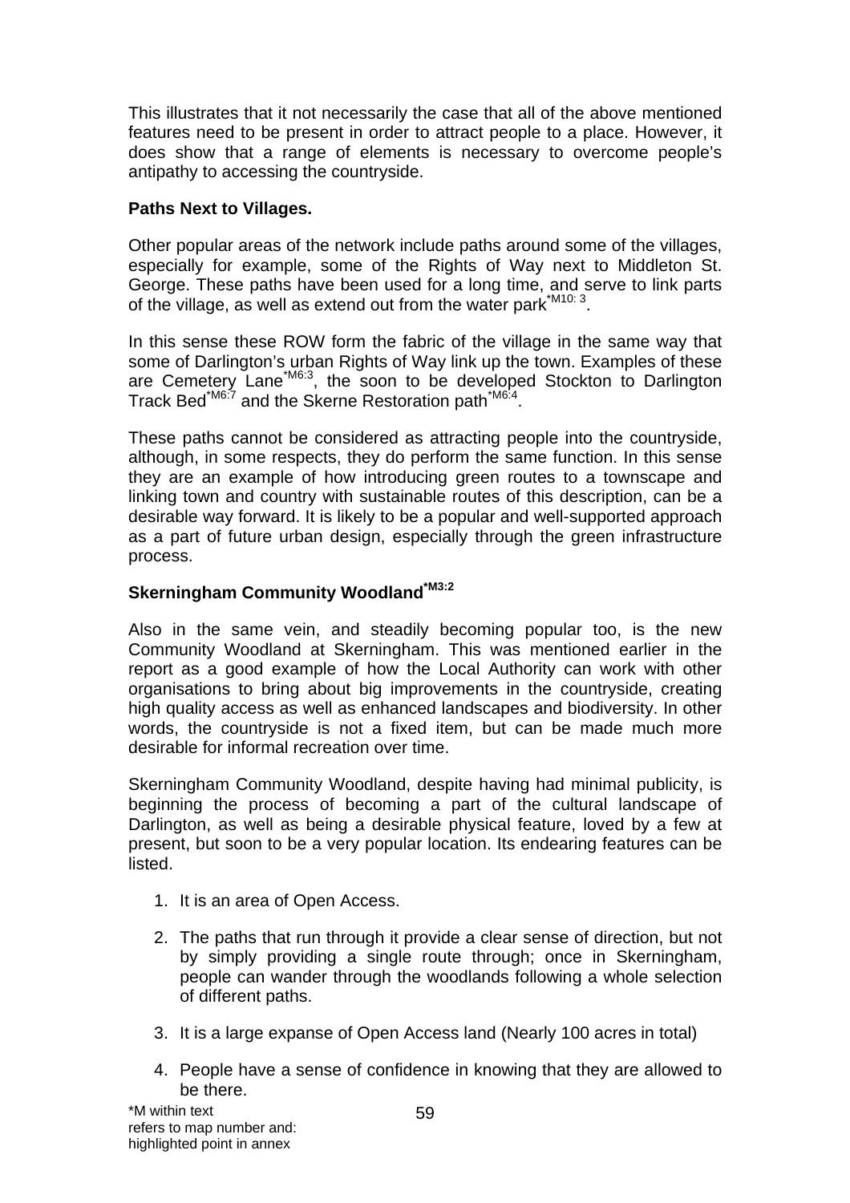This illustrates that it not necessarily the case that all of the above mentioned features need to be present in order to attract people to a place. However, it does show that a range of elements is necessary to overcome people's antipathy to accessing the countryside.

**Paths Next to Villages.**

Other popular areas of the network include paths around some of the villages, especially for example, some of the Rights of Way next to Middleton St. George. These paths have been used for a long time, and serve to link parts of the village, as well as extend out from the water park[*M10: 3].

In this sense these ROW form the fabric of the village in the same way that some of Darlington's urban Rights of Way link up the town. Examples of these are Cemetery Lane[*M6:3], the soon to be developed Stockton to Darlington Track Bed[*M6:7] and the Skerne Restoration path[*M6:4].

These paths cannot be considered as attracting people into the countryside, although, in some respects, they do perform the same function. In this sense they are an example of how introducing green routes to a townscape and linking town and country with sustainable routes of this description, can be a desirable way forward. It is likely to be a popular and well-supported approach as a part of future urban design, especially through the green infrastructure process.

**Skerningham Community Woodland[*M3:2]**

Also in the same vein, and steadily becoming popular too, is the new Community Woodland at Skerningham. This was mentioned earlier in the report as a good example of how the Local Authority can work with other organisations to bring about big improvements in the countryside, creating high quality access as well as enhanced landscapes and biodiversity. In other words, the countryside is not a fixed item, but can be made much more desirable for informal recreation over time.

Skerningham Community Woodland, despite having had minimal publicity, is beginning the process of becoming a part of the cultural landscape of Darlington, as well as being a desirable physical feature, loved by a few at present, but soon to be a very popular location. Its endearing features can be listed.

1. It is an area of Open Access.
2. The paths that run through it provide a clear sense of direction, but not by simply providing a single route through; once in Skerningham, people can wander through the woodlands following a whole selection of different paths.
3. It is a large expanse of Open Access land (Nearly 100 acres in total)
4. People have a sense of confidence in knowing that they are allowed to be there.

*M within text refers to map number and: highlighted point in annex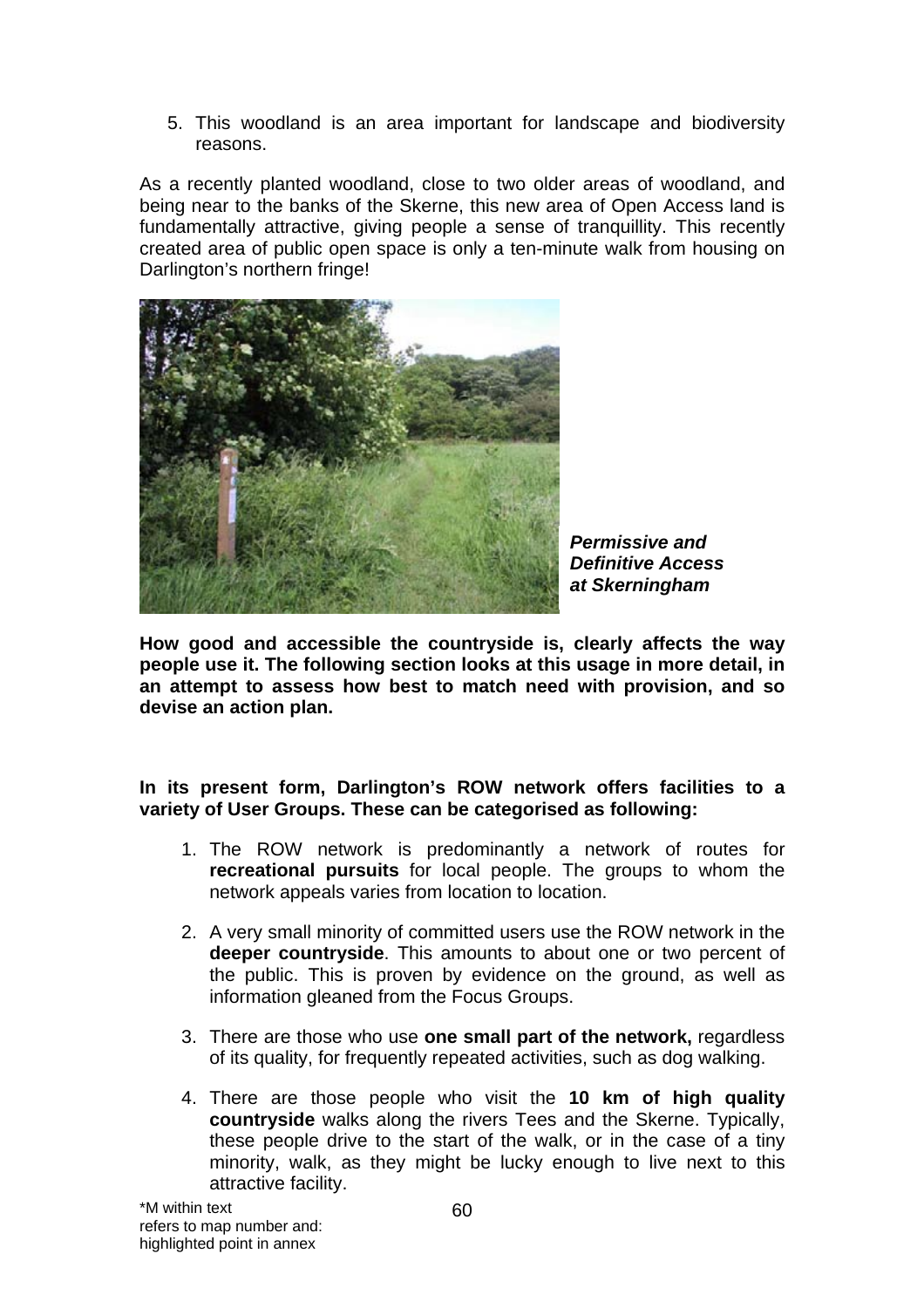5. This woodland is an area important for landscape and biodiversity reasons.

As a recently planted woodland, close to two older areas of woodland, and being near to the banks of the Skerne, this new area of Open Access land is fundamentally attractive, giving people a sense of tranquillity. This recently created area of public open space is only a ten-minute walk from housing on Darlington's northern fringe!

***Permissive and Definitive Access at Skerningham***

**How good and accessible the countryside is, clearly affects the way people use it. The following section looks at this usage in more detail, in an attempt to assess how best to match need with provision, and so devise an action plan.**

**In its present form, Darlington's ROW network offers facilities to a variety of User Groups. These can be categorised as following:**

1. The ROW network is predominantly a network of routes for **recreational pursuits** for local people. The groups to whom the network appeals varies from location to location.

2. A very small minority of committed users use the ROW network in the **deeper countryside**. This amounts to about one or two percent of the public. This is proven by evidence on the ground, as well as information gleaned from the Focus Groups.

3. There are those who use **one small part of the network,** regardless of its quality, for frequently repeated activities, such as dog walking.

4. There are those people who visit the **10 km of high quality countryside** walks along the rivers Tees and the Skerne. Typically, these people drive to the start of the walk, or in the case of a tiny minority, walk, as they might be lucky enough to live next to this attractive facility.

*M within text refers to map number and: highlighted point in annex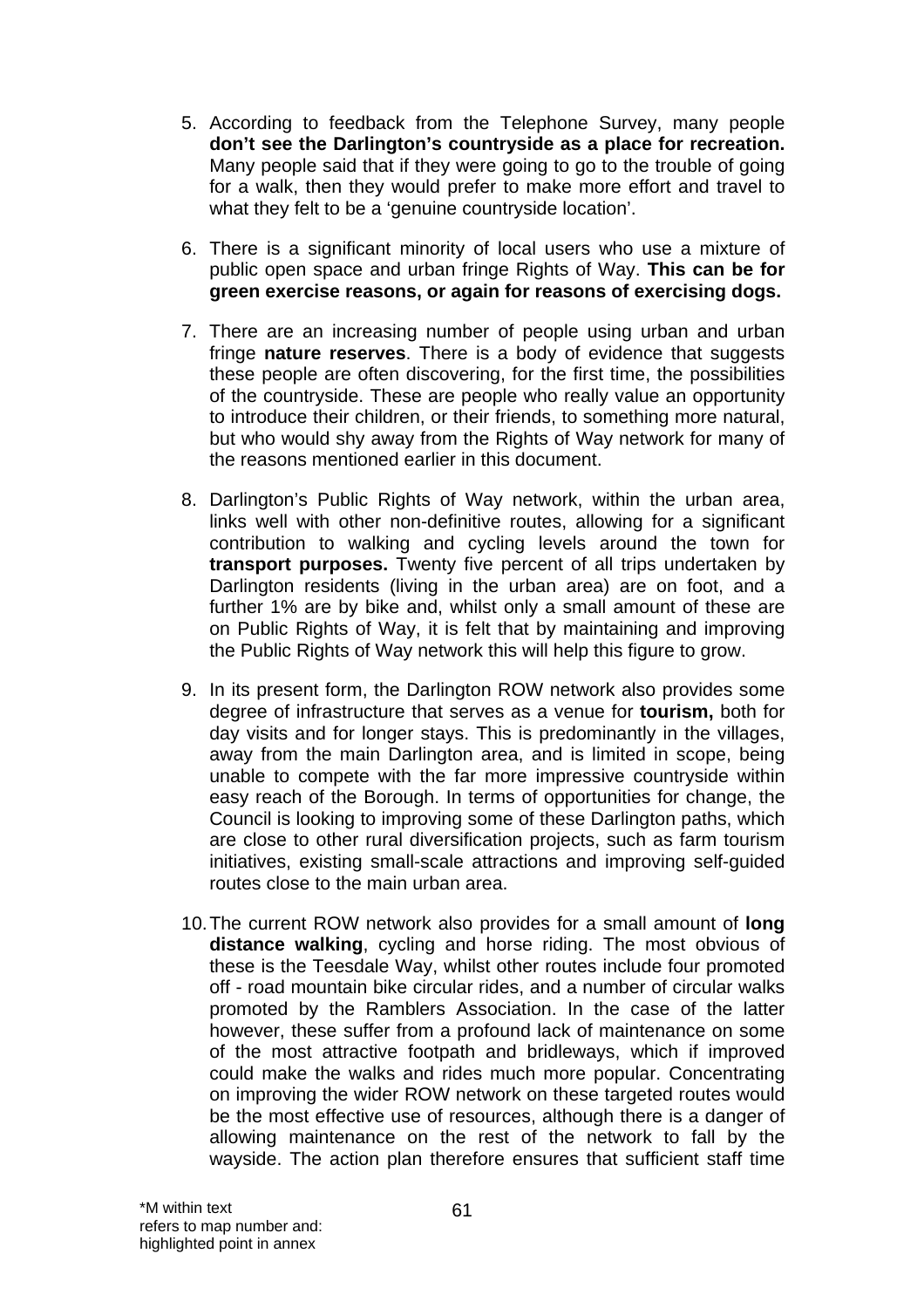5. According to feedback from the Telephone Survey, many people **don't see the Darlington's countryside as a place for recreation.** Many people said that if they were going to go to the trouble of going for a walk, then they would prefer to make more effort and travel to what they felt to be a 'genuine countryside location'.

6. There is a significant minority of local users who use a mixture of public open space and urban fringe Rights of Way. **This can be for green exercise reasons, or again for reasons of exercising dogs.**

7. There are an increasing number of people using urban and urban fringe **nature reserves**. There is a body of evidence that suggests these people are often discovering, for the first time, the possibilities of the countryside. These are people who really value an opportunity to introduce their children, or their friends, to something more natural, but who would shy away from the Rights of Way network for many of the reasons mentioned earlier in this document.

8. Darlington's Public Rights of Way network, within the urban area, links well with other non-definitive routes, allowing for a significant contribution to walking and cycling levels around the town for **transport purposes.** Twenty five percent of all trips undertaken by Darlington residents (living in the urban area) are on foot, and a further 1% are by bike and, whilst only a small amount of these are on Public Rights of Way, it is felt that by maintaining and improving the Public Rights of Way network this will help this figure to grow.

9. In its present form, the Darlington ROW network also provides some degree of infrastructure that serves as a venue for **tourism,** both for day visits and for longer stays. This is predominantly in the villages, away from the main Darlington area, and is limited in scope, being unable to compete with the far more impressive countryside within easy reach of the Borough. In terms of opportunities for change, the Council is looking to improving some of these Darlington paths, which are close to other rural diversification projects, such as farm tourism initiatives, existing small-scale attractions and improving self-guided routes close to the main urban area.

10. The current ROW network also provides for a small amount of **long distance walking**, cycling and horse riding. The most obvious of these is the Teesdale Way, whilst other routes include four promoted off - road mountain bike circular rides, and a number of circular walks promoted by the Ramblers Association. In the case of the latter however, these suffer from a profound lack of maintenance on some of the most attractive footpath and bridleways, which if improved could make the walks and rides much more popular. Concentrating on improving the wider ROW network on these targeted routes would be the most effective use of resources, although there is a danger of allowing maintenance on the rest of the network to fall by the wayside. The action plan therefore ensures that sufficient staff time

*M within text refers to map number and: highlighted point in annex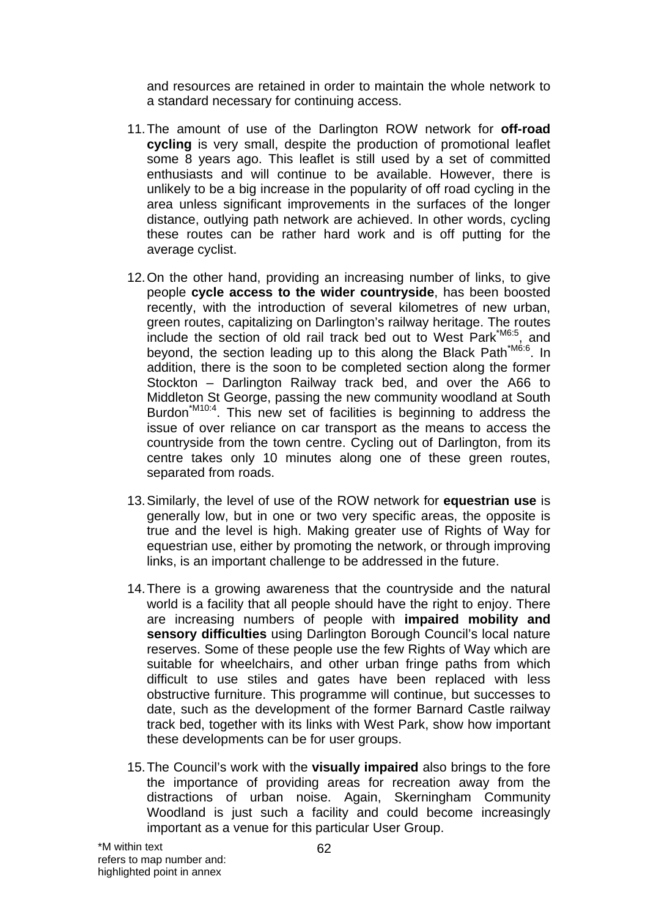and resources are retained in order to maintain the whole network to a standard necessary for continuing access.

11. The amount of use of the Darlington ROW network for **off-road cycling** is very small, despite the production of promotional leaflet some 8 years ago. This leaflet is still used by a set of committed enthusiasts and will continue to be available. However, there is unlikely to be a big increase in the popularity of off road cycling in the area unless significant improvements in the surfaces of the longer distance, outlying path network are achieved. In other words, cycling these routes can be rather hard work and is off putting for the average cyclist.

12. On the other hand, providing an increasing number of links, to give people **cycle access to the wider countryside**, has been boosted recently, with the introduction of several kilometres of new urban, green routes, capitalizing on Darlington's railway heritage. The routes include the section of old rail track bed out to West Park[*M6:5], and beyond, the section leading up to this along the Black Path[*M6:6]. In addition, there is the soon to be completed section along the former Stockton – Darlington Railway track bed, and over the A66 to Middleton St George, passing the new community woodland at South Burdon[*M10:4]. This new set of facilities is beginning to address the issue of over reliance on car transport as the means to access the countryside from the town centre. Cycling out of Darlington, from its centre takes only 10 minutes along one of these green routes, separated from roads.

13. Similarly, the level of use of the ROW network for **equestrian use** is generally low, but in one or two very specific areas, the opposite is true and the level is high. Making greater use of Rights of Way for equestrian use, either by promoting the network, or through improving links, is an important challenge to be addressed in the future.

14. There is a growing awareness that the countryside and the natural world is a facility that all people should have the right to enjoy. There are increasing numbers of people with **impaired mobility and sensory difficulties** using Darlington Borough Council's local nature reserves. Some of these people use the few Rights of Way which are suitable for wheelchairs, and other urban fringe paths from which difficult to use stiles and gates have been replaced with less obstructive furniture. This programme will continue, but successes to date, such as the development of the former Barnard Castle railway track bed, together with its links with West Park, show how important these developments can be for user groups.

15. The Council's work with the **visually impaired** also brings to the fore the importance of providing areas for recreation away from the distractions of urban noise. Again, Skerningham Community Woodland is just such a facility and could become increasingly important as a venue for this particular User Group.

*M within text refers to map number and: highlighted point in annex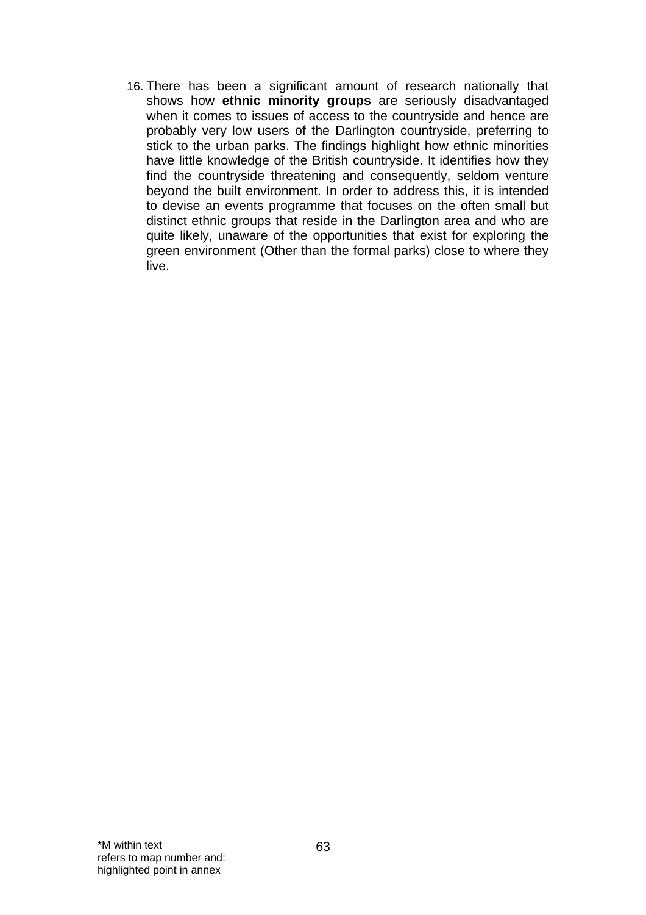16. There has been a significant amount of research nationally that shows how **ethnic minority groups** are seriously disadvantaged when it comes to issues of access to the countryside and hence are probably very low users of the Darlington countryside, preferring to stick to the urban parks. The findings highlight how ethnic minorities have little knowledge of the British countryside. It identifies how they find the countryside threatening and consequently, seldom venture beyond the built environment. In order to address this, it is intended to devise an events programme that focuses on the often small but distinct ethnic groups that reside in the Darlington area and who are quite likely, unaware of the opportunities that exist for exploring the green environment (Other than the formal parks) close to where they live.

*M within text
refers to map number and:
highlighted point in annex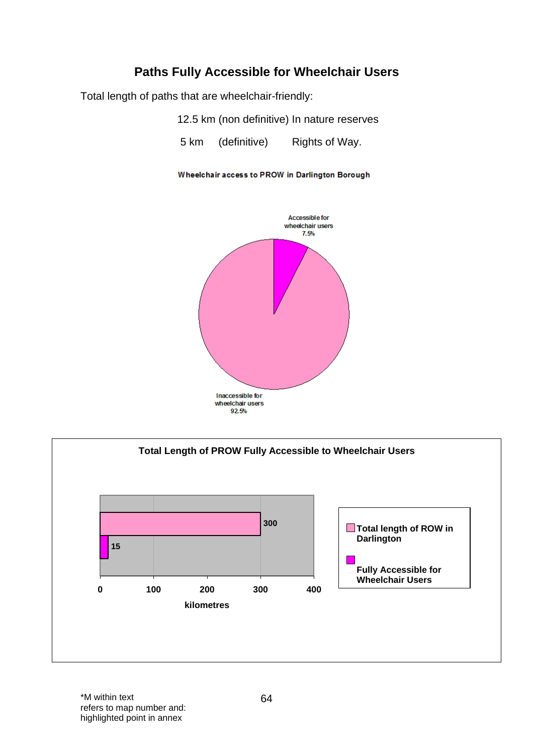## Paths Fully Accessible for Wheelchair Users

Total length of paths that are wheelchair-friendly:

12.5 km (non definitive) In nature reserves

5 km (definitive) Rights of Way.

**Wheelchair access to PROW in Darlington Borough**

Accessible for wheelchair users 7.5%

Inaccessible for wheelchair users 92.5%

**Total Length of PROW Fully Accessible to Wheelchair Users**

| | kilometres |
|---|---|
| Total length of ROW in Darlington | 300 |
| Fully Accessible for Wheelchair Users | 15 |

*M within text refers to map number and: highlighted point in annex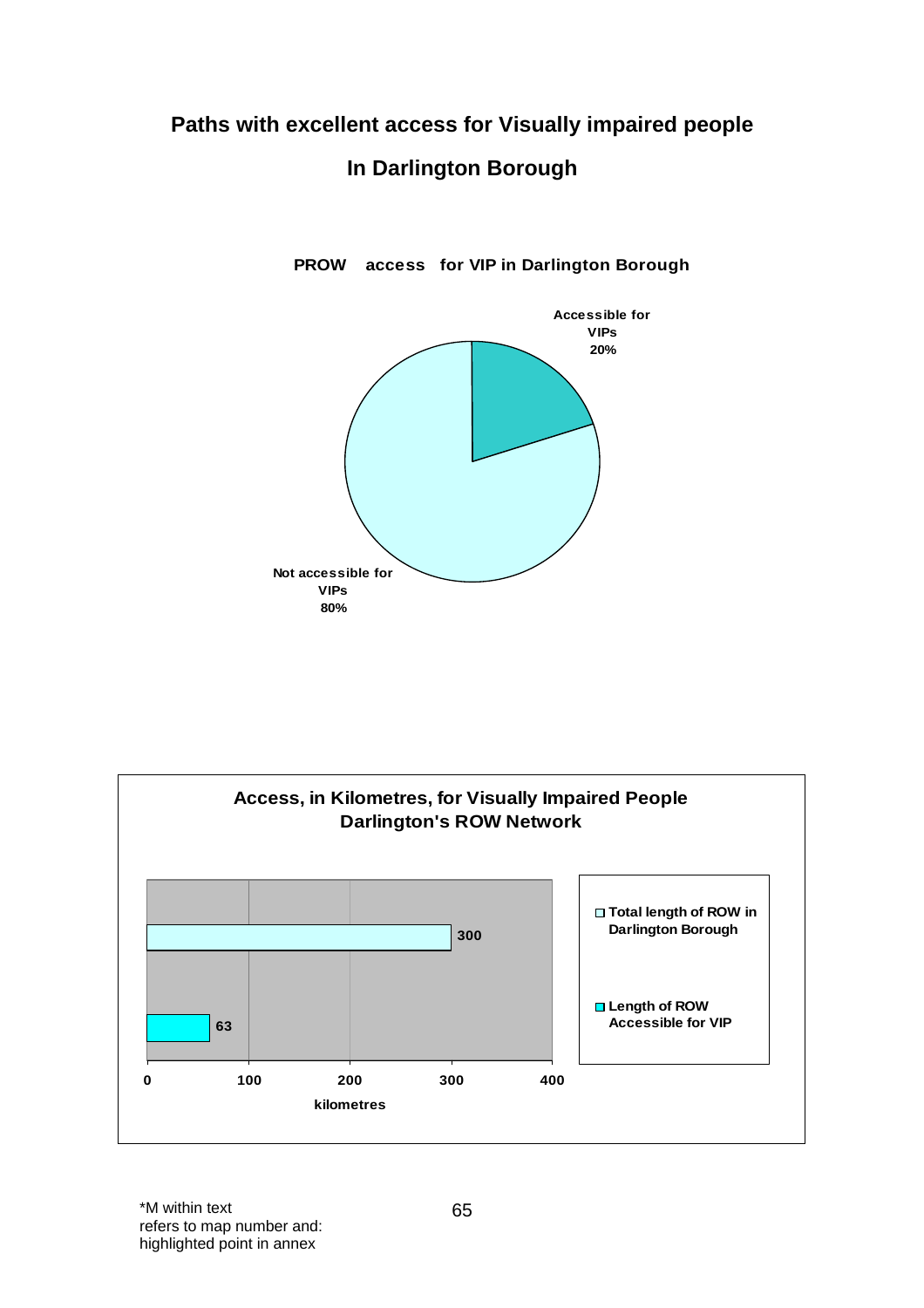# Paths with excellent access for Visually impaired people

# In Darlington Borough

**PROW access for VIP in Darlington Borough**

Accessible for VIPs 20%

Not accessible for VIPs 80%

**Access, in Kilometres, for Visually Impaired People Darlington's ROW Network**

| | kilometres |
|---|---|
| Total length of ROW in Darlington Borough | 300 |
| Length of ROW Accessible for VIP | 63 |

*M within text refers to map number and: highlighted point in annex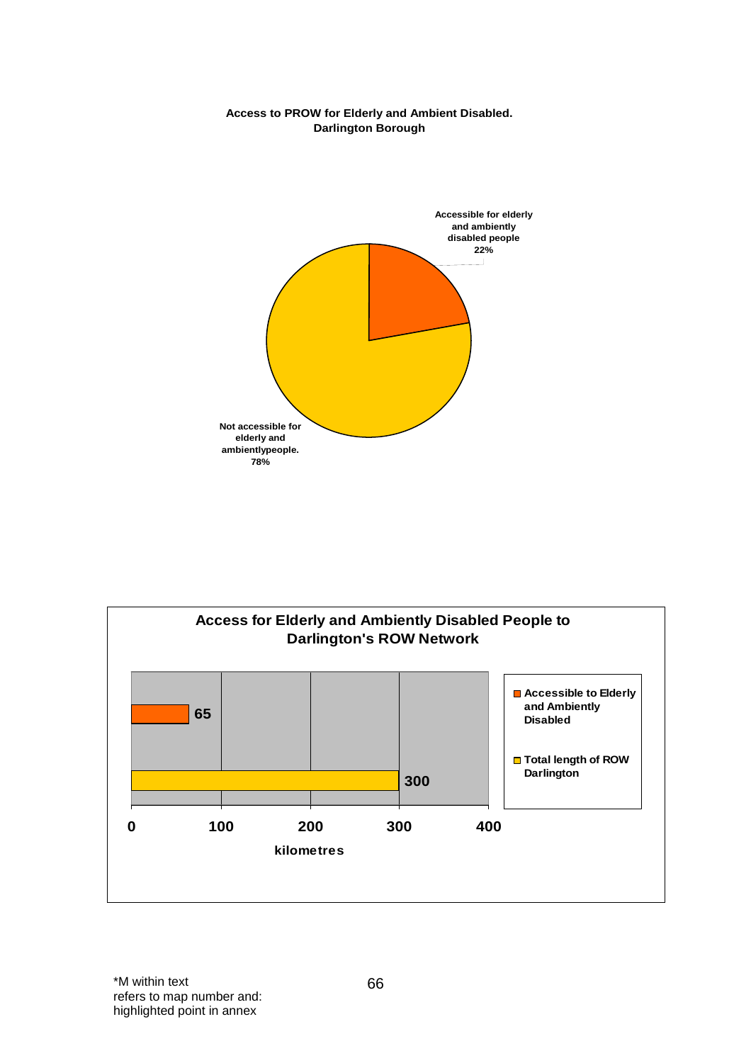**Access to PROW for Elderly and Ambient Disabled.**
**Darlington Borough**

Accessible for elderly and ambiently disabled people 22%

Not accessible for elderly and ambientlypeople. 78%

**Access for Elderly and Ambiently Disabled People to Darlington's ROW Network**

| | kilometres |
|---|---|
| Accessible to Elderly and Ambiently Disabled | 65 |
| Total length of ROW Darlington | 300 |

*M within text refers to map number and: highlighted point in annex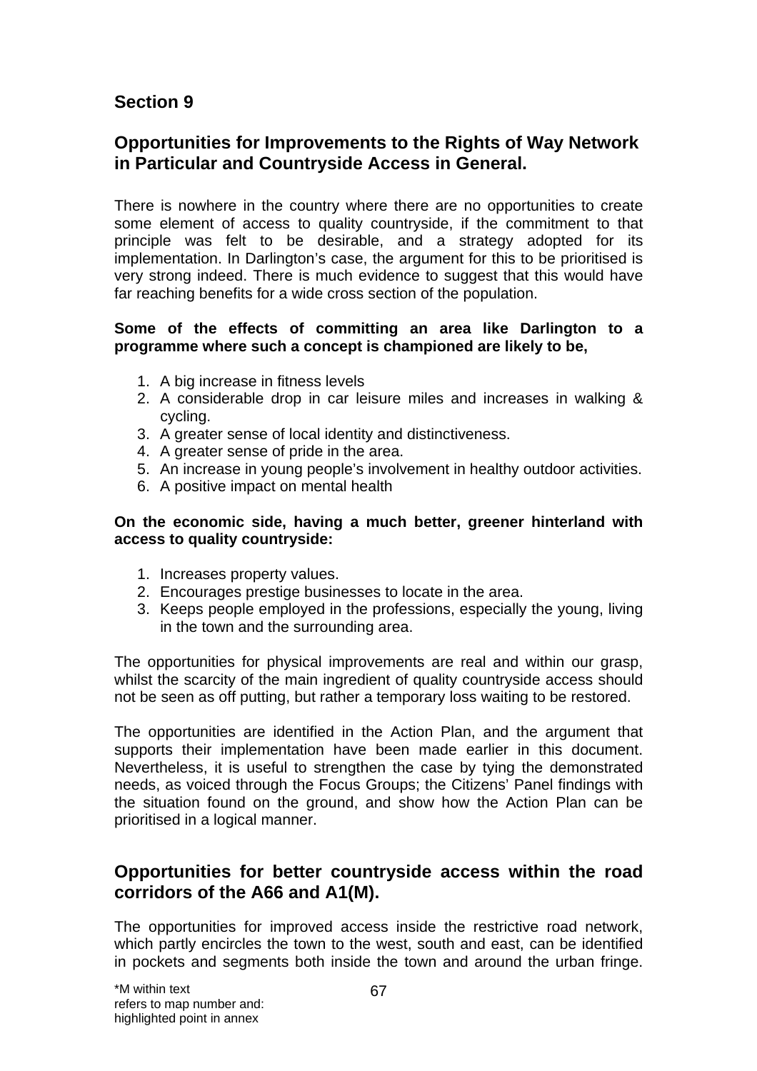## Section 9

## Opportunities for Improvements to the Rights of Way Network in Particular and Countryside Access in General.

There is nowhere in the country where there are no opportunities to create some element of access to quality countryside, if the commitment to that principle was felt to be desirable, and a strategy adopted for its implementation. In Darlington's case, the argument for this to be prioritised is very strong indeed. There is much evidence to suggest that this would have far reaching benefits for a wide cross section of the population.

**Some of the effects of committing an area like Darlington to a programme where such a concept is championed are likely to be,**

1. A big increase in fitness levels
2. A considerable drop in car leisure miles and increases in walking & cycling.
3. A greater sense of local identity and distinctiveness.
4. A greater sense of pride in the area.
5. An increase in young people's involvement in healthy outdoor activities.
6. A positive impact on mental health

**On the economic side, having a much better, greener hinterland with access to quality countryside:**

1. Increases property values.
2. Encourages prestige businesses to locate in the area.
3. Keeps people employed in the professions, especially the young, living in the town and the surrounding area.

The opportunities for physical improvements are real and within our grasp, whilst the scarcity of the main ingredient of quality countryside access should not be seen as off putting, but rather a temporary loss waiting to be restored.

The opportunities are identified in the Action Plan, and the argument that supports their implementation have been made earlier in this document. Nevertheless, it is useful to strengthen the case by tying the demonstrated needs, as voiced through the Focus Groups; the Citizens' Panel findings with the situation found on the ground, and show how the Action Plan can be prioritised in a logical manner.

## Opportunities for better countryside access within the road corridors of the A66 and A1(M).

The opportunities for improved access inside the restrictive road network, which partly encircles the town to the west, south and east, can be identified in pockets and segments both inside the town and around the urban fringe.

*M within text refers to map number and: highlighted point in annex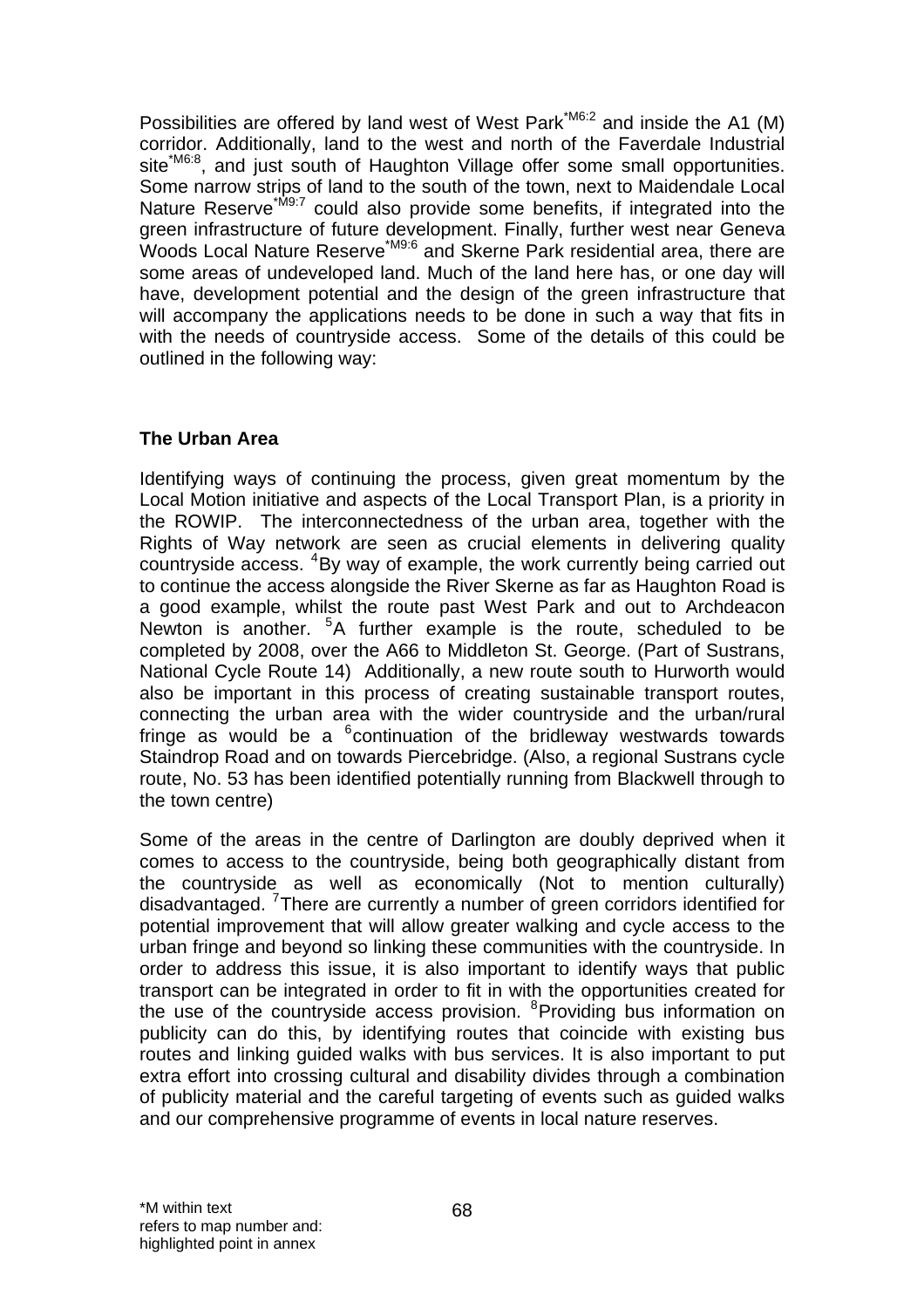Possibilities are offered by land west of West Park[*M6:2] and inside the A1 (M) corridor. Additionally, land to the west and north of the Faverdale Industrial site[*M6:8], and just south of Haughton Village offer some small opportunities. Some narrow strips of land to the south of the town, next to Maidendale Local Nature Reserve[*M9:7] could also provide some benefits, if integrated into the green infrastructure of future development. Finally, further west near Geneva Woods Local Nature Reserve[*M9:6] and Skerne Park residential area, there are some areas of undeveloped land. Much of the land here has, or one day will have, development potential and the design of the green infrastructure that will accompany the applications needs to be done in such a way that fits in with the needs of countryside access. Some of the details of this could be outlined in the following way:

**The Urban Area**

Identifying ways of continuing the process, given great momentum by the Local Motion initiative and aspects of the Local Transport Plan, is a priority in the ROWIP. The interconnectedness of the urban area, together with the Rights of Way network are seen as crucial elements in delivering quality countryside access. [4]By way of example, the work currently being carried out to continue the access alongside the River Skerne as far as Haughton Road is a good example, whilst the route past West Park and out to Archdeacon Newton is another. [5]A further example is the route, scheduled to be completed by 2008, over the A66 to Middleton St. George. (Part of Sustrans, National Cycle Route 14) Additionally, a new route south to Hurworth would also be important in this process of creating sustainable transport routes, connecting the urban area with the wider countryside and the urban/rural fringe as would be a [6]continuation of the bridleway westwards towards Staindrop Road and on towards Piercebridge. (Also, a regional Sustrans cycle route, No. 53 has been identified potentially running from Blackwell through to the town centre)

Some of the areas in the centre of Darlington are doubly deprived when it comes to access to the countryside, being both geographically distant from the countryside as well as economically (Not to mention culturally) disadvantaged. [7]There are currently a number of green corridors identified for potential improvement that will allow greater walking and cycle access to the urban fringe and beyond so linking these communities with the countryside. In order to address this issue, it is also important to identify ways that public transport can be integrated in order to fit in with the opportunities created for the use of the countryside access provision. [8]Providing bus information on publicity can do this, by identifying routes that coincide with existing bus routes and linking guided walks with bus services. It is also important to put extra effort into crossing cultural and disability divides through a combination of publicity material and the careful targeting of events such as guided walks and our comprehensive programme of events in local nature reserves.

*M within text refers to map number and: highlighted point in annex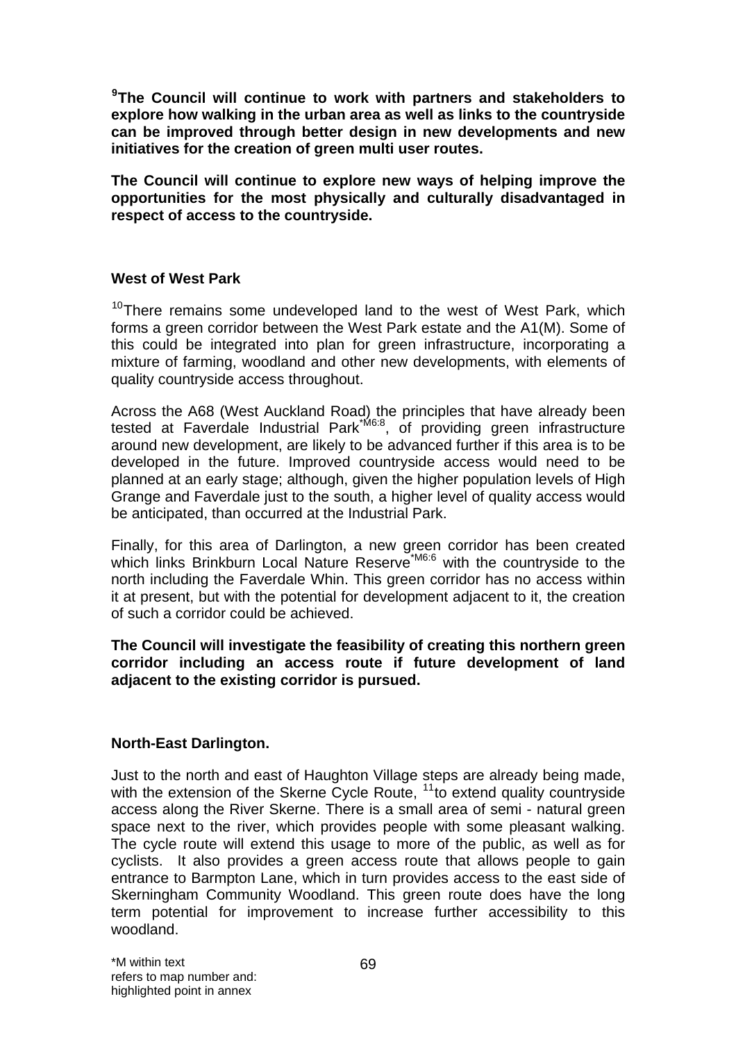**[9]The Council will continue to work with partners and stakeholders to explore how walking in the urban area as well as links to the countryside can be improved through better design in new developments and new initiatives for the creation of green multi user routes.**

**The Council will continue to explore new ways of helping improve the opportunities for the most physically and culturally disadvantaged in respect of access to the countryside.**

**West of West Park**

[10]There remains some undeveloped land to the west of West Park, which forms a green corridor between the West Park estate and the A1(M). Some of this could be integrated into plan for green infrastructure, incorporating a mixture of farming, woodland and other new developments, with elements of quality countryside access throughout.

Across the A68 (West Auckland Road) the principles that have already been tested at Faverdale Industrial Park[*M6:8], of providing green infrastructure around new development, are likely to be advanced further if this area is to be developed in the future. Improved countryside access would need to be planned at an early stage; although, given the higher population levels of High Grange and Faverdale just to the south, a higher level of quality access would be anticipated, than occurred at the Industrial Park.

Finally, for this area of Darlington, a new green corridor has been created which links Brinkburn Local Nature Reserve[*M6:6] with the countryside to the north including the Faverdale Whin. This green corridor has no access within it at present, but with the potential for development adjacent to it, the creation of such a corridor could be achieved.

**The Council will investigate the feasibility of creating this northern green corridor including an access route if future development of land adjacent to the existing corridor is pursued.**

**North-East Darlington.**

Just to the north and east of Haughton Village steps are already being made, with the extension of the Skerne Cycle Route, [11]to extend quality countryside access along the River Skerne. There is a small area of semi - natural green space next to the river, which provides people with some pleasant walking. The cycle route will extend this usage to more of the public, as well as for cyclists. It also provides a green access route that allows people to gain entrance to Barmpton Lane, which in turn provides access to the east side of Skerningham Community Woodland. This green route does have the long term potential for improvement to increase further accessibility to this woodland.

*M within text refers to map number and: highlighted point in annex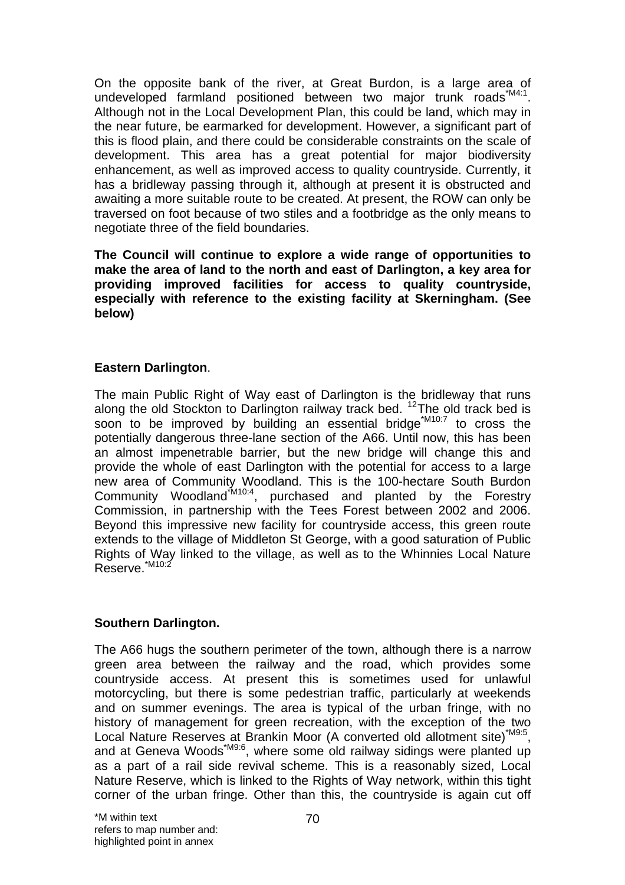On the opposite bank of the river, at Great Burdon, is a large area of undeveloped farmland positioned between two major trunk roads[*M4:1]. Although not in the Local Development Plan, this could be land, which may in the near future, be earmarked for development. However, a significant part of this is flood plain, and there could be considerable constraints on the scale of development. This area has a great potential for major biodiversity enhancement, as well as improved access to quality countryside. Currently, it has a bridleway passing through it, although at present it is obstructed and awaiting a more suitable route to be created. At present, the ROW can only be traversed on foot because of two stiles and a footbridge as the only means to negotiate three of the field boundaries.

**The Council will continue to explore a wide range of opportunities to make the area of land to the north and east of Darlington, a key area for providing improved facilities for access to quality countryside, especially with reference to the existing facility at Skerningham. (See below)**

**Eastern Darlington**.

The main Public Right of Way east of Darlington is the bridleway that runs along the old Stockton to Darlington railway track bed. [12]The old track bed is soon to be improved by building an essential bridge[*M10:7] to cross the potentially dangerous three-lane section of the A66. Until now, this has been an almost impenetrable barrier, but the new bridge will change this and provide the whole of east Darlington with the potential for access to a large new area of Community Woodland. This is the 100-hectare South Burdon Community Woodland[*M10:4], purchased and planted by the Forestry Commission, in partnership with the Tees Forest between 2002 and 2006. Beyond this impressive new facility for countryside access, this green route extends to the village of Middleton St George, with a good saturation of Public Rights of Way linked to the village, as well as to the Whinnies Local Nature Reserve.[*M10:2]

**Southern Darlington.**

The A66 hugs the southern perimeter of the town, although there is a narrow green area between the railway and the road, which provides some countryside access. At present this is sometimes used for unlawful motorcycling, but there is some pedestrian traffic, particularly at weekends and on summer evenings. The area is typical of the urban fringe, with no history of management for green recreation, with the exception of the two Local Nature Reserves at Brankin Moor (A converted old allotment site)[*M9:5], and at Geneva Woods[*M9:6], where some old railway sidings were planted up as a part of a rail side revival scheme. This is a reasonably sized, Local Nature Reserve, which is linked to the Rights of Way network, within this tight corner of the urban fringe. Other than this, the countryside is again cut off

*M within text refers to map number and: highlighted point in annex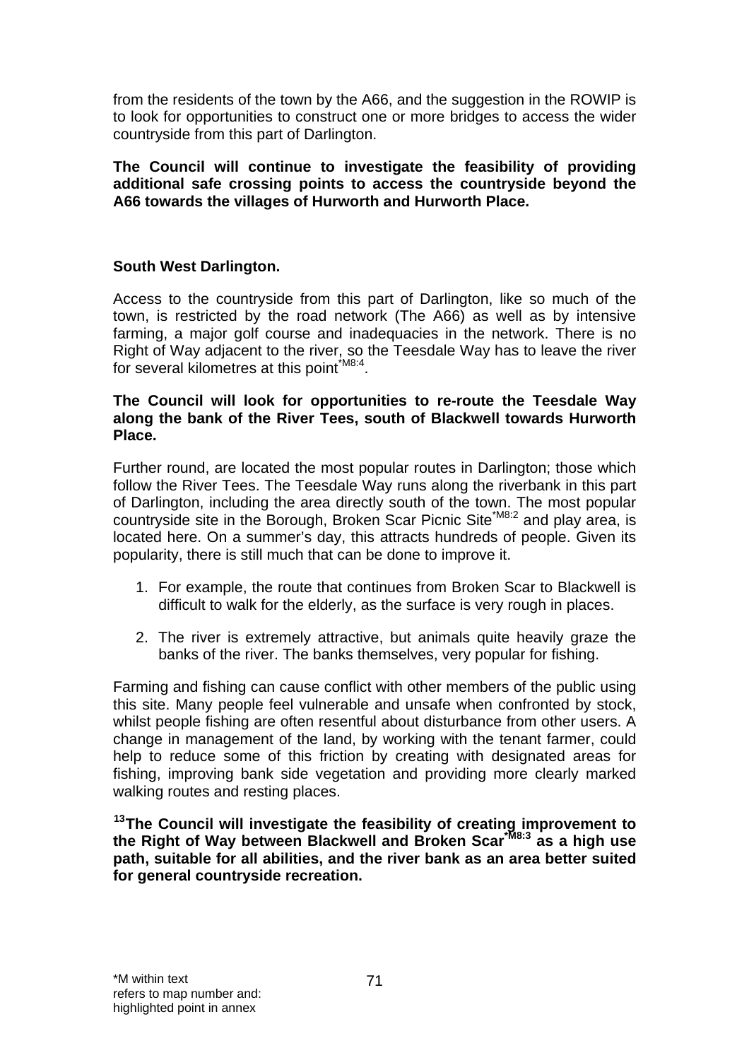from the residents of the town by the A66, and the suggestion in the ROWIP is to look for opportunities to construct one or more bridges to access the wider countryside from this part of Darlington.

**The Council will continue to investigate the feasibility of providing additional safe crossing points to access the countryside beyond the A66 towards the villages of Hurworth and Hurworth Place.**

**South West Darlington.**

Access to the countryside from this part of Darlington, like so much of the town, is restricted by the road network (The A66) as well as by intensive farming, a major golf course and inadequacies in the network. There is no Right of Way adjacent to the river, so the Teesdale Way has to leave the river for several kilometres at this point[*M8:4].

**The Council will look for opportunities to re-route the Teesdale Way along the bank of the River Tees, south of Blackwell towards Hurworth Place.**

Further round, are located the most popular routes in Darlington; those which follow the River Tees. The Teesdale Way runs along the riverbank in this part of Darlington, including the area directly south of the town. The most popular countryside site in the Borough, Broken Scar Picnic Site[*M8:2] and play area, is located here. On a summer's day, this attracts hundreds of people. Given its popularity, there is still much that can be done to improve it.

1. For example, the route that continues from Broken Scar to Blackwell is difficult to walk for the elderly, as the surface is very rough in places.

2. The river is extremely attractive, but animals quite heavily graze the banks of the river. The banks themselves, very popular for fishing.

Farming and fishing can cause conflict with other members of the public using this site. Many people feel vulnerable and unsafe when confronted by stock, whilst people fishing are often resentful about disturbance from other users. A change in management of the land, by working with the tenant farmer, could help to reduce some of this friction by creating with designated areas for fishing, improving bank side vegetation and providing more clearly marked walking routes and resting places.

**[13]The Council will investigate the feasibility of creating improvement to the Right of Way between Blackwell and Broken Scar[*M8:3] as a high use path, suitable for all abilities, and the river bank as an area better suited for general countryside recreation.**

*M within text refers to map number and: highlighted point in annex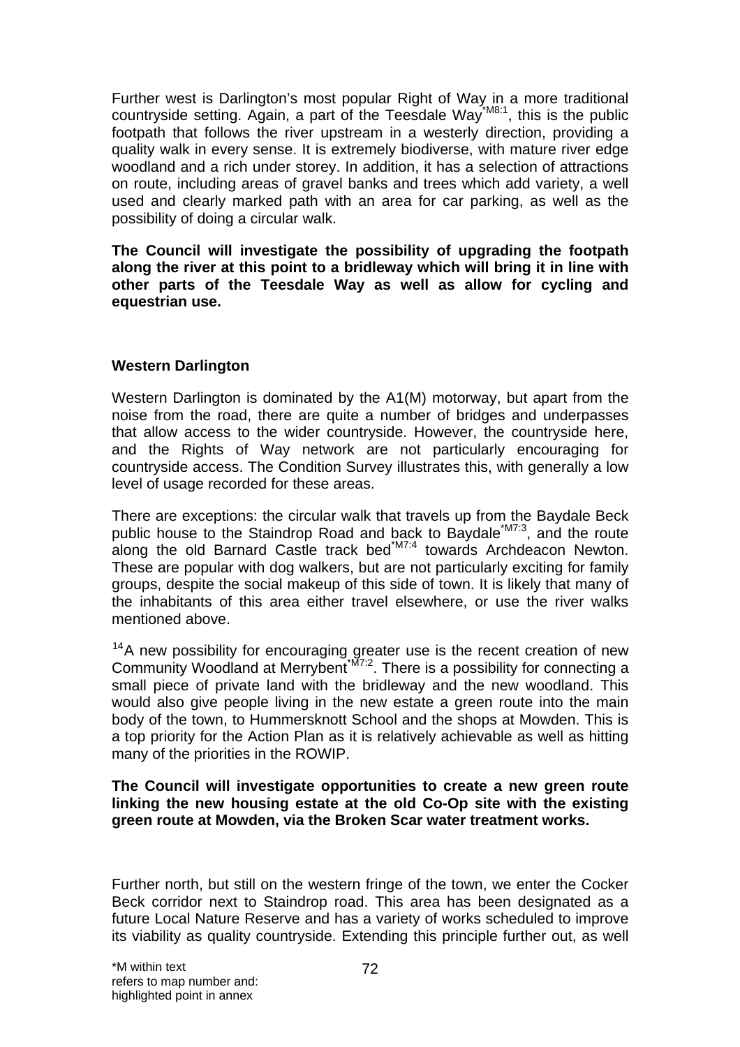Further west is Darlington's most popular Right of Way in a more traditional countryside setting. Again, a part of the Teesdale Way[*M8:1], this is the public footpath that follows the river upstream in a westerly direction, providing a quality walk in every sense. It is extremely biodiverse, with mature river edge woodland and a rich under storey. In addition, it has a selection of attractions on route, including areas of gravel banks and trees which add variety, a well used and clearly marked path with an area for car parking, as well as the possibility of doing a circular walk.

**The Council will investigate the possibility of upgrading the footpath along the river at this point to a bridleway which will bring it in line with other parts of the Teesdale Way as well as allow for cycling and equestrian use.**

**Western Darlington**

Western Darlington is dominated by the A1(M) motorway, but apart from the noise from the road, there are quite a number of bridges and underpasses that allow access to the wider countryside. However, the countryside here, and the Rights of Way network are not particularly encouraging for countryside access. The Condition Survey illustrates this, with generally a low level of usage recorded for these areas.

There are exceptions: the circular walk that travels up from the Baydale Beck public house to the Staindrop Road and back to Baydale[*M7:3], and the route along the old Barnard Castle track bed[*M7:4] towards Archdeacon Newton. These are popular with dog walkers, but are not particularly exciting for family groups, despite the social makeup of this side of town. It is likely that many of the inhabitants of this area either travel elsewhere, or use the river walks mentioned above.

[14]A new possibility for encouraging greater use is the recent creation of new Community Woodland at Merrybent[*M7:2]. There is a possibility for connecting a small piece of private land with the bridleway and the new woodland. This would also give people living in the new estate a green route into the main body of the town, to Hummersknott School and the shops at Mowden. This is a top priority for the Action Plan as it is relatively achievable as well as hitting many of the priorities in the ROWIP.

**The Council will investigate opportunities to create a new green route linking the new housing estate at the old Co-Op site with the existing green route at Mowden, via the Broken Scar water treatment works.**

Further north, but still on the western fringe of the town, we enter the Cocker Beck corridor next to Staindrop road. This area has been designated as a future Local Nature Reserve and has a variety of works scheduled to improve its viability as quality countryside. Extending this principle further out, as well

*M within text refers to map number and: highlighted point in annex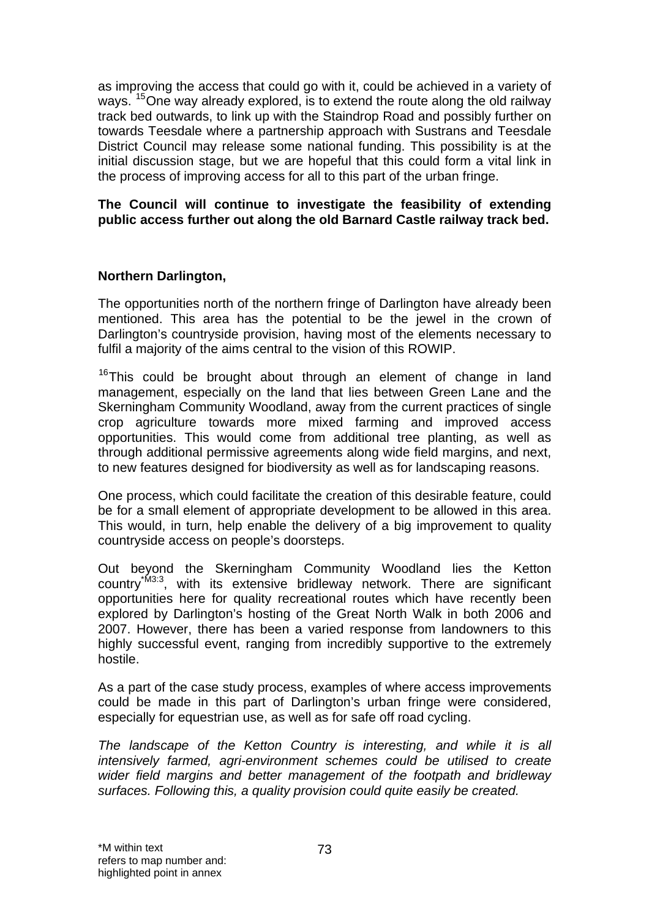as improving the access that could go with it, could be achieved in a variety of ways. [15]One way already explored, is to extend the route along the old railway track bed outwards, to link up with the Staindrop Road and possibly further on towards Teesdale where a partnership approach with Sustrans and Teesdale District Council may release some national funding. This possibility is at the initial discussion stage, but we are hopeful that this could form a vital link in the process of improving access for all to this part of the urban fringe.

**The Council will continue to investigate the feasibility of extending public access further out along the old Barnard Castle railway track bed.**

**Northern Darlington,**

The opportunities north of the northern fringe of Darlington have already been mentioned. This area has the potential to be the jewel in the crown of Darlington's countryside provision, having most of the elements necessary to fulfil a majority of the aims central to the vision of this ROWIP.

[16]This could be brought about through an element of change in land management, especially on the land that lies between Green Lane and the Skerningham Community Woodland, away from the current practices of single crop agriculture towards more mixed farming and improved access opportunities. This would come from additional tree planting, as well as through additional permissive agreements along wide field margins, and next, to new features designed for biodiversity as well as for landscaping reasons.

One process, which could facilitate the creation of this desirable feature, could be for a small element of appropriate development to be allowed in this area. This would, in turn, help enable the delivery of a big improvement to quality countryside access on people's doorsteps.

Out beyond the Skerningham Community Woodland lies the Ketton country[*M3:3], with its extensive bridleway network. There are significant opportunities here for quality recreational routes which have recently been explored by Darlington's hosting of the Great North Walk in both 2006 and 2007. However, there has been a varied response from landowners to this highly successful event, ranging from incredibly supportive to the extremely hostile.

As a part of the case study process, examples of where access improvements could be made in this part of Darlington's urban fringe were considered, especially for equestrian use, as well as for safe off road cycling.

*The landscape of the Ketton Country is interesting, and while it is all intensively farmed, agri-environment schemes could be utilised to create wider field margins and better management of the footpath and bridleway surfaces. Following this, a quality provision could quite easily be created.*

*M within text refers to map number and: highlighted point in annex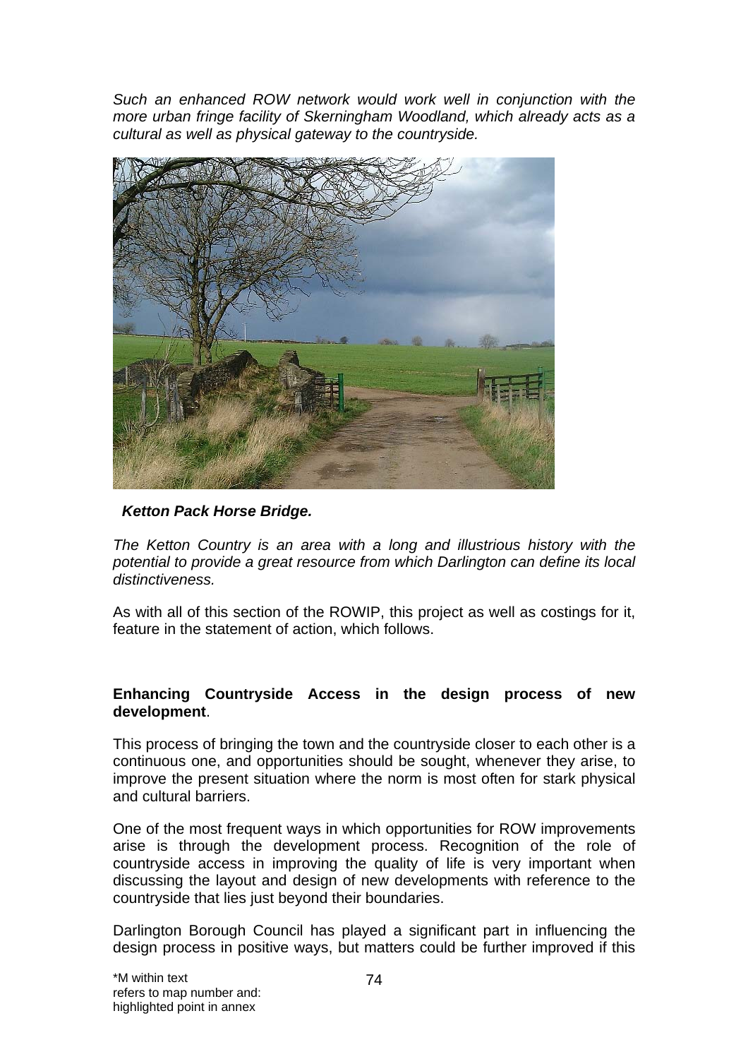*Such an enhanced ROW network would work well in conjunction with the more urban fringe facility of Skerningham Woodland, which already acts as a cultural as well as physical gateway to the countryside.*

***Ketton Pack Horse Bridge.***

*The Ketton Country is an area with a long and illustrious history with the potential to provide a great resource from which Darlington can define its local distinctiveness.*

As with all of this section of the ROWIP, this project as well as costings for it, feature in the statement of action, which follows.

**Enhancing Countryside Access in the design process of new development**.

This process of bringing the town and the countryside closer to each other is a continuous one, and opportunities should be sought, whenever they arise, to improve the present situation where the norm is most often for stark physical and cultural barriers.

One of the most frequent ways in which opportunities for ROW improvements arise is through the development process. Recognition of the role of countryside access in improving the quality of life is very important when discussing the layout and design of new developments with reference to the countryside that lies just beyond their boundaries.

Darlington Borough Council has played a significant part in influencing the design process in positive ways, but matters could be further improved if this

*M within text refers to map number and: highlighted point in annex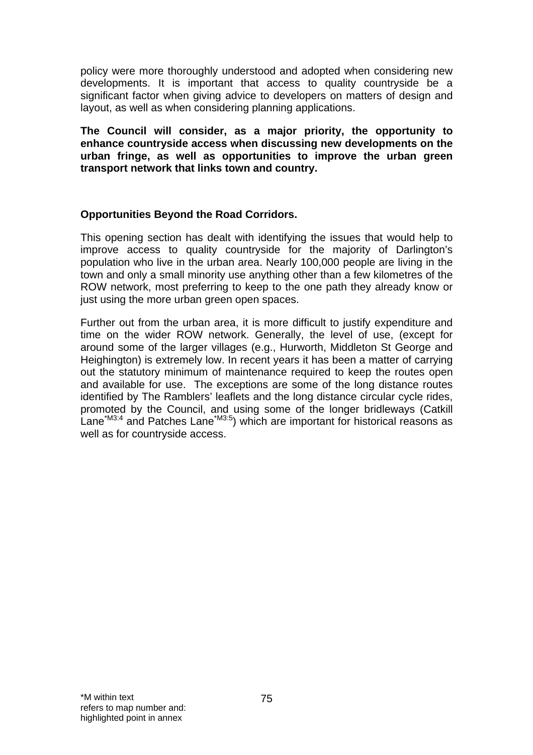policy were more thoroughly understood and adopted when considering new developments. It is important that access to quality countryside be a significant factor when giving advice to developers on matters of design and layout, as well as when considering planning applications.

**The Council will consider, as a major priority, the opportunity to enhance countryside access when discussing new developments on the urban fringe, as well as opportunities to improve the urban green transport network that links town and country.**

**Opportunities Beyond the Road Corridors.**

This opening section has dealt with identifying the issues that would help to improve access to quality countryside for the majority of Darlington's population who live in the urban area. Nearly 100,000 people are living in the town and only a small minority use anything other than a few kilometres of the ROW network, most preferring to keep to the one path they already know or just using the more urban green open spaces.

Further out from the urban area, it is more difficult to justify expenditure and time on the wider ROW network. Generally, the level of use, (except for around some of the larger villages (e.g., Hurworth, Middleton St George and Heighington) is extremely low. In recent years it has been a matter of carrying out the statutory minimum of maintenance required to keep the routes open and available for use. The exceptions are some of the long distance routes identified by The Ramblers' leaflets and the long distance circular cycle rides, promoted by the Council, and using some of the longer bridleways (Catkill Lane[*M3:4] and Patches Lane[*M3:5]) which are important for historical reasons as well as for countryside access.

*M within text refers to map number and: highlighted point in annex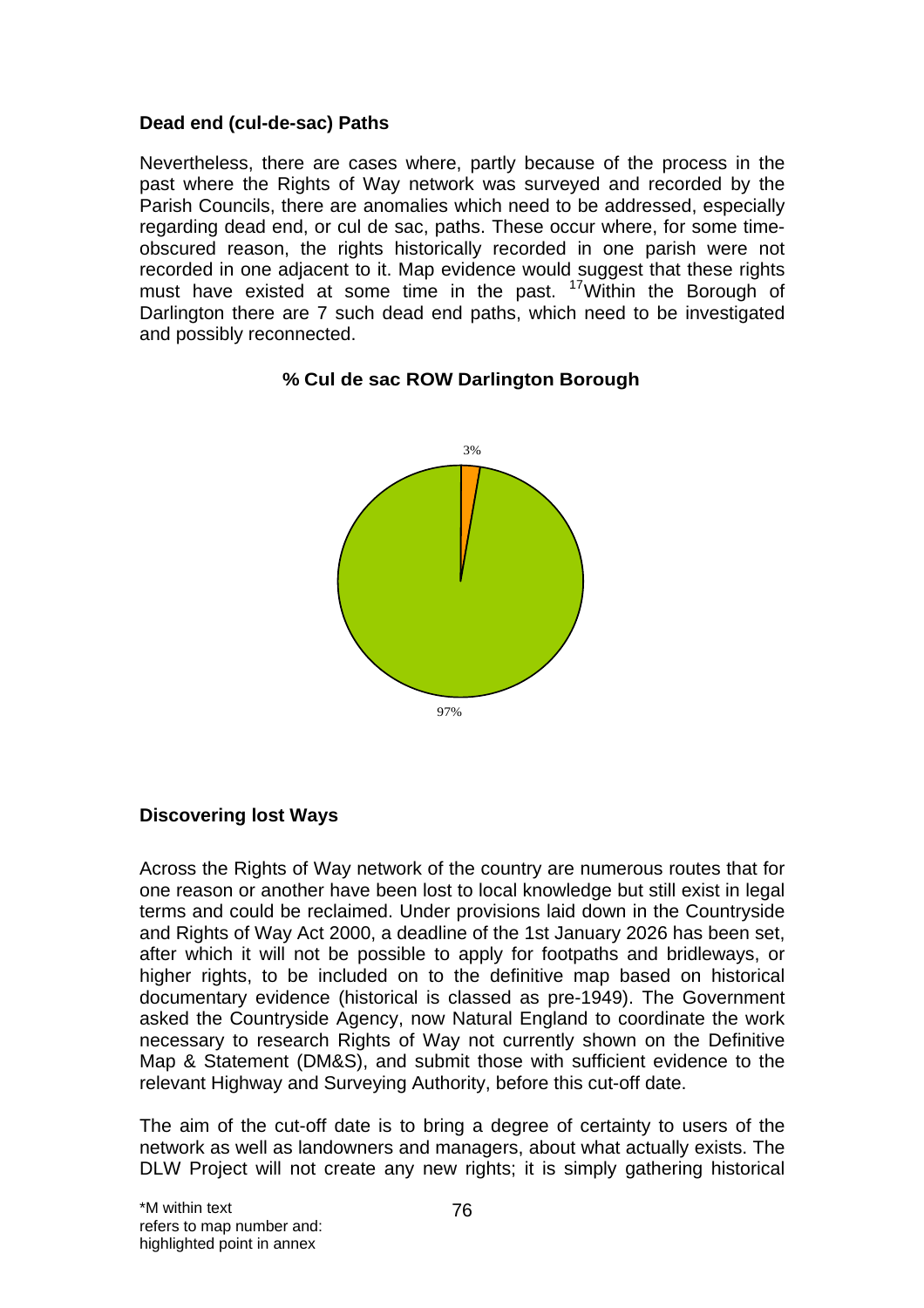**Dead end (cul-de-sac) Paths**

Nevertheless, there are cases where, partly because of the process in the past where the Rights of Way network was surveyed and recorded by the Parish Councils, there are anomalies which need to be addressed, especially regarding dead end, or cul de sac, paths. These occur where, for some time-obscured reason, the rights historically recorded in one parish were not recorded in one adjacent to it. Map evidence would suggest that these rights must have existed at some time in the past. [17]Within the Borough of Darlington there are 7 such dead end paths, which need to be investigated and possibly reconnected.

**% Cul de sac ROW Darlington Borough**

3%

97%

**Discovering lost Ways**

Across the Rights of Way network of the country are numerous routes that for one reason or another have been lost to local knowledge but still exist in legal terms and could be reclaimed. Under provisions laid down in the Countryside and Rights of Way Act 2000, a deadline of the 1st January 2026 has been set, after which it will not be possible to apply for footpaths and bridleways, or higher rights, to be included on to the definitive map based on historical documentary evidence (historical is classed as pre-1949). The Government asked the Countryside Agency, now Natural England to coordinate the work necessary to research Rights of Way not currently shown on the Definitive Map & Statement (DM&S), and submit those with sufficient evidence to the relevant Highway and Surveying Authority, before this cut-off date.

The aim of the cut-off date is to bring a degree of certainty to users of the network as well as landowners and managers, about what actually exists. The DLW Project will not create any new rights; it is simply gathering historical

*M within text refers to map number and: highlighted point in annex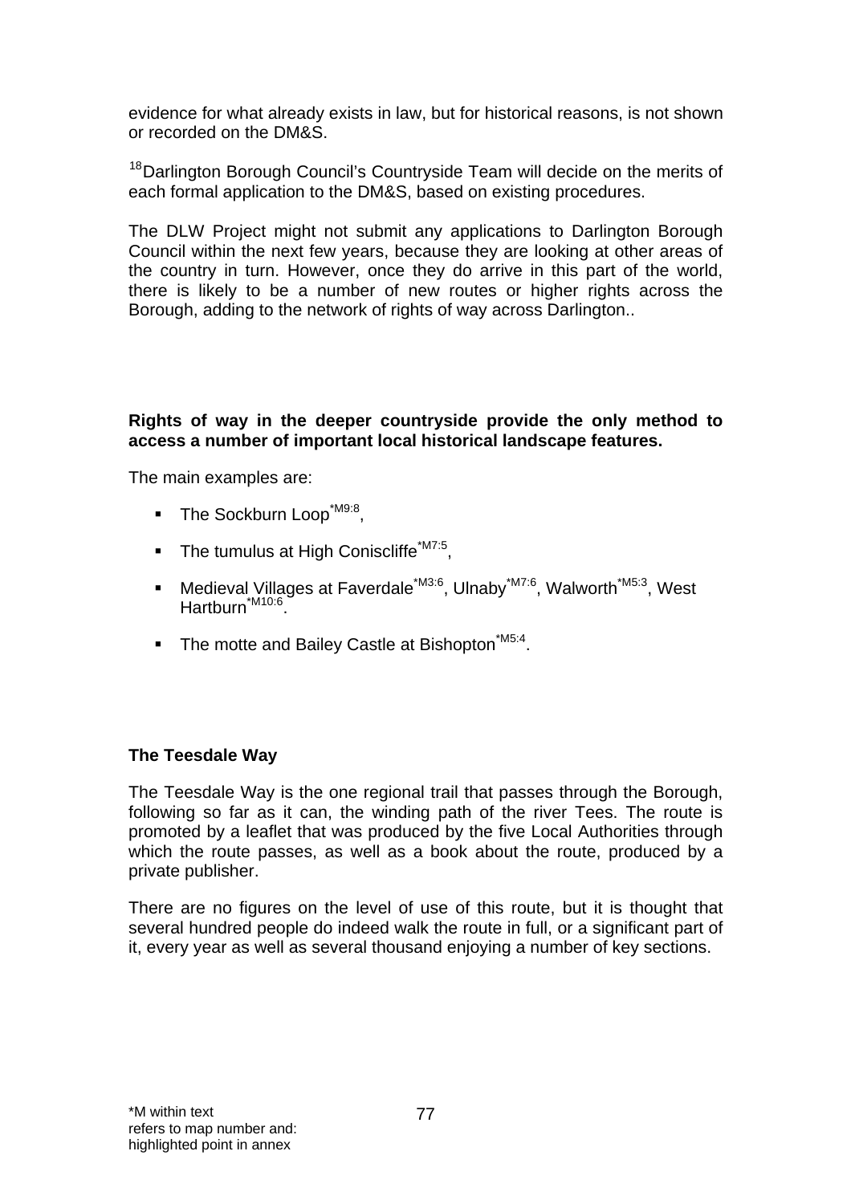evidence for what already exists in law, but for historical reasons, is not shown or recorded on the DM&S.

[18]Darlington Borough Council's Countryside Team will decide on the merits of each formal application to the DM&S, based on existing procedures.

The DLW Project might not submit any applications to Darlington Borough Council within the next few years, because they are looking at other areas of the country in turn. However, once they do arrive in this part of the world, there is likely to be a number of new routes or higher rights across the Borough, adding to the network of rights of way across Darlington..

**Rights of way in the deeper countryside provide the only method to access a number of important local historical landscape features.**

The main examples are:

- The Sockburn Loop[*M9:8],
- The tumulus at High Coniscliffe[*M7:5],
- Medieval Villages at Faverdale[*M3:6], Ulnaby[*M7:6], Walworth[*M5:3], West Hartburn[*M10:6].
- The motte and Bailey Castle at Bishopton[*M5:4].

**The Teesdale Way**

The Teesdale Way is the one regional trail that passes through the Borough, following so far as it can, the winding path of the river Tees. The route is promoted by a leaflet that was produced by the five Local Authorities through which the route passes, as well as a book about the route, produced by a private publisher.

There are no figures on the level of use of this route, but it is thought that several hundred people do indeed walk the route in full, or a significant part of it, every year as well as several thousand enjoying a number of key sections.

*M within text refers to map number and: highlighted point in annex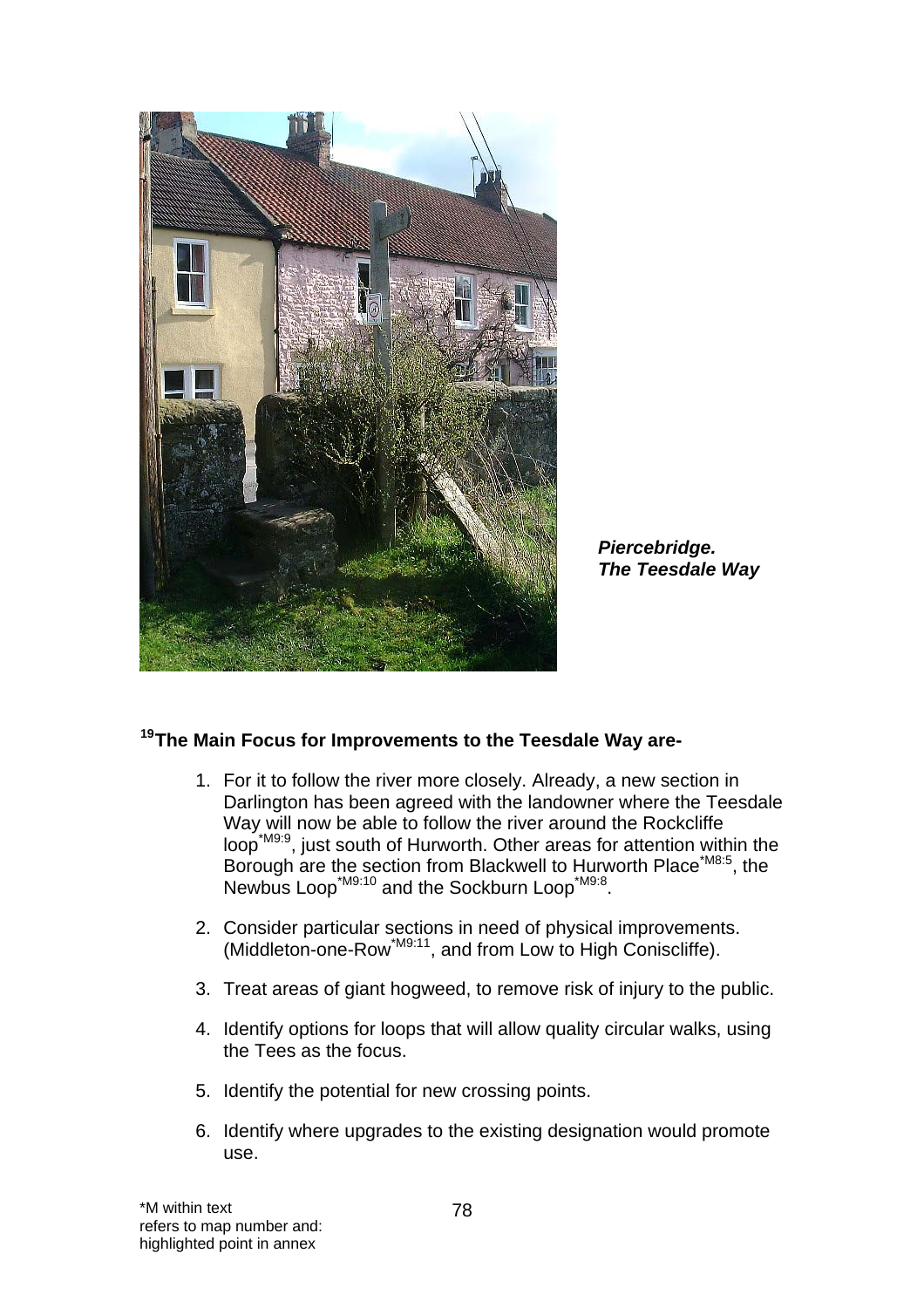***Piercebridge.***
***The Teesdale Way***

**[19]The Main Focus for Improvements to the Teesdale Way are-**

1. For it to follow the river more closely. Already, a new section in Darlington has been agreed with the landowner where the Teesdale Way will now be able to follow the river around the Rockcliffe loop[*M9:9], just south of Hurworth. Other areas for attention within the Borough are the section from Blackwell to Hurworth Place[*M8:5], the Newbus Loop[*M9:10] and the Sockburn Loop[*M9:8].

2. Consider particular sections in need of physical improvements. (Middleton-one-Row[*M9:11], and from Low to High Coniscliffe).

3. Treat areas of giant hogweed, to remove risk of injury to the public.

4. Identify options for loops that will allow quality circular walks, using the Tees as the focus.

5. Identify the potential for new crossing points.

6. Identify where upgrades to the existing designation would promote use.

*M within text
refers to map number and:
highlighted point in annex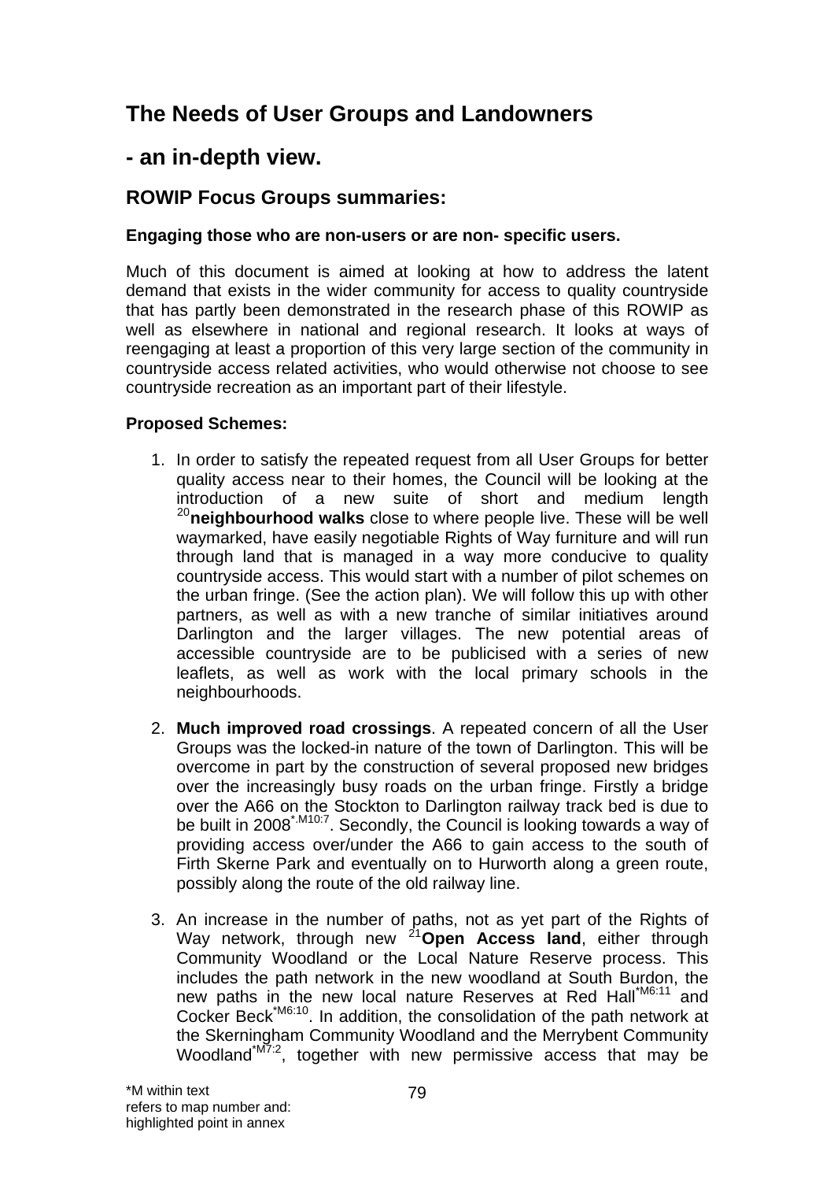## The Needs of User Groups and Landowners

## - an in-depth view.

### ROWIP Focus Groups summaries:

**Engaging those who are non-users or are non- specific users.**

Much of this document is aimed at looking at how to address the latent demand that exists in the wider community for access to quality countryside that has partly been demonstrated in the research phase of this ROWIP as well as elsewhere in national and regional research. It looks at ways of reengaging at least a proportion of this very large section of the community in countryside access related activities, who would otherwise not choose to see countryside recreation as an important part of their lifestyle.

**Proposed Schemes:**

1. In order to satisfy the repeated request from all User Groups for better quality access near to their homes, the Council will be looking at the introduction of a new suite of short and medium length [20]**neighbourhood walks** close to where people live. These will be well waymarked, have easily negotiable Rights of Way furniture and will run through land that is managed in a way more conducive to quality countryside access. This would start with a number of pilot schemes on the urban fringe. (See the action plan). We will follow this up with other partners, as well as with a new tranche of similar initiatives around Darlington and the larger villages. The new potential areas of accessible countryside are to be publicised with a series of new leaflets, as well as work with the local primary schools in the neighbourhoods.

2. **Much improved road crossings**. A repeated concern of all the User Groups was the locked-in nature of the town of Darlington. This will be overcome in part by the construction of several proposed new bridges over the increasingly busy roads on the urban fringe. Firstly a bridge over the A66 on the Stockton to Darlington railway track bed is due to be built in 2008[*.M10:7]. Secondly, the Council is looking towards a way of providing access over/under the A66 to gain access to the south of Firth Skerne Park and eventually on to Hurworth along a green route, possibly along the route of the old railway line.

3. An increase in the number of paths, not as yet part of the Rights of Way network, through new [21]**Open Access land**, either through Community Woodland or the Local Nature Reserve process. This includes the path network in the new woodland at South Burdon, the new paths in the new local nature Reserves at Red Hall[*M6:11] and Cocker Beck[*M6:10]. In addition, the consolidation of the path network at the Skerningham Community Woodland and the Merrybent Community Woodland[*M7:2], together with new permissive access that may be

*M within text refers to map number and: highlighted point in annex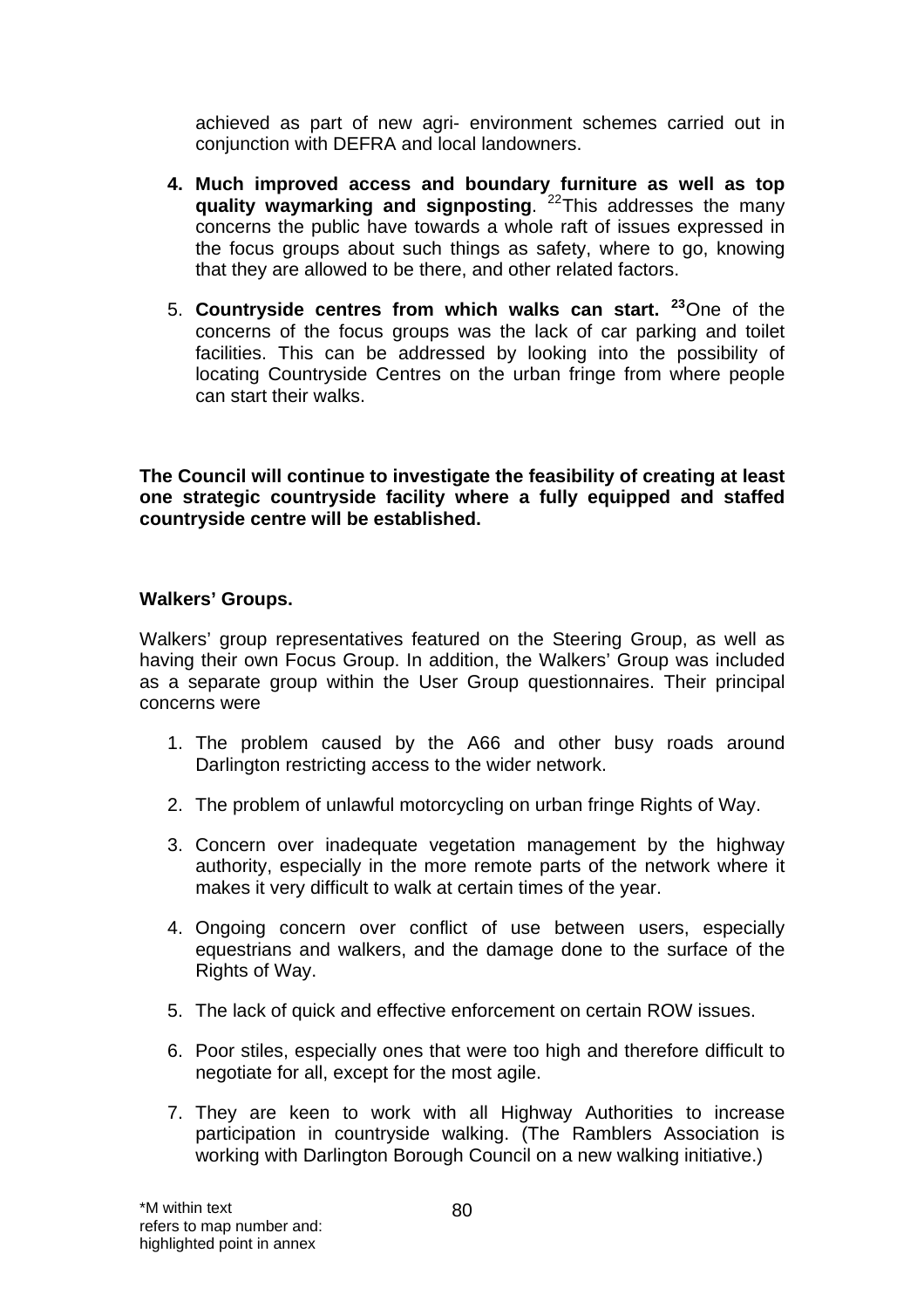achieved as part of new agri- environment schemes carried out in conjunction with DEFRA and local landowners.

4. **Much improved access and boundary furniture as well as top quality waymarking and signposting**. [22]This addresses the many concerns the public have towards a whole raft of issues expressed in the focus groups about such things as safety, where to go, knowing that they are allowed to be there, and other related factors.

5. **Countryside centres from which walks can start.** [23]One of the concerns of the focus groups was the lack of car parking and toilet facilities. This can be addressed by looking into the possibility of locating Countryside Centres on the urban fringe from where people can start their walks.

**The Council will continue to investigate the feasibility of creating at least one strategic countryside facility where a fully equipped and staffed countryside centre will be established.**

**Walkers' Groups.**

Walkers' group representatives featured on the Steering Group, as well as having their own Focus Group. In addition, the Walkers' Group was included as a separate group within the User Group questionnaires. Their principal concerns were

1. The problem caused by the A66 and other busy roads around Darlington restricting access to the wider network.

2. The problem of unlawful motorcycling on urban fringe Rights of Way.

3. Concern over inadequate vegetation management by the highway authority, especially in the more remote parts of the network where it makes it very difficult to walk at certain times of the year.

4. Ongoing concern over conflict of use between users, especially equestrians and walkers, and the damage done to the surface of the Rights of Way.

5. The lack of quick and effective enforcement on certain ROW issues.

6. Poor stiles, especially ones that were too high and therefore difficult to negotiate for all, except for the most agile.

7. They are keen to work with all Highway Authorities to increase participation in countryside walking. (The Ramblers Association is working with Darlington Borough Council on a new walking initiative.)

*M within text refers to map number and: highlighted point in annex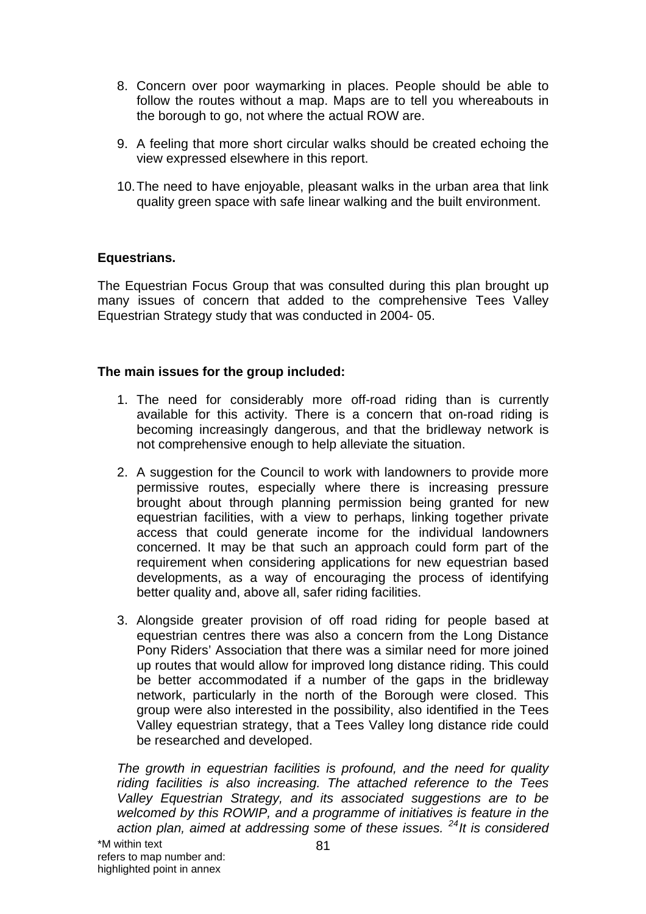8. Concern over poor waymarking in places. People should be able to follow the routes without a map. Maps are to tell you whereabouts in the borough to go, not where the actual ROW are.

9. A feeling that more short circular walks should be created echoing the view expressed elsewhere in this report.

10. The need to have enjoyable, pleasant walks in the urban area that link quality green space with safe linear walking and the built environment.

**Equestrians.**

The Equestrian Focus Group that was consulted during this plan brought up many issues of concern that added to the comprehensive Tees Valley Equestrian Strategy study that was conducted in 2004- 05.

**The main issues for the group included:**

1. The need for considerably more off-road riding than is currently available for this activity. There is a concern that on-road riding is becoming increasingly dangerous, and that the bridleway network is not comprehensive enough to help alleviate the situation.

2. A suggestion for the Council to work with landowners to provide more permissive routes, especially where there is increasing pressure brought about through planning permission being granted for new equestrian facilities, with a view to perhaps, linking together private access that could generate income for the individual landowners concerned. It may be that such an approach could form part of the requirement when considering applications for new equestrian based developments, as a way of encouraging the process of identifying better quality and, above all, safer riding facilities.

3. Alongside greater provision of off road riding for people based at equestrian centres there was also a concern from the Long Distance Pony Riders' Association that there was a similar need for more joined up routes that would allow for improved long distance riding. This could be better accommodated if a number of the gaps in the bridleway network, particularly in the north of the Borough were closed. This group were also interested in the possibility, also identified in the Tees Valley equestrian strategy, that a Tees Valley long distance ride could be researched and developed.

*The growth in equestrian facilities is profound, and the need for quality riding facilities is also increasing. The attached reference to the Tees Valley Equestrian Strategy, and its associated suggestions are to be welcomed by this ROWIP, and a programme of initiatives is feature in the action plan, aimed at addressing some of these issues. [24] It is considered*

*M within text refers to map number and: highlighted point in annex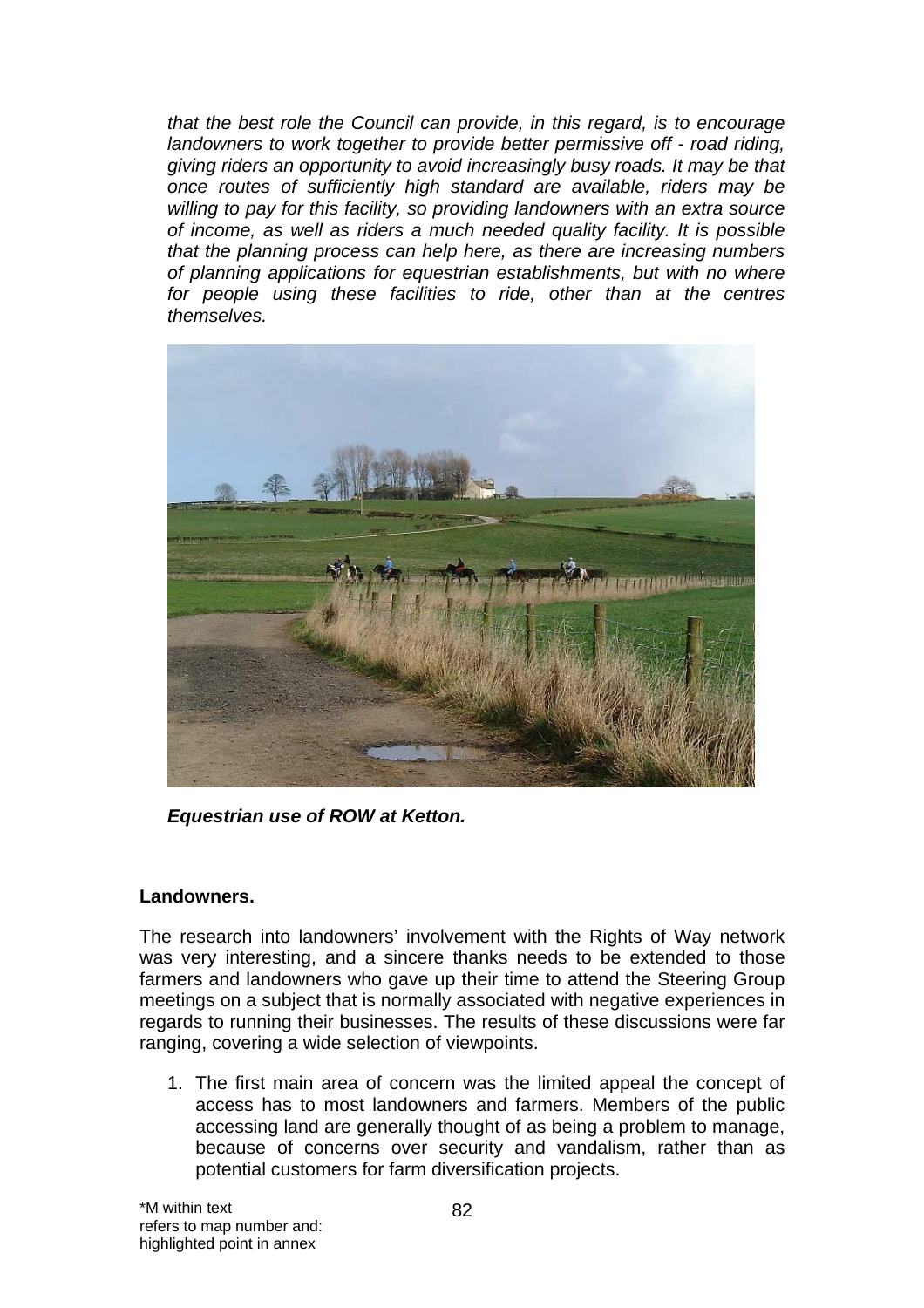*that the best role the Council can provide, in this regard, is to encourage landowners to work together to provide better permissive off - road riding, giving riders an opportunity to avoid increasingly busy roads. It may be that once routes of sufficiently high standard are available, riders may be willing to pay for this facility, so providing landowners with an extra source of income, as well as riders a much needed quality facility. It is possible that the planning process can help here, as there are increasing numbers of planning applications for equestrian establishments, but with no where for people using these facilities to ride, other than at the centres themselves.*

***Equestrian use of ROW at Ketton.***

**Landowners.**

The research into landowners' involvement with the Rights of Way network was very interesting, and a sincere thanks needs to be extended to those farmers and landowners who gave up their time to attend the Steering Group meetings on a subject that is normally associated with negative experiences in regards to running their businesses. The results of these discussions were far ranging, covering a wide selection of viewpoints.

1. The first main area of concern was the limited appeal the concept of access has to most landowners and farmers. Members of the public accessing land are generally thought of as being a problem to manage, because of concerns over security and vandalism, rather than as potential customers for farm diversification projects.

*M within text refers to map number and: highlighted point in annex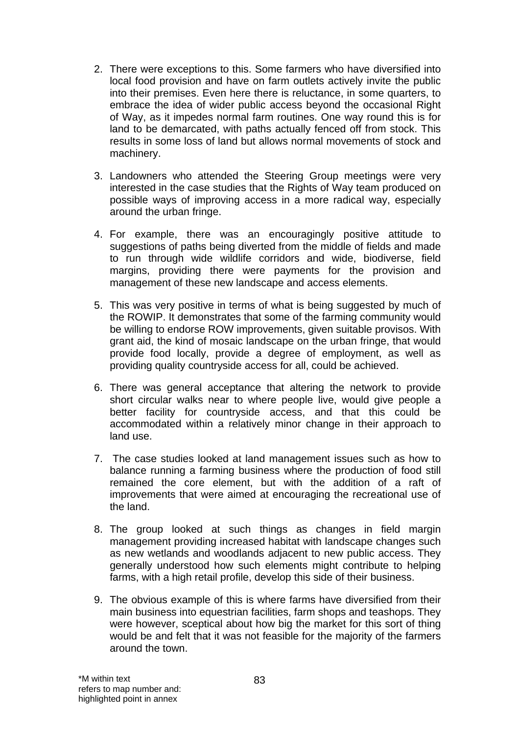2. There were exceptions to this. Some farmers who have diversified into local food provision and have on farm outlets actively invite the public into their premises. Even here there is reluctance, in some quarters, to embrace the idea of wider public access beyond the occasional Right of Way, as it impedes normal farm routines. One way round this is for land to be demarcated, with paths actually fenced off from stock. This results in some loss of land but allows normal movements of stock and machinery.

3. Landowners who attended the Steering Group meetings were very interested in the case studies that the Rights of Way team produced on possible ways of improving access in a more radical way, especially around the urban fringe.

4. For example, there was an encouragingly positive attitude to suggestions of paths being diverted from the middle of fields and made to run through wide wildlife corridors and wide, biodiverse, field margins, providing there were payments for the provision and management of these new landscape and access elements.

5. This was very positive in terms of what is being suggested by much of the ROWIP. It demonstrates that some of the farming community would be willing to endorse ROW improvements, given suitable provisos. With grant aid, the kind of mosaic landscape on the urban fringe, that would provide food locally, provide a degree of employment, as well as providing quality countryside access for all, could be achieved.

6. There was general acceptance that altering the network to provide short circular walks near to where people live, would give people a better facility for countryside access, and that this could be accommodated within a relatively minor change in their approach to land use.

7. The case studies looked at land management issues such as how to balance running a farming business where the production of food still remained the core element, but with the addition of a raft of improvements that were aimed at encouraging the recreational use of the land.

8. The group looked at such things as changes in field margin management providing increased habitat with landscape changes such as new wetlands and woodlands adjacent to new public access. They generally understood how such elements might contribute to helping farms, with a high retail profile, develop this side of their business.

9. The obvious example of this is where farms have diversified from their main business into equestrian facilities, farm shops and teashops. They were however, sceptical about how big the market for this sort of thing would be and felt that it was not feasible for the majority of the farmers around the town.

*M within text refers to map number and: highlighted point in annex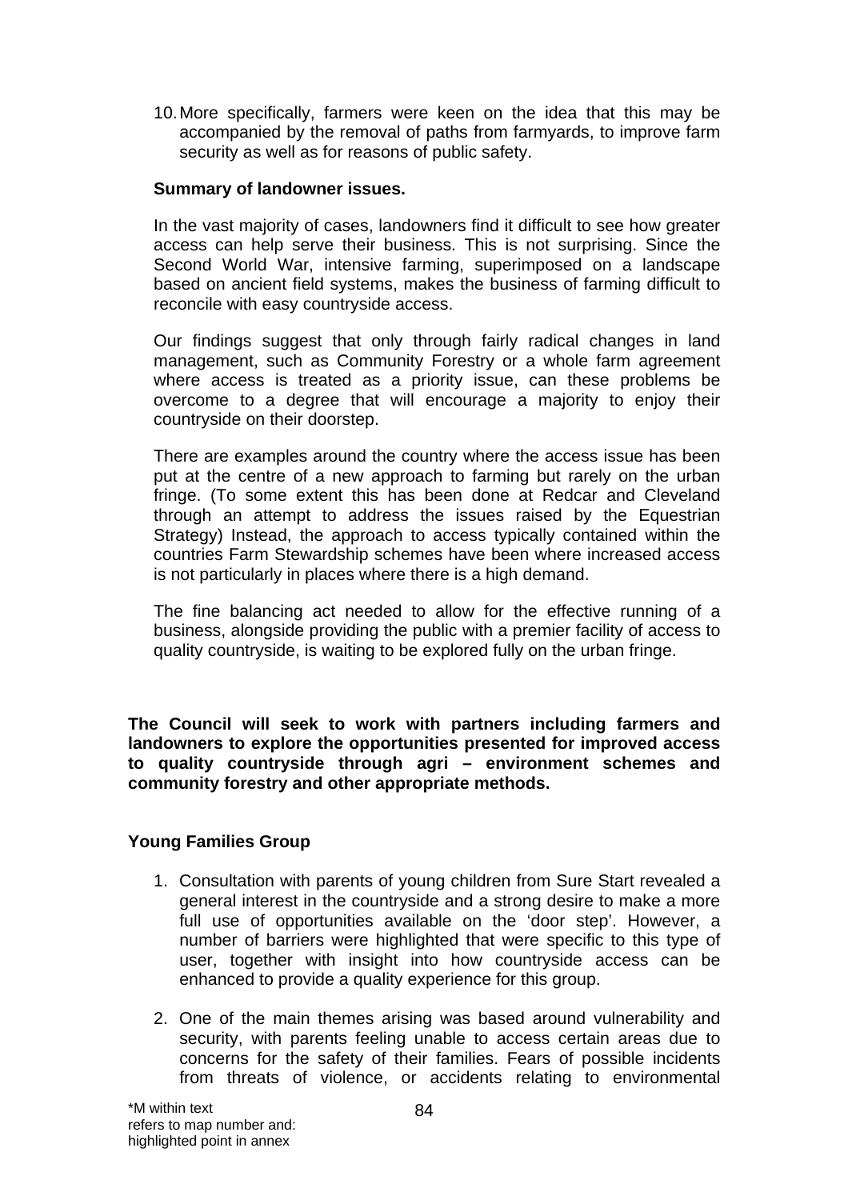10. More specifically, farmers were keen on the idea that this may be accompanied by the removal of paths from farmyards, to improve farm security as well as for reasons of public safety.

**Summary of landowner issues.**

In the vast majority of cases, landowners find it difficult to see how greater access can help serve their business. This is not surprising. Since the Second World War, intensive farming, superimposed on a landscape based on ancient field systems, makes the business of farming difficult to reconcile with easy countryside access.

Our findings suggest that only through fairly radical changes in land management, such as Community Forestry or a whole farm agreement where access is treated as a priority issue, can these problems be overcome to a degree that will encourage a majority to enjoy their countryside on their doorstep.

There are examples around the country where the access issue has been put at the centre of a new approach to farming but rarely on the urban fringe. (To some extent this has been done at Redcar and Cleveland through an attempt to address the issues raised by the Equestrian Strategy) Instead, the approach to access typically contained within the countries Farm Stewardship schemes have been where increased access is not particularly in places where there is a high demand.

The fine balancing act needed to allow for the effective running of a business, alongside providing the public with a premier facility of access to quality countryside, is waiting to be explored fully on the urban fringe.

**The Council will seek to work with partners including farmers and landowners to explore the opportunities presented for improved access to quality countryside through agri – environment schemes and community forestry and other appropriate methods.**

**Young Families Group**

1. Consultation with parents of young children from Sure Start revealed a general interest in the countryside and a strong desire to make a more full use of opportunities available on the 'door step'. However, a number of barriers were highlighted that were specific to this type of user, together with insight into how countryside access can be enhanced to provide a quality experience for this group.

2. One of the main themes arising was based around vulnerability and security, with parents feeling unable to access certain areas due to concerns for the safety of their families. Fears of possible incidents from threats of violence, or accidents relating to environmental

*M within text refers to map number and: highlighted point in annex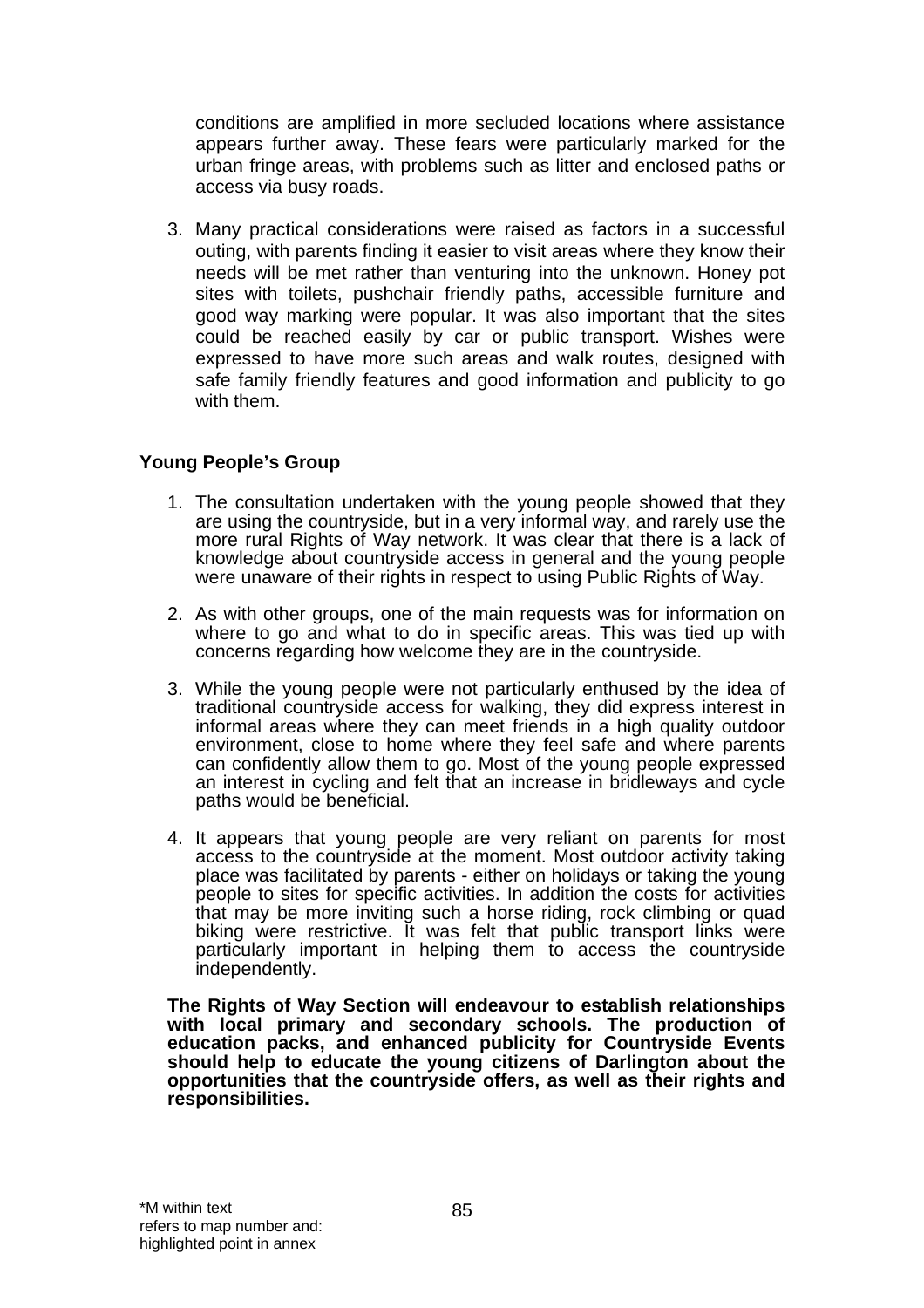conditions are amplified in more secluded locations where assistance appears further away. These fears were particularly marked for the urban fringe areas, with problems such as litter and enclosed paths or access via busy roads.

3. Many practical considerations were raised as factors in a successful outing, with parents finding it easier to visit areas where they know their needs will be met rather than venturing into the unknown. Honey pot sites with toilets, pushchair friendly paths, accessible furniture and good way marking were popular. It was also important that the sites could be reached easily by car or public transport. Wishes were expressed to have more such areas and walk routes, designed with safe family friendly features and good information and publicity to go with them.

**Young People's Group**

1. The consultation undertaken with the young people showed that they are using the countryside, but in a very informal way, and rarely use the more rural Rights of Way network. It was clear that there is a lack of knowledge about countryside access in general and the young people were unaware of their rights in respect to using Public Rights of Way.

2. As with other groups, one of the main requests was for information on where to go and what to do in specific areas. This was tied up with concerns regarding how welcome they are in the countryside.

3. While the young people were not particularly enthused by the idea of traditional countryside access for walking, they did express interest in informal areas where they can meet friends in a high quality outdoor environment, close to home where they feel safe and where parents can confidently allow them to go. Most of the young people expressed an interest in cycling and felt that an increase in bridleways and cycle paths would be beneficial.

4. It appears that young people are very reliant on parents for most access to the countryside at the moment. Most outdoor activity taking place was facilitated by parents - either on holidays or taking the young people to sites for specific activities. In addition the costs for activities that may be more inviting such a horse riding, rock climbing or quad biking were restrictive. It was felt that public transport links were particularly important in helping them to access the countryside independently.

**The Rights of Way Section will endeavour to establish relationships with local primary and secondary schools. The production of education packs, and enhanced publicity for Countryside Events should help to educate the young citizens of Darlington about the opportunities that the countryside offers, as well as their rights and responsibilities.**

*M within text refers to map number and: highlighted point in annex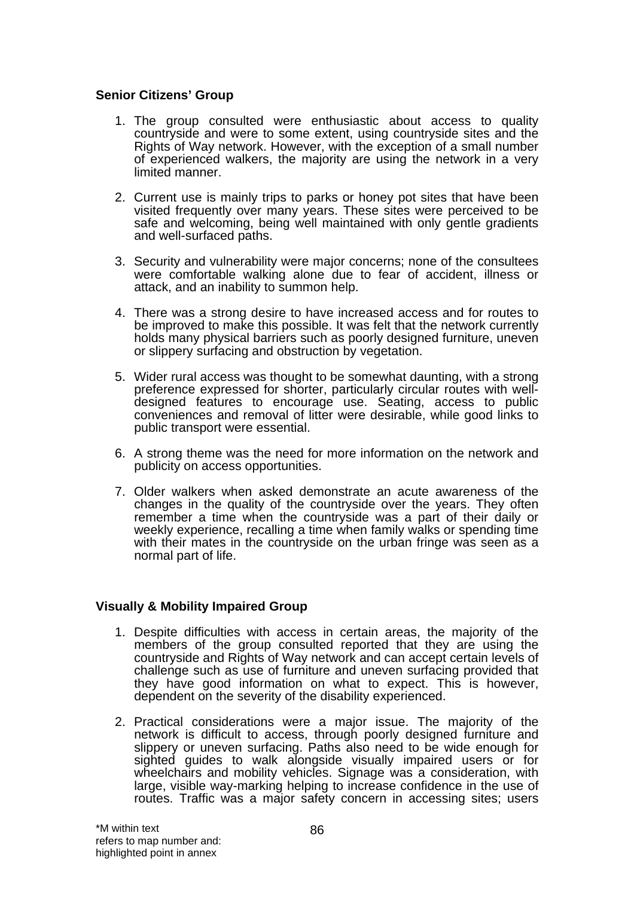**Senior Citizens' Group**

1. The group consulted were enthusiastic about access to quality countryside and were to some extent, using countryside sites and the Rights of Way network. However, with the exception of a small number of experienced walkers, the majority are using the network in a very limited manner.

2. Current use is mainly trips to parks or honey pot sites that have been visited frequently over many years. These sites were perceived to be safe and welcoming, being well maintained with only gentle gradients and well-surfaced paths.

3. Security and vulnerability were major concerns; none of the consultees were comfortable walking alone due to fear of accident, illness or attack, and an inability to summon help.

4. There was a strong desire to have increased access and for routes to be improved to make this possible. It was felt that the network currently holds many physical barriers such as poorly designed furniture, uneven or slippery surfacing and obstruction by vegetation.

5. Wider rural access was thought to be somewhat daunting, with a strong preference expressed for shorter, particularly circular routes with well-designed features to encourage use. Seating, access to public conveniences and removal of litter were desirable, while good links to public transport were essential.

6. A strong theme was the need for more information on the network and publicity on access opportunities.

7. Older walkers when asked demonstrate an acute awareness of the changes in the quality of the countryside over the years. They often remember a time when the countryside was a part of their daily or weekly experience, recalling a time when family walks or spending time with their mates in the countryside on the urban fringe was seen as a normal part of life.

**Visually & Mobility Impaired Group**

1. Despite difficulties with access in certain areas, the majority of the members of the group consulted reported that they are using the countryside and Rights of Way network and can accept certain levels of challenge such as use of furniture and uneven surfacing provided that they have good information on what to expect. This is however, dependent on the severity of the disability experienced.

2. Practical considerations were a major issue. The majority of the network is difficult to access, through poorly designed furniture and slippery or uneven surfacing. Paths also need to be wide enough for sighted guides to walk alongside visually impaired users or for wheelchairs and mobility vehicles. Signage was a consideration, with large, visible way-marking helping to increase confidence in the use of routes. Traffic was a major safety concern in accessing sites; users

*M within text
refers to map number and:
highlighted point in annex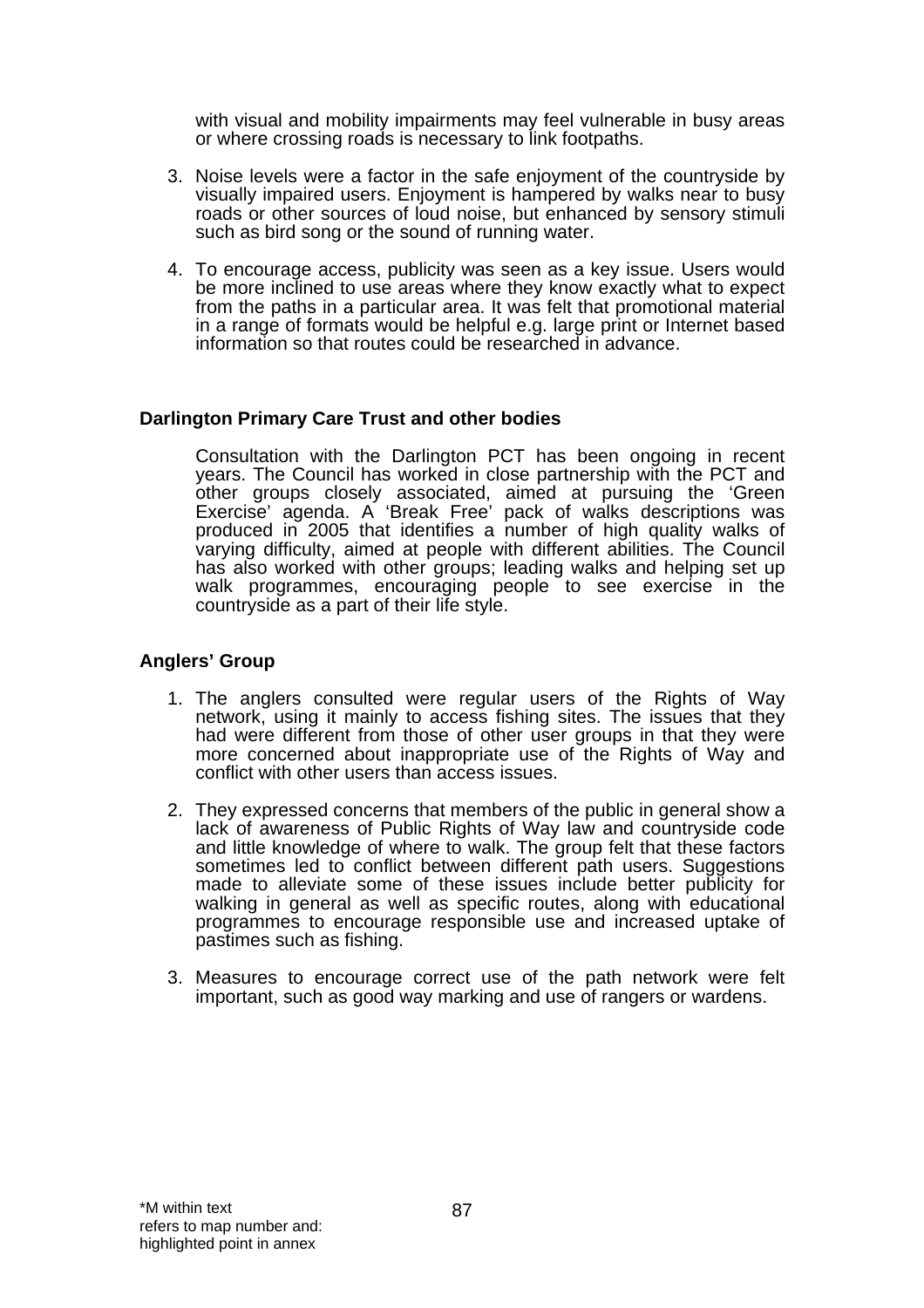with visual and mobility impairments may feel vulnerable in busy areas or where crossing roads is necessary to link footpaths.

3. Noise levels were a factor in the safe enjoyment of the countryside by visually impaired users. Enjoyment is hampered by walks near to busy roads or other sources of loud noise, but enhanced by sensory stimuli such as bird song or the sound of running water.

4. To encourage access, publicity was seen as a key issue. Users would be more inclined to use areas where they know exactly what to expect from the paths in a particular area. It was felt that promotional material in a range of formats would be helpful e.g. large print or Internet based information so that routes could be researched in advance.

**Darlington Primary Care Trust and other bodies**

Consultation with the Darlington PCT has been ongoing in recent years. The Council has worked in close partnership with the PCT and other groups closely associated, aimed at pursuing the 'Green Exercise' agenda. A 'Break Free' pack of walks descriptions was produced in 2005 that identifies a number of high quality walks of varying difficulty, aimed at people with different abilities. The Council has also worked with other groups; leading walks and helping set up walk programmes, encouraging people to see exercise in the countryside as a part of their life style.

**Anglers' Group**

1. The anglers consulted were regular users of the Rights of Way network, using it mainly to access fishing sites. The issues that they had were different from those of other user groups in that they were more concerned about inappropriate use of the Rights of Way and conflict with other users than access issues.

2. They expressed concerns that members of the public in general show a lack of awareness of Public Rights of Way law and countryside code and little knowledge of where to walk. The group felt that these factors sometimes led to conflict between different path users. Suggestions made to alleviate some of these issues include better publicity for walking in general as well as specific routes, along with educational programmes to encourage responsible use and increased uptake of pastimes such as fishing.

3. Measures to encourage correct use of the path network were felt important, such as good way marking and use of rangers or wardens.

*M within text refers to map number and: highlighted point in annex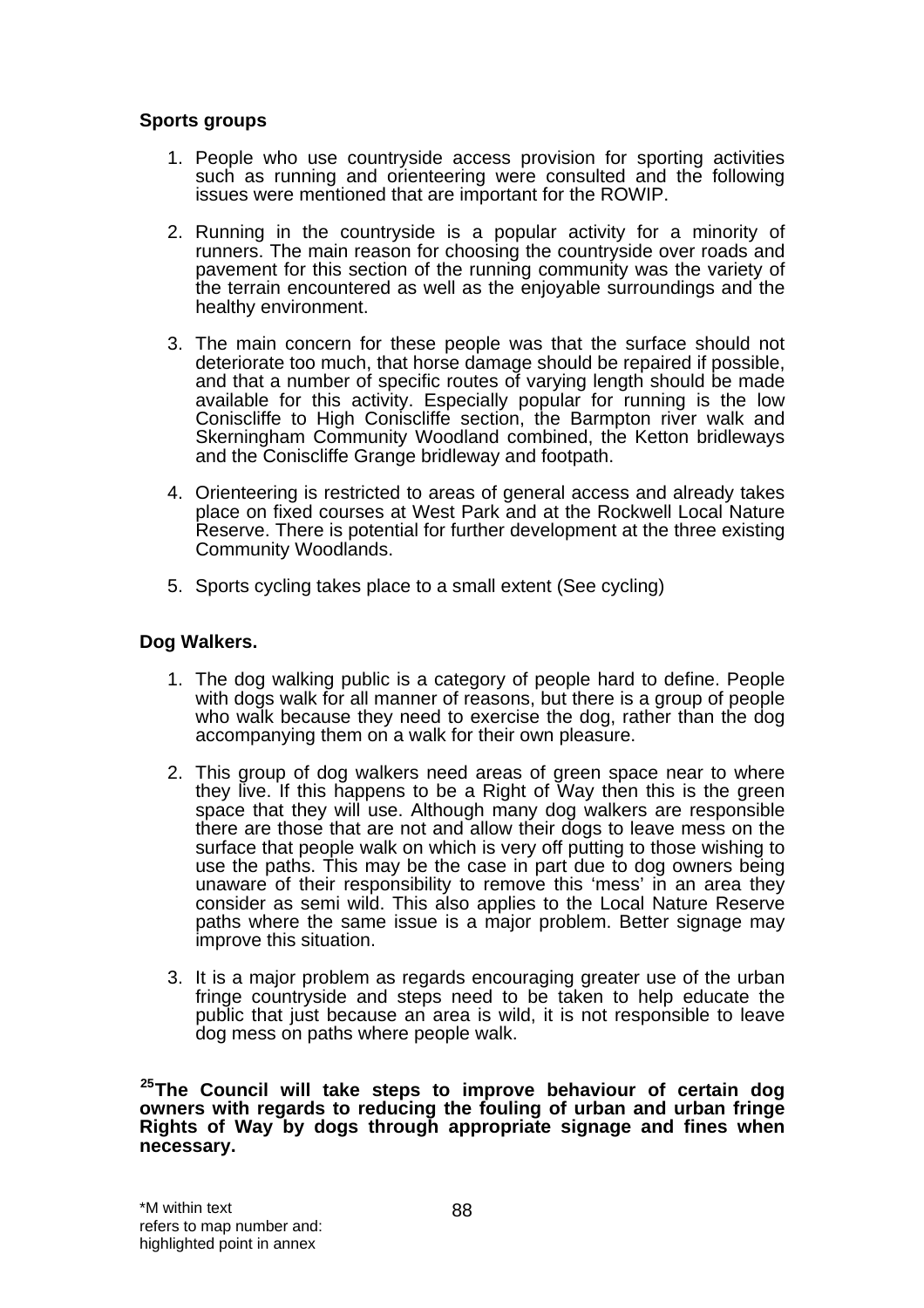**Sports groups**

1. People who use countryside access provision for sporting activities such as running and orienteering were consulted and the following issues were mentioned that are important for the ROWIP.

2. Running in the countryside is a popular activity for a minority of runners. The main reason for choosing the countryside over roads and pavement for this section of the running community was the variety of the terrain encountered as well as the enjoyable surroundings and the healthy environment.

3. The main concern for these people was that the surface should not deteriorate too much, that horse damage should be repaired if possible, and that a number of specific routes of varying length should be made available for this activity. Especially popular for running is the low Coniscliffe to High Coniscliffe section, the Barmpton river walk and Skerningham Community Woodland combined, the Ketton bridleways and the Coniscliffe Grange bridleway and footpath.

4. Orienteering is restricted to areas of general access and already takes place on fixed courses at West Park and at the Rockwell Local Nature Reserve. There is potential for further development at the three existing Community Woodlands.

5. Sports cycling takes place to a small extent (See cycling)

**Dog Walkers.**

1. The dog walking public is a category of people hard to define. People with dogs walk for all manner of reasons, but there is a group of people who walk because they need to exercise the dog, rather than the dog accompanying them on a walk for their own pleasure.

2. This group of dog walkers need areas of green space near to where they live. If this happens to be a Right of Way then this is the green space that they will use. Although many dog walkers are responsible there are those that are not and allow their dogs to leave mess on the surface that people walk on which is very off putting to those wishing to use the paths. This may be the case in part due to dog owners being unaware of their responsibility to remove this 'mess' in an area they consider as semi wild. This also applies to the Local Nature Reserve paths where the same issue is a major problem. Better signage may improve this situation.

3. It is a major problem as regards encouraging greater use of the urban fringe countryside and steps need to be taken to help educate the public that just because an area is wild, it is not responsible to leave dog mess on paths where people walk.

**[25]The Council will take steps to improve behaviour of certain dog owners with regards to reducing the fouling of urban and urban fringe Rights of Way by dogs through appropriate signage and fines when necessary.**

*M within text refers to map number and: highlighted point in annex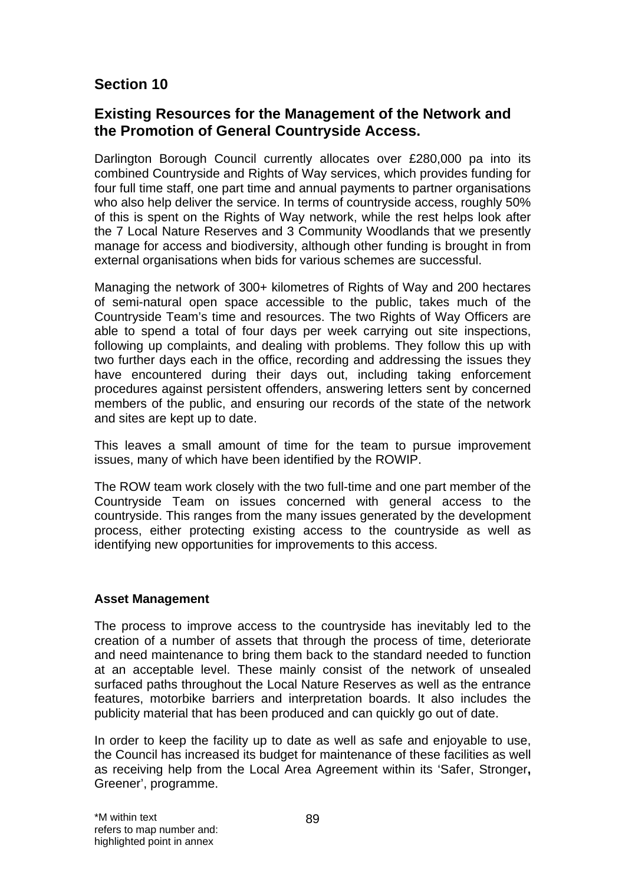## Section 10

## Existing Resources for the Management of the Network and the Promotion of General Countryside Access.

Darlington Borough Council currently allocates over £280,000 pa into its combined Countryside and Rights of Way services, which provides funding for four full time staff, one part time and annual payments to partner organisations who also help deliver the service. In terms of countryside access, roughly 50% of this is spent on the Rights of Way network, while the rest helps look after the 7 Local Nature Reserves and 3 Community Woodlands that we presently manage for access and biodiversity, although other funding is brought in from external organisations when bids for various schemes are successful.

Managing the network of 300+ kilometres of Rights of Way and 200 hectares of semi-natural open space accessible to the public, takes much of the Countryside Team's time and resources. The two Rights of Way Officers are able to spend a total of four days per week carrying out site inspections, following up complaints, and dealing with problems. They follow this up with two further days each in the office, recording and addressing the issues they have encountered during their days out, including taking enforcement procedures against persistent offenders, answering letters sent by concerned members of the public, and ensuring our records of the state of the network and sites are kept up to date.

This leaves a small amount of time for the team to pursue improvement issues, many of which have been identified by the ROWIP.

The ROW team work closely with the two full-time and one part member of the Countryside Team on issues concerned with general access to the countryside. This ranges from the many issues generated by the development process, either protecting existing access to the countryside as well as identifying new opportunities for improvements to this access.

**Asset Management**

The process to improve access to the countryside has inevitably led to the creation of a number of assets that through the process of time, deteriorate and need maintenance to bring them back to the standard needed to function at an acceptable level. These mainly consist of the network of unsealed surfaced paths throughout the Local Nature Reserves as well as the entrance features, motorbike barriers and interpretation boards. It also includes the publicity material that has been produced and can quickly go out of date.

In order to keep the facility up to date as well as safe and enjoyable to use, the Council has increased its budget for maintenance of these facilities as well as receiving help from the Local Area Agreement within its 'Safer, Stronger**,** Greener', programme.

*M within text refers to map number and: highlighted point in annex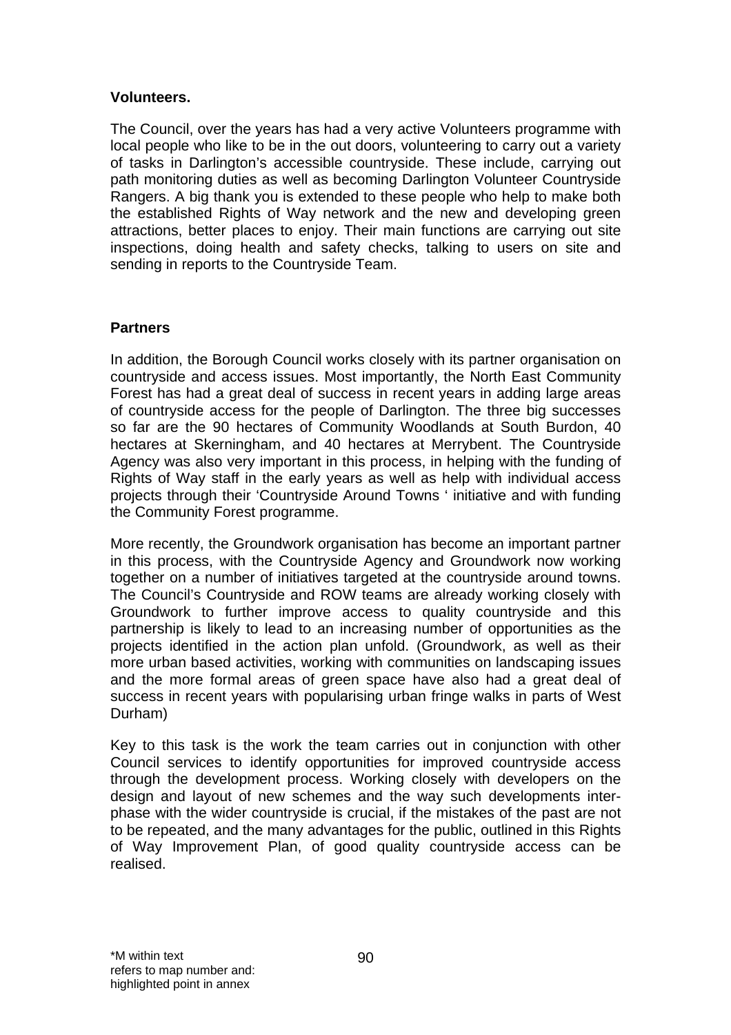**Volunteers.**

The Council, over the years has had a very active Volunteers programme with local people who like to be in the out doors, volunteering to carry out a variety of tasks in Darlington's accessible countryside. These include, carrying out path monitoring duties as well as becoming Darlington Volunteer Countryside Rangers. A big thank you is extended to these people who help to make both the established Rights of Way network and the new and developing green attractions, better places to enjoy. Their main functions are carrying out site inspections, doing health and safety checks, talking to users on site and sending in reports to the Countryside Team.

**Partners**

In addition, the Borough Council works closely with its partner organisation on countryside and access issues. Most importantly, the North East Community Forest has had a great deal of success in recent years in adding large areas of countryside access for the people of Darlington. The three big successes so far are the 90 hectares of Community Woodlands at South Burdon, 40 hectares at Skerningham, and 40 hectares at Merrybent. The Countryside Agency was also very important in this process, in helping with the funding of Rights of Way staff in the early years as well as help with individual access projects through their 'Countryside Around Towns ' initiative and with funding the Community Forest programme.

More recently, the Groundwork organisation has become an important partner in this process, with the Countryside Agency and Groundwork now working together on a number of initiatives targeted at the countryside around towns. The Council's Countryside and ROW teams are already working closely with Groundwork to further improve access to quality countryside and this partnership is likely to lead to an increasing number of opportunities as the projects identified in the action plan unfold. (Groundwork, as well as their more urban based activities, working with communities on landscaping issues and the more formal areas of green space have also had a great deal of success in recent years with popularising urban fringe walks in parts of West Durham)

Key to this task is the work the team carries out in conjunction with other Council services to identify opportunities for improved countryside access through the development process. Working closely with developers on the design and layout of new schemes and the way such developments inter-phase with the wider countryside is crucial, if the mistakes of the past are not to be repeated, and the many advantages for the public, outlined in this Rights of Way Improvement Plan, of good quality countryside access can be realised.

*M within text
refers to map number and:
highlighted point in annex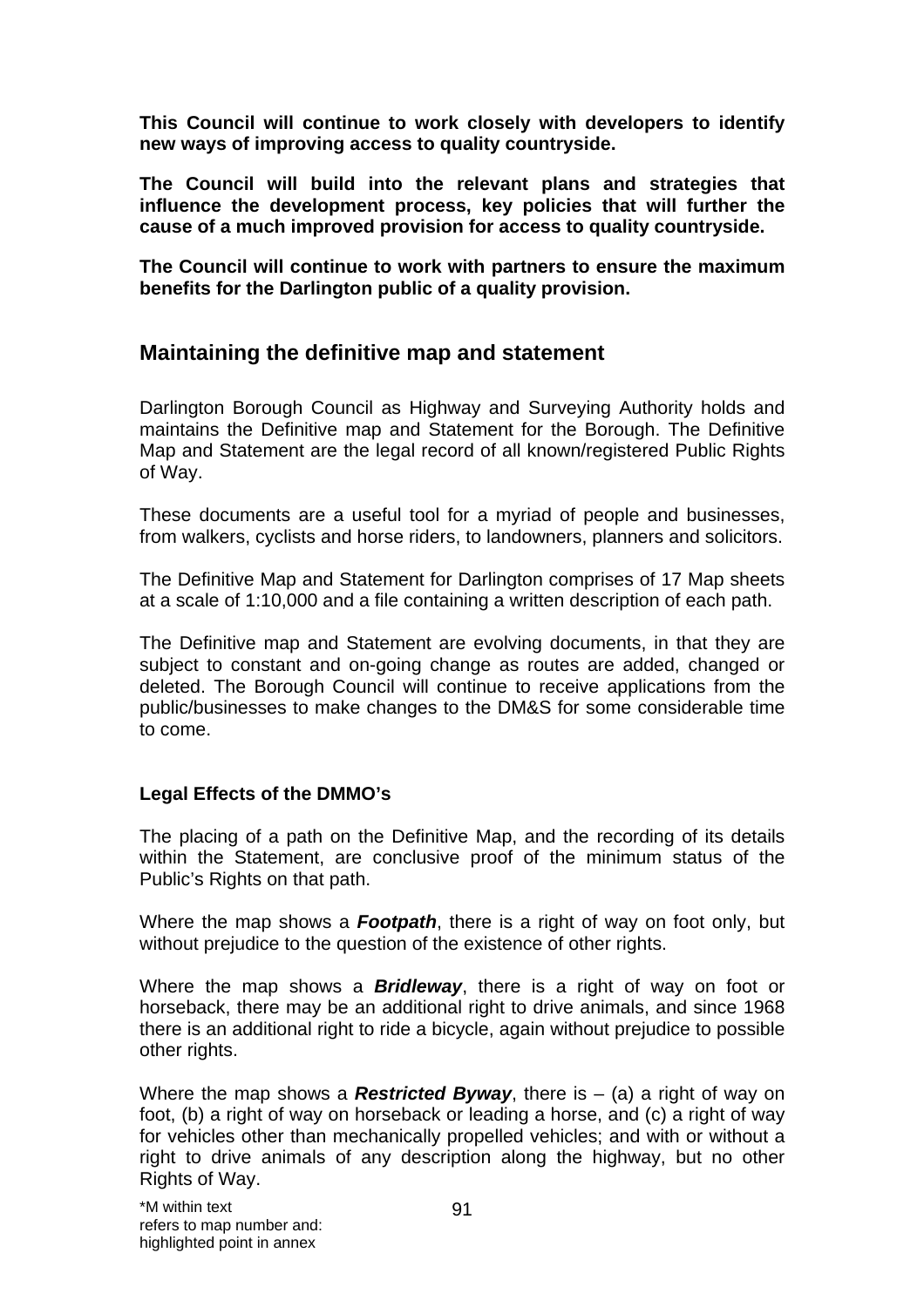**This Council will continue to work closely with developers to identify new ways of improving access to quality countryside.**

**The Council will build into the relevant plans and strategies that influence the development process, key policies that will further the cause of a much improved provision for access to quality countryside.**

**The Council will continue to work with partners to ensure the maximum benefits for the Darlington public of a quality provision.**

## Maintaining the definitive map and statement

Darlington Borough Council as Highway and Surveying Authority holds and maintains the Definitive map and Statement for the Borough. The Definitive Map and Statement are the legal record of all known/registered Public Rights of Way.

These documents are a useful tool for a myriad of people and businesses, from walkers, cyclists and horse riders, to landowners, planners and solicitors.

The Definitive Map and Statement for Darlington comprises of 17 Map sheets at a scale of 1:10,000 and a file containing a written description of each path.

The Definitive map and Statement are evolving documents, in that they are subject to constant and on-going change as routes are added, changed or deleted. The Borough Council will continue to receive applications from the public/businesses to make changes to the DM&S for some considerable time to come.

### Legal Effects of the DMMO's

The placing of a path on the Definitive Map, and the recording of its details within the Statement, are conclusive proof of the minimum status of the Public's Rights on that path.

Where the map shows a ***Footpath***, there is a right of way on foot only, but without prejudice to the question of the existence of other rights.

Where the map shows a ***Bridleway***, there is a right of way on foot or horseback, there may be an additional right to drive animals, and since 1968 there is an additional right to ride a bicycle, again without prejudice to possible other rights.

Where the map shows a ***Restricted Byway***, there is – (a) a right of way on foot, (b) a right of way on horseback or leading a horse, and (c) a right of way for vehicles other than mechanically propelled vehicles; and with or without a right to drive animals of any description along the highway, but no other Rights of Way.

*M within text refers to map number and: highlighted point in annex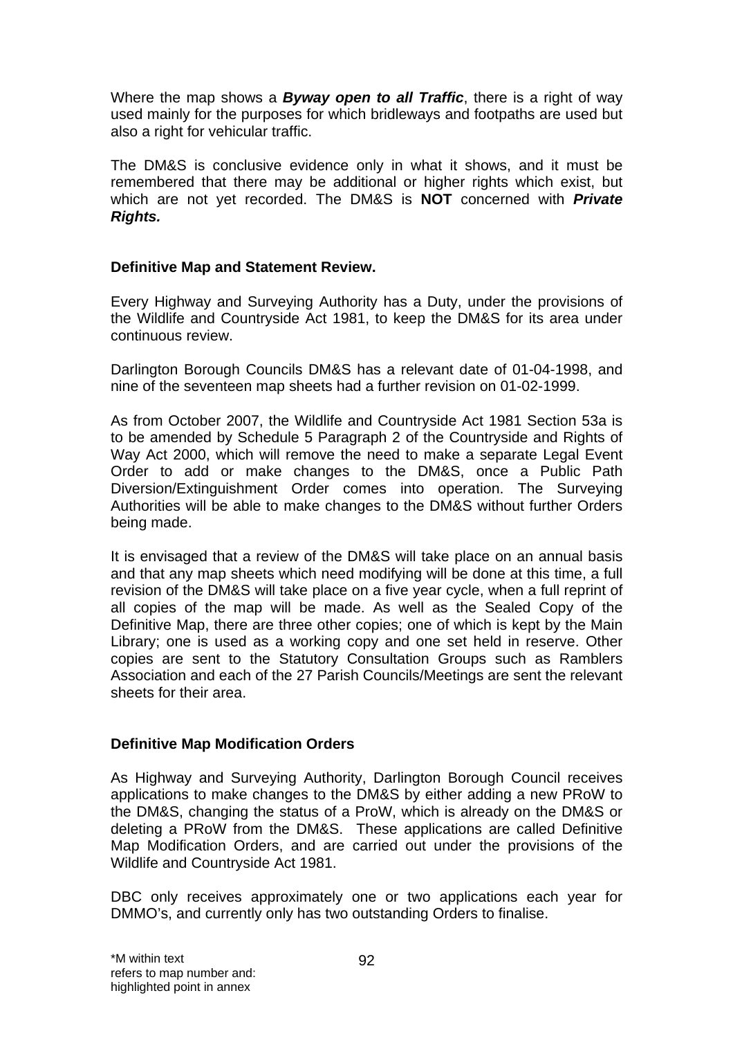Where the map shows a ***Byway open to all Traffic***, there is a right of way used mainly for the purposes for which bridleways and footpaths are used but also a right for vehicular traffic.

The DM&S is conclusive evidence only in what it shows, and it must be remembered that there may be additional or higher rights which exist, but which are not yet recorded. The DM&S is **NOT** concerned with ***Private Rights.***

**Definitive Map and Statement Review.**

Every Highway and Surveying Authority has a Duty, under the provisions of the Wildlife and Countryside Act 1981, to keep the DM&S for its area under continuous review.

Darlington Borough Councils DM&S has a relevant date of 01-04-1998, and nine of the seventeen map sheets had a further revision on 01-02-1999.

As from October 2007, the Wildlife and Countryside Act 1981 Section 53a is to be amended by Schedule 5 Paragraph 2 of the Countryside and Rights of Way Act 2000, which will remove the need to make a separate Legal Event Order to add or make changes to the DM&S, once a Public Path Diversion/Extinguishment Order comes into operation. The Surveying Authorities will be able to make changes to the DM&S without further Orders being made.

It is envisaged that a review of the DM&S will take place on an annual basis and that any map sheets which need modifying will be done at this time, a full revision of the DM&S will take place on a five year cycle, when a full reprint of all copies of the map will be made. As well as the Sealed Copy of the Definitive Map, there are three other copies; one of which is kept by the Main Library; one is used as a working copy and one set held in reserve. Other copies are sent to the Statutory Consultation Groups such as Ramblers Association and each of the 27 Parish Councils/Meetings are sent the relevant sheets for their area.

**Definitive Map Modification Orders**

As Highway and Surveying Authority, Darlington Borough Council receives applications to make changes to the DM&S by either adding a new PRoW to the DM&S, changing the status of a ProW, which is already on the DM&S or deleting a PRoW from the DM&S. These applications are called Definitive Map Modification Orders, and are carried out under the provisions of the Wildlife and Countryside Act 1981.

DBC only receives approximately one or two applications each year for DMMO's, and currently only has two outstanding Orders to finalise.

*M within text
refers to map number and:
highlighted point in annex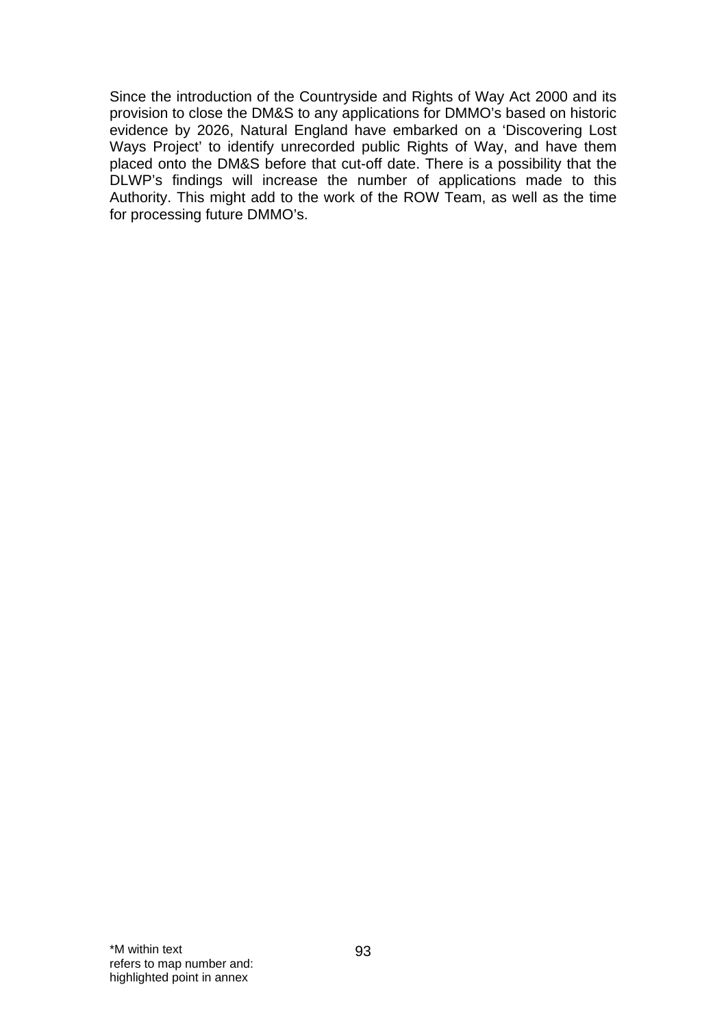Since the introduction of the Countryside and Rights of Way Act 2000 and its provision to close the DM&S to any applications for DMMO's based on historic evidence by 2026, Natural England have embarked on a 'Discovering Lost Ways Project' to identify unrecorded public Rights of Way, and have them placed onto the DM&S before that cut-off date. There is a possibility that the DLWP's findings will increase the number of applications made to this Authority. This might add to the work of the ROW Team, as well as the time for processing future DMMO's.

*M within text
refers to map number and:
highlighted point in annex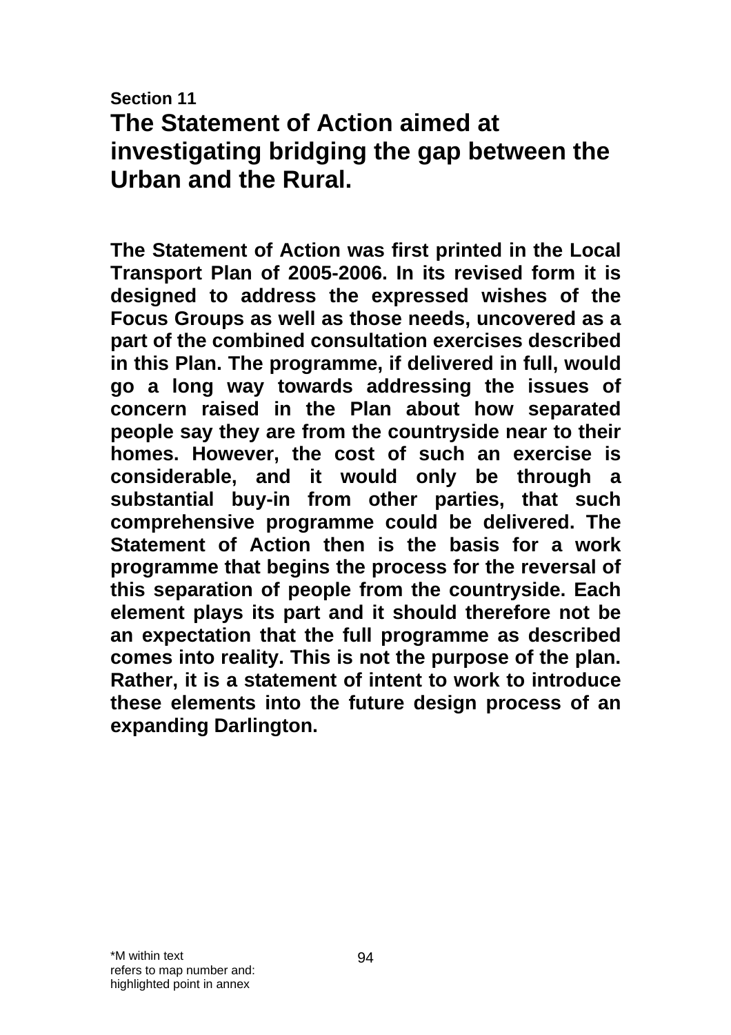**Section 11**

# The Statement of Action aimed at investigating bridging the gap between the Urban and the Rural.

**The Statement of Action was first printed in the Local Transport Plan of 2005-2006. In its revised form it is designed to address the expressed wishes of the Focus Groups as well as those needs, uncovered as a part of the combined consultation exercises described in this Plan. The programme, if delivered in full, would go a long way towards addressing the issues of concern raised in the Plan about how separated people say they are from the countryside near to their homes. However, the cost of such an exercise is considerable, and it would only be through a substantial buy-in from other parties, that such comprehensive programme could be delivered. The Statement of Action then is the basis for a work programme that begins the process for the reversal of this separation of people from the countryside. Each element plays its part and it should therefore not be an expectation that the full programme as described comes into reality. This is not the purpose of the plan. Rather, it is a statement of intent to work to introduce these elements into the future design process of an expanding Darlington.**

*M within text
refers to map number and:
highlighted point in annex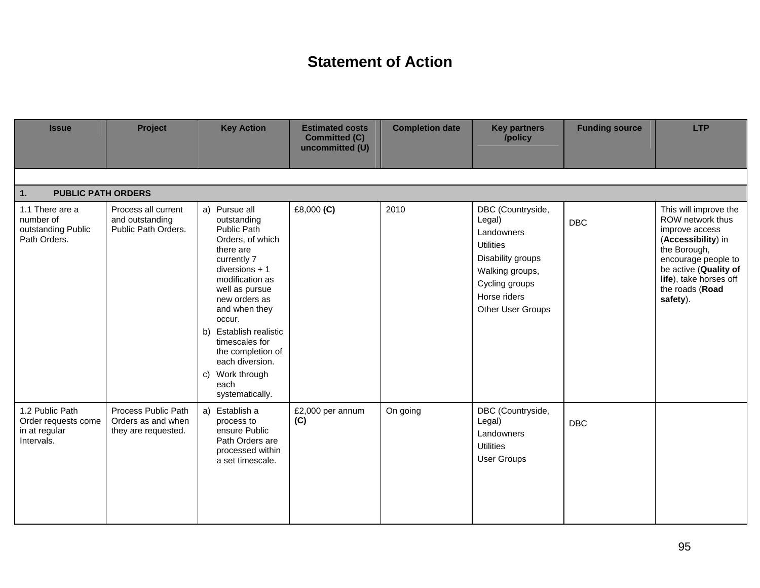# Statement of Action

| Issue | Project | Key Action | Estimated costs Committed (C) uncommitted (U) | Completion date | Key partners /policy | Funding source | LTP |
|---|---|---|---|---|---|---|---|
| **1. PUBLIC PATH ORDERS** | | | | | | | |
| 1.1 There are a number of outstanding Public Path Orders. | Process all current and outstanding Public Path Orders. | a) Pursue all outstanding Public Path Orders, of which there are currently 7 diversions + 1 modification as well as pursue new orders as and when they occur.<br>b) Establish realistic timescales for the completion of each diversion.<br>c) Work through each systematically. | £8,000 **(C)** | 2010 | DBC (Countryside, Legal)<br>Landowners<br>Utilities<br>Disability groups<br>Walking groups,<br>Cycling groups<br>Horse riders<br>Other User Groups | DBC | This will improve the ROW network thus improve access (**Accessibility**) in the Borough, encourage people to be active (**Quality of life**), take horses off the roads (**Road safety**). |
| 1.2 Public Path Order requests come in at regular Intervals. | Process Public Path Orders as and when they are requested. | a) Establish a process to ensure Public Path Orders are processed within a set timescale. | £2,000 per annum **(C)** | On going | DBC (Countryside, Legal)<br>Landowners<br>Utilities<br>User Groups | DBC | |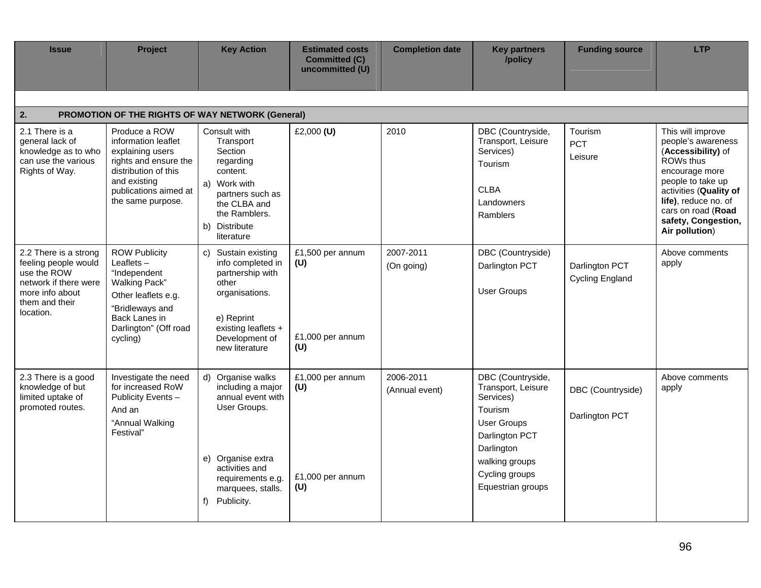| Issue | Project | Key Action | Estimated costs Committed (C) uncommitted (U) | Completion date | Key partners /policy | Funding source | LTP |
|---|---|---|---|---|---|---|---|
| **2. PROMOTION OF THE RIGHTS OF WAY NETWORK (General)** | | | | | | | |
| 2.1 There is a general lack of knowledge as to who can use the various Rights of Way. | Produce a ROW information leaflet explaining users rights and ensure the distribution of this and existing publications aimed at the same purpose. | Consult with Transport Section regarding content.<br>a) Work with partners such as the CLBA and the Ramblers.<br>b) Distribute literature | £2,000 **(U)** | 2010 | DBC (Countryside, Transport, Leisure Services)<br>Tourism<br><br>CLBA<br>Landowners<br>Ramblers | Tourism<br>PCT<br>Leisure | This will improve people's awareness (**Accessibility)** of ROWs thus encourage more people to take up activities (**Quality of life)**, reduce no. of cars on road (**Road safety, Congestion, Air pollution**) |
| 2.2 There is a strong feeling people would use the ROW network if there were more info about them and their location. | ROW Publicity Leaflets – "Independent Walking Pack"<br>Other leaflets e.g.<br>"Bridleways and Back Lanes in Darlington" (Off road cycling) | c) Sustain existing info completed in partnership with other organisations.<br><br>e) Reprint existing leaflets + Development of new literature | £1,500 per annum **(U)**<br><br>£1,000 per annum **(U)** | 2007-2011<br>(On going) | DBC (Countryside)<br>Darlington PCT<br><br>User Groups | Darlington PCT<br>Cycling England | Above comments apply |
| 2.3 There is a good knowledge of but limited uptake of promoted routes. | Investigate the need for increased RoW Publicity Events –<br>And an<br>"Annual Walking Festival" | d) Organise walks including a major annual event with User Groups.<br><br>e) Organise extra activities and requirements e.g. marquees, stalls.<br>f) Publicity. | £1,000 per annum **(U)**<br><br>£1,000 per annum **(U)** | 2006-2011<br>(Annual event) | DBC (Countryside, Transport, Leisure Services)<br>Tourism<br>User Groups<br>Darlington PCT<br>Darlington walking groups<br>Cycling groups<br>Equestrian groups | DBC (Countryside)<br><br>Darlington PCT | Above comments apply |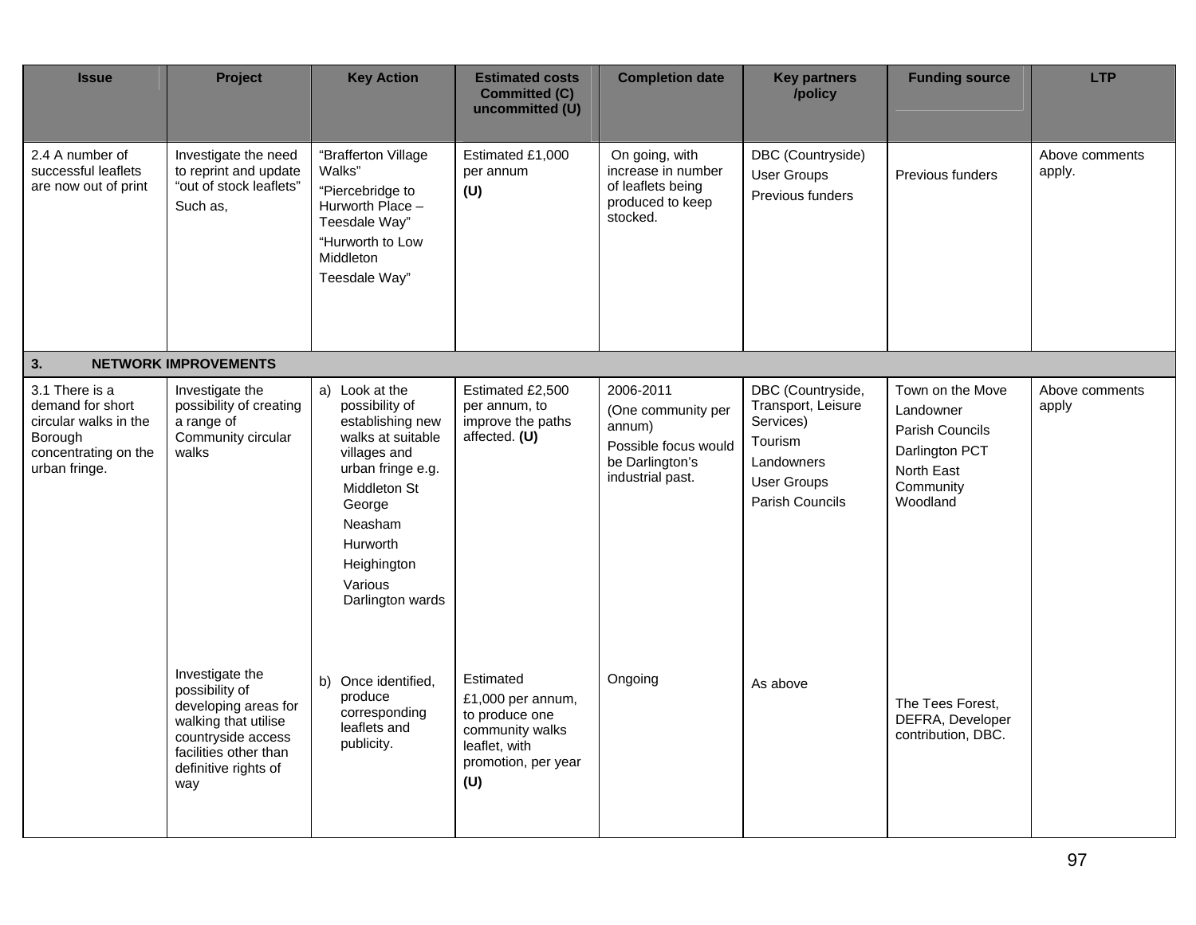| Issue | Project | Key Action | Estimated costs Committed (C) uncommitted (U) | Completion date | Key partners /policy | Funding source | LTP |
|---|---|---|---|---|---|---|---|
| 2.4 A number of successful leaflets are now out of print | Investigate the need to reprint and update "out of stock leaflets" Such as, | "Brafferton Village Walks" "Piercebridge to Hurworth Place – Teesdale Way" "Hurworth to Low Middleton Teesdale Way" | Estimated £1,000 per annum **(U)** | On going, with increase in number of leaflets being produced to keep stocked. | DBC (Countryside) User Groups Previous funders | Previous funders | Above comments apply. |
| **3. NETWORK IMPROVEMENTS** | | | | | | | |
| 3.1 There is a demand for short circular walks in the Borough concentrating on the urban fringe. | Investigate the possibility of creating a range of Community circular walks | a) Look at the possibility of establishing new walks at suitable villages and urban fringe e.g. Middleton St George, Neasham, Hurworth, Heighington, Various Darlington wards | Estimated £2,500 per annum, to improve the paths affected. **(U)** | 2006-2011 (One community per annum) Possible focus would be Darlington's industrial past. | DBC (Countryside, Transport, Leisure Services) Tourism Landowners User Groups Parish Councils | Town on the Move Landowner Parish Councils Darlington PCT North East Community Woodland | Above comments apply |
| | Investigate the possibility of developing areas for walking that utilise countryside access facilities other than definitive rights of way | b) Once identified, produce corresponding leaflets and publicity. | Estimated £1,000 per annum, to produce one community walks leaflet, with promotion, per year **(U)** | Ongoing | As above | The Tees Forest, DEFRA, Developer contribution, DBC. | |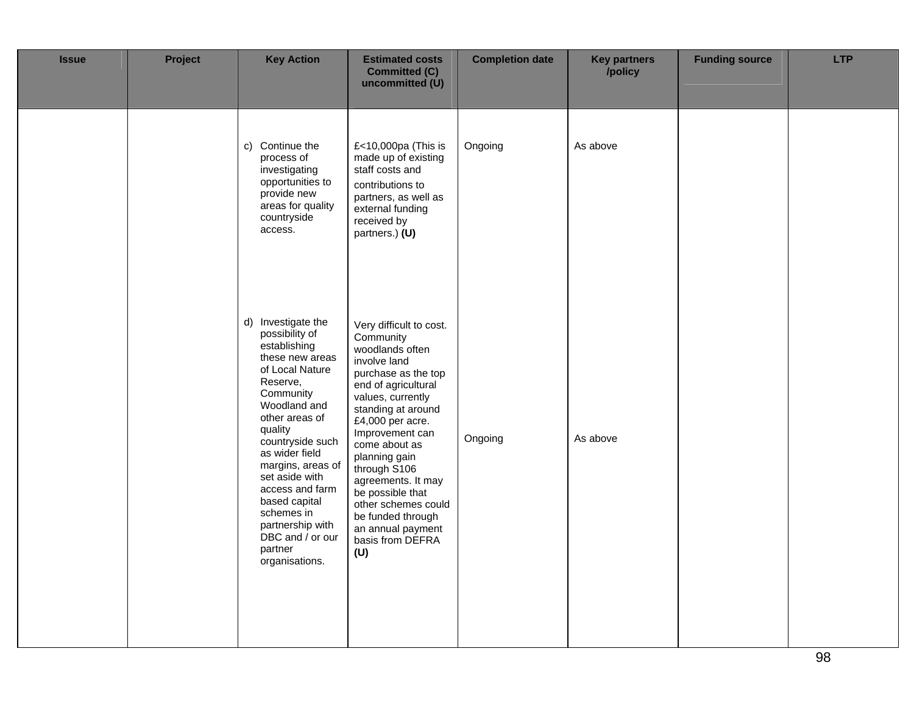| Issue | Project | Key Action | Estimated costs Committed (C) uncommitted (U) | Completion date | Key partners /policy | Funding source | LTP |
|---|---|---|---|---|---|---|---|
| | | c) Continue the process of investigating opportunities to provide new areas for quality countryside access. | £<10,000pa (This is made up of existing staff costs and contributions to partners, as well as external funding received by partners.) **(U)** | Ongoing | As above | | |
| | | d) Investigate the possibility of establishing these new areas of Local Nature Reserve, Community Woodland and other areas of quality countryside such as wider field margins, areas of set aside with access and farm based capital schemes in partnership with DBC and / or our partner organisations. | Very difficult to cost. Community woodlands often involve land purchase as the top end of agricultural values, currently standing at around £4,000 per acre. Improvement can come about as planning gain through S106 agreements. It may be possible that other schemes could be funded through an annual payment basis from DEFRA **(U)** | Ongoing | As above | | |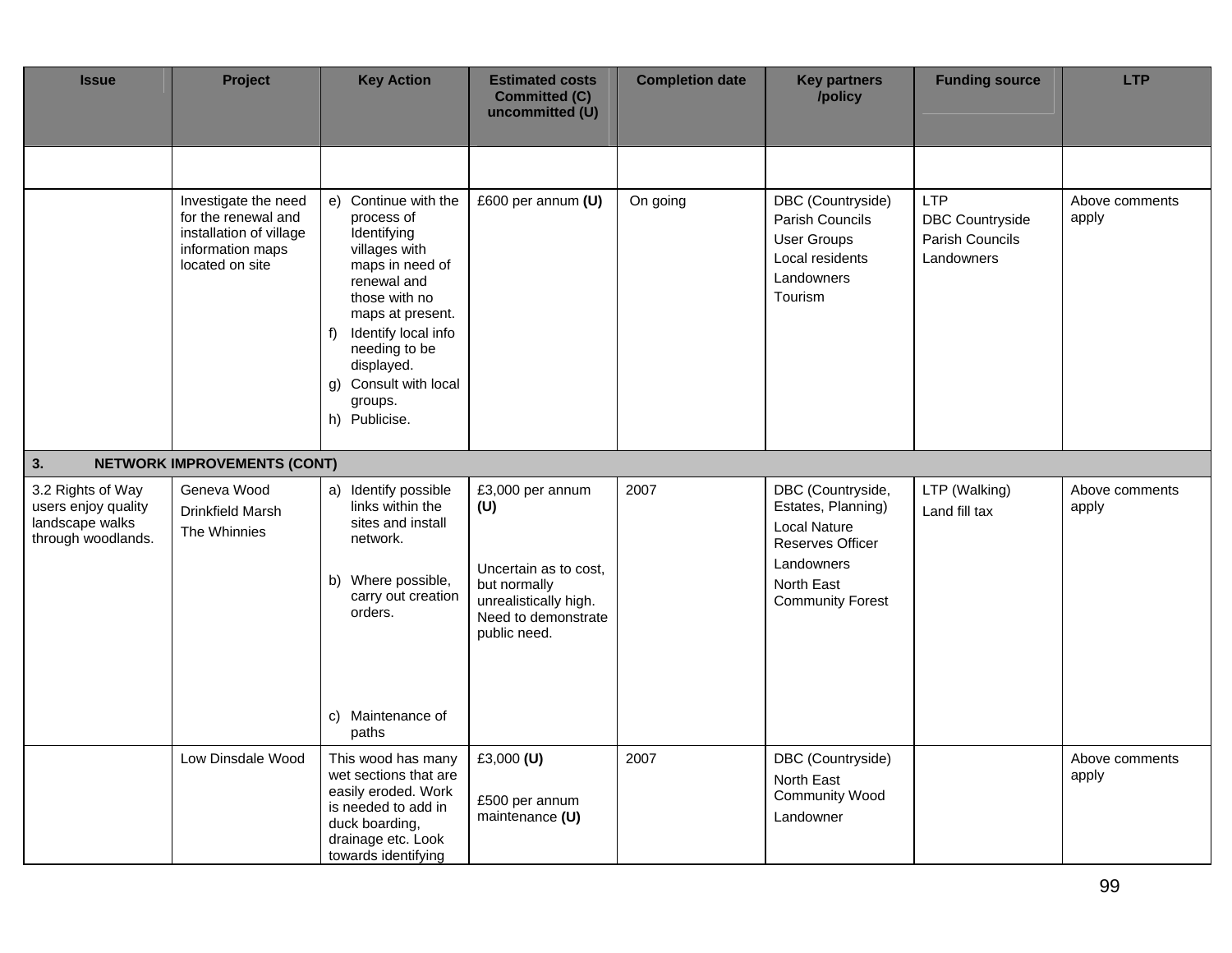| Issue | Project | Key Action | Estimated costs Committed (C) uncommitted (U) | Completion date | Key partners /policy | Funding source | LTP |
|---|---|---|---|---|---|---|---|
| | | | | | | | |
| | Investigate the need for the renewal and installation of village information maps located on site | e) Continue with the process of Identifying villages with maps in need of renewal and those with no maps at present.<br>f) Identify local info needing to be displayed.<br>g) Consult with local groups.<br>h) Publicise. | £600 per annum **(U)** | On going | DBC (Countryside)<br>Parish Councils<br>User Groups<br>Local residents<br>Landowners<br>Tourism | LTP<br>DBC Countryside<br>Parish Councils<br>Landowners | Above comments apply |
| **3. NETWORK IMPROVEMENTS (CONT)** | | | | | | | |
| 3.2 Rights of Way users enjoy quality landscape walks through woodlands. | Geneva Wood<br>Drinkfield Marsh<br>The Whinnies | a) Identify possible links within the sites and install network.<br>b) Where possible, carry out creation orders.<br>c) Maintenance of paths | £3,000 per annum **(U)**<br>Uncertain as to cost, but normally unrealistically high. Need to demonstrate public need. | 2007 | DBC (Countryside, Estates, Planning)<br>Local Nature Reserves Officer<br>Landowners<br>North East Community Forest | LTP (Walking)<br>Land fill tax | Above comments apply |
| | Low Dinsdale Wood | This wood has many wet sections that are easily eroded. Work is needed to add in duck boarding, drainage etc. Look towards identifying | £3,000 **(U)**<br>£500 per annum maintenance **(U)** | 2007 | DBC (Countryside)<br>North East Community Wood<br>Landowner | | Above comments apply |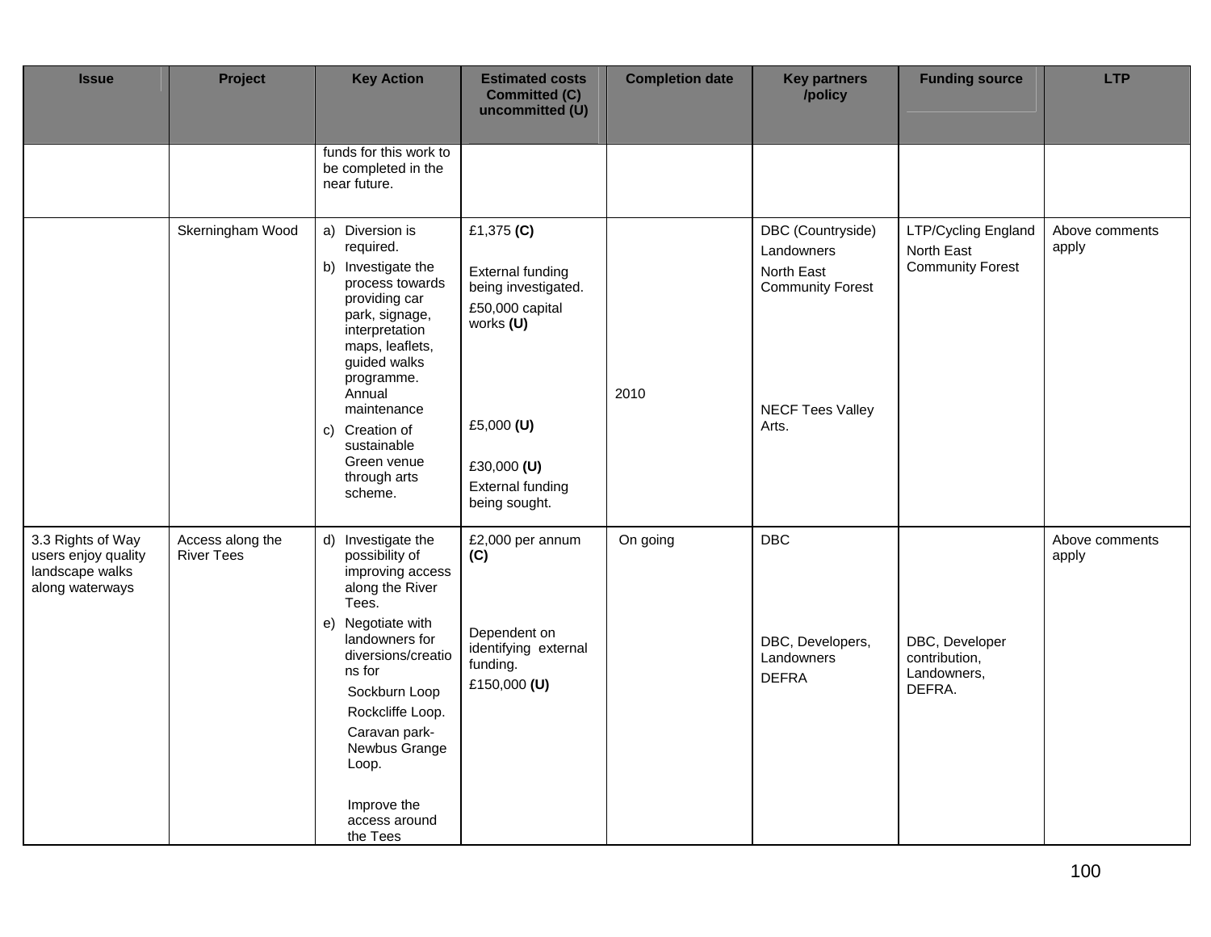| Issue | Project | Key Action | Estimated costs Committed (C) uncommitted (U) | Completion date | Key partners /policy | Funding source | LTP |
|---|---|---|---|---|---|---|---|
| | | funds for this work to be completed in the near future. | | | | | |
| | Skerningham Wood | a) Diversion is required.<br>b) Investigate the process towards providing car park, signage, interpretation maps, leaflets, guided walks programme. Annual maintenance<br>c) Creation of sustainable Green venue through arts scheme. | £1,375 **(C)**<br><br>External funding being investigated.<br>£50,000 capital works **(U)**<br><br>£5,000 **(U)**<br><br>£30,000 **(U)**<br>External funding being sought. | 2010 | DBC (Countryside)<br>Landowners<br>North East Community Forest<br><br>NECF Tees Valley Arts. | LTP/Cycling England<br>North East Community Forest | Above comments apply |
| 3.3 Rights of Way users enjoy quality landscape walks along waterways | Access along the River Tees | d) Investigate the possibility of improving access along the River Tees.<br>e) Negotiate with landowners for diversions/creations for<br>Sockburn Loop<br>Rockcliffe Loop.<br>Caravan park-Newbus Grange Loop.<br><br>Improve the access around the Tees | £2,000 per annum **(C)**<br><br>Dependent on identifying external funding.<br>£150,000 **(U)** | On going | DBC<br><br>DBC, Developers, Landowners<br>DEFRA | <br><br>DBC, Developer contribution, Landowners, DEFRA. | Above comments apply |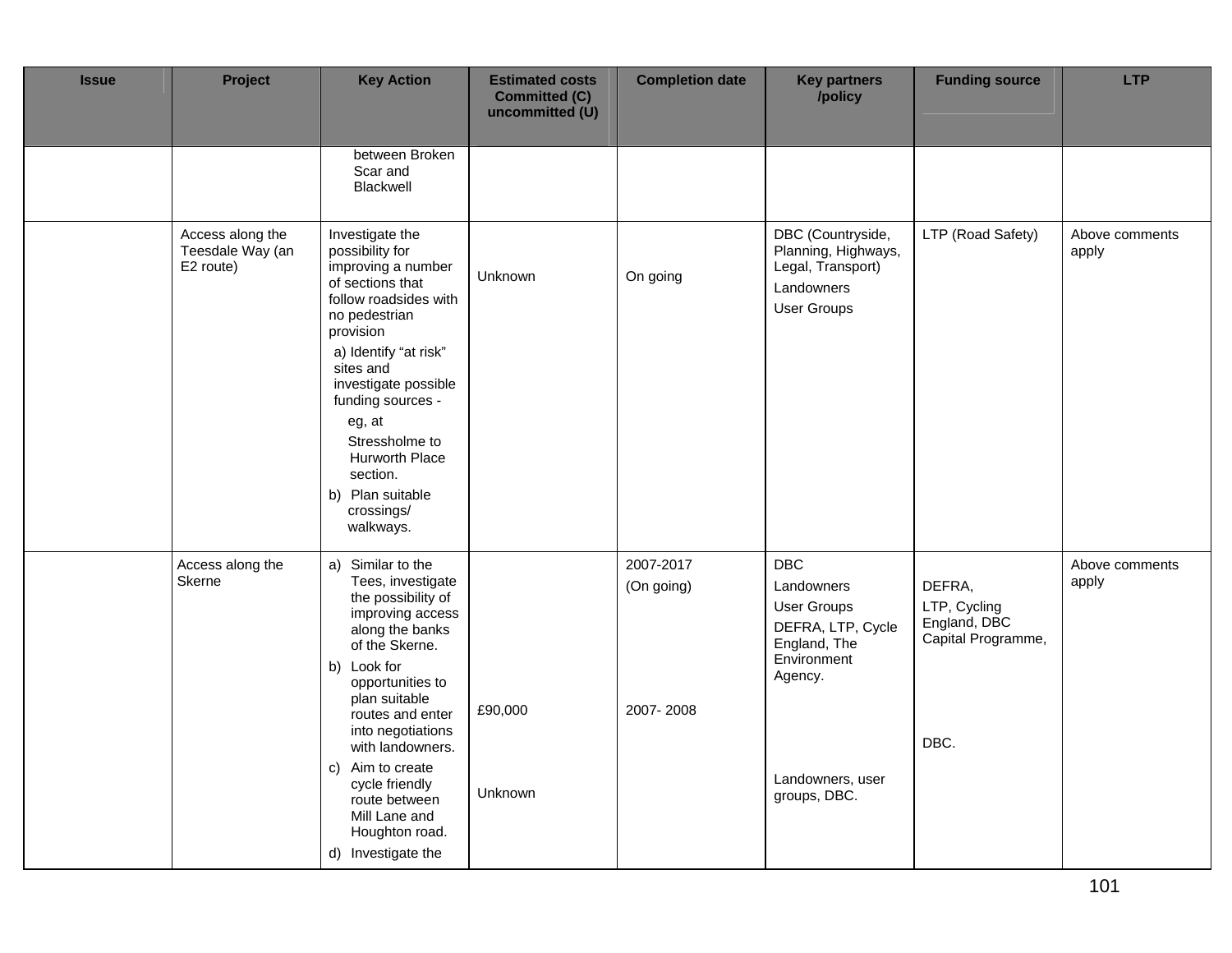| Issue | Project | Key Action | Estimated costs Committed (C) uncommitted (U) | Completion date | Key partners /policy | Funding source | LTP |
|---|---|---|---|---|---|---|---|
| | | between Broken Scar and Blackwell | | | | | |
| | Access along the Teesdale Way (an E2 route) | Investigate the possibility for improving a number of sections that follow roadsides with no pedestrian provision<br>a) Identify "at risk" sites and investigate possible funding sources - eg, at Stressholme to Hurworth Place section.<br>b) Plan suitable crossings/ walkways. | Unknown | On going | DBC (Countryside, Planning, Highways, Legal, Transport)<br>Landowners<br>User Groups | LTP (Road Safety) | Above comments apply |
| | Access along the Skerne | a) Similar to the Tees, investigate the possibility of improving access along the banks of the Skerne.<br>b) Look for opportunities to plan suitable routes and enter into negotiations with landowners.<br>c) Aim to create cycle friendly route between Mill Lane and Houghton road.<br>d) Investigate the | £90,000<br><br>Unknown | 2007-2017<br>(On going)<br><br>2007- 2008 | DBC<br>Landowners<br>User Groups<br>DEFRA, LTP, Cycle England, The Environment Agency.<br><br>Landowners, user groups, DBC. | DEFRA,<br>LTP, Cycling England, DBC Capital Programme,<br><br>DBC. | Above comments apply |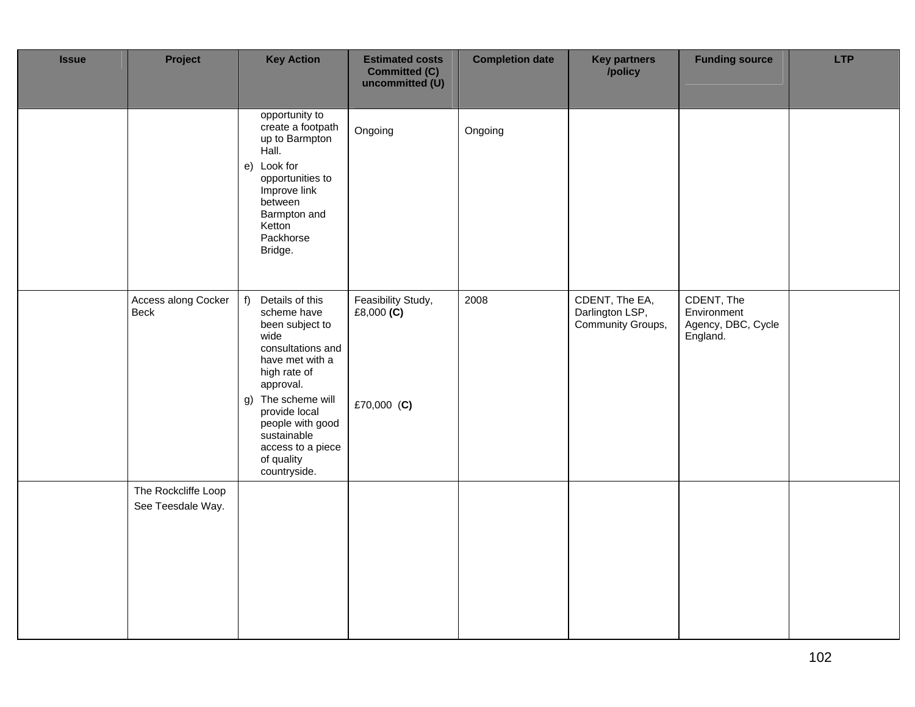| Issue | Project | Key Action | Estimated costs Committed (C) uncommitted (U) | Completion date | Key partners /policy | Funding source | LTP |
|---|---|---|---|---|---|---|---|
| | | opportunity to create a footpath up to Barmpton Hall.<br>e) Look for opportunities to Improve link between Barmpton and Ketton Packhorse Bridge. | Ongoing | Ongoing | | | |
| | Access along Cocker Beck | f) Details of this scheme have been subject to wide consultations and have met with a high rate of approval.<br>g) The scheme will provide local people with good sustainable access to a piece of quality countryside. | Feasibility Study, £8,000 **(C)**<br><br>£70,000 (**C)** | 2008 | CDENT, The EA, Darlington LSP, Community Groups, | CDENT, The Environment Agency, DBC, Cycle England. | |
| | The Rockcliffe Loop<br>See Teesdale Way. | | | | | | |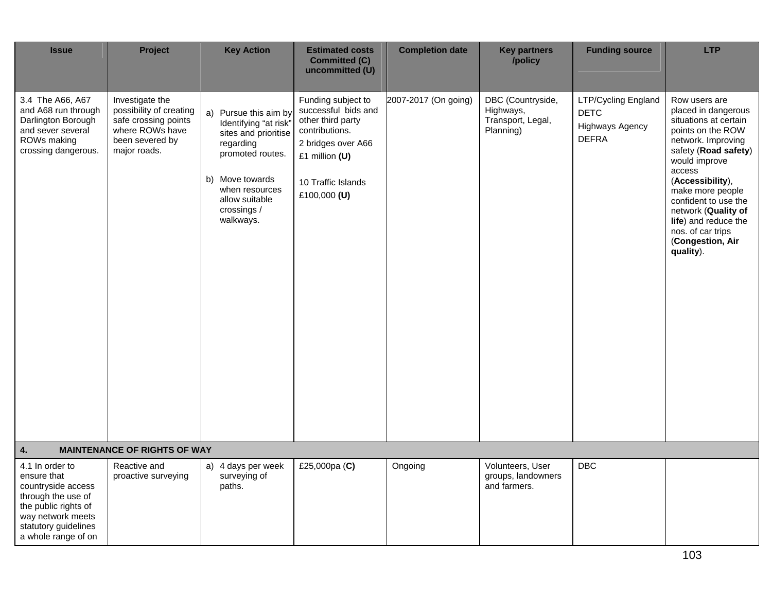| Issue | Project | Key Action | Estimated costs Committed (C) uncommitted (U) | Completion date | Key partners /policy | Funding source | LTP |
|---|---|---|---|---|---|---|---|
| 3.4 The A66, A67 and A68 run through Darlington Borough and sever several ROWs making crossing dangerous. | Investigate the possibility of creating safe crossing points where ROWs have been severed by major roads. | a) Pursue this aim by Identifying "at risk" sites and prioritise regarding promoted routes.<br><br>b) Move towards when resources allow suitable crossings / walkways. | Funding subject to successful bids and other third party contributions.<br>2 bridges over A66<br>£1 million **(U)**<br><br>10 Traffic Islands<br>£100,000 **(U)** | 2007-2017 (On going) | DBC (Countryside, Highways, Transport, Legal, Planning) | LTP/Cycling England<br>DETC<br>Highways Agency<br>DEFRA | Row users are placed in dangerous situations at certain points on the ROW network. Improving safety (**Road safety**) would improve access (**Accessibility**), make more people confident to use the network (**Quality of life**) and reduce the nos. of car trips (**Congestion, Air quality**). |
| **4. MAINTENANCE OF RIGHTS OF WAY** | | | | | | | |
| 4.1 In order to ensure that countryside access through the use of the public rights of way network meets statutory guidelines a whole range of on | Reactive and proactive surveying | a) 4 days per week surveying of paths. | £25,000pa (**C**) | Ongoing | Volunteers, User groups, landowners and farmers. | DBC | |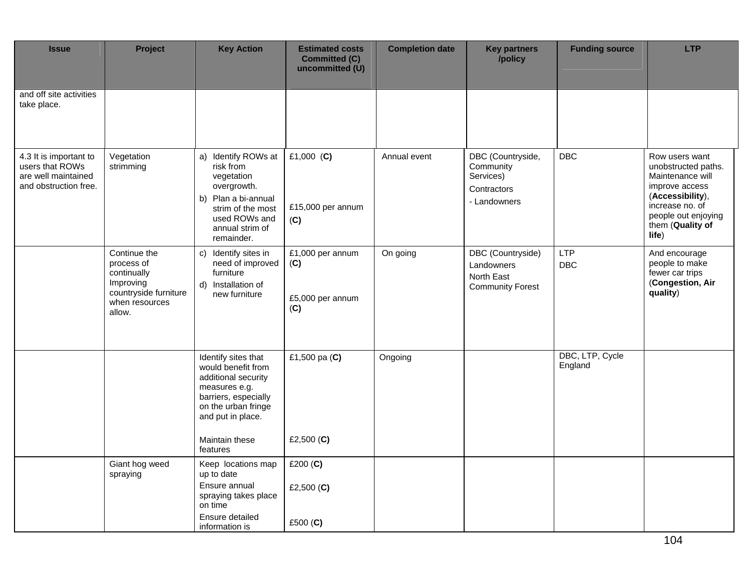| Issue | Project | Key Action | Estimated costs Committed (C) uncommitted (U) | Completion date | Key partners /policy | Funding source | LTP |
|---|---|---|---|---|---|---|---|
| and off site activities take place. | | | | | | | |
| 4.3 It is important to users that ROWs are well maintained and obstruction free. | Vegetation strimming | a) Identify ROWs at risk from vegetation overgrowth.<br>b) Plan a bi-annual strim of the most used ROWs and annual strim of remainder. | £1,000 (**C**)<br><br>£15,000 per annum (**C**) | Annual event | DBC (Countryside, Community Services)<br>Contractors<br>- Landowners | DBC | Row users want unobstructed paths. Maintenance will improve access (**Accessibility**), increase no. of people out enjoying them (**Quality of life**) |
| | Continue the process of continually Improving countryside furniture when resources allow. | c) Identify sites in need of improved furniture<br>d) Installation of new furniture | £1,000 per annum (**C**)<br><br>£5,000 per annum (**C**) | On going | DBC (Countryside)<br>Landowners<br>North East Community Forest | LTP<br>DBC | And encourage people to make fewer car trips (**Congestion, Air quality**) |
| | | Identify sites that would benefit from additional security measures e.g. barriers, especially on the urban fringe and put in place.<br><br>Maintain these features | £1,500 pa (**C**)<br><br>£2,500 (**C**) | Ongoing | | DBC, LTP, Cycle England | |
| | Giant hog weed spraying | Keep locations map up to date<br>Ensure annual spraying takes place on time<br>Ensure detailed information is | £200 (**C**)<br><br>£2,500 (**C**)<br><br>£500 (**C**) | | | | |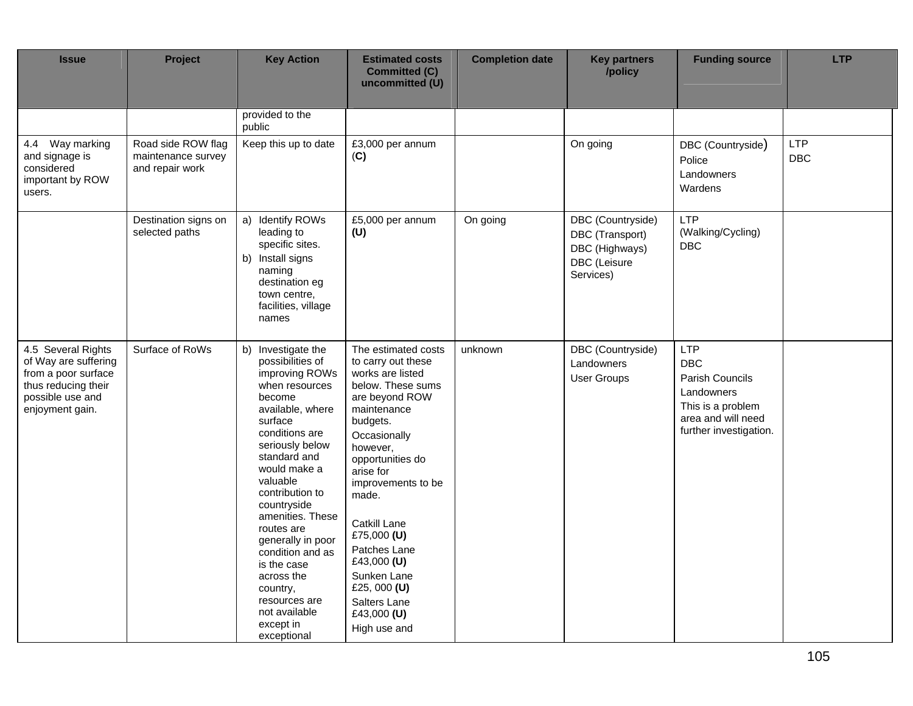| Issue | Project | Key Action | Estimated costs Committed (C) uncommitted (U) | Completion date | Key partners /policy | Funding source | LTP |
|---|---|---|---|---|---|---|---|
| | | provided to the public | | | | | |
| 4.4 Way marking and signage is considered important by ROW users. | Road side ROW flag maintenance survey and repair work | Keep this up to date | £3,000 per annum (**C**) | | On going | DBC (Countryside)<br>Police<br>Landowners<br>Wardens | LTP<br>DBC |
| | Destination signs on selected paths | a) Identify ROWs leading to specific sites.<br>b) Install signs naming destination eg town centre, facilities, village names | £5,000 per annum **(U)** | On going | DBC (Countryside)<br>DBC (Transport)<br>DBC (Highways)<br>DBC (Leisure Services) | LTP (Walking/Cycling)<br>DBC | |
| 4.5 Several Rights of Way are suffering from a poor surface thus reducing their possible use and enjoyment gain. | Surface of RoWs | b) Investigate the possibilities of improving ROWs when resources become available, where surface conditions are seriously below standard and would make a valuable contribution to countryside amenities. These routes are generally in poor condition and as is the case across the country, resources are not available except in exceptional | The estimated costs to carry out these works are listed below. These sums are beyond ROW maintenance budgets.<br>Occasionally however, opportunities do arise for improvements to be made.<br><br>Catkill Lane £75,000 **(U)**<br>Patches Lane £43,000 **(U)**<br>Sunken Lane £25, 000 **(U)**<br>Salters Lane £43,000 **(U)**<br>High use and | unknown | DBC (Countryside)<br>Landowners<br>User Groups | LTP<br>DBC<br>Parish Councils<br>Landowners<br>This is a problem area and will need further investigation. | |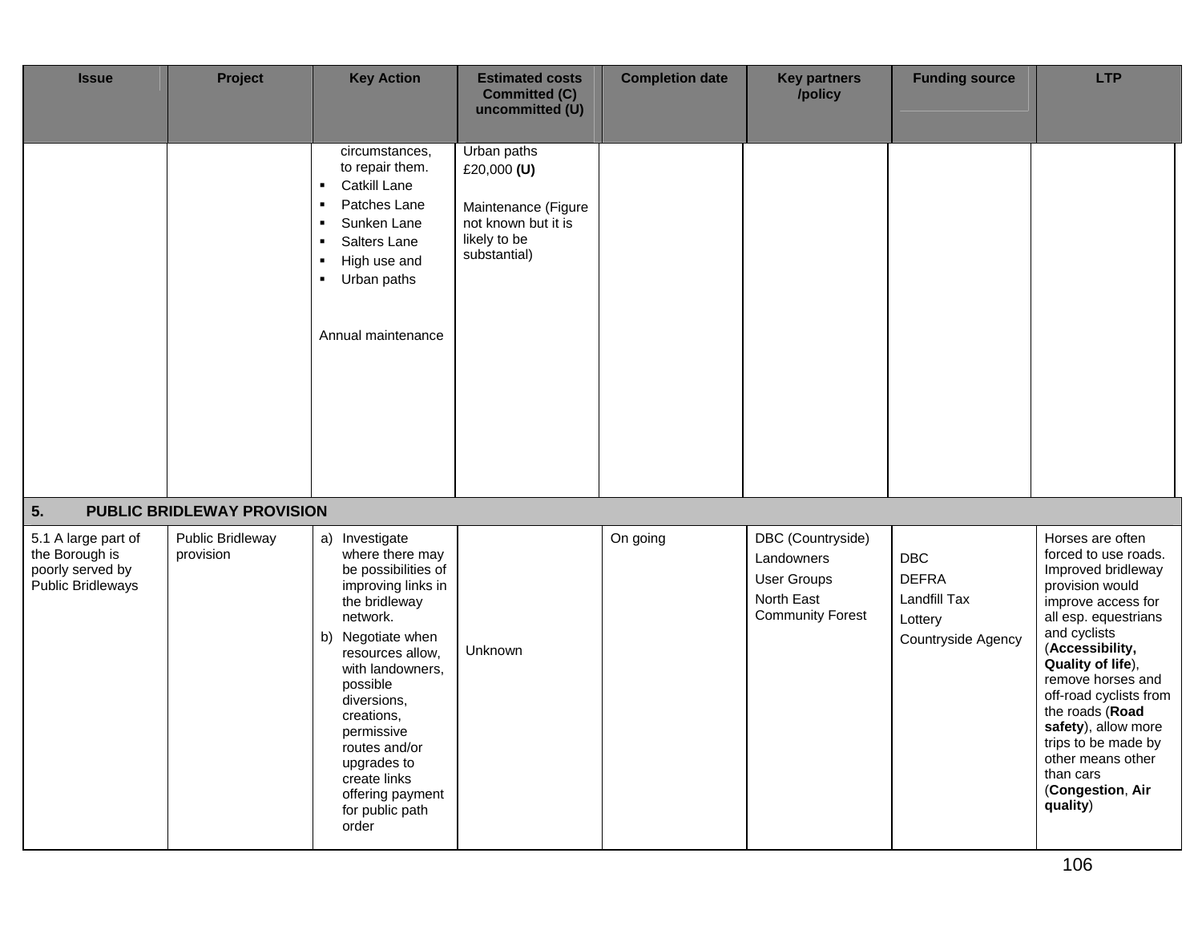| Issue | Project | Key Action | Estimated costs Committed (C) uncommitted (U) | Completion date | Key partners /policy | Funding source | LTP |
|---|---|---|---|---|---|---|---|
| | | circumstances, to repair them.<br>▪ Catkill Lane<br>▪ Patches Lane<br>▪ Sunken Lane<br>▪ Salters Lane<br>▪ High use and<br>▪ Urban paths<br><br>Annual maintenance | Urban paths £20,000 **(U)**<br><br>Maintenance (Figure not known but it is likely to be substantial) | | | | |
| **5. PUBLIC BRIDLEWAY PROVISION** | | | | | | | |
| 5.1 A large part of the Borough is poorly served by Public Bridleways | Public Bridleway provision | a) Investigate where there may be possibilities of improving links in the bridleway network.<br>b) Negotiate when resources allow, with landowners, possible diversions, creations, permissive routes and/or upgrades to create links offering payment for public path order | Unknown | On going | DBC (Countryside)<br>Landowners<br>User Groups<br>North East Community Forest | DBC<br>DEFRA<br>Landfill Tax<br>Lottery<br>Countryside Agency | Horses are often forced to use roads. Improved bridleway provision would improve access for all esp. equestrians and cyclists (**Accessibility, Quality of life**), remove horses and off-road cyclists from the roads (**Road safety**), allow more trips to be made by other means other than cars (**Congestion**, **Air quality**) |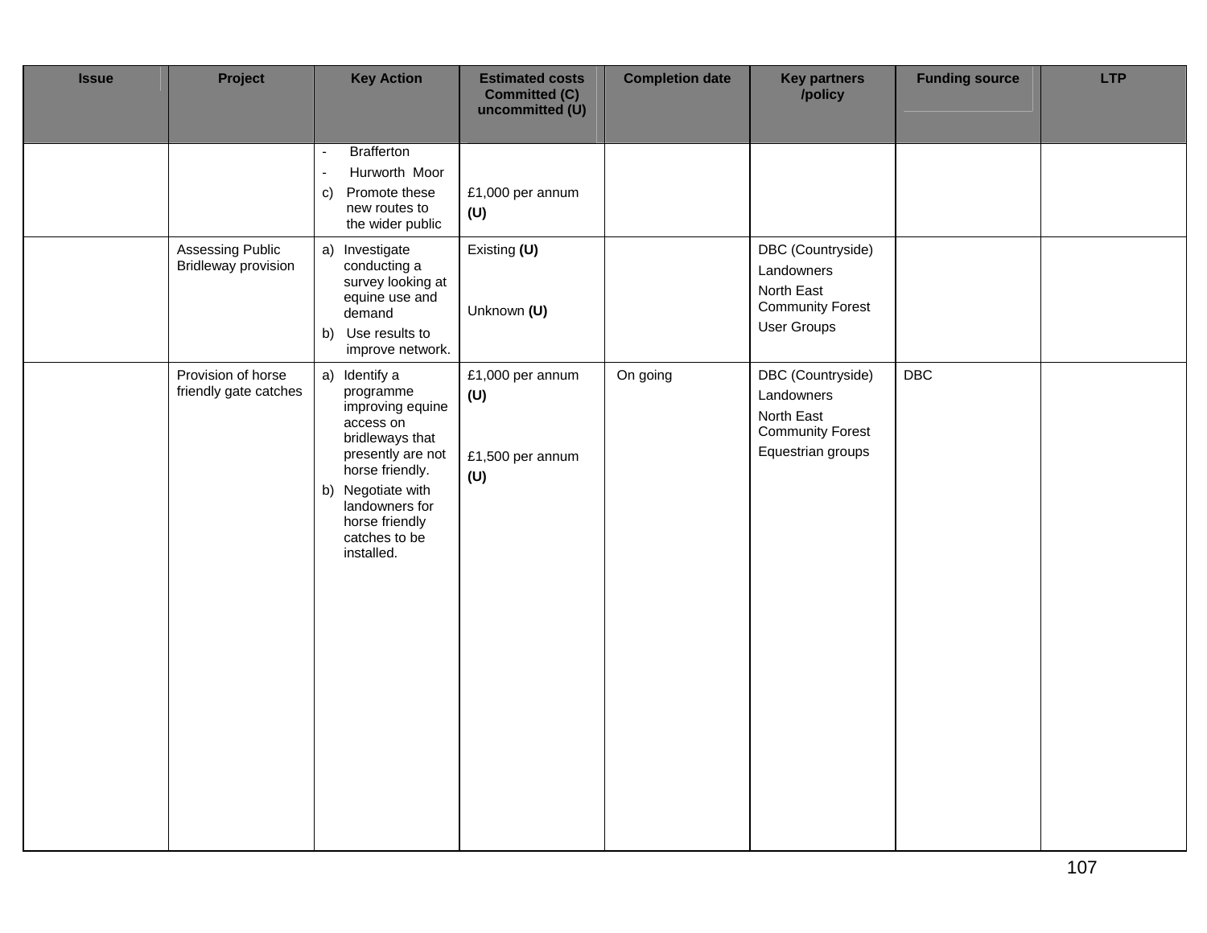| Issue | Project | Key Action | Estimated costs Committed (C) uncommitted (U) | Completion date | Key partners /policy | Funding source | LTP |
|---|---|---|---|---|---|---|---|
| | | - Brafferton<br>- Hurworth Moor<br>c) Promote these new routes to the wider public | £1,000 per annum **(U)** | | | | |
| | Assessing Public Bridleway provision | a) Investigate conducting a survey looking at equine use and demand<br>b) Use results to improve network. | Existing **(U)**<br><br>Unknown **(U)** | | DBC (Countryside)<br>Landowners<br>North East Community Forest<br>User Groups | | |
| | Provision of horse friendly gate catches | a) Identify a programme improving equine access on bridleways that presently are not horse friendly.<br>b) Negotiate with landowners for horse friendly catches to be installed. | £1,000 per annum **(U)**<br><br>£1,500 per annum **(U)** | On going | DBC (Countryside)<br>Landowners<br>North East Community Forest<br>Equestrian groups | DBC | |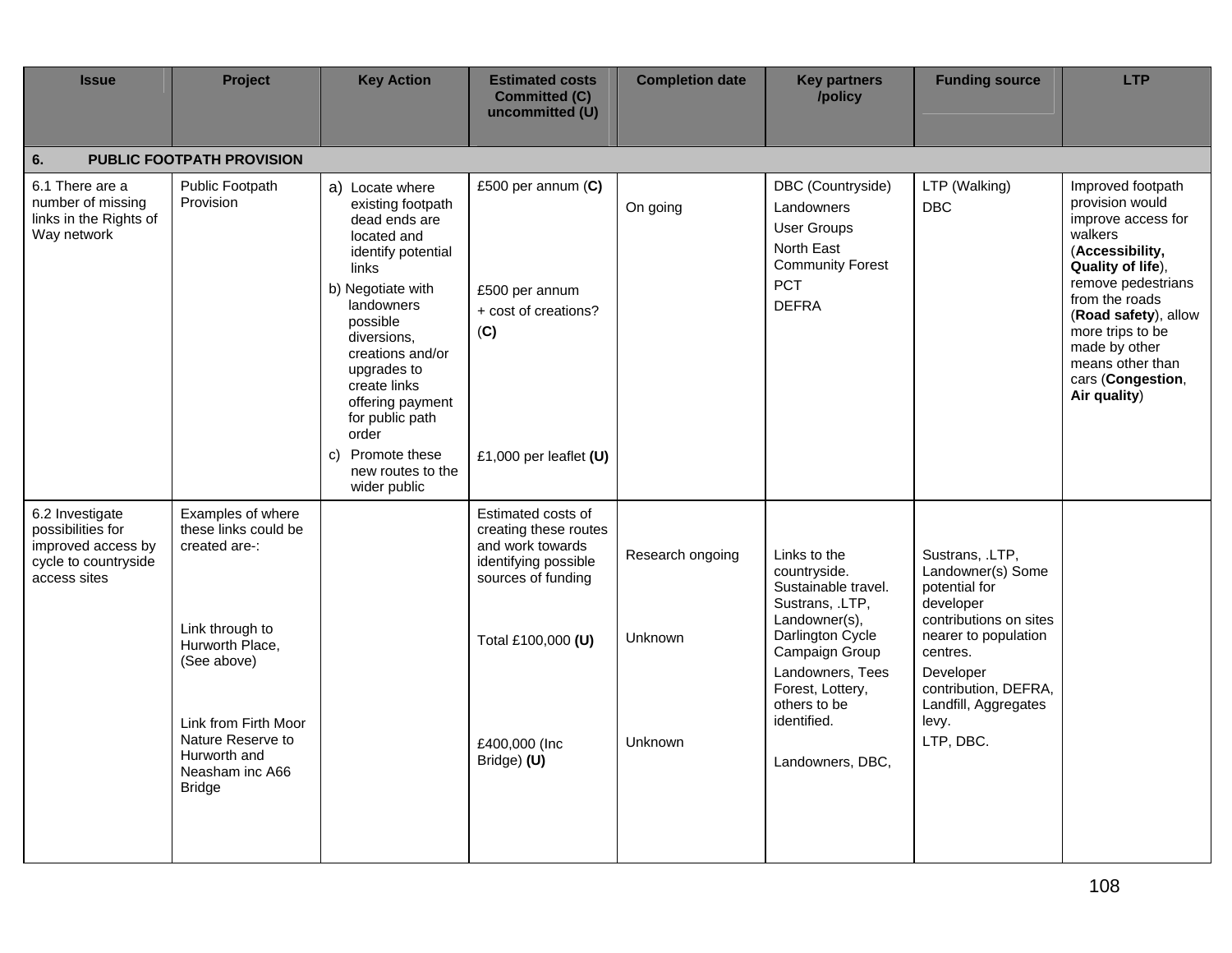| Issue | Project | Key Action | Estimated costs Committed (C) uncommitted (U) | Completion date | Key partners /policy | Funding source | LTP |
|---|---|---|---|---|---|---|---|
| **6. PUBLIC FOOTPATH PROVISION** | | | | | | | |
| 6.1 There are a number of missing links in the Rights of Way network | Public Footpath Provision | a) Locate where existing footpath dead ends are located and identify potential links<br>b) Negotiate with landowners possible diversions, creations and/or upgrades to create links offering payment for public path order<br>c) Promote these new routes to the wider public | £500 per annum (**C**)<br><br>£500 per annum + cost of creations? (**C)**<br><br>£1,000 per leaflet **(U)** | On going | DBC (Countryside)<br>Landowners<br>User Groups<br>North East Community Forest<br>PCT<br>DEFRA | LTP (Walking)<br>DBC | Improved footpath provision would improve access for walkers (**Accessibility, Quality of life**), remove pedestrians from the roads (**Road safety**), allow more trips to be made by other means other than cars (**Congestion**, **Air quality**) |
| 6.2 Investigate possibilities for improved access by cycle to countryside access sites | Examples of where these links could be created are-:<br><br>Link through to Hurworth Place, (See above)<br><br>Link from Firth Moor Nature Reserve to Hurworth and Neasham inc A66 Bridge | | Estimated costs of creating these routes and work towards identifying possible sources of funding<br><br>Total £100,000 **(U)**<br><br>£400,000 (Inc Bridge) **(U)** | Research ongoing<br><br>Unknown<br><br>Unknown | Links to the countryside. Sustainable travel. Sustrans, .LTP, Landowner(s), Darlington Cycle Campaign Group<br>Landowners, Tees Forest, Lottery, others to be identified.<br><br>Landowners, DBC, | Sustrans, .LTP, Landowner(s) Some potential for developer contributions on sites nearer to population centres.<br>Developer contribution, DEFRA, Landfill, Aggregates levy.<br>LTP, DBC. | |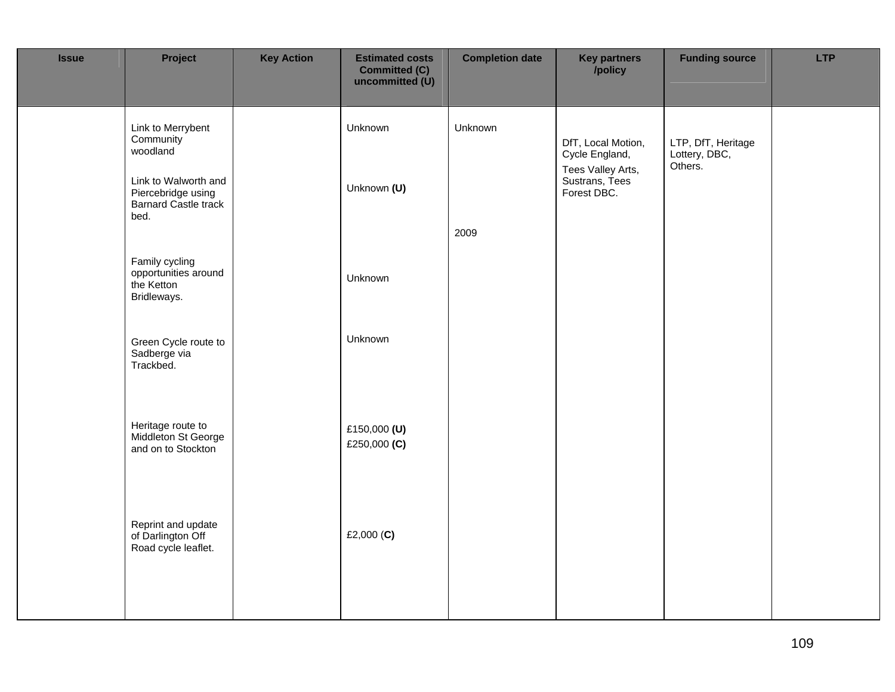| Issue | Project | Key Action | Estimated costs Committed (C) uncommitted (U) | Completion date | Key partners /policy | Funding source | LTP |
|---|---|---|---|---|---|---|---|
| | Link to Merrybent Community woodland | | Unknown | Unknown | DfT, Local Motion, Cycle England, Tees Valley Arts, Sustrans, Tees Forest DBC. | LTP, DfT, Heritage Lottery, DBC, Others. | |
| | Link to Walworth and Piercebridge using Barnard Castle track bed. | | Unknown **(U)** | 2009 | | | |
| | Family cycling opportunities around the Ketton Bridleways. | | Unknown | | | | |
| | Green Cycle route to Sadberge via Trackbed. | | Unknown | | | | |
| | Heritage route to Middleton St George and on to Stockton | | £150,000 **(U)**<br>£250,000 **(C)** | | | | |
| | Reprint and update of Darlington Off Road cycle leaflet. | | £2,000 (**C**) | | | | |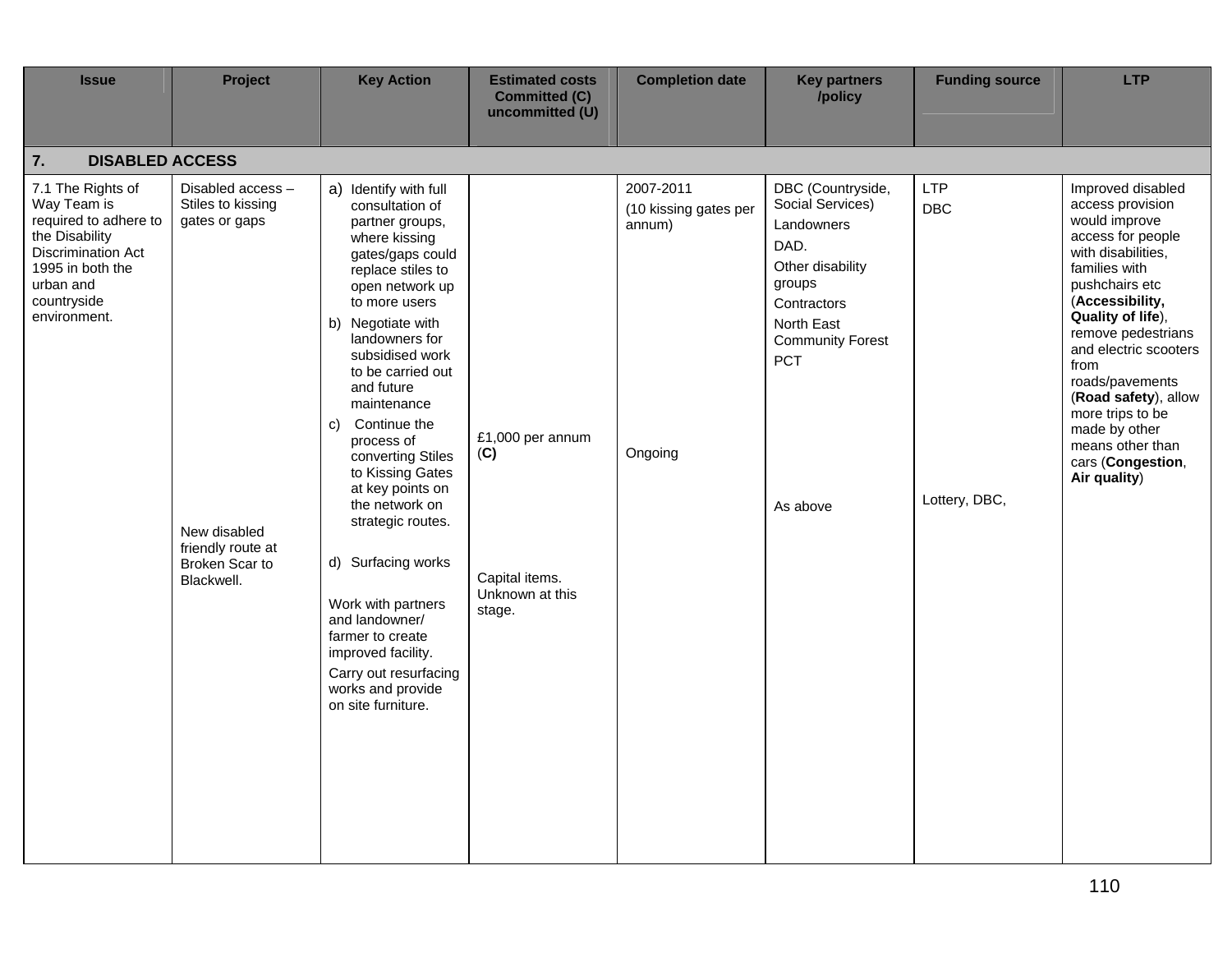| Issue | Project | Key Action | Estimated costs Committed (C) uncommitted (U) | Completion date | Key partners /policy | Funding source | LTP |
|---|---|---|---|---|---|---|---|
| **7. DISABLED ACCESS** | | | | | | | |
| 7.1 The Rights of Way Team is required to adhere to the Disability Discrimination Act 1995 in both the urban and countryside environment. | Disabled access – Stiles to kissing gates or gaps | a) Identify with full consultation of partner groups, where kissing gates/gaps could replace stiles to open network up to more users<br>b) Negotiate with landowners for subsidised work to be carried out and future maintenance<br>c) Continue the process of converting Stiles to Kissing Gates at key points on the network on strategic routes. | £1,000 per annum (**C**) | 2007-2011<br>(10 kissing gates per annum)<br><br>Ongoing | DBC (Countryside, Social Services)<br>Landowners<br>DAD.<br>Other disability groups<br>Contractors<br>North East Community Forest<br>PCT | LTP<br>DBC | Improved disabled access provision would improve access for people with disabilities, families with pushchairs etc (**Accessibility, Quality of life**), remove pedestrians and electric scooters from roads/pavements (**Road safety**), allow more trips to be made by other means other than cars (**Congestion**, **Air quality**) |
| | New disabled friendly route at Broken Scar to Blackwell. | d) Surfacing works<br><br>Work with partners and landowner/ farmer to create improved facility.<br>Carry out resurfacing works and provide on site furniture. | Capital items. Unknown at this stage. | | As above | Lottery, DBC, | |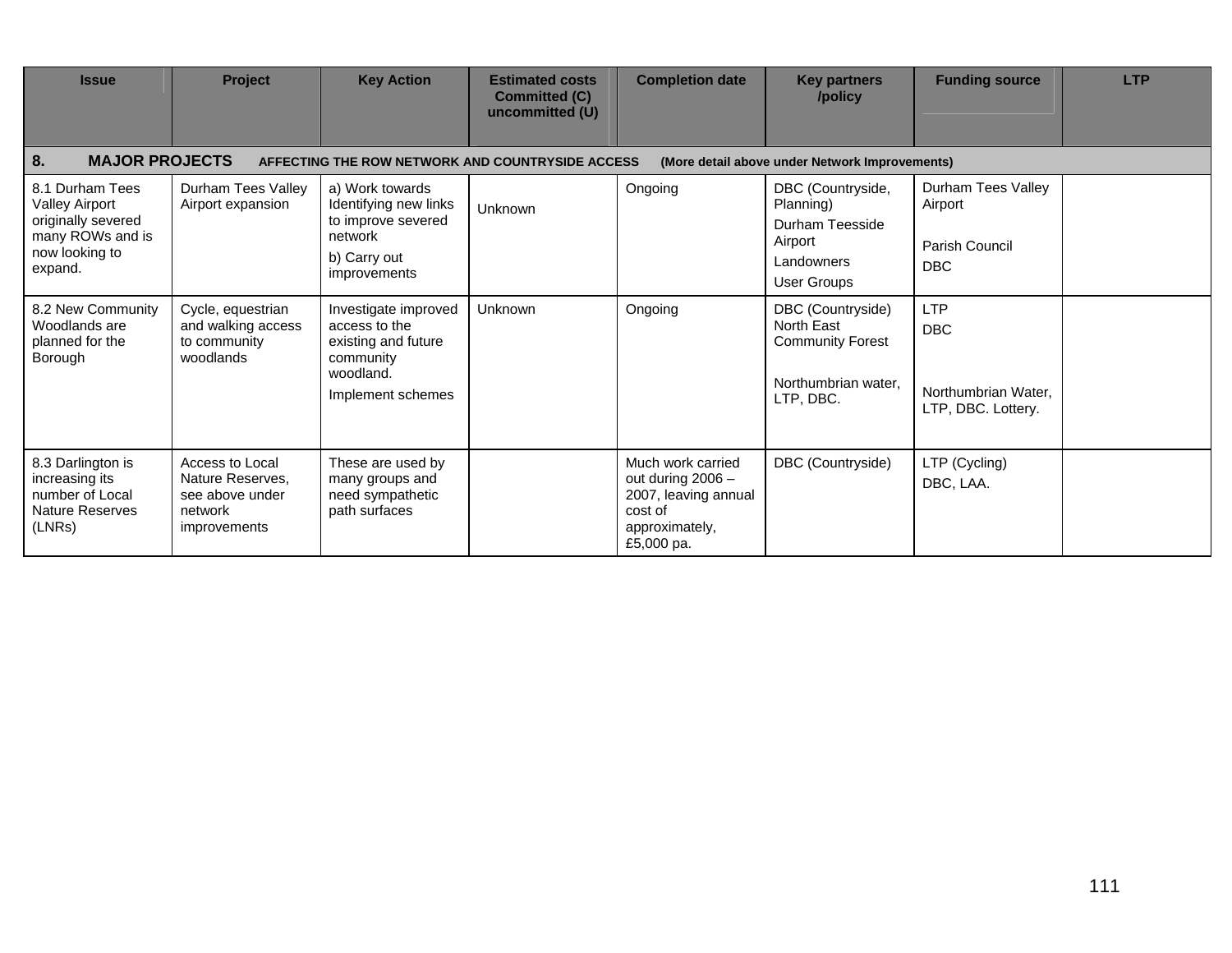| Issue | Project | Key Action | Estimated costs Committed (C) uncommitted (U) | Completion date | Key partners /policy | Funding source | LTP |
|---|---|---|---|---|---|---|---|
| **8. MAJOR PROJECTS** AFFECTING THE ROW NETWORK AND COUNTRYSIDE ACCESS (More detail above under Network Improvements) | | | | | | | |
| 8.1 Durham Tees Valley Airport originally severed many ROWs and is now looking to expand. | Durham Tees Valley Airport expansion | a) Work towards Identifying new links to improve severed network<br>b) Carry out improvements | Unknown | Ongoing | DBC (Countryside, Planning)<br>Durham Teesside Airport<br>Landowners<br>User Groups | Durham Tees Valley Airport<br><br>Parish Council<br>DBC | |
| 8.2 New Community Woodlands are planned for the Borough | Cycle, equestrian and walking access to community woodlands | Investigate improved access to the existing and future community woodland.<br>Implement schemes | Unknown | Ongoing | DBC (Countryside) North East Community Forest<br><br>Northumbrian water, LTP, DBC. | LTP<br>DBC<br><br>Northumbrian Water, LTP, DBC. Lottery. | |
| 8.3 Darlington is increasing its number of Local Nature Reserves (LNRs) | Access to Local Nature Reserves, see above under network improvements | These are used by many groups and need sympathetic path surfaces | | Much work carried out during 2006 – 2007, leaving annual cost of approximately, £5,000 pa. | DBC (Countryside) | LTP (Cycling)<br>DBC, LAA. | |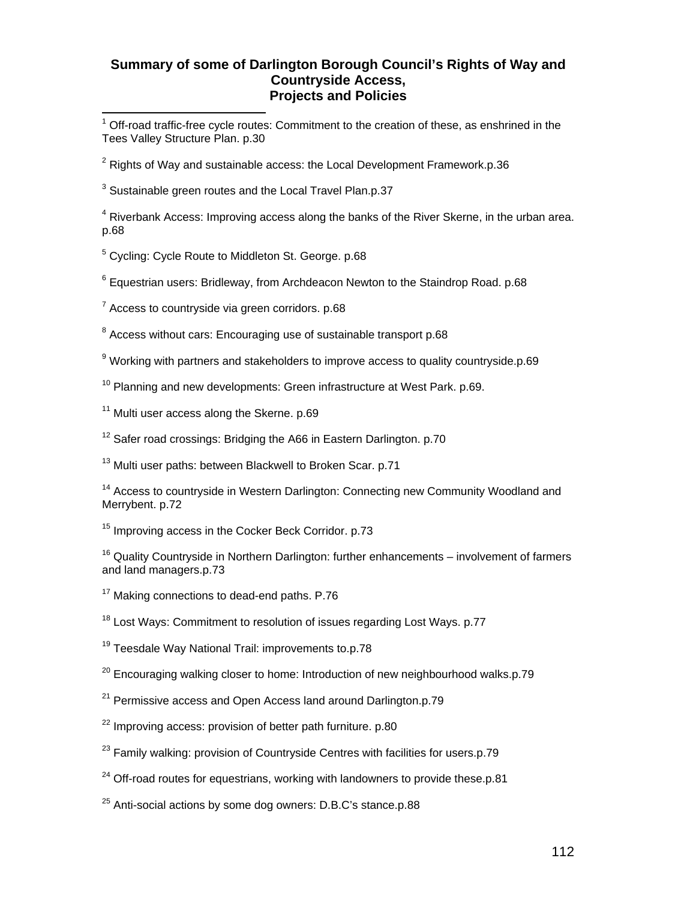**Summary of some of Darlington Borough Council's Rights of Way and Countryside Access, Projects and Policies**

[1] Off-road traffic-free cycle routes: Commitment to the creation of these, as enshrined in the Tees Valley Structure Plan. p.30

[2] Rights of Way and sustainable access: the Local Development Framework.p.36

[3] Sustainable green routes and the Local Travel Plan.p.37

[4] Riverbank Access: Improving access along the banks of the River Skerne, in the urban area. p.68

[5] Cycling: Cycle Route to Middleton St. George. p.68

[6] Equestrian users: Bridleway, from Archdeacon Newton to the Staindrop Road. p.68

[7] Access to countryside via green corridors. p.68

[8] Access without cars: Encouraging use of sustainable transport p.68

[9] Working with partners and stakeholders to improve access to quality countryside.p.69

[10] Planning and new developments: Green infrastructure at West Park. p.69.

[11] Multi user access along the Skerne. p.69

[12] Safer road crossings: Bridging the A66 in Eastern Darlington. p.70

[13] Multi user paths: between Blackwell to Broken Scar. p.71

[14] Access to countryside in Western Darlington: Connecting new Community Woodland and Merrybent. p.72

[15] Improving access in the Cocker Beck Corridor. p.73

[16] Quality Countryside in Northern Darlington: further enhancements – involvement of farmers and land managers.p.73

[17] Making connections to dead-end paths. P.76

[18] Lost Ways: Commitment to resolution of issues regarding Lost Ways. p.77

[19] Teesdale Way National Trail: improvements to.p.78

[20] Encouraging walking closer to home: Introduction of new neighbourhood walks.p.79

[21] Permissive access and Open Access land around Darlington.p.79

[22] Improving access: provision of better path furniture. p.80

[23] Family walking: provision of Countryside Centres with facilities for users.p.79

[24] Off-road routes for equestrians, working with landowners to provide these.p.81

[25] Anti-social actions by some dog owners: D.B.C's stance.p.88